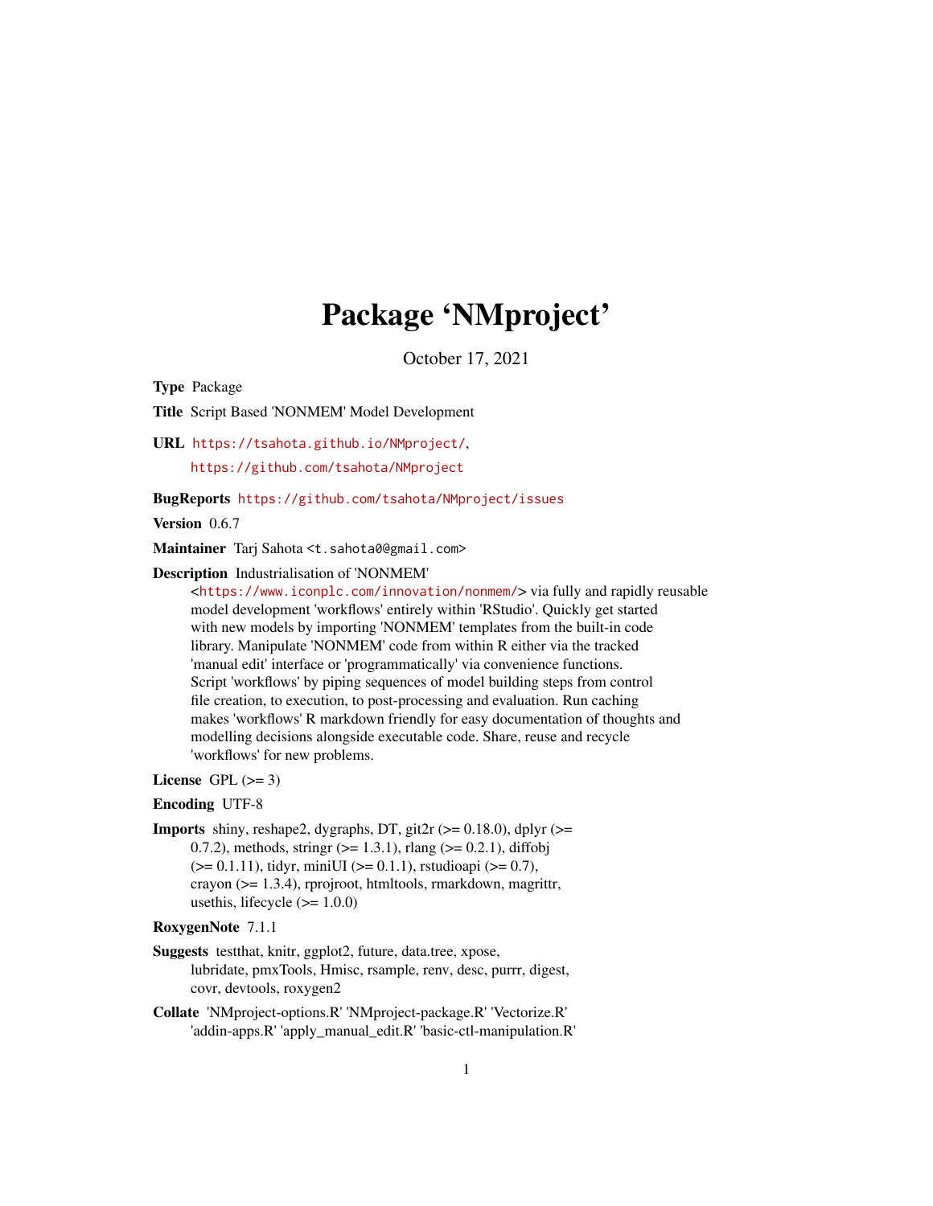# Package 'NMproject'

October 17, 2021

**Type** Package

**Title** Script Based 'NONMEM' Model Development

**URL** https://tsahota.github.io/NMproject/,
https://github.com/tsahota/NMproject

**BugReports** https://github.com/tsahota/NMproject/issues

**Version** 0.6.7

**Maintainer** Tarj Sahota <t.sahota0@gmail.com>

**Description** Industrialisation of 'NONMEM'
<https://www.iconplc.com/innovation/nonmem/> via fully and rapidly reusable
model development 'workflows' entirely within 'RStudio'. Quickly get started
with new models by importing 'NONMEM' templates from the built-in code
library. Manipulate 'NONMEM' code from within R either via the tracked
'manual edit' interface or 'programmatically' via convenience functions.
Script 'workflows' by piping sequences of model building steps from control
file creation, to execution, to post-processing and evaluation. Run caching
makes 'workflows' R markdown friendly for easy documentation of thoughts and
modelling decisions alongside executable code. Share, reuse and recycle
'workflows' for new problems.

**License** GPL (>= 3)

**Encoding** UTF-8

**Imports** shiny, reshape2, dygraphs, DT, git2r (>= 0.18.0), dplyr (>=
0.7.2), methods, stringr (>= 1.3.1), rlang (>= 0.2.1), diffobj
(>= 0.1.11), tidyr, miniUI (>= 0.1.1), rstudioapi (>= 0.7),
crayon (>= 1.3.4), rprojroot, htmltools, rmarkdown, magrittr,
usethis, lifecycle (>= 1.0.0)

**RoxygenNote** 7.1.1

**Suggests** testthat, knitr, ggplot2, future, data.tree, xpose,
lubridate, pmxTools, Hmisc, rsample, renv, desc, purrr, digest,
covr, devtools, roxygen2

**Collate** 'NMproject-options.R' 'NMproject-package.R' 'Vectorize.R'
'addin-apps.R' 'apply_manual_edit.R' 'basic-ctl-manipulation.R'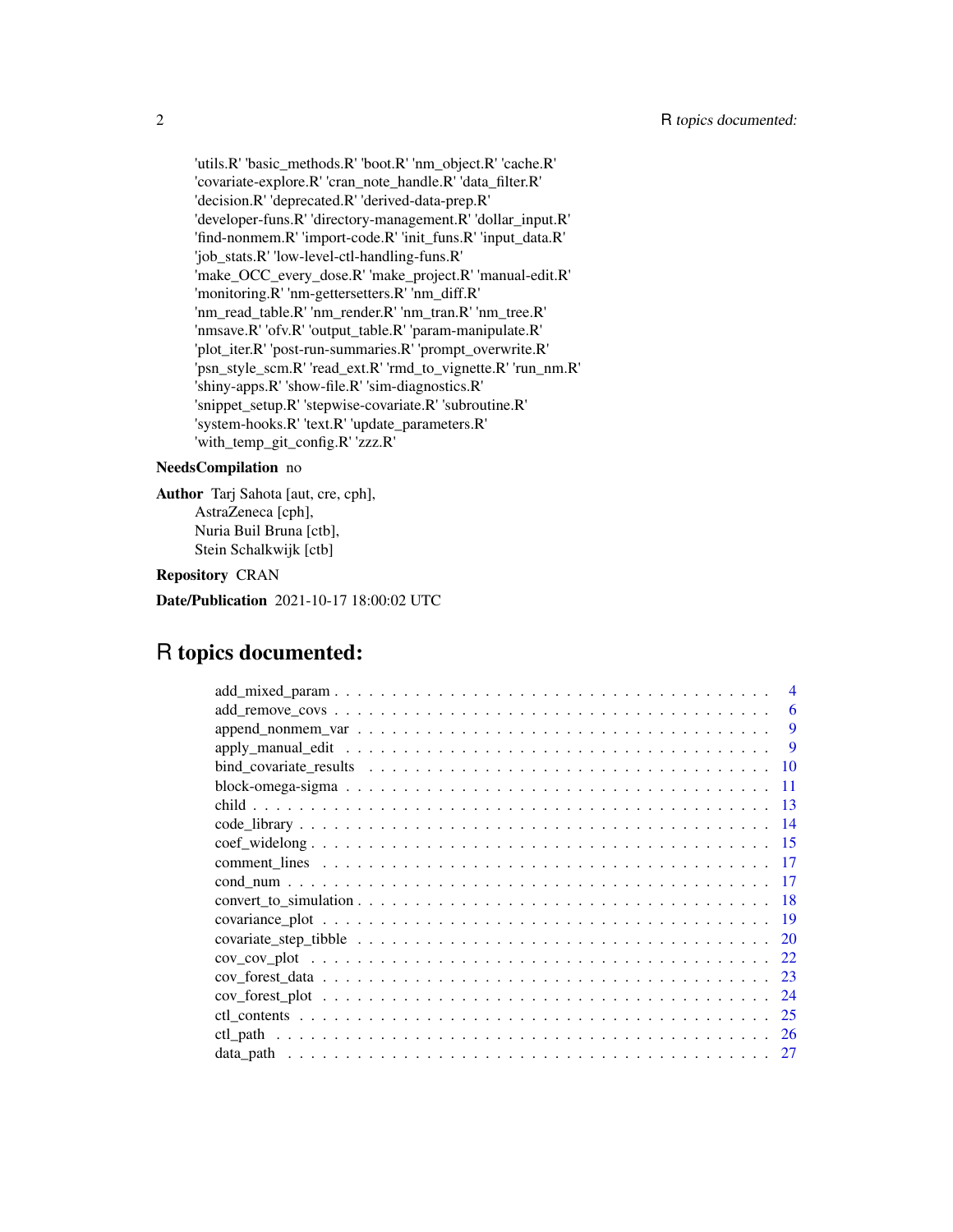'utils.R' 'basic_methods.R' 'boot.R' 'nm_object.R' 'cache.R' 'covariate-explore.R' 'cran_note_handle.R' 'data_filter.R' 'decision.R' 'deprecated.R' 'derived-data-prep.R' 'developer-funs.R' 'directory-management.R' 'dollar_input.R' 'find-nonmem.R' 'import-code.R' 'init_funs.R' 'input_data.R' 'job_stats.R' 'low-level-ctl-handling-funs.R' 'make_OCC_every_dose.R' 'make_project.R' 'manual-edit.R' 'monitoring.R' 'nm-gettersetters.R' 'nm_diff.R' 'nm_read_table.R' 'nm_render.R' 'nm_tran.R' 'nm_tree.R' 'nmsave.R' 'ofv.R' 'output_table.R' 'param-manipulate.R' 'plot_iter.R' 'post-run-summaries.R' 'prompt_overwrite.R' 'psn_style_scm.R' 'read_ext.R' 'rmd_to_vignette.R' 'run_nm.R' 'shiny-apps.R' 'show-file.R' 'sim-diagnostics.R' 'snippet_setup.R' 'stepwise-covariate.R' 'subroutine.R' 'system-hooks.R' 'text.R' 'update_parameters.R' 'with_temp_git_config.R' 'zzz.R'

**NeedsCompilation** no

**Author** Tarj Sahota [aut, cre, cph],
AstraZeneca [cph],
Nuria Buil Bruna [ctb],
Stein Schalkwijk [ctb]

**Repository** CRAN

**Date/Publication** 2021-10-17 18:00:02 UTC

# R topics documented:

- add_mixed_param . . . 4
- add_remove_covs . . . 6
- append_nonmem_var . . . 9
- apply_manual_edit . . . 9
- bind_covariate_results . . . 10
- block-omega-sigma . . . 11
- child . . . 13
- code_library . . . 14
- coef_widelong . . . 15
- comment_lines . . . 17
- cond_num . . . 17
- convert_to_simulation . . . 18
- covariance_plot . . . 19
- covariate_step_tibble . . . 20
- cov_cov_plot . . . 22
- cov_forest_data . . . 23
- cov_forest_plot . . . 24
- ctl_contents . . . 25
- ctl_path . . . 26
- data_path . . . 27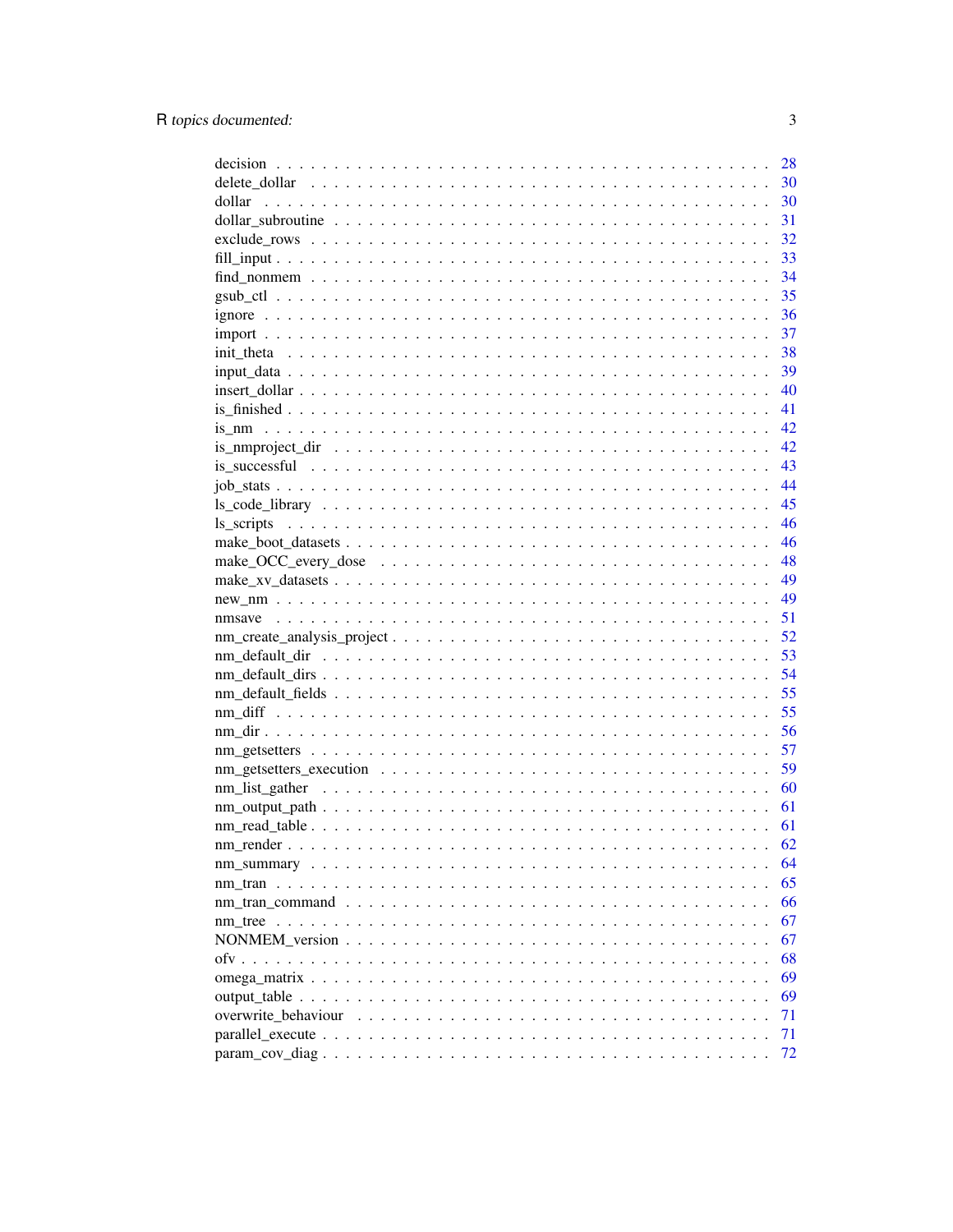decision . . . . . . . . . . . . . . . . . . . . . . . . . . . . . . . . . . . . . . . . . . 28
delete_dollar . . . . . . . . . . . . . . . . . . . . . . . . . . . . . . . . . . . . . . . . 30
dollar . . . . . . . . . . . . . . . . . . . . . . . . . . . . . . . . . . . . . . . . . . . 30
dollar_subroutine . . . . . . . . . . . . . . . . . . . . . . . . . . . . . . . . . . . . . 31
exclude_rows . . . . . . . . . . . . . . . . . . . . . . . . . . . . . . . . . . . . . . . 32
fill_input . . . . . . . . . . . . . . . . . . . . . . . . . . . . . . . . . . . . . . . . . 33
find_nonmem . . . . . . . . . . . . . . . . . . . . . . . . . . . . . . . . . . . . . . . 34
gsub_ctl . . . . . . . . . . . . . . . . . . . . . . . . . . . . . . . . . . . . . . . . . 35
ignore . . . . . . . . . . . . . . . . . . . . . . . . . . . . . . . . . . . . . . . . . . 36
import . . . . . . . . . . . . . . . . . . . . . . . . . . . . . . . . . . . . . . . . . . 37
init_theta . . . . . . . . . . . . . . . . . . . . . . . . . . . . . . . . . . . . . . . . . 38
input_data . . . . . . . . . . . . . . . . . . . . . . . . . . . . . . . . . . . . . . . . 39
insert_dollar . . . . . . . . . . . . . . . . . . . . . . . . . . . . . . . . . . . . . . . 40
is_finished . . . . . . . . . . . . . . . . . . . . . . . . . . . . . . . . . . . . . . . . 41
is_nm . . . . . . . . . . . . . . . . . . . . . . . . . . . . . . . . . . . . . . . . . . . 42
is_nmproject_dir . . . . . . . . . . . . . . . . . . . . . . . . . . . . . . . . . . . . . 42
is_successful . . . . . . . . . . . . . . . . . . . . . . . . . . . . . . . . . . . . . . . 43
job_stats . . . . . . . . . . . . . . . . . . . . . . . . . . . . . . . . . . . . . . . . . 44
ls_code_library . . . . . . . . . . . . . . . . . . . . . . . . . . . . . . . . . . . . . . 45
ls_scripts . . . . . . . . . . . . . . . . . . . . . . . . . . . . . . . . . . . . . . . . . 46
make_boot_datasets . . . . . . . . . . . . . . . . . . . . . . . . . . . . . . . . . . . . 46
make_OCC_every_dose . . . . . . . . . . . . . . . . . . . . . . . . . . . . . . . . . . . 48
make_xv_datasets . . . . . . . . . . . . . . . . . . . . . . . . . . . . . . . . . . . . . 49
new_nm . . . . . . . . . . . . . . . . . . . . . . . . . . . . . . . . . . . . . . . . . . 49
nmsave . . . . . . . . . . . . . . . . . . . . . . . . . . . . . . . . . . . . . . . . . . 51
nm_create_analysis_project . . . . . . . . . . . . . . . . . . . . . . . . . . . . . . . . 52
nm_default_dir . . . . . . . . . . . . . . . . . . . . . . . . . . . . . . . . . . . . . . 53
nm_default_dirs . . . . . . . . . . . . . . . . . . . . . . . . . . . . . . . . . . . . . . 54
nm_default_fields . . . . . . . . . . . . . . . . . . . . . . . . . . . . . . . . . . . . . 55
nm_diff . . . . . . . . . . . . . . . . . . . . . . . . . . . . . . . . . . . . . . . . . . 55
nm_dir . . . . . . . . . . . . . . . . . . . . . . . . . . . . . . . . . . . . . . . . . . 56
nm_getsetters . . . . . . . . . . . . . . . . . . . . . . . . . . . . . . . . . . . . . . . 57
nm_getsetters_execution . . . . . . . . . . . . . . . . . . . . . . . . . . . . . . . . . 59
nm_list_gather . . . . . . . . . . . . . . . . . . . . . . . . . . . . . . . . . . . . . . 60
nm_output_path . . . . . . . . . . . . . . . . . . . . . . . . . . . . . . . . . . . . . . 61
nm_read_table . . . . . . . . . . . . . . . . . . . . . . . . . . . . . . . . . . . . . . 61
nm_render . . . . . . . . . . . . . . . . . . . . . . . . . . . . . . . . . . . . . . . . . 62
nm_summary . . . . . . . . . . . . . . . . . . . . . . . . . . . . . . . . . . . . . . . . 64
nm_tran . . . . . . . . . . . . . . . . . . . . . . . . . . . . . . . . . . . . . . . . . . 65
nm_tran_command . . . . . . . . . . . . . . . . . . . . . . . . . . . . . . . . . . . . . 66
nm_tree . . . . . . . . . . . . . . . . . . . . . . . . . . . . . . . . . . . . . . . . . . 67
NONMEM_version . . . . . . . . . . . . . . . . . . . . . . . . . . . . . . . . . . . . . 67
ofv . . . . . . . . . . . . . . . . . . . . . . . . . . . . . . . . . . . . . . . . . . . . 68
omega_matrix . . . . . . . . . . . . . . . . . . . . . . . . . . . . . . . . . . . . . . . 69
output_table . . . . . . . . . . . . . . . . . . . . . . . . . . . . . . . . . . . . . . . 69
overwrite_behaviour . . . . . . . . . . . . . . . . . . . . . . . . . . . . . . . . . . . . 71
parallel_execute . . . . . . . . . . . . . . . . . . . . . . . . . . . . . . . . . . . . . . 71
param_cov_diag . . . . . . . . . . . . . . . . . . . . . . . . . . . . . . . . . . . . . . 72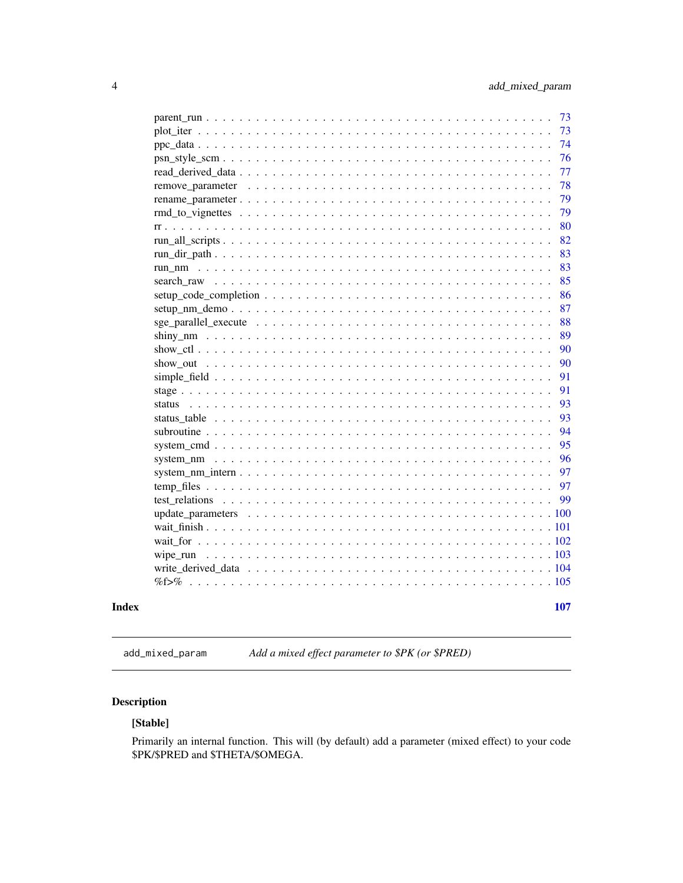parent_run . . . . . . . . . . . . . . . . . . . . . . . . . . . . . . . . . . . . . . 73
plot_iter . . . . . . . . . . . . . . . . . . . . . . . . . . . . . . . . . . . . . . . 73
ppc_data . . . . . . . . . . . . . . . . . . . . . . . . . . . . . . . . . . . . . . . 74
psn_style_scm . . . . . . . . . . . . . . . . . . . . . . . . . . . . . . . . . . . . 76
read_derived_data . . . . . . . . . . . . . . . . . . . . . . . . . . . . . . . . . . 77
remove_parameter . . . . . . . . . . . . . . . . . . . . . . . . . . . . . . . . . . 78
rename_parameter . . . . . . . . . . . . . . . . . . . . . . . . . . . . . . . . . . 79
rmd_to_vignettes . . . . . . . . . . . . . . . . . . . . . . . . . . . . . . . . . . 79
rr . . . . . . . . . . . . . . . . . . . . . . . . . . . . . . . . . . . . . . . . . . 80
run_all_scripts . . . . . . . . . . . . . . . . . . . . . . . . . . . . . . . . . . . 82
run_dir_path . . . . . . . . . . . . . . . . . . . . . . . . . . . . . . . . . . . . 83
run_nm . . . . . . . . . . . . . . . . . . . . . . . . . . . . . . . . . . . . . . . 83
search_raw . . . . . . . . . . . . . . . . . . . . . . . . . . . . . . . . . . . . . 85
setup_code_completion . . . . . . . . . . . . . . . . . . . . . . . . . . . . . . . 86
setup_nm_demo . . . . . . . . . . . . . . . . . . . . . . . . . . . . . . . . . . . 87
sge_parallel_execute . . . . . . . . . . . . . . . . . . . . . . . . . . . . . . . . 88
shiny_nm . . . . . . . . . . . . . . . . . . . . . . . . . . . . . . . . . . . . . . 89
show_ctl . . . . . . . . . . . . . . . . . . . . . . . . . . . . . . . . . . . . . . 90
show_out . . . . . . . . . . . . . . . . . . . . . . . . . . . . . . . . . . . . . . 90
simple_field . . . . . . . . . . . . . . . . . . . . . . . . . . . . . . . . . . . . 91
stage . . . . . . . . . . . . . . . . . . . . . . . . . . . . . . . . . . . . . . . . 91
status . . . . . . . . . . . . . . . . . . . . . . . . . . . . . . . . . . . . . . . . 93
status_table . . . . . . . . . . . . . . . . . . . . . . . . . . . . . . . . . . . . 93
subroutine . . . . . . . . . . . . . . . . . . . . . . . . . . . . . . . . . . . . . 94
system_cmd . . . . . . . . . . . . . . . . . . . . . . . . . . . . . . . . . . . . . 95
system_nm . . . . . . . . . . . . . . . . . . . . . . . . . . . . . . . . . . . . . 96
system_nm_intern . . . . . . . . . . . . . . . . . . . . . . . . . . . . . . . . . . 97
temp_files . . . . . . . . . . . . . . . . . . . . . . . . . . . . . . . . . . . . . 97
test_relations . . . . . . . . . . . . . . . . . . . . . . . . . . . . . . . . . . . 99
update_parameters . . . . . . . . . . . . . . . . . . . . . . . . . . . . . . . . . 100
wait_finish . . . . . . . . . . . . . . . . . . . . . . . . . . . . . . . . . . . . . 101
wait_for . . . . . . . . . . . . . . . . . . . . . . . . . . . . . . . . . . . . . . 102
wipe_run . . . . . . . . . . . . . . . . . . . . . . . . . . . . . . . . . . . . . . 103
write_derived_data . . . . . . . . . . . . . . . . . . . . . . . . . . . . . . . . . 104
%f>% . . . . . . . . . . . . . . . . . . . . . . . . . . . . . . . . . . . . . . . . 105

**Index** **107**

---

`add_mixed_param` *Add a mixed effect parameter to $PK (or $PRED)*

---

## Description

**[Stable]**

Primarily an internal function. This will (by default) add a parameter (mixed effect) to your code $PK/$PRED and $THETA/$OMEGA.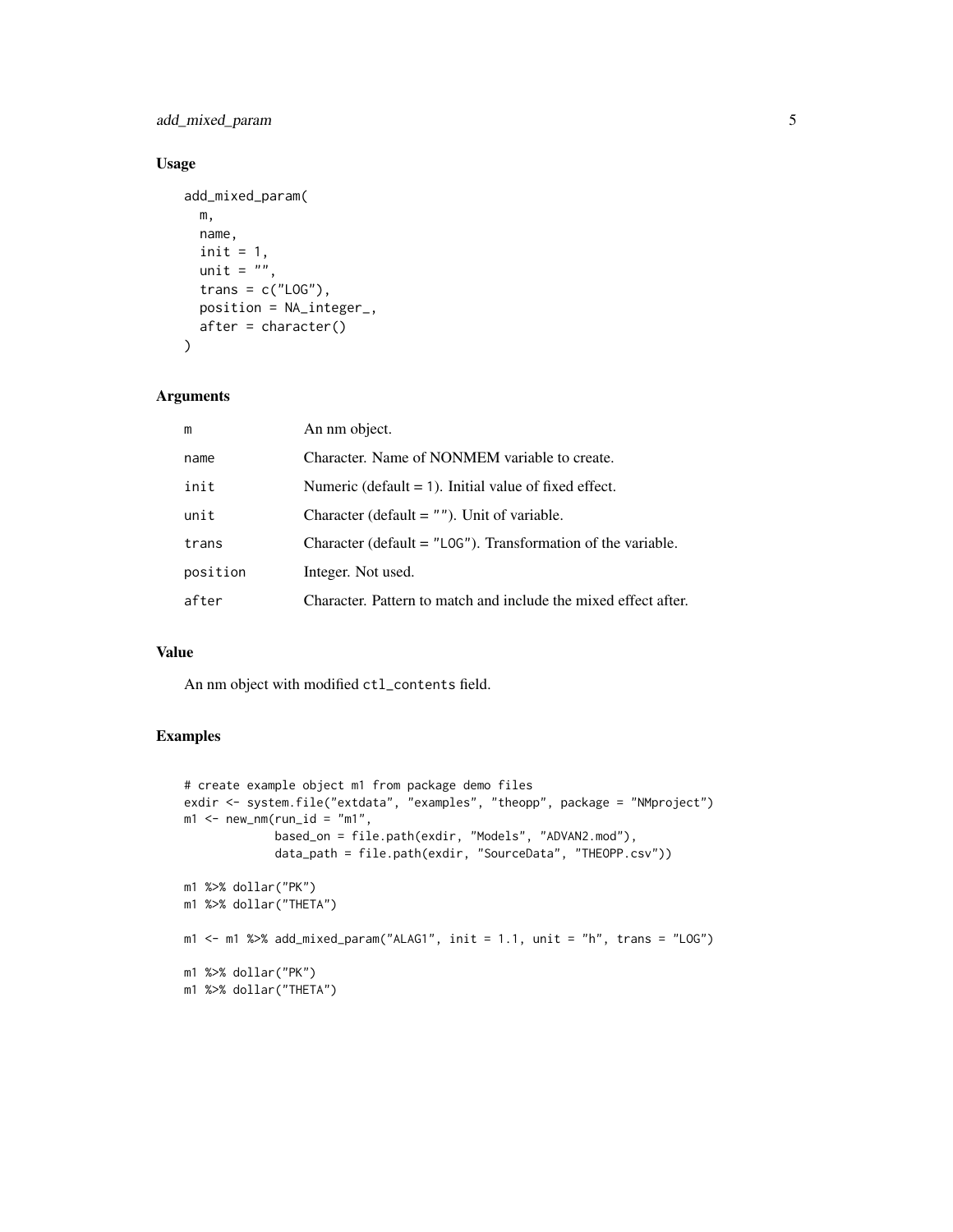## Usage

```
add_mixed_param(
  m,
  name,
  init = 1,
  unit = "",
  trans = c("LOG"),
  position = NA_integer_,
  after = character()
)
```

## Arguments

| | |
|---|---|
| m | An nm object. |
| name | Character. Name of NONMEM variable to create. |
| init | Numeric (default = 1). Initial value of fixed effect. |
| unit | Character (default = ""). Unit of variable. |
| trans | Character (default = "LOG"). Transformation of the variable. |
| position | Integer. Not used. |
| after | Character. Pattern to match and include the mixed effect after. |

## Value

An nm object with modified `ctl_contents` field.

## Examples

```
# create example object m1 from package demo files
exdir <- system.file("extdata", "examples", "theopp", package = "NMproject")
m1 <- new_nm(run_id = "m1",
             based_on = file.path(exdir, "Models", "ADVAN2.mod"),
             data_path = file.path(exdir, "SourceData", "THEOPP.csv"))

m1 %>% dollar("PK")
m1 %>% dollar("THETA")

m1 <- m1 %>% add_mixed_param("ALAG1", init = 1.1, unit = "h", trans = "LOG")

m1 %>% dollar("PK")
m1 %>% dollar("THETA")
```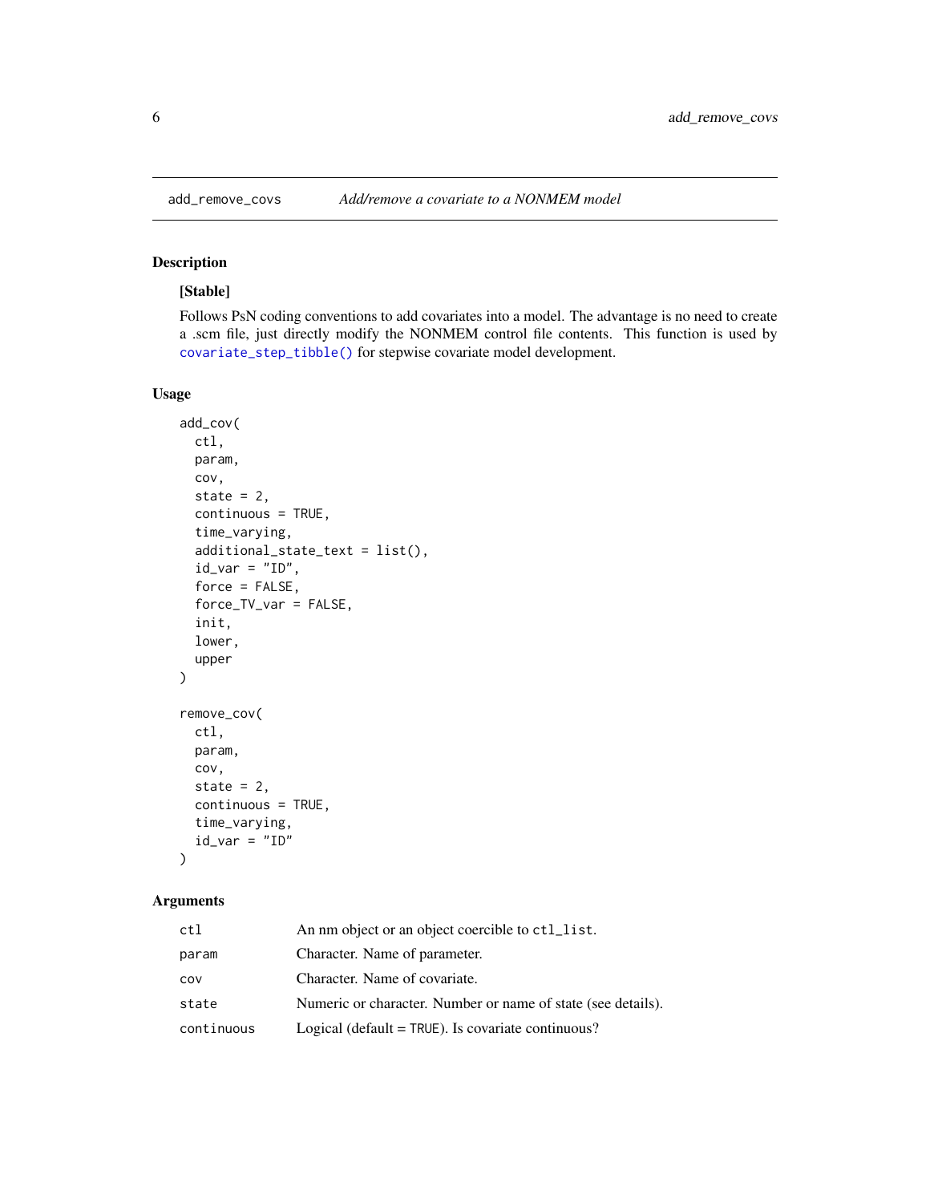# add_remove_covs — *Add/remove a covariate to a NONMEM model*

## Description

**[Stable]**

Follows PsN coding conventions to add covariates into a model. The advantage is no need to create a .scm file, just directly modify the NONMEM control file contents. This function is used by `covariate_step_tibble()` for stepwise covariate model development.

## Usage

```
add_cov(
  ctl,
  param,
  cov,
  state = 2,
  continuous = TRUE,
  time_varying,
  additional_state_text = list(),
  id_var = "ID",
  force = FALSE,
  force_TV_var = FALSE,
  init,
  lower,
  upper
)

remove_cov(
  ctl,
  param,
  cov,
  state = 2,
  continuous = TRUE,
  time_varying,
  id_var = "ID"
)
```

## Arguments

| | |
|---|---|
| `ctl` | An nm object or an object coercible to `ctl_list`. |
| `param` | Character. Name of parameter. |
| `cov` | Character. Name of covariate. |
| `state` | Numeric or character. Number or name of state (see details). |
| `continuous` | Logical (default = `TRUE`). Is covariate continuous? |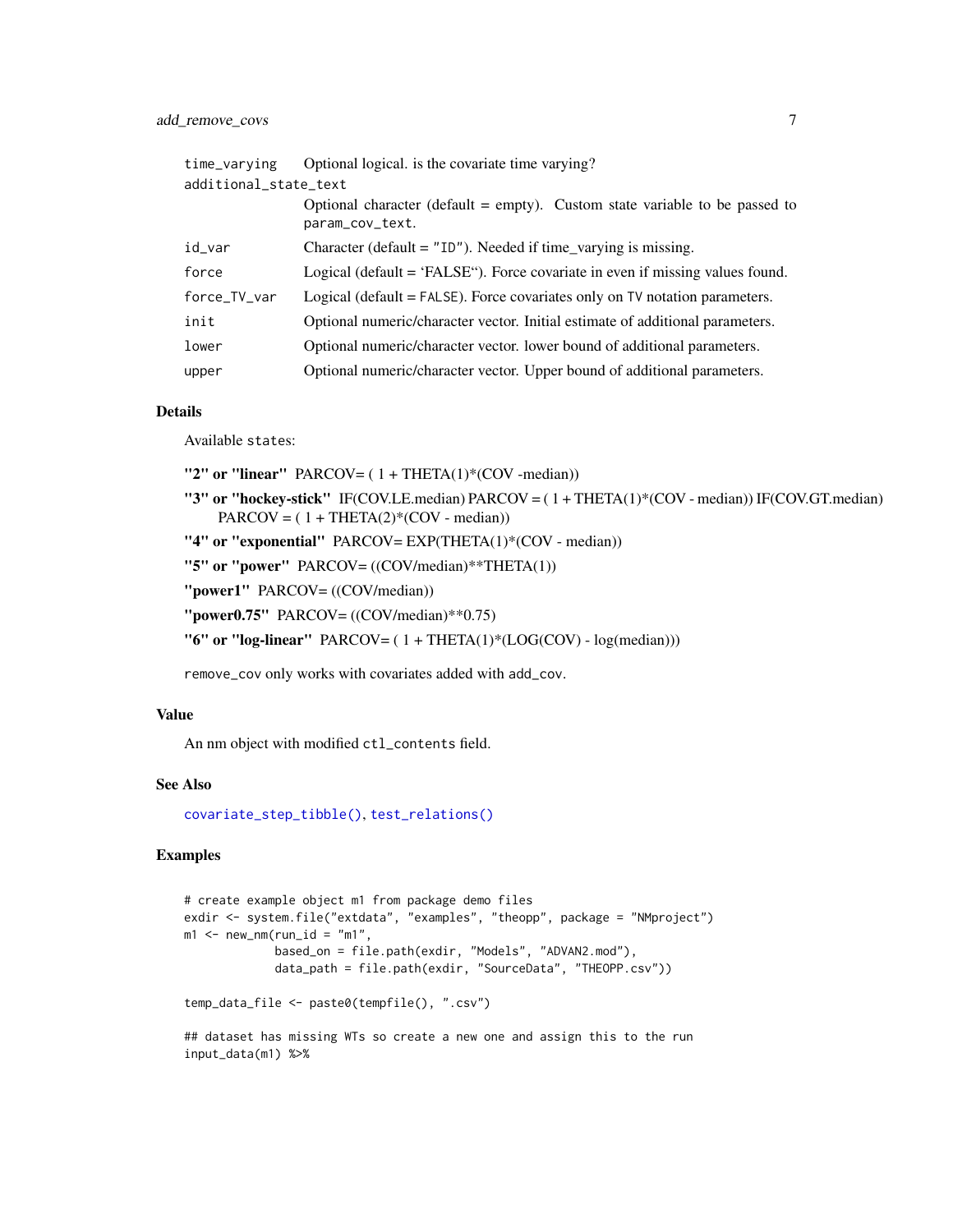| | |
|---|---|
| `time_varying` | Optional logical. is the covariate time varying? |
| `additional_state_text` | Optional character (default = empty). Custom state variable to be passed to `param_cov_text`. |
| `id_var` | Character (default = `"ID"`). Needed if time_varying is missing. |
| `force` | Logical (default = 'FALSE"). Force covariate in even if missing values found. |
| `force_TV_var` | Logical (default = `FALSE`). Force covariates only on `TV` notation parameters. |
| `init` | Optional numeric/character vector. Initial estimate of additional parameters. |
| `lower` | Optional numeric/character vector. lower bound of additional parameters. |
| `upper` | Optional numeric/character vector. Upper bound of additional parameters. |

## Details

Available `states`:

**"2" or "linear"** PARCOV= ( 1 + THETA(1)*(COV -median))

**"3" or "hockey-stick"** IF(COV.LE.median) PARCOV = ( 1 + THETA(1)*(COV - median)) IF(COV.GT.median) PARCOV = ( 1 + THETA(2)*(COV - median))

**"4" or "exponential"** PARCOV= EXP(THETA(1)*(COV - median))

**"5" or "power"** PARCOV= ((COV/median)**THETA(1))

**"power1"** PARCOV= ((COV/median))

**"power0.75"** PARCOV= ((COV/median)**0.75)

**"6" or "log-linear"** PARCOV= ( 1 + THETA(1)*(LOG(COV) - log(median)))

`remove_cov` only works with covariates added with `add_cov`.

## Value

An nm object with modified `ctl_contents` field.

## See Also

`covariate_step_tibble()`, `test_relations()`

## Examples

```
# create example object m1 from package demo files
exdir <- system.file("extdata", "examples", "theopp", package = "NMproject")
m1 <- new_nm(run_id = "m1",
             based_on = file.path(exdir, "Models", "ADVAN2.mod"),
             data_path = file.path(exdir, "SourceData", "THEOPP.csv"))

temp_data_file <- paste0(tempfile(), ".csv")

## dataset has missing WTs so create a new one and assign this to the run
input_data(m1) %>%
```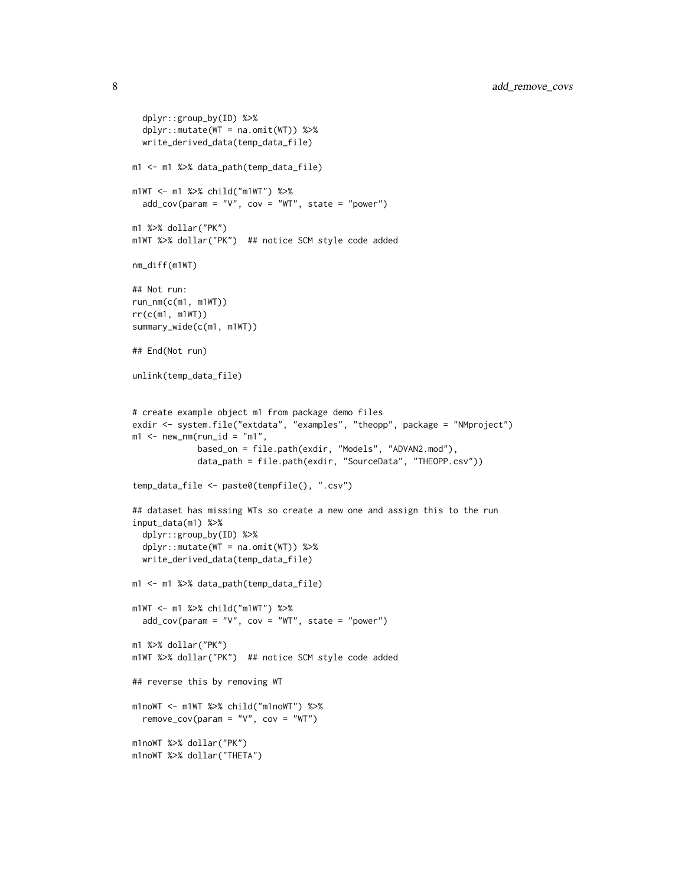```
  dplyr::group_by(ID) %>%
  dplyr::mutate(WT = na.omit(WT)) %>%
  write_derived_data(temp_data_file)

m1 <- m1 %>% data_path(temp_data_file)

m1WT <- m1 %>% child("m1WT") %>%
  add_cov(param = "V", cov = "WT", state = "power")

m1 %>% dollar("PK")
m1WT %>% dollar("PK")  ## notice SCM style code added

nm_diff(m1WT)

## Not run:
run_nm(c(m1, m1WT))
rr(c(m1, m1WT))
summary_wide(c(m1, m1WT))

## End(Not run)

unlink(temp_data_file)


# create example object m1 from package demo files
exdir <- system.file("extdata", "examples", "theopp", package = "NMproject")
m1 <- new_nm(run_id = "m1",
             based_on = file.path(exdir, "Models", "ADVAN2.mod"),
             data_path = file.path(exdir, "SourceData", "THEOPP.csv"))

temp_data_file <- paste0(tempfile(), ".csv")

## dataset has missing WTs so create a new one and assign this to the run
input_data(m1) %>%
  dplyr::group_by(ID) %>%
  dplyr::mutate(WT = na.omit(WT)) %>%
  write_derived_data(temp_data_file)

m1 <- m1 %>% data_path(temp_data_file)

m1WT <- m1 %>% child("m1WT") %>%
  add_cov(param = "V", cov = "WT", state = "power")

m1 %>% dollar("PK")
m1WT %>% dollar("PK")  ## notice SCM style code added

## reverse this by removing WT

m1noWT <- m1WT %>% child("m1noWT") %>%
  remove_cov(param = "V", cov = "WT")

m1noWT %>% dollar("PK")
m1noWT %>% dollar("THETA")
```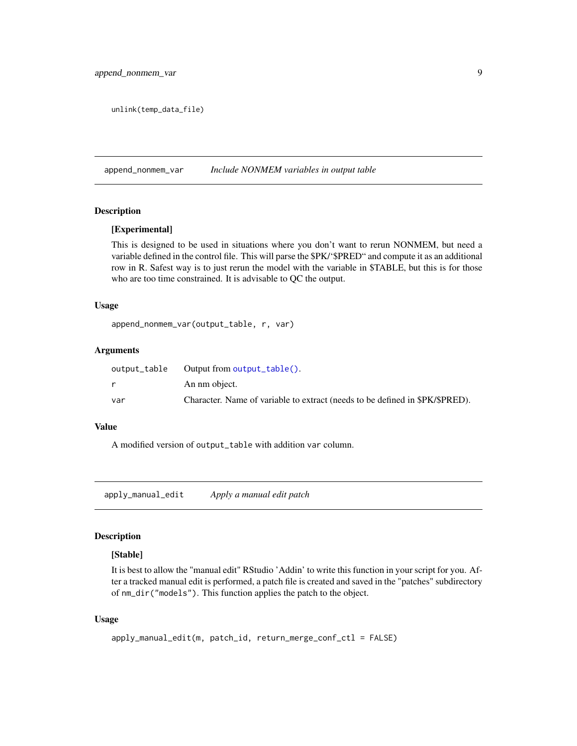```
unlink(temp_data_file)
```

## append_nonmem_var — *Include NONMEM variables in output table*

### Description

**[Experimental]**

This is designed to be used in situations where you don't want to rerun NONMEM, but need a variable defined in the control file. This will parse the $PK/'$PRED" and compute it as an additional row in R. Safest way is to just rerun the model with the variable in $TABLE, but this is for those who are too time constrained. It is advisable to QC the output.

### Usage

```
append_nonmem_var(output_table, r, var)
```

### Arguments

| | |
|---|---|
| output_table | Output from `output_table()`. |
| r | An nm object. |
| var | Character. Name of variable to extract (needs to be defined in $PK/$PRED). |

### Value

A modified version of `output_table` with addition `var` column.

## apply_manual_edit — *Apply a manual edit patch*

### Description

**[Stable]**

It is best to allow the "manual edit" RStudio 'Addin' to write this function in your script for you. After a tracked manual edit is performed, a patch file is created and saved in the "patches" subdirectory of `nm_dir("models")`. This function applies the patch to the object.

### Usage

```
apply_manual_edit(m, patch_id, return_merge_conf_ctl = FALSE)
```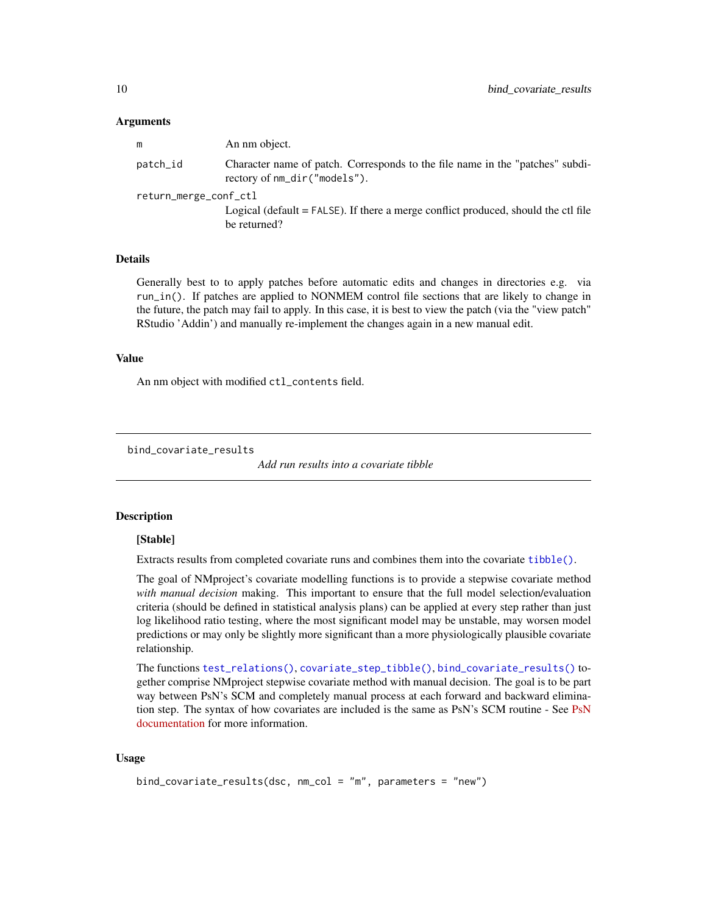### Arguments

| | |
|---|---|
| `m` | An nm object. |
| `patch_id` | Character name of patch. Corresponds to the file name in the "patches" subdirectory of `nm_dir("models")`. |
| `return_merge_conf_ctl` | Logical (default = `FALSE`). If there a merge conflict produced, should the ctl file be returned? |

### Details

Generally best to to apply patches before automatic edits and changes in directories e.g. via `run_in()`. If patches are applied to NONMEM control file sections that are likely to change in the future, the patch may fail to apply. In this case, it is best to view the patch (via the "view patch" RStudio 'Addin') and manually re-implement the changes again in a new manual edit.

### Value

An nm object with modified `ctl_contents` field.

---

## bind_covariate_results

*Add run results into a covariate tibble*

---

### Description

**[Stable]**

Extracts results from completed covariate runs and combines them into the covariate `tibble()`.

The goal of NMproject's covariate modelling functions is to provide a stepwise covariate method *with manual decision* making. This important to ensure that the full model selection/evaluation criteria (should be defined in statistical analysis plans) can be applied at every step rather than just log likelihood ratio testing, where the most significant model may be unstable, may worsen model predictions or may only be slightly more significant than a more physiologically plausible covariate relationship.

The functions `test_relations()`, `covariate_step_tibble()`, `bind_covariate_results()` together comprise NMproject stepwise covariate method with manual decision. The goal is to be part way between PsN's SCM and completely manual process at each forward and backward elimination step. The syntax of how covariates are included is the same as PsN's SCM routine - See PsN documentation for more information.

### Usage

```
bind_covariate_results(dsc, nm_col = "m", parameters = "new")
```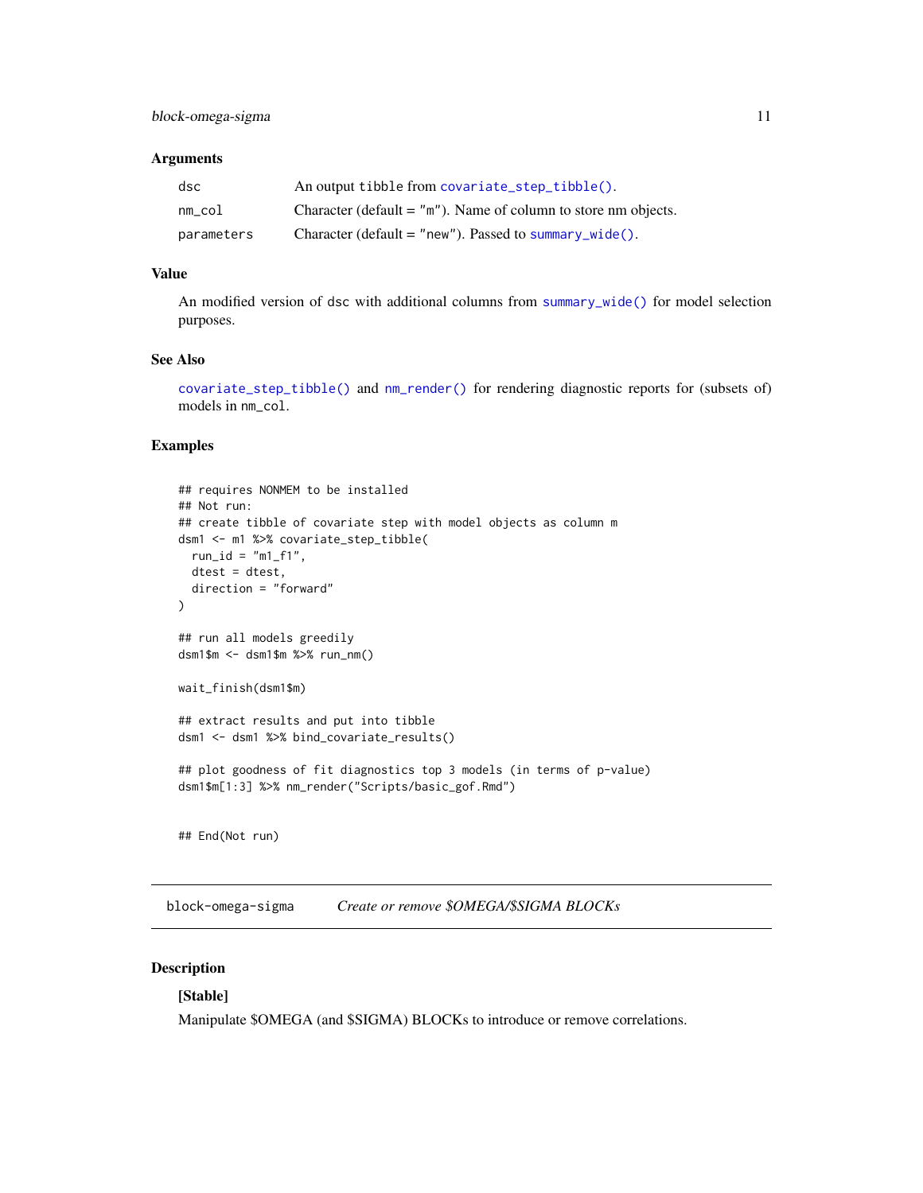### Arguments

| | |
|---|---|
| `dsc` | An output tibble from `covariate_step_tibble()`. |
| `nm_col` | Character (default = `"m"`). Name of column to store nm objects. |
| `parameters` | Character (default = `"new"`). Passed to `summary_wide()`. |

### Value

An modified version of `dsc` with additional columns from `summary_wide()` for model selection purposes.

### See Also

`covariate_step_tibble()` and `nm_render()` for rendering diagnostic reports for (subsets of) models in `nm_col`.

### Examples

```
## requires NONMEM to be installed
## Not run:
## create tibble of covariate step with model objects as column m
dsm1 <- m1 %>% covariate_step_tibble(
  run_id = "m1_f1",
  dtest = dtest,
  direction = "forward"
)

## run all models greedily
dsm1$m <- dsm1$m %>% run_nm()

wait_finish(dsm1$m)

## extract results and put into tibble
dsm1 <- dsm1 %>% bind_covariate_results()

## plot goodness of fit diagnostics top 3 models (in terms of p-value)
dsm1$m[1:3] %>% nm_render("Scripts/basic_gof.Rmd")


## End(Not run)
```

---

## block-omega-sigma &nbsp;&nbsp;&nbsp; *Create or remove $OMEGA/$SIGMA BLOCKs*

### Description

**[Stable]**

Manipulate $OMEGA (and $SIGMA) BLOCKs to introduce or remove correlations.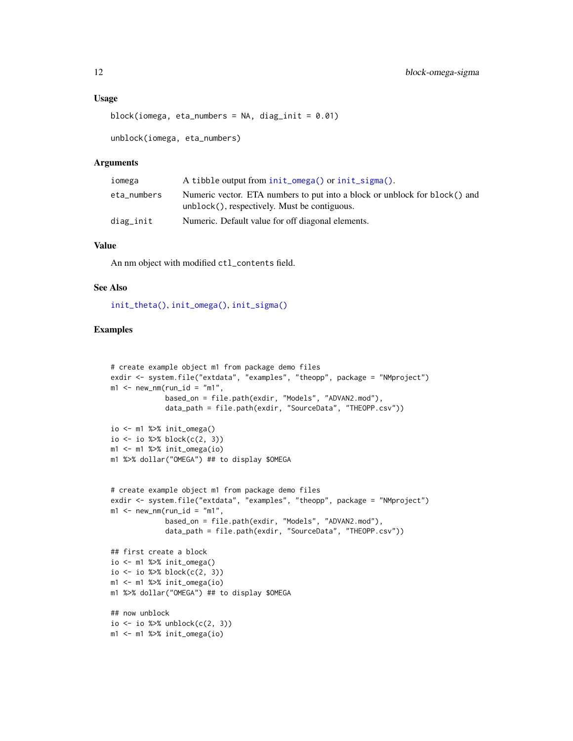### Usage

```
block(iomega, eta_numbers = NA, diag_init = 0.01)

unblock(iomega, eta_numbers)
```

### Arguments

| | |
|---|---|
| iomega | A tibble output from init_omega() or init_sigma(). |
| eta_numbers | Numeric vector. ETA numbers to put into a block or unblock for block() and unblock(), respectively. Must be contiguous. |
| diag_init | Numeric. Default value for off diagonal elements. |

### Value

An nm object with modified ctl_contents field.

### See Also

init_theta(), init_omega(), init_sigma()

### Examples

```
# create example object m1 from package demo files
exdir <- system.file("extdata", "examples", "theopp", package = "NMproject")
m1 <- new_nm(run_id = "m1",
             based_on = file.path(exdir, "Models", "ADVAN2.mod"),
             data_path = file.path(exdir, "SourceData", "THEOPP.csv"))

io <- m1 %>% init_omega()
io <- io %>% block(c(2, 3))
m1 <- m1 %>% init_omega(io)
m1 %>% dollar("OMEGA") ## to display $OMEGA


# create example object m1 from package demo files
exdir <- system.file("extdata", "examples", "theopp", package = "NMproject")
m1 <- new_nm(run_id = "m1",
             based_on = file.path(exdir, "Models", "ADVAN2.mod"),
             data_path = file.path(exdir, "SourceData", "THEOPP.csv"))

## first create a block
io <- m1 %>% init_omega()
io <- io %>% block(c(2, 3))
m1 <- m1 %>% init_omega(io)
m1 %>% dollar("OMEGA") ## to display $OMEGA

## now unblock
io <- io %>% unblock(c(2, 3))
m1 <- m1 %>% init_omega(io)
```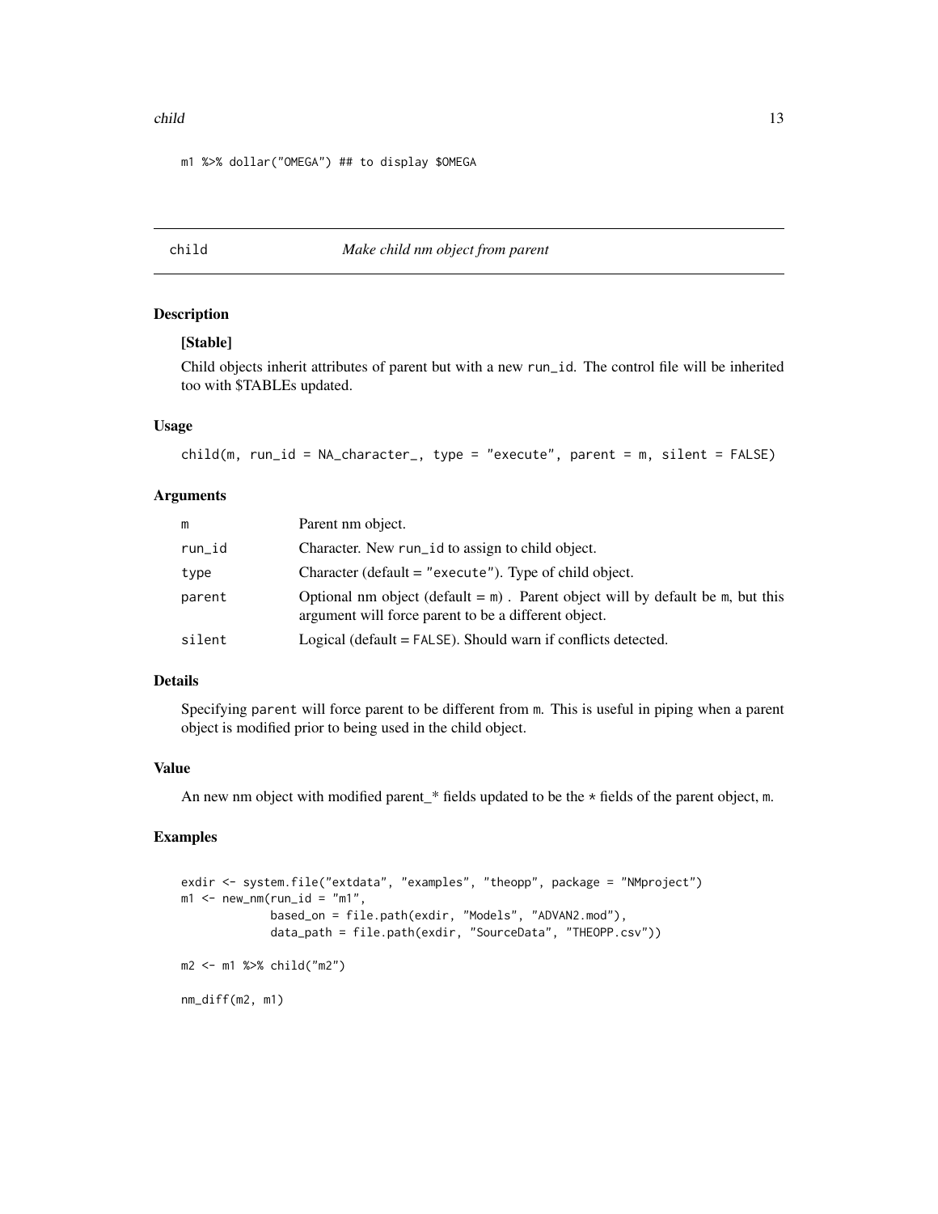```
m1 %>% dollar("OMEGA") ## to display $OMEGA
```

## child — *Make child nm object from parent*

### Description

**[Stable]**

Child objects inherit attributes of parent but with a new `run_id`. The control file will be inherited too with $TABLEs updated.

### Usage

```
child(m, run_id = NA_character_, type = "execute", parent = m, silent = FALSE)
```

### Arguments

| | |
|---|---|
| `m` | Parent nm object. |
| `run_id` | Character. New `run_id` to assign to child object. |
| `type` | Character (default = `"execute"`). Type of child object. |
| `parent` | Optional nm object (default = `m`) . Parent object will by default be `m`, but this argument will force parent to be a different object. |
| `silent` | Logical (default = `FALSE`). Should warn if conflicts detected. |

### Details

Specifying `parent` will force parent to be different from `m`. This is useful in piping when a parent object is modified prior to being used in the child object.

### Value

An new nm object with modified parent_* fields updated to be the * fields of the parent object, `m`.

### Examples

```
exdir <- system.file("extdata", "examples", "theopp", package = "NMproject")
m1 <- new_nm(run_id = "m1",
             based_on = file.path(exdir, "Models", "ADVAN2.mod"),
             data_path = file.path(exdir, "SourceData", "THEOPP.csv"))

m2 <- m1 %>% child("m2")

nm_diff(m2, m1)
```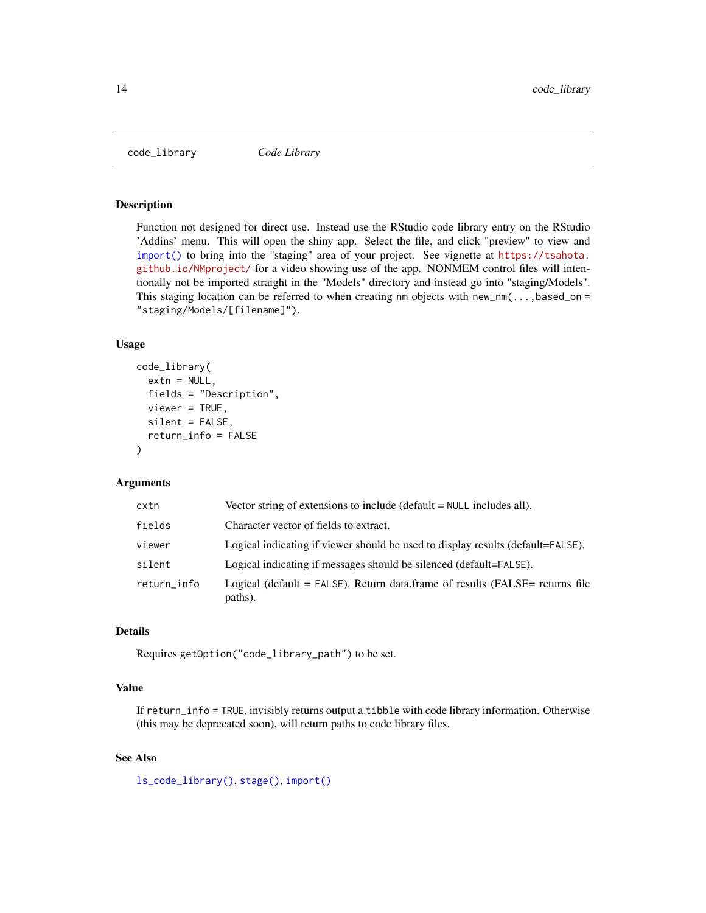# code_library *Code Library*

## Description

Function not designed for direct use. Instead use the RStudio code library entry on the RStudio 'Addins' menu. This will open the shiny app. Select the file, and click "preview" to view and `import()` to bring into the "staging" area of your project. See vignette at https://tsahota.github.io/NMproject/ for a video showing use of the app. NONMEM control files will intentionally not be imported straight in the "Models" directory and instead go into "staging/Models". This staging location can be referred to when creating nm objects with `new_nm(...,based_on = "staging/Models/[filename]")`.

## Usage

```
code_library(
  extn = NULL,
  fields = "Description",
  viewer = TRUE,
  silent = FALSE,
  return_info = FALSE
)
```

## Arguments

| | |
|---|---|
| `extn` | Vector string of extensions to include (default = `NULL` includes all). |
| `fields` | Character vector of fields to extract. |
| `viewer` | Logical indicating if viewer should be used to display results (default=`FALSE`). |
| `silent` | Logical indicating if messages should be silenced (default=`FALSE`). |
| `return_info` | Logical (default = `FALSE`). Return data.frame of results (FALSE= returns file paths). |

## Details

Requires `getOption("code_library_path")` to be set.

## Value

If `return_info = TRUE`, invisibly returns output a `tibble` with code library information. Otherwise (this may be deprecated soon), will return paths to code library files.

## See Also

`ls_code_library()`, `stage()`, `import()`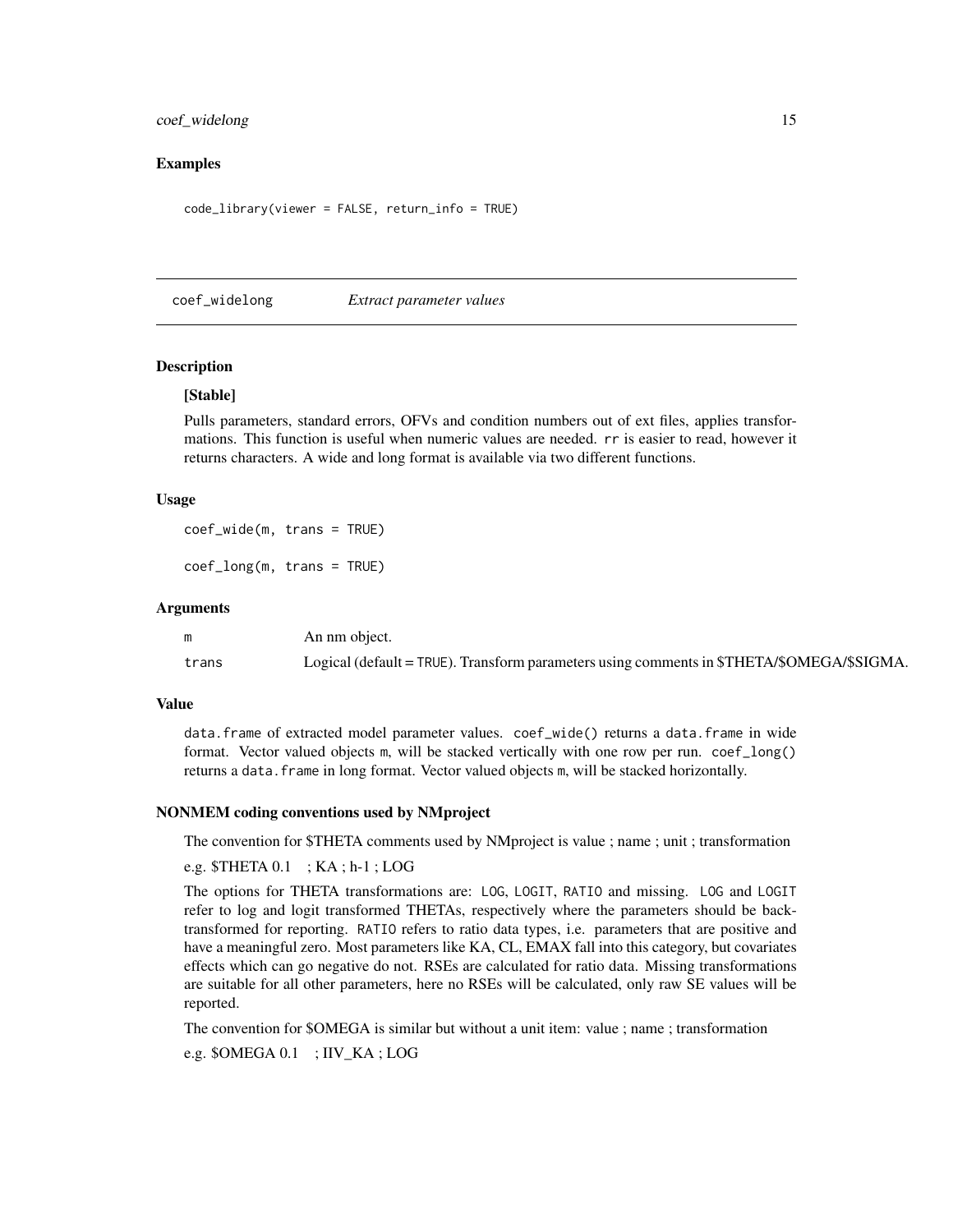### Examples

```
code_library(viewer = FALSE, return_info = TRUE)
```

## coef_widelong *Extract parameter values*

### Description

**[Stable]**

Pulls parameters, standard errors, OFVs and condition numbers out of ext files, applies transformations. This function is useful when numeric values are needed. `rr` is easier to read, however it returns characters. A wide and long format is available via two different functions.

### Usage

```
coef_wide(m, trans = TRUE)

coef_long(m, trans = TRUE)
```

### Arguments

| | |
|---|---|
| m | An nm object. |
| trans | Logical (default = TRUE). Transform parameters using comments in $THETA/$OMEGA/$SIGMA. |

### Value

data.frame of extracted model parameter values. `coef_wide()` returns a `data.frame` in wide format. Vector valued objects `m`, will be stacked vertically with one row per run. `coef_long()` returns a `data.frame` in long format. Vector valued objects `m`, will be stacked horizontally.

### NONMEM coding conventions used by NMproject

The convention for $THETA comments used by NMproject is value ; name ; unit ; transformation

e.g. $THETA 0.1 ; KA ; h-1 ; LOG

The options for THETA transformations are: `LOG`, `LOGIT`, `RATIO` and missing. `LOG` and `LOGIT` refer to log and logit transformed THETAs, respectively where the parameters should be back-transformed for reporting. `RATIO` refers to ratio data types, i.e. parameters that are positive and have a meaningful zero. Most parameters like KA, CL, EMAX fall into this category, but covariates effects which can go negative do not. RSEs are calculated for ratio data. Missing transformations are suitable for all other parameters, here no RSEs will be calculated, only raw SE values will be reported.

The convention for $OMEGA is similar but without a unit item: value ; name ; transformation

e.g. $OMEGA 0.1 ; IIV_KA ; LOG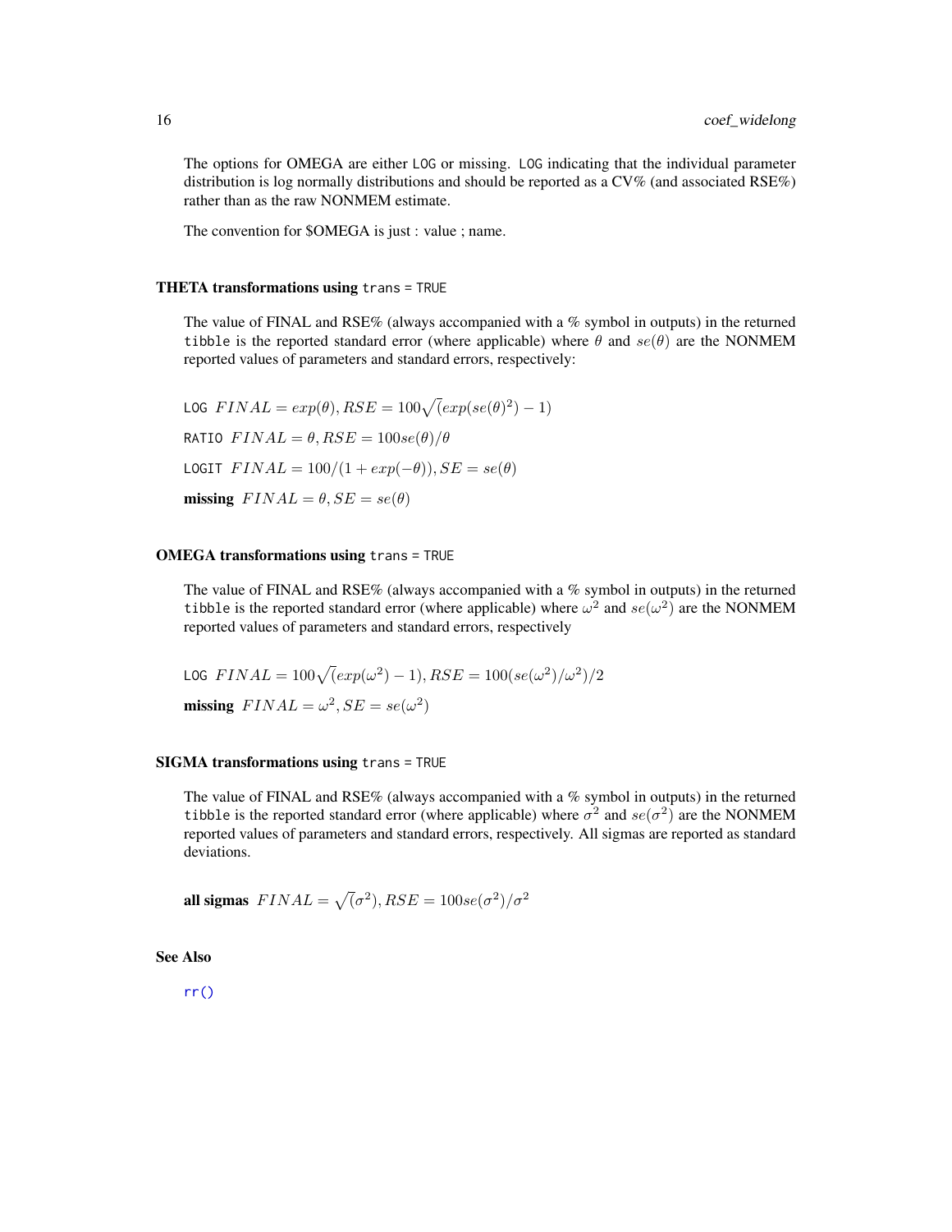The options for OMEGA are either `LOG` or missing. `LOG` indicating that the individual parameter distribution is log normally distributions and should be reported as a CV% (and associated RSE%) rather than as the raw NONMEM estimate.

The convention for $OMEGA is just : value ; name.

### THETA transformations using `trans = TRUE`

The value of FINAL and RSE% (always accompanied with a % symbol in outputs) in the returned `tibble` is the reported standard error (where applicable) where $\theta$ and $se(\theta)$ are the NONMEM reported values of parameters and standard errors, respectively:

`LOG` $FINAL = exp(\theta), RSE = 100\sqrt(exp(se(\theta)^2) - 1)$

`RATIO` $FINAL = \theta, RSE = 100se(\theta)/\theta$

`LOGIT` $FINAL = 100/(1 + exp(-\theta)), SE = se(\theta)$

**missing** $FINAL = \theta, SE = se(\theta)$

### OMEGA transformations using `trans = TRUE`

The value of FINAL and RSE% (always accompanied with a % symbol in outputs) in the returned `tibble` is the reported standard error (where applicable) where $\omega^2$ and $se(\omega^2)$ are the NONMEM reported values of parameters and standard errors, respectively

`LOG` $FINAL = 100\sqrt(exp(\omega^2) - 1), RSE = 100(se(\omega^2)/\omega^2)/2$

**missing** $FINAL = \omega^2, SE = se(\omega^2)$

### SIGMA transformations using `trans = TRUE`

The value of FINAL and RSE% (always accompanied with a % symbol in outputs) in the returned `tibble` is the reported standard error (where applicable) where $\sigma^2$ and $se(\sigma^2)$ are the NONMEM reported values of parameters and standard errors, respectively. All sigmas are reported as standard deviations.

**all sigmas** $FINAL = \sqrt(\sigma^2), RSE = 100se(\sigma^2)/\sigma^2$

## See Also

`rr()`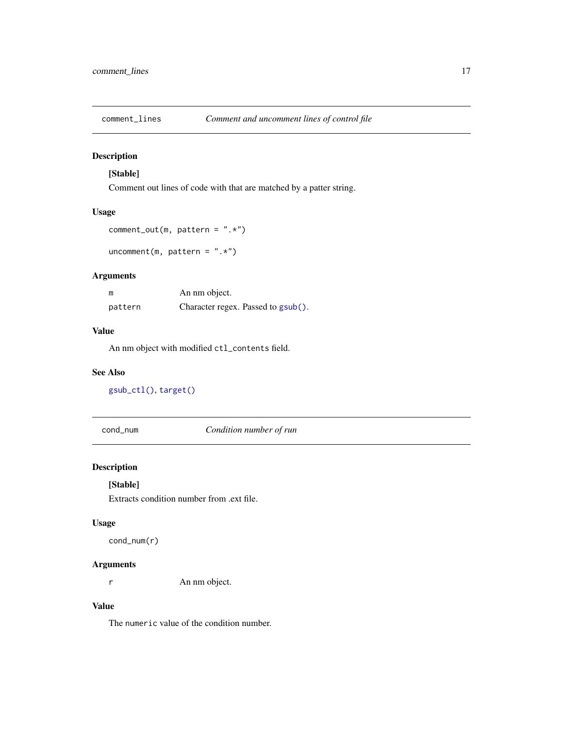## comment_lines — *Comment and uncomment lines of control file*

### Description

**[Stable]**

Comment out lines of code with that are matched by a patter string.

### Usage

```
comment_out(m, pattern = ".*")

uncomment(m, pattern = ".*")
```

### Arguments

| | |
|---|---|
| m | An nm object. |
| pattern | Character regex. Passed to gsub(). |

### Value

An nm object with modified `ctl_contents` field.

### See Also

gsub_ctl(), target()

## cond_num — *Condition number of run*

### Description

**[Stable]**

Extracts condition number from .ext file.

### Usage

```
cond_num(r)
```

### Arguments

| | |
|---|---|
| r | An nm object. |

### Value

The `numeric` value of the condition number.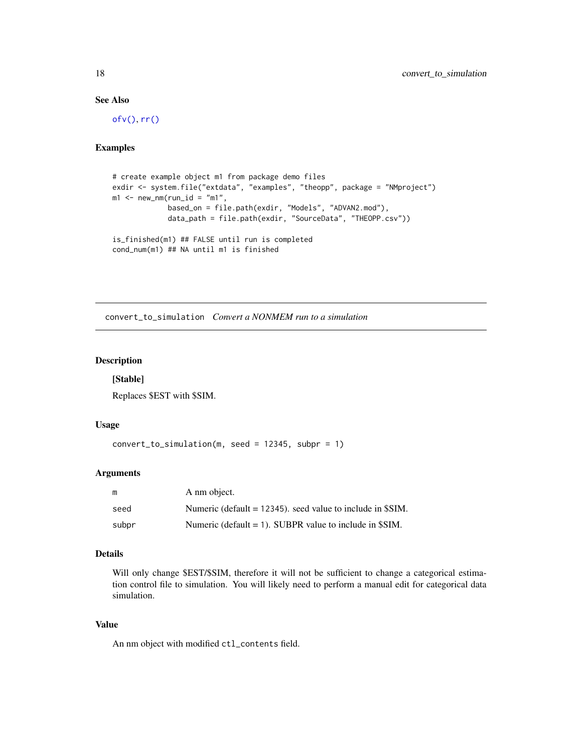### See Also

ofv(), rr()

### Examples

```
# create example object m1 from package demo files
exdir <- system.file("extdata", "examples", "theopp", package = "NMproject")
m1 <- new_nm(run_id = "m1",
             based_on = file.path(exdir, "Models", "ADVAN2.mod"),
             data_path = file.path(exdir, "SourceData", "THEOPP.csv"))

is_finished(m1) ## FALSE until run is completed
cond_num(m1) ## NA until m1 is finished
```

---

## convert_to_simulation *Convert a NONMEM run to a simulation*

### Description

**[Stable]**

Replaces $EST with $SIM.

### Usage

```
convert_to_simulation(m, seed = 12345, subpr = 1)
```

### Arguments

| | |
|---|---|
| m | A nm object. |
| seed | Numeric (default = 12345). seed value to include in $SIM. |
| subpr | Numeric (default = 1). SUBPR value to include in $SIM. |

### Details

Will only change $EST/$SIM, therefore it will not be sufficient to change a categorical estimation control file to simulation. You will likely need to perform a manual edit for categorical data simulation.

### Value

An nm object with modified `ctl_contents` field.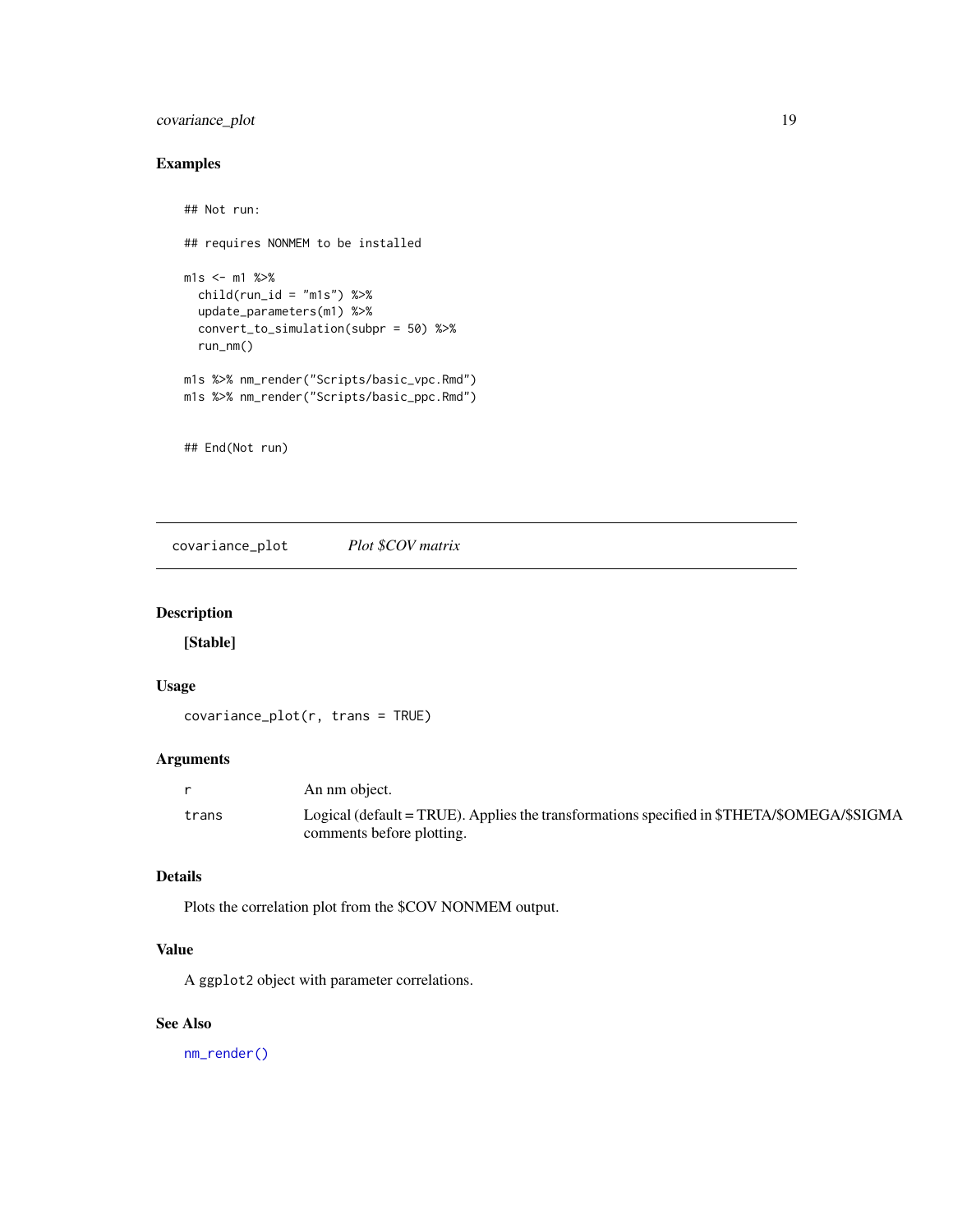## Examples

```
## Not run:

## requires NONMEM to be installed

m1s <- m1 %>%
  child(run_id = "m1s") %>%
  update_parameters(m1) %>%
  convert_to_simulation(subpr = 50) %>%
  run_nm()

m1s %>% nm_render("Scripts/basic_vpc.Rmd")
m1s %>% nm_render("Scripts/basic_ppc.Rmd")


## End(Not run)
```

---

# covariance_plot &nbsp;&nbsp;&nbsp; *Plot $COV matrix*

---

## Description

**[Stable]**

## Usage

```
covariance_plot(r, trans = TRUE)
```

## Arguments

| | |
|---|---|
| `r` | An nm object. |
| `trans` | Logical (default = TRUE). Applies the transformations specified in $THETA/$OMEGA/$SIGMA comments before plotting. |

## Details

Plots the correlation plot from the $COV NONMEM output.

## Value

A `ggplot2` object with parameter correlations.

## See Also

`nm_render()`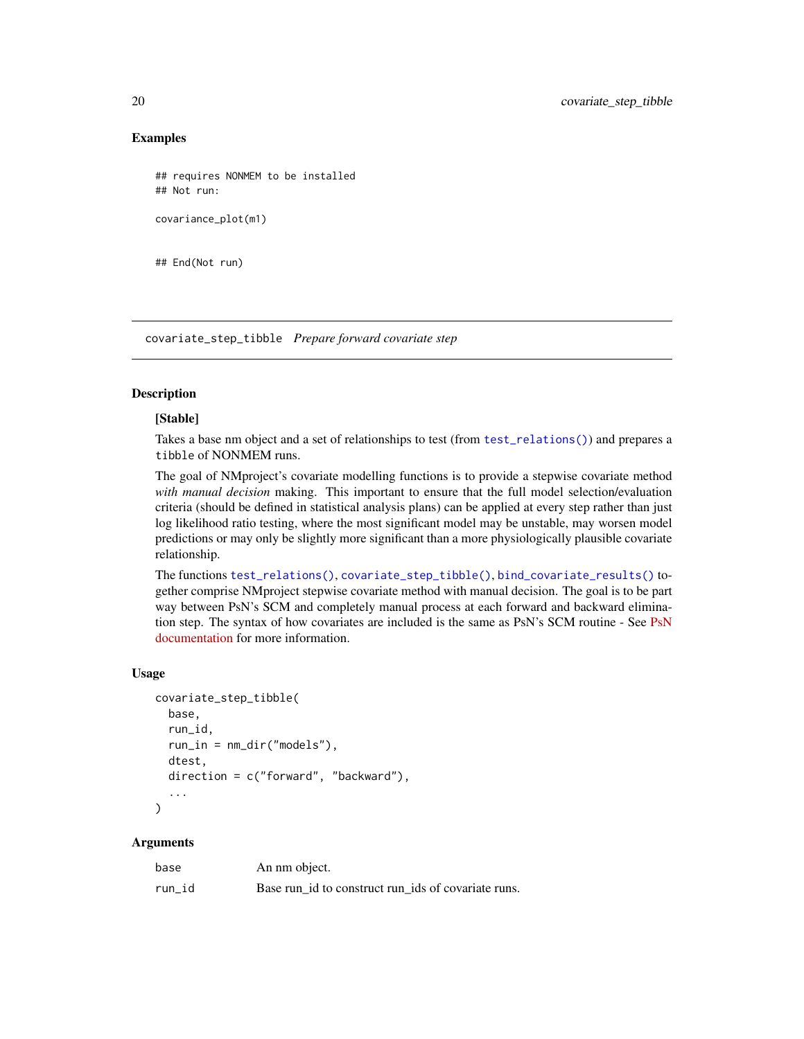### Examples

```
## requires NONMEM to be installed
## Not run:

covariance_plot(m1)


## End(Not run)
```

---

## covariate_step_tibble *Prepare forward covariate step*

### Description

**[Stable]**

Takes a base nm object and a set of relationships to test (from test_relations()) and prepares a tibble of NONMEM runs.

The goal of NMproject's covariate modelling functions is to provide a stepwise covariate method *with manual decision* making. This important to ensure that the full model selection/evaluation criteria (should be defined in statistical analysis plans) can be applied at every step rather than just log likelihood ratio testing, where the most significant model may be unstable, may worsen model predictions or may only be slightly more significant than a more physiologically plausible covariate relationship.

The functions test_relations(), covariate_step_tibble(), bind_covariate_results() together comprise NMproject stepwise covariate method with manual decision. The goal is to be part way between PsN's SCM and completely manual process at each forward and backward elimination step. The syntax of how covariates are included is the same as PsN's SCM routine - See PsN documentation for more information.

### Usage

```
covariate_step_tibble(
  base,
  run_id,
  run_in = nm_dir("models"),
  dtest,
  direction = c("forward", "backward"),
  ...
)
```

### Arguments

| | |
|---|---|
| base | An nm object. |
| run_id | Base run_id to construct run_ids of covariate runs. |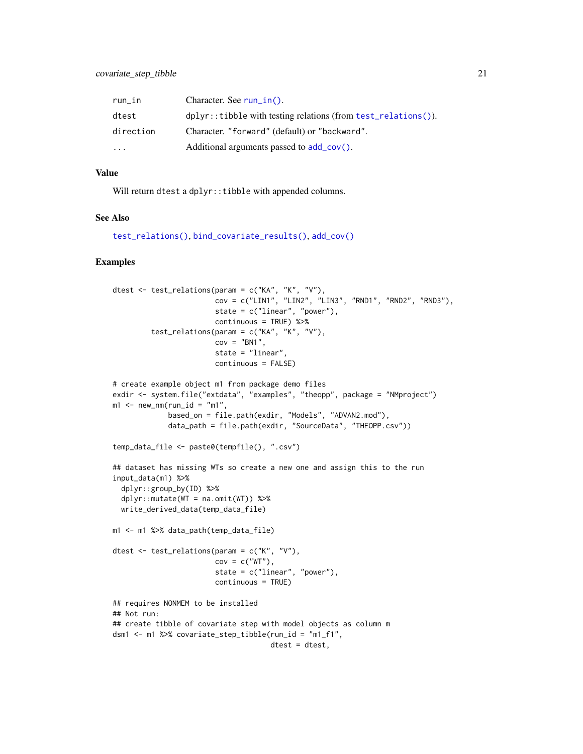| | |
|---|---|
| run_in | Character. See run_in(). |
| dtest | dplyr::tibble with testing relations (from test_relations()). |
| direction | Character. "forward" (default) or "backward". |
| ... | Additional arguments passed to add_cov(). |

## Value

Will return dtest a dplyr::tibble with appended columns.

## See Also

test_relations(), bind_covariate_results(), add_cov()

## Examples

```
dtest <- test_relations(param = c("KA", "K", "V"),
                        cov = c("LIN1", "LIN2", "LIN3", "RND1", "RND2", "RND3"),
                        state = c("linear", "power"),
                        continuous = TRUE) %>%
         test_relations(param = c("KA", "K", "V"),
                        cov = "BN1",
                        state = "linear",
                        continuous = FALSE)

# create example object m1 from package demo files
exdir <- system.file("extdata", "examples", "theopp", package = "NMproject")
m1 <- new_nm(run_id = "m1",
             based_on = file.path(exdir, "Models", "ADVAN2.mod"),
             data_path = file.path(exdir, "SourceData", "THEOPP.csv"))

temp_data_file <- paste0(tempfile(), ".csv")

## dataset has missing WTs so create a new one and assign this to the run
input_data(m1) %>%
  dplyr::group_by(ID) %>%
  dplyr::mutate(WT = na.omit(WT)) %>%
  write_derived_data(temp_data_file)

m1 <- m1 %>% data_path(temp_data_file)

dtest <- test_relations(param = c("K", "V"),
                        cov = c("WT"),
                        state = c("linear", "power"),
                        continuous = TRUE)

## requires NONMEM to be installed
## Not run:
## create tibble of covariate step with model objects as column m
dsm1 <- m1 %>% covariate_step_tibble(run_id = "m1_f1",
                                     dtest = dtest,
```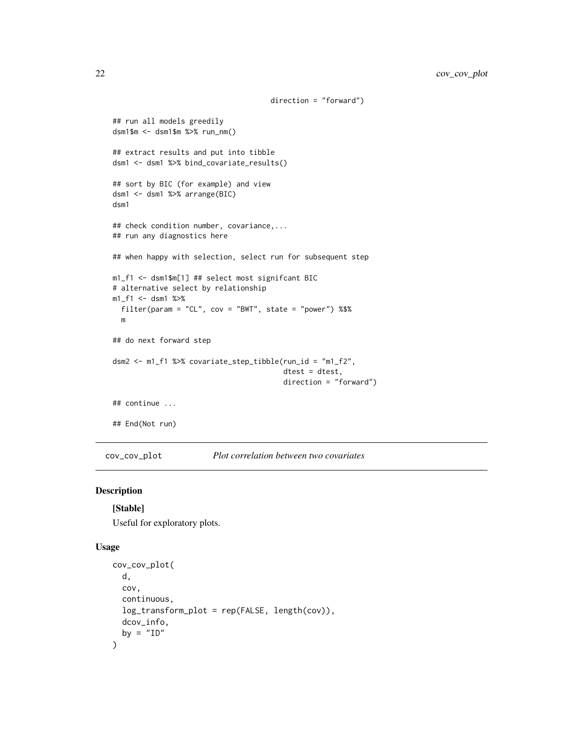```
                                          direction = "forward")

## run all models greedily
dsm1$m <- dsm1$m %>% run_nm()

## extract results and put into tibble
dsm1 <- dsm1 %>% bind_covariate_results()

## sort by BIC (for example) and view
dsm1 <- dsm1 %>% arrange(BIC)
dsm1

## check condition number, covariance,...
## run any diagnostics here

## when happy with selection, select run for subsequent step

m1_f1 <- dsm1$m[1] ## select most signifcant BIC
# alternative select by relationship
m1_f1 <- dsm1 %>%
  filter(param = "CL", cov = "BWT", state = "power") %$%
  m

## do next forward step

dsm2 <- m1_f1 %>% covariate_step_tibble(run_id = "m1_f2",
                                        dtest = dtest,
                                        direction = "forward")

## continue ...

## End(Not run)
```

## cov_cov_plot *Plot correlation between two covariates*

### Description

**[Stable]**

Useful for exploratory plots.

### Usage

```
cov_cov_plot(
  d,
  cov,
  continuous,
  log_transform_plot = rep(FALSE, length(cov)),
  dcov_info,
  by = "ID"
)
```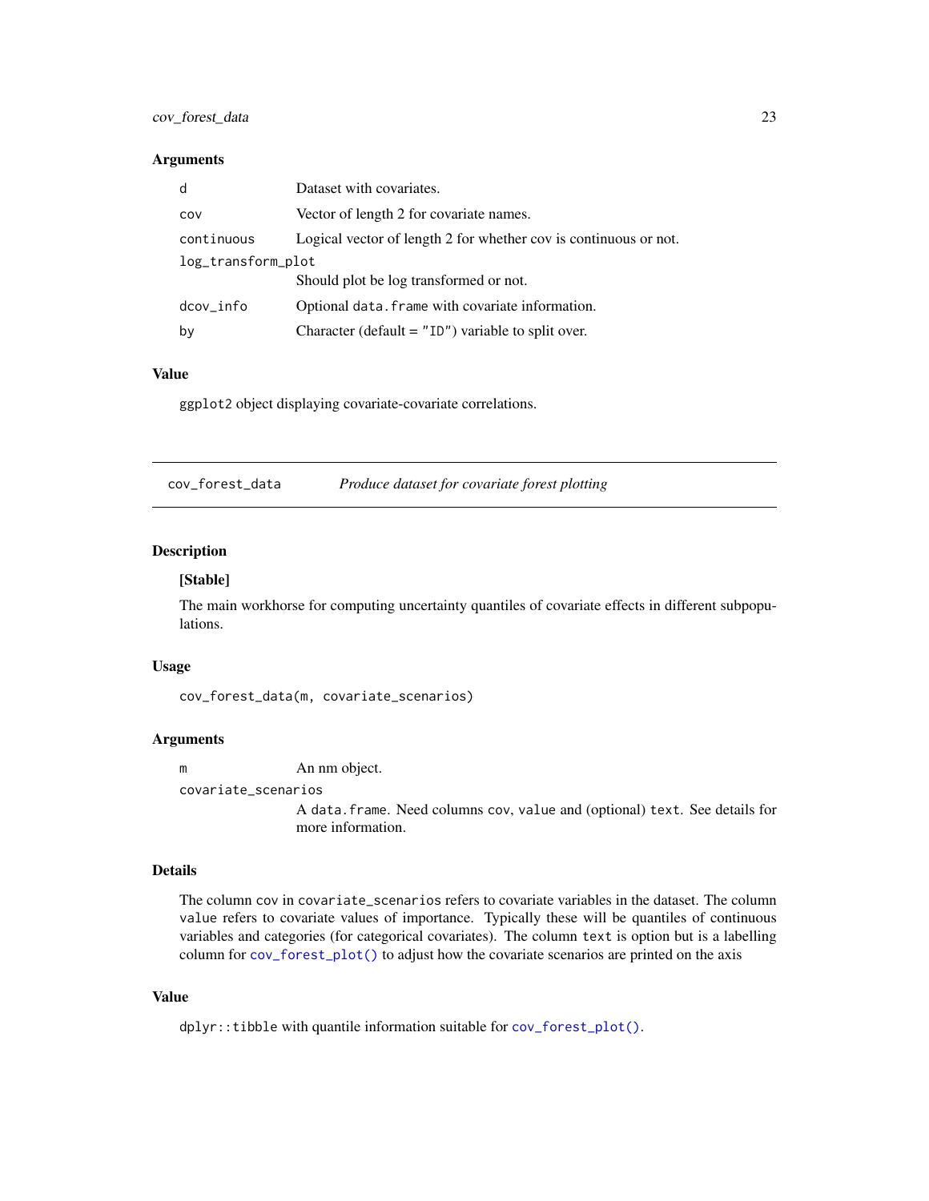### Arguments

| | |
|---|---|
| `d` | Dataset with covariates. |
| `cov` | Vector of length 2 for covariate names. |
| `continuous` | Logical vector of length 2 for whether cov is continuous or not. |
| `log_transform_plot` | Should plot be log transformed or not. |
| `dcov_info` | Optional `data.frame` with covariate information. |
| `by` | Character (default = `"ID"`) variable to split over. |

### Value

`ggplot2` object displaying covariate-covariate correlations.

---

## `cov_forest_data` *Produce dataset for covariate forest plotting*

### Description

**[Stable]**

The main workhorse for computing uncertainty quantiles of covariate effects in different subpopulations.

### Usage

```
cov_forest_data(m, covariate_scenarios)
```

### Arguments

| | |
|---|---|
| `m` | An nm object. |
| `covariate_scenarios` | A `data.frame`. Need columns `cov`, `value` and (optional) `text`. See details for more information. |

### Details

The column `cov` in `covariate_scenarios` refers to covariate variables in the dataset. The column `value` refers to covariate values of importance. Typically these will be quantiles of continuous variables and categories (for categorical covariates). The column `text` is option but is a labelling column for `cov_forest_plot()` to adjust how the covariate scenarios are printed on the axis

### Value

`dplyr::tibble` with quantile information suitable for `cov_forest_plot()`.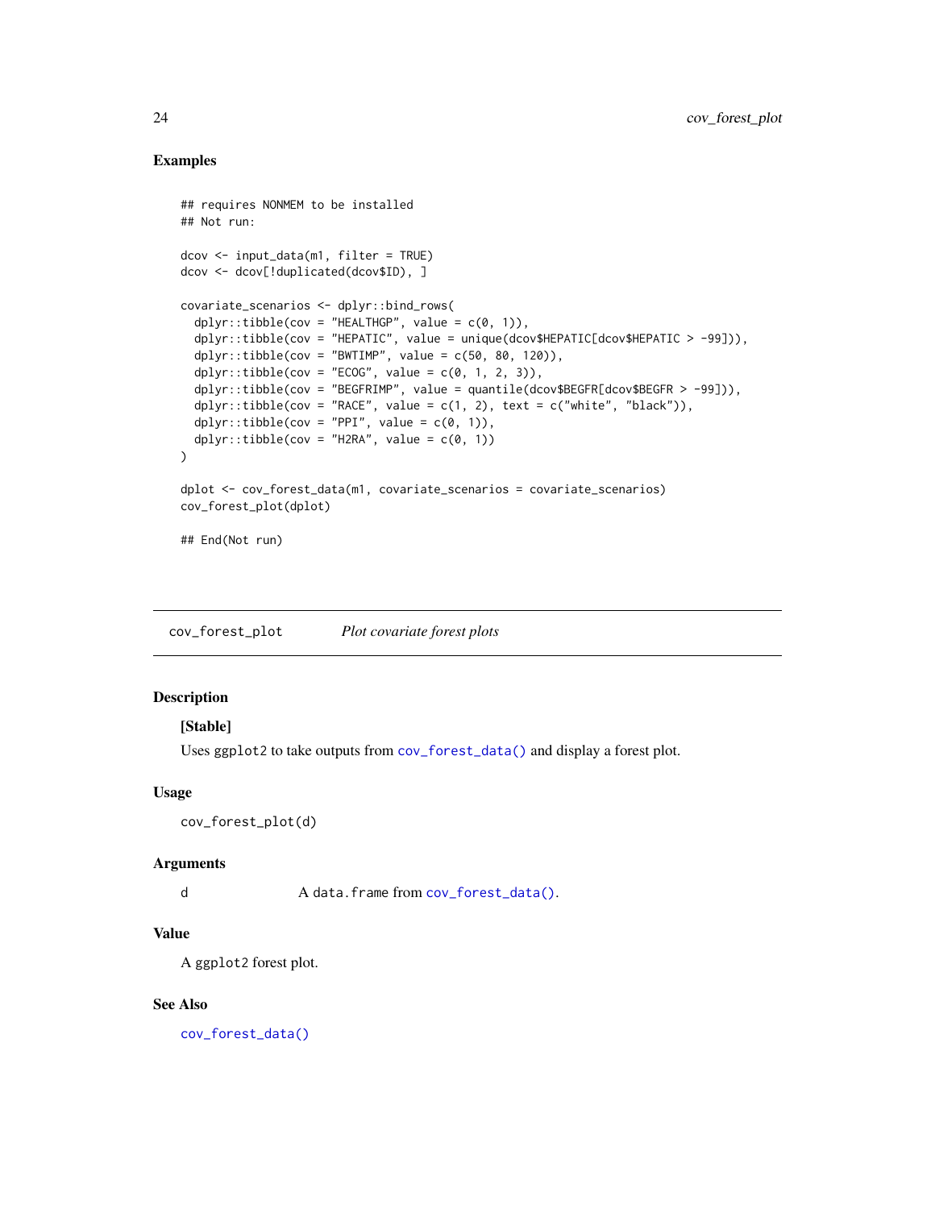## Examples

```
## requires NONMEM to be installed
## Not run:

dcov <- input_data(m1, filter = TRUE)
dcov <- dcov[!duplicated(dcov$ID), ]

covariate_scenarios <- dplyr::bind_rows(
  dplyr::tibble(cov = "HEALTHGP", value = c(0, 1)),
  dplyr::tibble(cov = "HEPATIC", value = unique(dcov$HEPATIC[dcov$HEPATIC > -99])),
  dplyr::tibble(cov = "BWTIMP", value = c(50, 80, 120)),
  dplyr::tibble(cov = "ECOG", value = c(0, 1, 2, 3)),
  dplyr::tibble(cov = "BEGFRIMP", value = quantile(dcov$BEGFR[dcov$BEGFR > -99])),
  dplyr::tibble(cov = "RACE", value = c(1, 2), text = c("white", "black")),
  dplyr::tibble(cov = "PPI", value = c(0, 1)),
  dplyr::tibble(cov = "H2RA", value = c(0, 1))
)

dplot <- cov_forest_data(m1, covariate_scenarios = covariate_scenarios)
cov_forest_plot(dplot)

## End(Not run)
```

---

# cov_forest_plot — *Plot covariate forest plots*

---

## Description

**[Stable]**

Uses `ggplot2` to take outputs from `cov_forest_data()` and display a forest plot.

## Usage

```
cov_forest_plot(d)
```

## Arguments

| | |
|---|---|
| d | A `data.frame` from `cov_forest_data()`. |

## Value

A `ggplot2` forest plot.

## See Also

`cov_forest_data()`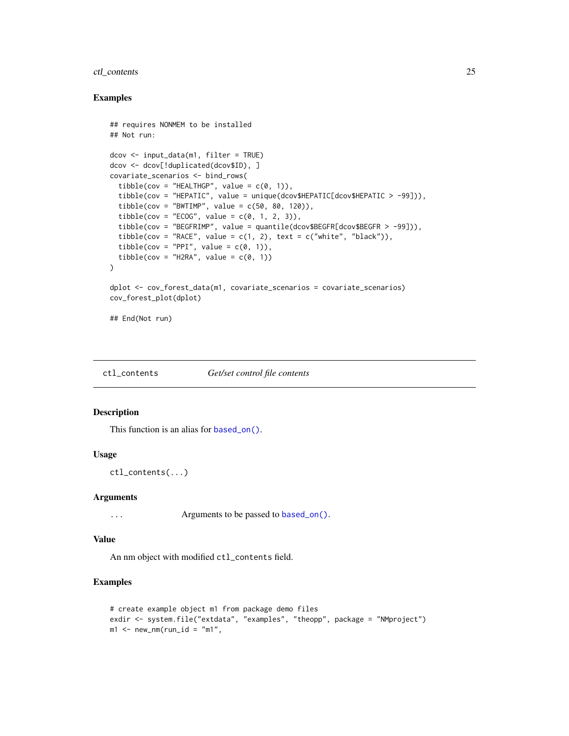### Examples

```
## requires NONMEM to be installed
## Not run:

dcov <- input_data(m1, filter = TRUE)
dcov <- dcov[!duplicated(dcov$ID), ]
covariate_scenarios <- bind_rows(
  tibble(cov = "HEALTHGP", value = c(0, 1)),
  tibble(cov = "HEPATIC", value = unique(dcov$HEPATIC[dcov$HEPATIC > -99])),
  tibble(cov = "BWTIMP", value = c(50, 80, 120)),
  tibble(cov = "ECOG", value = c(0, 1, 2, 3)),
  tibble(cov = "BEGFRIMP", value = quantile(dcov$BEGFR[dcov$BEGFR > -99])),
  tibble(cov = "RACE", value = c(1, 2), text = c("white", "black")),
  tibble(cov = "PPI", value = c(0, 1)),
  tibble(cov = "H2RA", value = c(0, 1))
)

dplot <- cov_forest_data(m1, covariate_scenarios = covariate_scenarios)
cov_forest_plot(dplot)

## End(Not run)
```

---

## ctl_contents    *Get/set control file contents*

### Description

This function is an alias for `based_on()`.

### Usage

```
ctl_contents(...)
```

### Arguments

| | |
|---|---|
| `...` | Arguments to be passed to `based_on()`. |

### Value

An nm object with modified `ctl_contents` field.

### Examples

```
# create example object m1 from package demo files
exdir <- system.file("extdata", "examples", "theopp", package = "NMproject")
m1 <- new_nm(run_id = "m1",
```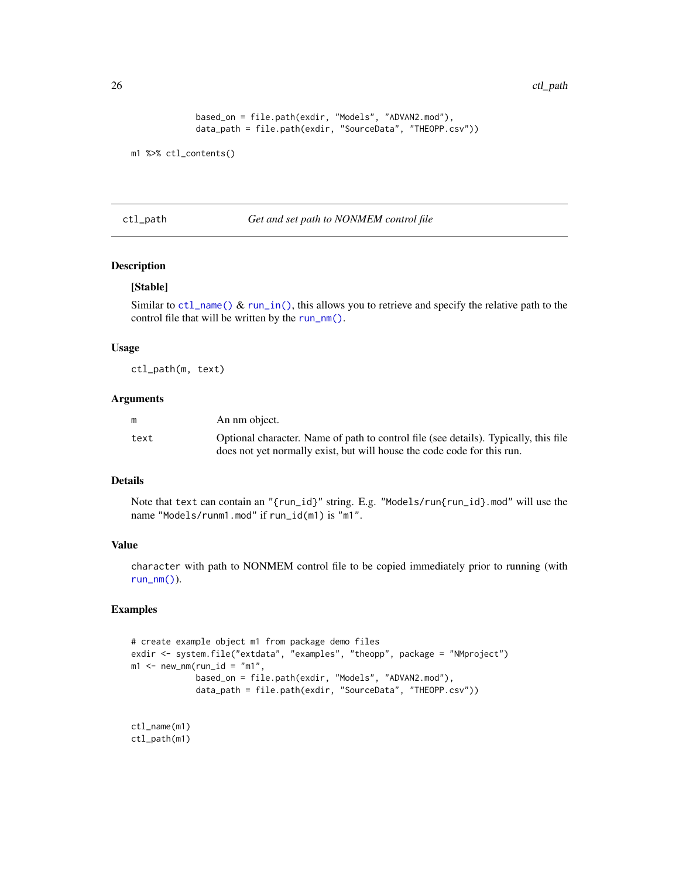```
            based_on = file.path(exdir, "Models", "ADVAN2.mod"),
            data_path = file.path(exdir, "SourceData", "THEOPP.csv"))

m1 %>% ctl_contents()
```

## ctl_path — *Get and set path to NONMEM control file*

### Description

**[Stable]**

Similar to `ctl_name()` & `run_in()`, this allows you to retrieve and specify the relative path to the control file that will be written by the `run_nm()`.

### Usage

```
ctl_path(m, text)
```

### Arguments

| | |
|---|---|
| m | An nm object. |
| text | Optional character. Name of path to control file (see details). Typically, this file does not yet normally exist, but will house the code code for this run. |

### Details

Note that `text` can contain an `"{run_id}"` string. E.g. `"Models/run{run_id}.mod"` will use the name `"Models/runm1.mod"` if `run_id(m1)` is `"m1"`.

### Value

`character` with path to NONMEM control file to be copied immediately prior to running (with `run_nm()`).

### Examples

```
# create example object m1 from package demo files
exdir <- system.file("extdata", "examples", "theopp", package = "NMproject")
m1 <- new_nm(run_id = "m1",
            based_on = file.path(exdir, "Models", "ADVAN2.mod"),
            data_path = file.path(exdir, "SourceData", "THEOPP.csv"))


ctl_name(m1)
ctl_path(m1)
```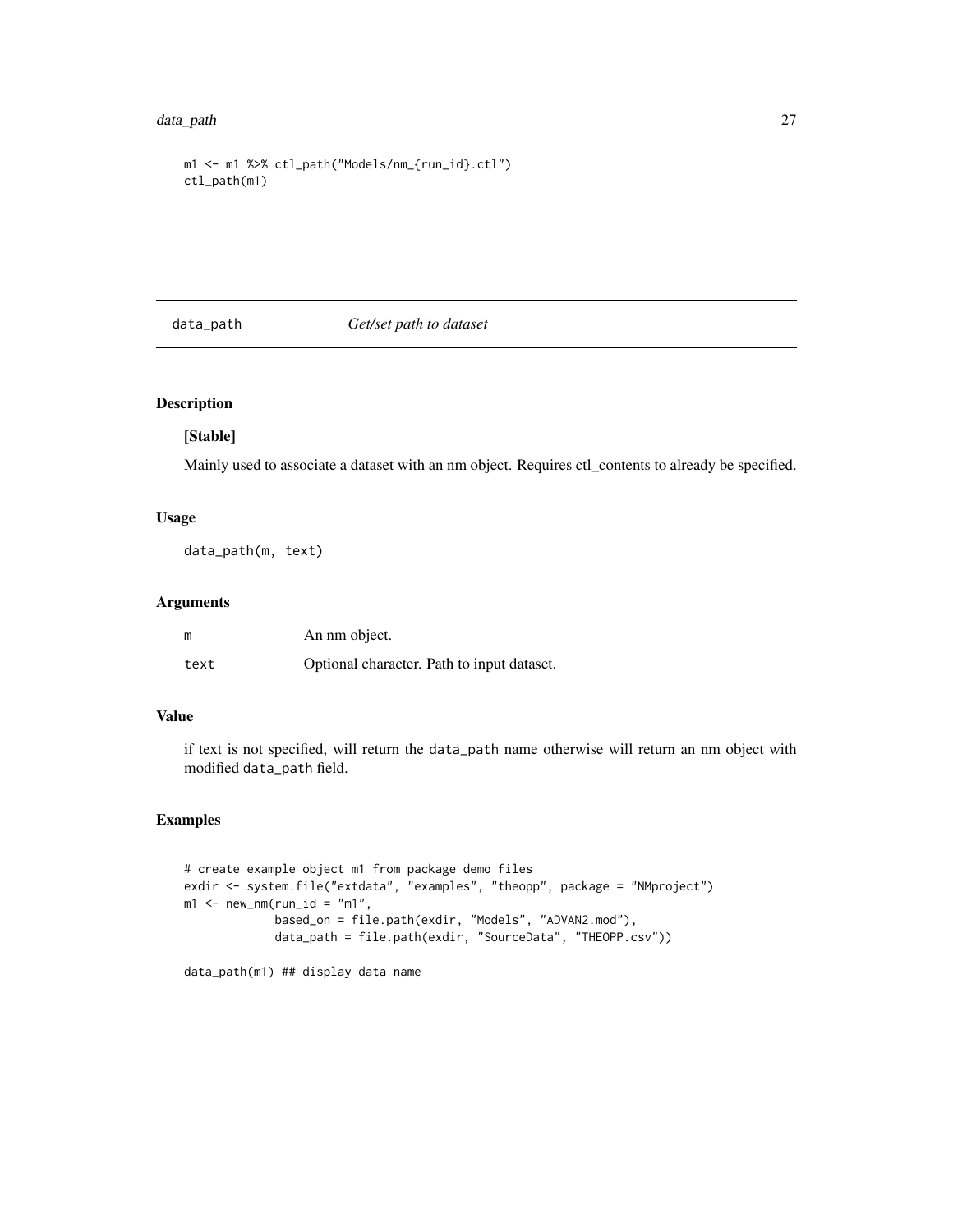```
m1 <- m1 %>% ctl_path("Models/nm_{run_id}.ctl")
ctl_path(m1)
```

## data_path — *Get/set path to dataset*

### Description

**[Stable]**

Mainly used to associate a dataset with an nm object. Requires ctl_contents to already be specified.

### Usage

```
data_path(m, text)
```

### Arguments

| | |
|---|---|
| m | An nm object. |
| text | Optional character. Path to input dataset. |

### Value

if text is not specified, will return the `data_path` name otherwise will return an nm object with modified `data_path` field.

### Examples

```
# create example object m1 from package demo files
exdir <- system.file("extdata", "examples", "theopp", package = "NMproject")
m1 <- new_nm(run_id = "m1",
             based_on = file.path(exdir, "Models", "ADVAN2.mod"),
             data_path = file.path(exdir, "SourceData", "THEOPP.csv"))

data_path(m1) ## display data name
```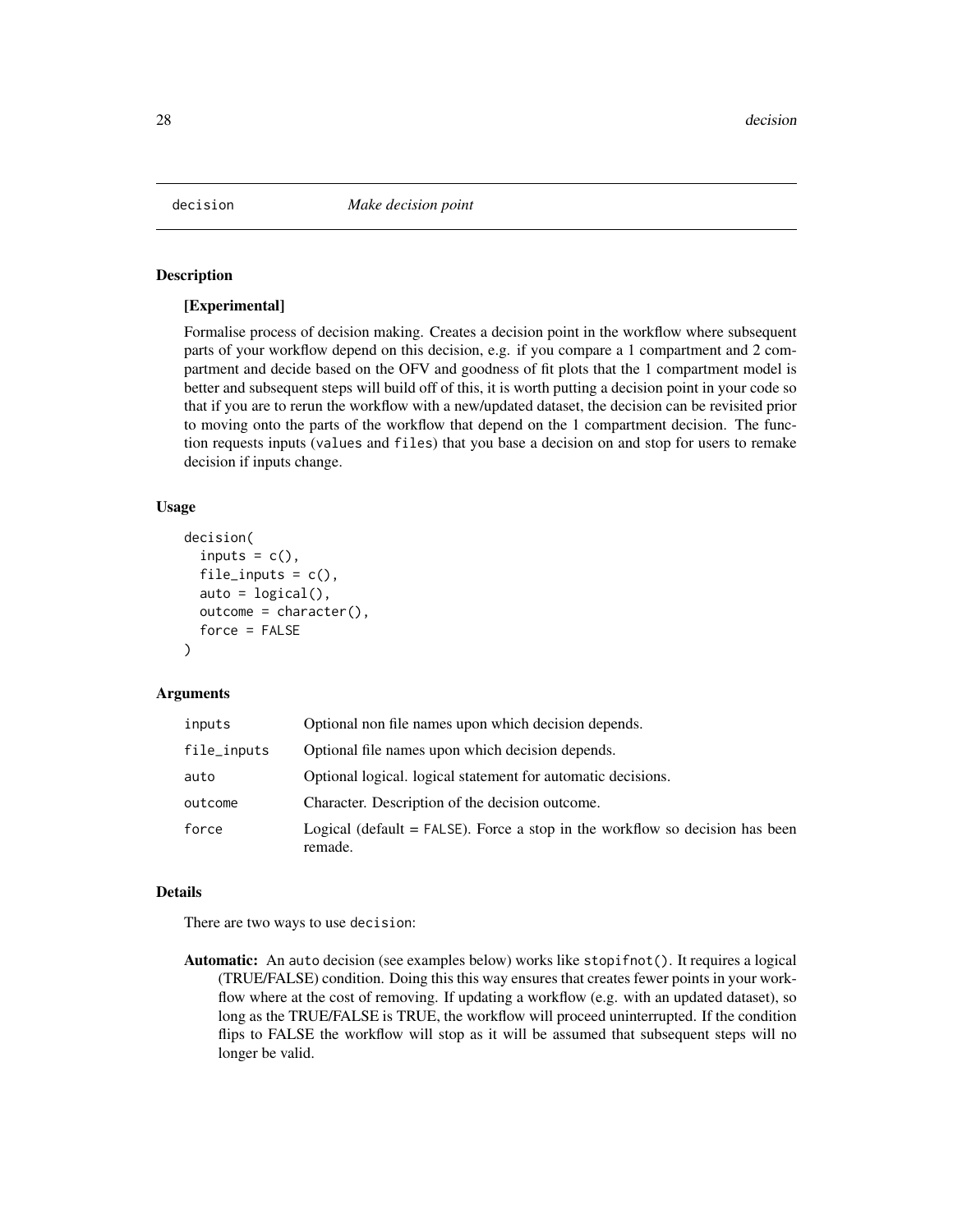# decision — *Make decision point*

## Description

**[Experimental]**

Formalise process of decision making. Creates a decision point in the workflow where subsequent parts of your workflow depend on this decision, e.g. if you compare a 1 compartment and 2 compartment and decide based on the OFV and goodness of fit plots that the 1 compartment model is better and subsequent steps will build off of this, it is worth putting a decision point in your code so that if you are to rerun the workflow with a new/updated dataset, the decision can be revisited prior to moving onto the parts of the workflow that depend on the 1 compartment decision. The function requests inputs (`values` and `files`) that you base a decision on and stop for users to remake decision if inputs change.

## Usage

```
decision(
  inputs = c(),
  file_inputs = c(),
  auto = logical(),
  outcome = character(),
  force = FALSE
)
```

## Arguments

| | |
|---|---|
| `inputs` | Optional non file names upon which decision depends. |
| `file_inputs` | Optional file names upon which decision depends. |
| `auto` | Optional logical. logical statement for automatic decisions. |
| `outcome` | Character. Description of the decision outcome. |
| `force` | Logical (default = `FALSE`). Force a stop in the workflow so decision has been remade. |

## Details

There are two ways to use `decision`:

**Automatic:** An `auto` decision (see examples below) works like `stopifnot()`. It requires a logical (TRUE/FALSE) condition. Doing this this way ensures that creates fewer points in your workflow where at the cost of removing. If updating a workflow (e.g. with an updated dataset), so long as the TRUE/FALSE is TRUE, the workflow will proceed uninterrupted. If the condition flips to FALSE the workflow will stop as it will be assumed that subsequent steps will no longer be valid.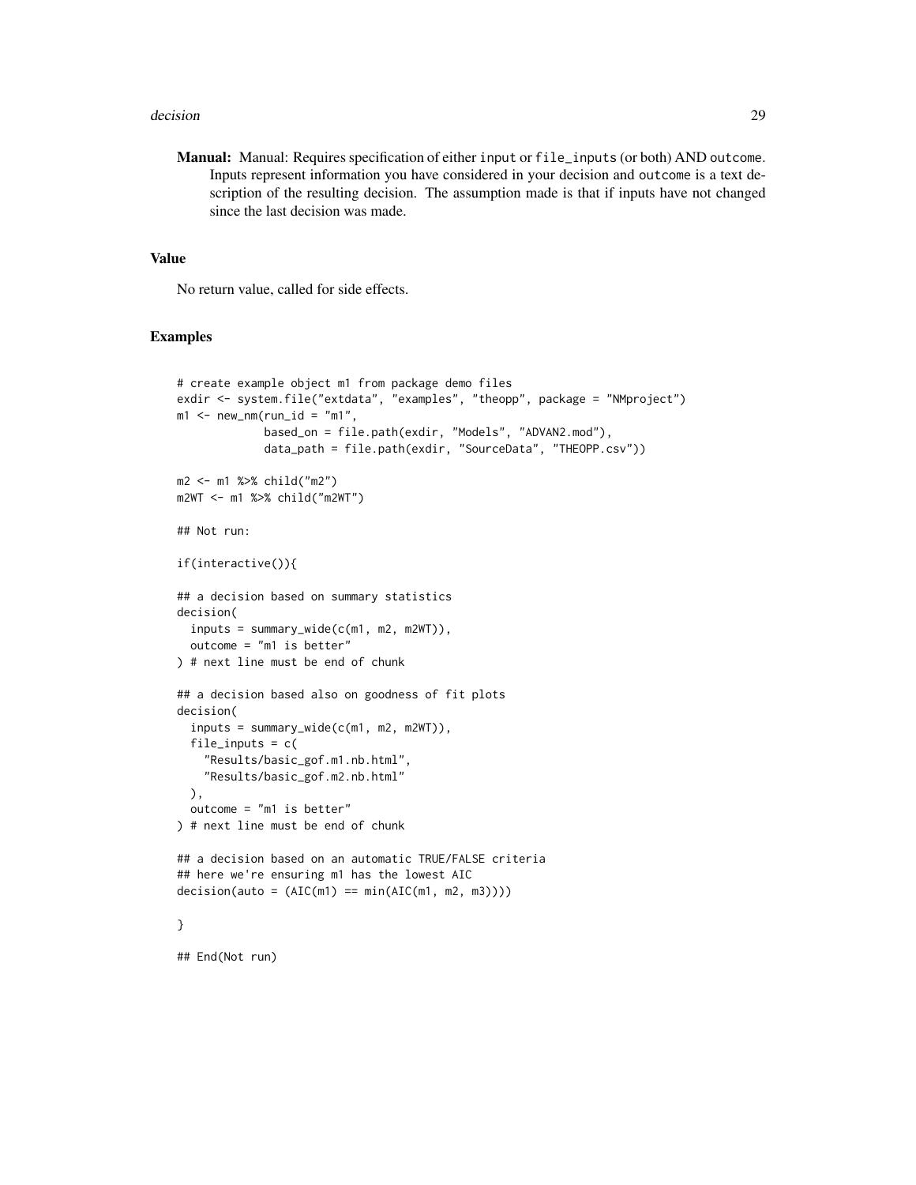**Manual:** Manual: Requires specification of either input or file_inputs (or both) AND outcome. Inputs represent information you have considered in your decision and outcome is a text description of the resulting decision. The assumption made is that if inputs have not changed since the last decision was made.

## Value

No return value, called for side effects.

## Examples

```
# create example object m1 from package demo files
exdir <- system.file("extdata", "examples", "theopp", package = "NMproject")
m1 <- new_nm(run_id = "m1",
             based_on = file.path(exdir, "Models", "ADVAN2.mod"),
             data_path = file.path(exdir, "SourceData", "THEOPP.csv"))

m2 <- m1 %>% child("m2")
m2WT <- m1 %>% child("m2WT")

## Not run:

if(interactive()){

## a decision based on summary statistics
decision(
  inputs = summary_wide(c(m1, m2, m2WT)),
  outcome = "m1 is better"
) # next line must be end of chunk

## a decision based also on goodness of fit plots
decision(
  inputs = summary_wide(c(m1, m2, m2WT)),
  file_inputs = c(
    "Results/basic_gof.m1.nb.html",
    "Results/basic_gof.m2.nb.html"
  ),
  outcome = "m1 is better"
) # next line must be end of chunk

## a decision based on an automatic TRUE/FALSE criteria
## here we're ensuring m1 has the lowest AIC
decision(auto = (AIC(m1) == min(AIC(m1, m2, m3))))

}

## End(Not run)
```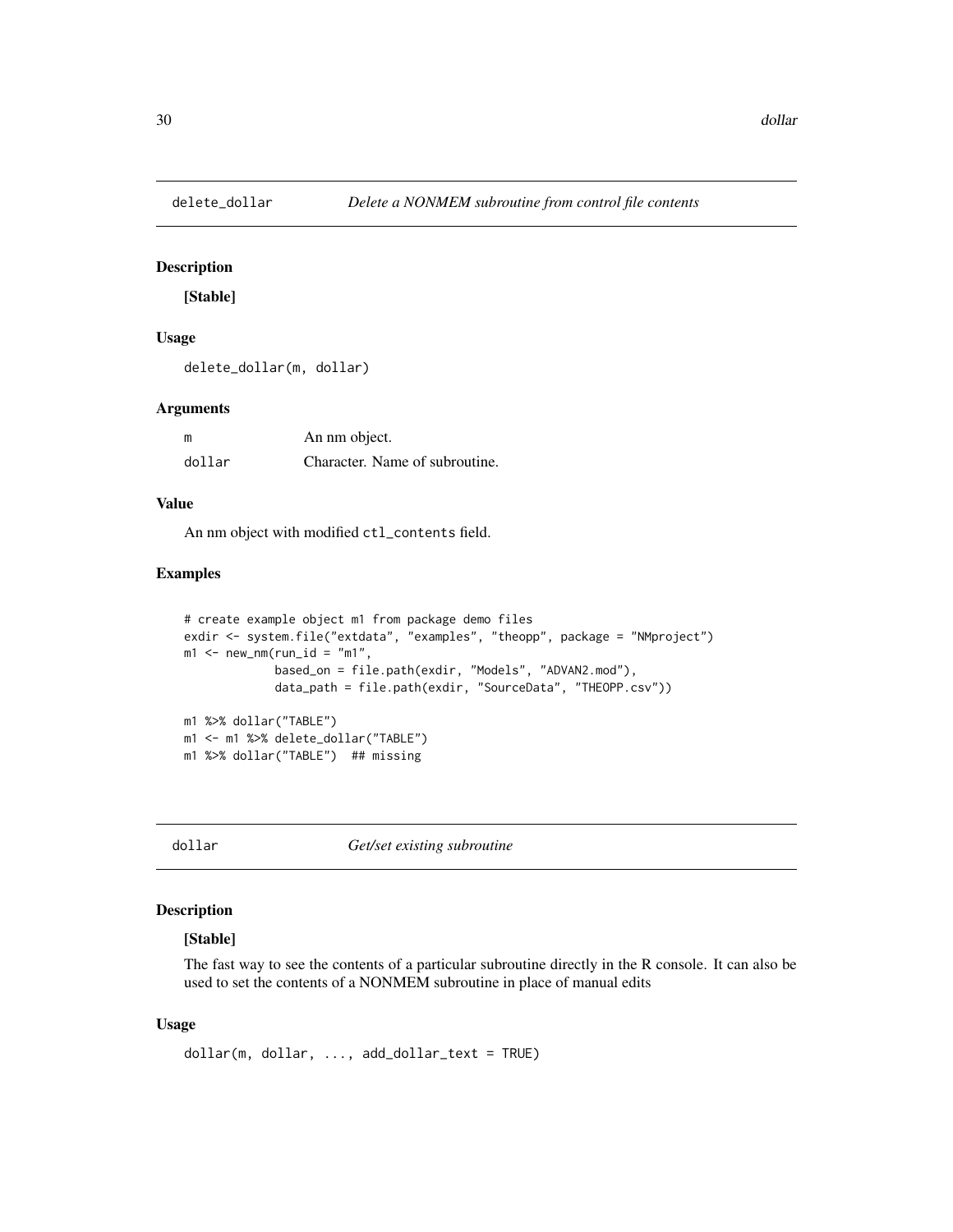## delete_dollar *Delete a NONMEM subroutine from control file contents*

### Description

**[Stable]**

### Usage

```
delete_dollar(m, dollar)
```

### Arguments

| | |
|---|---|
| m | An nm object. |
| dollar | Character. Name of subroutine. |

### Value

An nm object with modified `ctl_contents` field.

### Examples

```
# create example object m1 from package demo files
exdir <- system.file("extdata", "examples", "theopp", package = "NMproject")
m1 <- new_nm(run_id = "m1",
             based_on = file.path(exdir, "Models", "ADVAN2.mod"),
             data_path = file.path(exdir, "SourceData", "THEOPP.csv"))

m1 %>% dollar("TABLE")
m1 <- m1 %>% delete_dollar("TABLE")
m1 %>% dollar("TABLE")  ## missing
```

## dollar *Get/set existing subroutine*

### Description

**[Stable]**

The fast way to see the contents of a particular subroutine directly in the R console. It can also be used to set the contents of a NONMEM subroutine in place of manual edits

### Usage

```
dollar(m, dollar, ..., add_dollar_text = TRUE)
```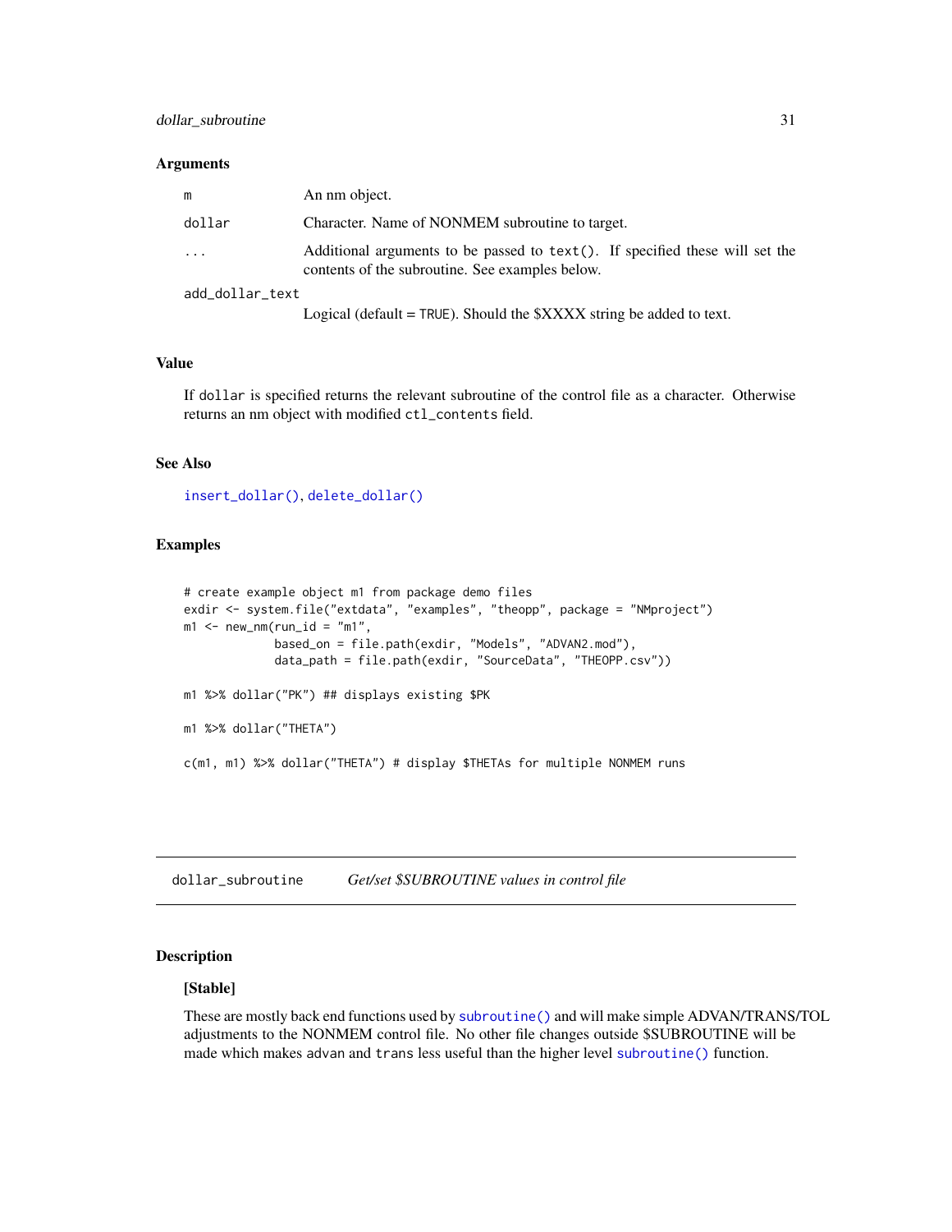### Arguments

| | |
|---|---|
| m | An nm object. |
| dollar | Character. Name of NONMEM subroutine to target. |
| ... | Additional arguments to be passed to `text()`. If specified these will set the contents of the subroutine. See examples below. |
| add_dollar_text | Logical (default = `TRUE`). Should the $XXXX string be added to text. |

### Value

If `dollar` is specified returns the relevant subroutine of the control file as a character. Otherwise returns an nm object with modified `ctl_contents` field.

### See Also

`insert_dollar()`, `delete_dollar()`

### Examples

```
# create example object m1 from package demo files
exdir <- system.file("extdata", "examples", "theopp", package = "NMproject")
m1 <- new_nm(run_id = "m1",
             based_on = file.path(exdir, "Models", "ADVAN2.mod"),
             data_path = file.path(exdir, "SourceData", "THEOPP.csv"))

m1 %>% dollar("PK") ## displays existing $PK

m1 %>% dollar("THETA")

c(m1, m1) %>% dollar("THETA") # display $THETAs for multiple NONMEM runs
```

---

## dollar_subroutine    *Get/set $SUBROUTINE values in control file*

### Description

**[Stable]**

These are mostly back end functions used by `subroutine()` and will make simple ADVAN/TRANS/TOL adjustments to the NONMEM control file. No other file changes outside $SUBROUTINE will be made which makes `advan` and `trans` less useful than the higher level `subroutine()` function.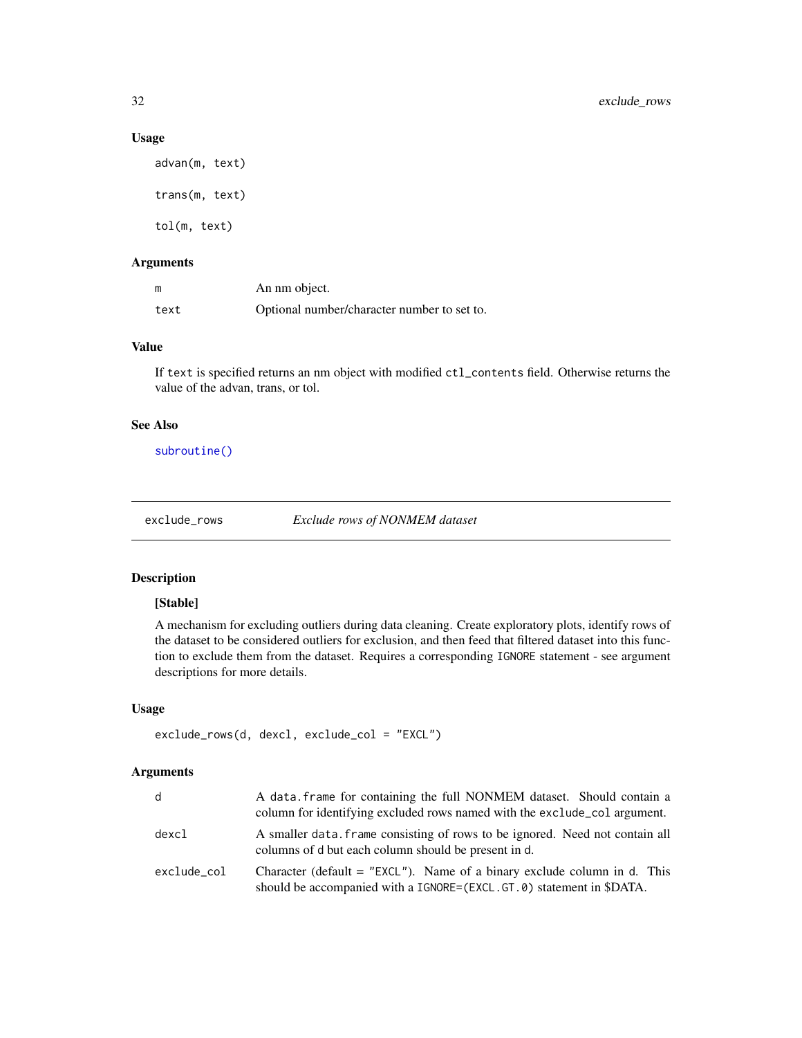### Usage

```
advan(m, text)

trans(m, text)

tol(m, text)
```

### Arguments

| | |
|---|---|
| m | An nm object. |
| text | Optional number/character number to set to. |

### Value

If `text` is specified returns an nm object with modified `ctl_contents` field. Otherwise returns the value of the advan, trans, or tol.

### See Also

`subroutine()`

---

## exclude_rows — *Exclude rows of NONMEM dataset*

### Description

**[Stable]**

A mechanism for excluding outliers during data cleaning. Create exploratory plots, identify rows of the dataset to be considered outliers for exclusion, and then feed that filtered dataset into this function to exclude them from the dataset. Requires a corresponding `IGNORE` statement - see argument descriptions for more details.

### Usage

```
exclude_rows(d, dexcl, exclude_col = "EXCL")
```

### Arguments

| | |
|---|---|
| d | A `data.frame` for containing the full NONMEM dataset. Should contain a column for identifying excluded rows named with the `exclude_col` argument. |
| dexcl | A smaller `data.frame` consisting of rows to be ignored. Need not contain all columns of `d` but each column should be present in `d`. |
| exclude_col | Character (default = `"EXCL"`). Name of a binary exclude column in `d`. This should be accompanied with a `IGNORE=(EXCL.GT.0)` statement in $DATA. |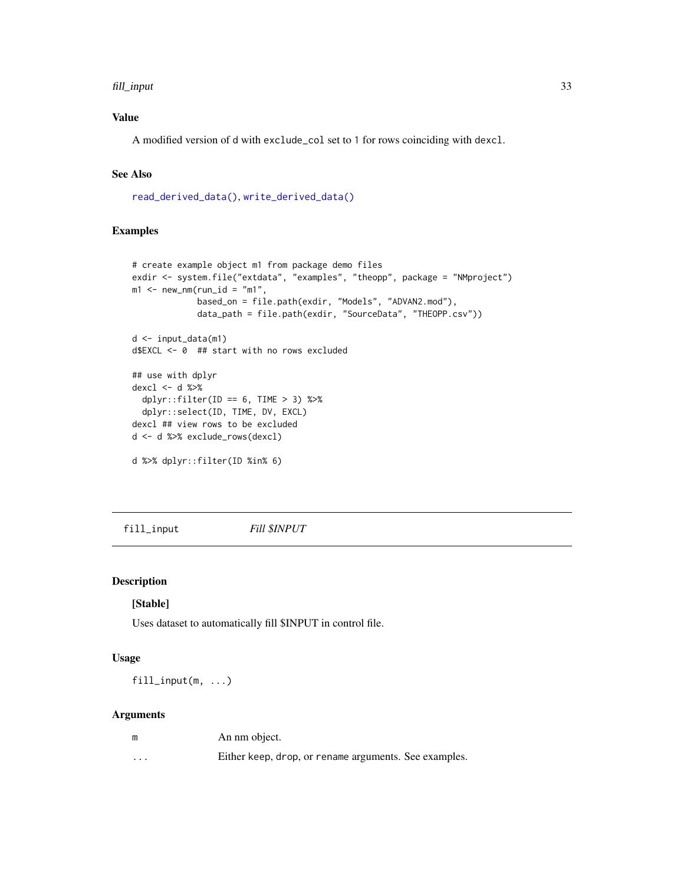## Value

A modified version of d with exclude_col set to 1 for rows coinciding with dexcl.

## See Also

read_derived_data(), write_derived_data()

## Examples

```
# create example object m1 from package demo files
exdir <- system.file("extdata", "examples", "theopp", package = "NMproject")
m1 <- new_nm(run_id = "m1",
             based_on = file.path(exdir, "Models", "ADVAN2.mod"),
             data_path = file.path(exdir, "SourceData", "THEOPP.csv"))

d <- input_data(m1)
d$EXCL <- 0  ## start with no rows excluded

## use with dplyr
dexcl <- d %>%
  dplyr::filter(ID == 6, TIME > 3) %>%
  dplyr::select(ID, TIME, DV, EXCL)
dexcl ## view rows to be excluded
d <- d %>% exclude_rows(dexcl)

d %>% dplyr::filter(ID %in% 6)
```

---

# fill_input    *Fill $INPUT*

## Description

**[Stable]**

Uses dataset to automatically fill $INPUT in control file.

## Usage

```
fill_input(m, ...)
```

## Arguments

| | |
|---|---|
| m | An nm object. |
| ... | Either keep, drop, or rename arguments. See examples. |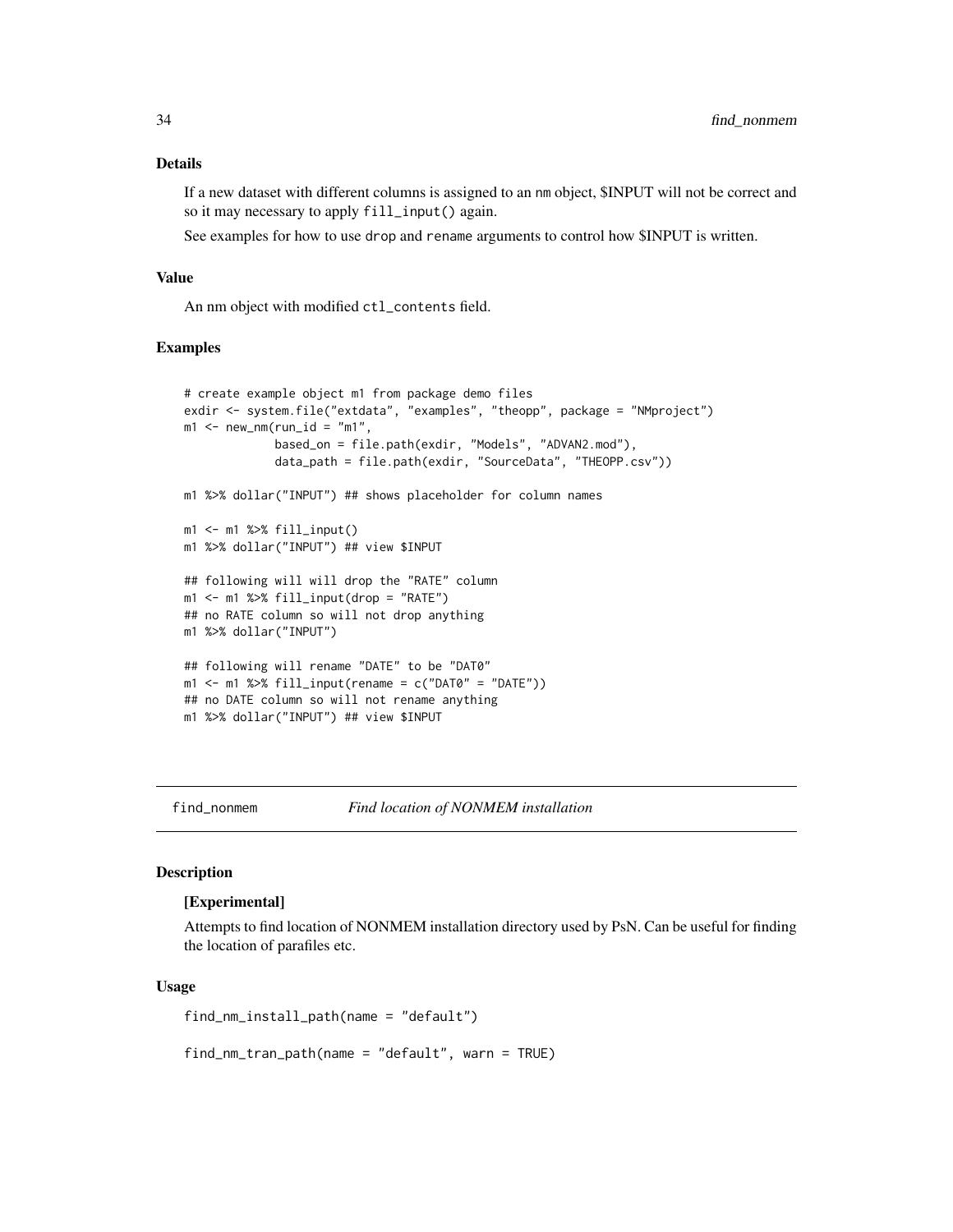### Details

If a new dataset with different columns is assigned to an nm object, $INPUT will not be correct and so it may necessary to apply `fill_input()` again.

See examples for how to use `drop` and `rename` arguments to control how $INPUT is written.

### Value

An nm object with modified `ctl_contents` field.

### Examples

```
# create example object m1 from package demo files
exdir <- system.file("extdata", "examples", "theopp", package = "NMproject")
m1 <- new_nm(run_id = "m1",
             based_on = file.path(exdir, "Models", "ADVAN2.mod"),
             data_path = file.path(exdir, "SourceData", "THEOPP.csv"))

m1 %>% dollar("INPUT") ## shows placeholder for column names

m1 <- m1 %>% fill_input()
m1 %>% dollar("INPUT") ## view $INPUT

## following will will drop the "RATE" column
m1 <- m1 %>% fill_input(drop = "RATE")
## no RATE column so will not drop anything
m1 %>% dollar("INPUT")

## following will rename "DATE" to be "DAT0"
m1 <- m1 %>% fill_input(rename = c("DAT0" = "DATE"))
## no DATE column so will not rename anything
m1 %>% dollar("INPUT") ## view $INPUT
```

---

## find_nonmem &nbsp;&nbsp;&nbsp;&nbsp; *Find location of NONMEM installation*

---

### Description

**[Experimental]**

Attempts to find location of NONMEM installation directory used by PsN. Can be useful for finding the location of parafiles etc.

### Usage

```
find_nm_install_path(name = "default")

find_nm_tran_path(name = "default", warn = TRUE)
```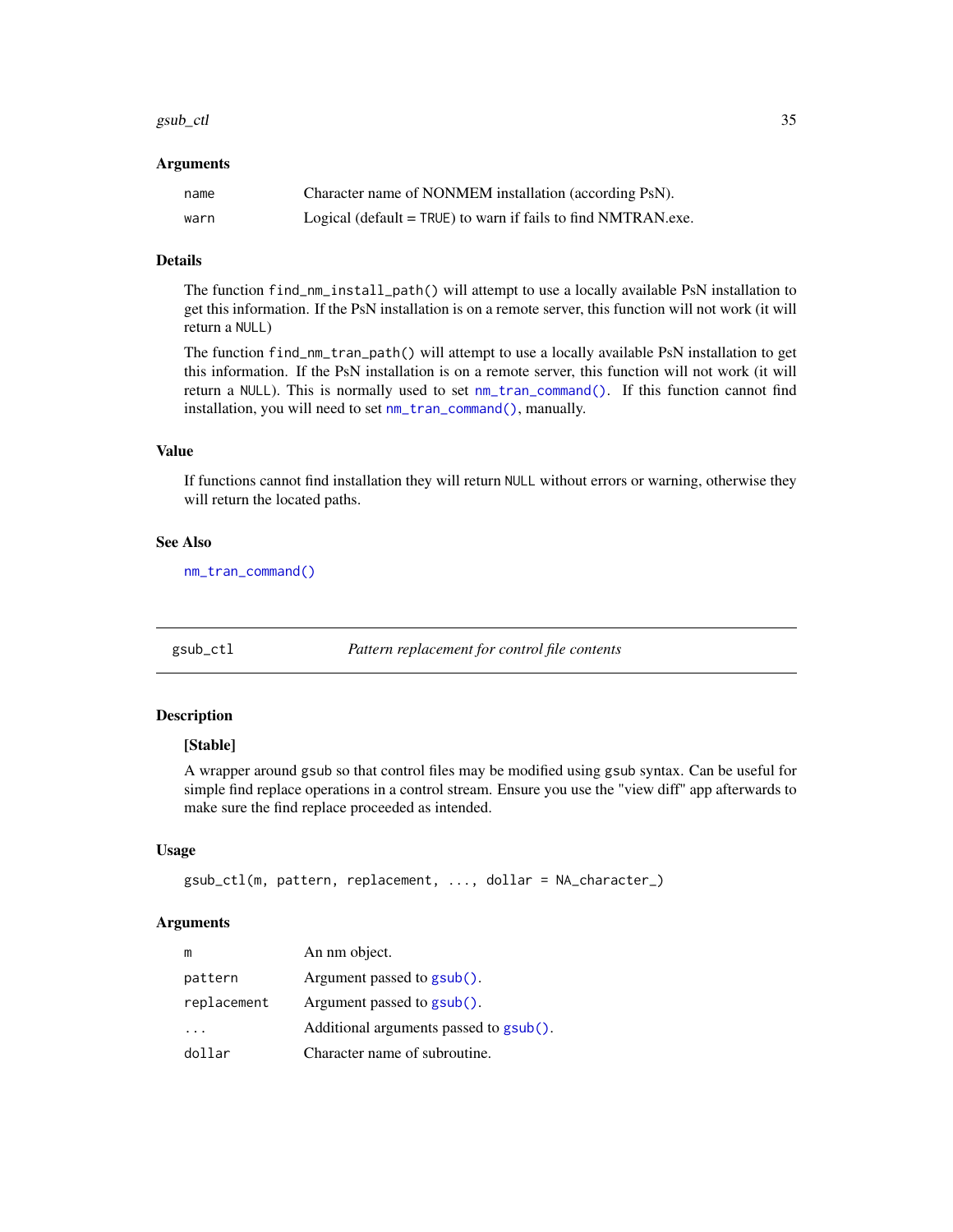### Arguments

| | |
|---|---|
| `name` | Character name of NONMEM installation (according PsN). |
| `warn` | Logical (default = `TRUE`) to warn if fails to find NMTRAN.exe. |

### Details

The function `find_nm_install_path()` will attempt to use a locally available PsN installation to get this information. If the PsN installation is on a remote server, this function will not work (it will return a `NULL`)

The function `find_nm_tran_path()` will attempt to use a locally available PsN installation to get this information. If the PsN installation is on a remote server, this function will not work (it will return a `NULL`). This is normally used to set `nm_tran_command()`. If this function cannot find installation, you will need to set `nm_tran_command()`, manually.

### Value

If functions cannot find installation they will return `NULL` without errors or warning, otherwise they will return the located paths.

### See Also

`nm_tran_command()`

---

## gsub_ctl — *Pattern replacement for control file contents*

### Description

**[Stable]**

A wrapper around `gsub` so that control files may be modified using `gsub` syntax. Can be useful for simple find replace operations in a control stream. Ensure you use the "view diff" app afterwards to make sure the find replace proceeded as intended.

### Usage

```
gsub_ctl(m, pattern, replacement, ..., dollar = NA_character_)
```

### Arguments

| | |
|---|---|
| `m` | An nm object. |
| `pattern` | Argument passed to `gsub()`. |
| `replacement` | Argument passed to `gsub()`. |
| `...` | Additional arguments passed to `gsub()`. |
| `dollar` | Character name of subroutine. |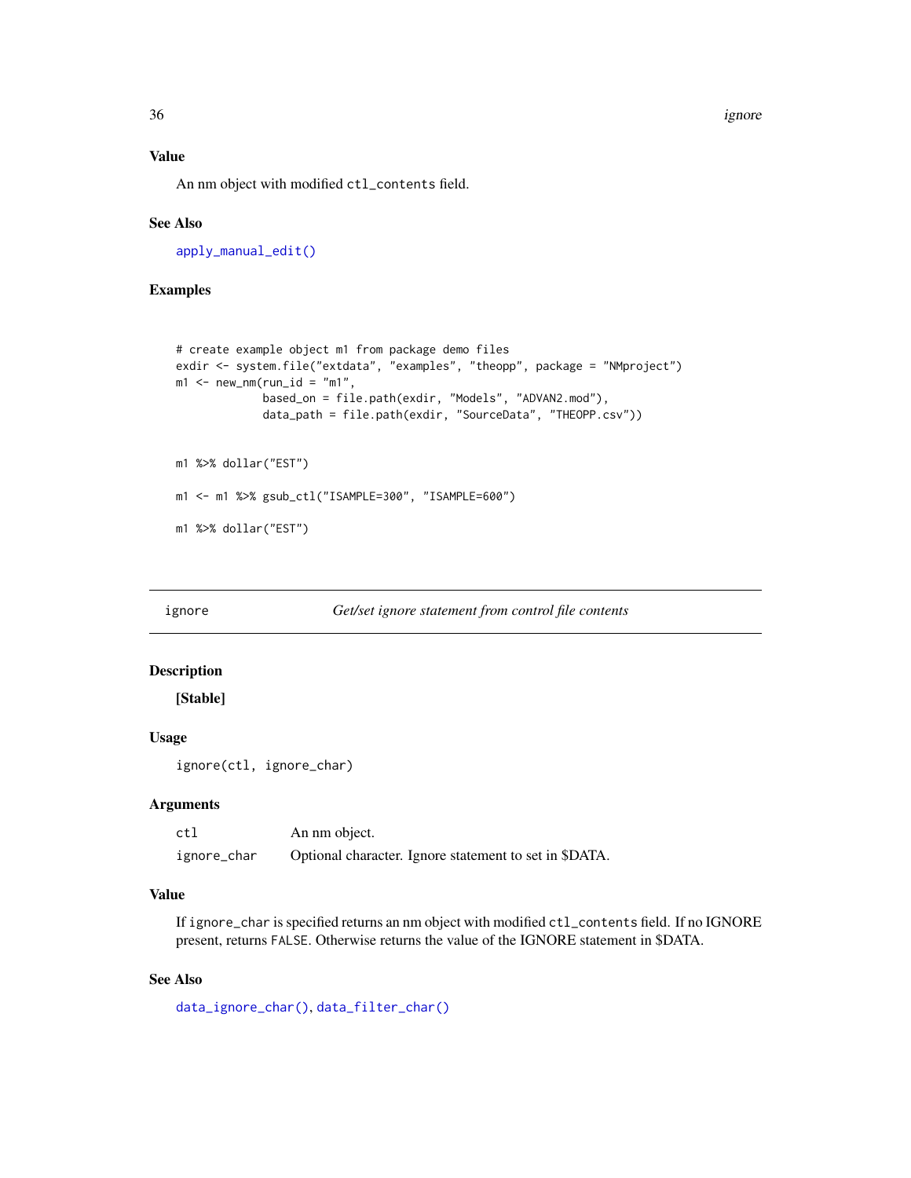### Value

An nm object with modified `ctl_contents` field.

### See Also

`apply_manual_edit()`

### Examples

```
# create example object m1 from package demo files
exdir <- system.file("extdata", "examples", "theopp", package = "NMproject")
m1 <- new_nm(run_id = "m1",
             based_on = file.path(exdir, "Models", "ADVAN2.mod"),
             data_path = file.path(exdir, "SourceData", "THEOPP.csv"))


m1 %>% dollar("EST")

m1 <- m1 %>% gsub_ctl("ISAMPLE=300", "ISAMPLE=600")

m1 %>% dollar("EST")
```

---

## ignore — *Get/set ignore statement from control file contents*

### Description

**[Stable]**

### Usage

```
ignore(ctl, ignore_char)
```

### Arguments

| | |
|---|---|
| `ctl` | An nm object. |
| `ignore_char` | Optional character. Ignore statement to set in $DATA. |

### Value

If `ignore_char` is specified returns an nm object with modified `ctl_contents` field. If no IGNORE present, returns `FALSE`. Otherwise returns the value of the IGNORE statement in $DATA.

### See Also

`data_ignore_char()`, `data_filter_char()`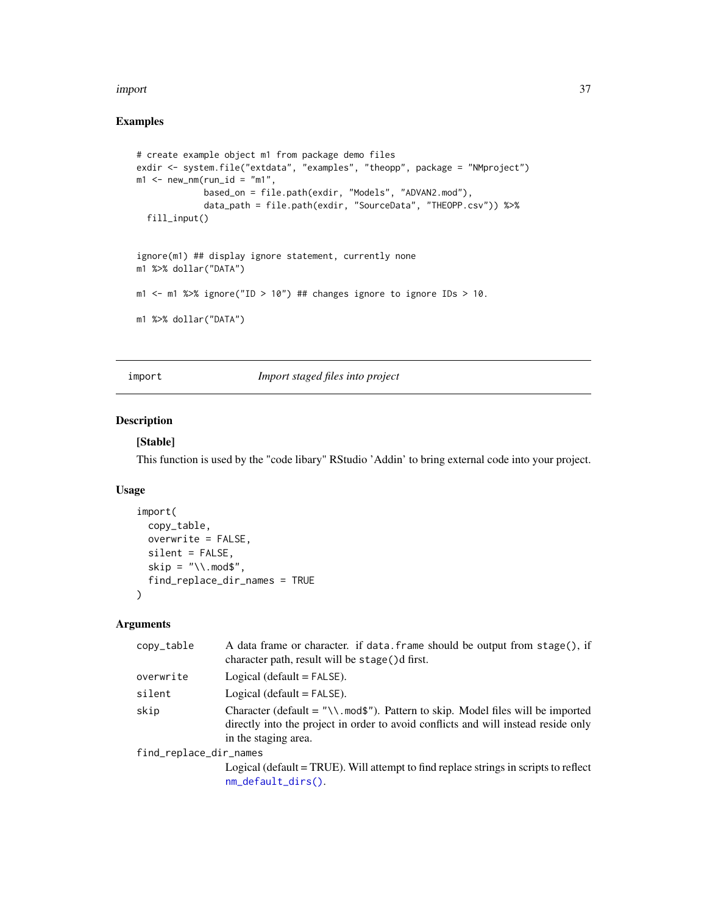## Examples

```
# create example object m1 from package demo files
exdir <- system.file("extdata", "examples", "theopp", package = "NMproject")
m1 <- new_nm(run_id = "m1",
             based_on = file.path(exdir, "Models", "ADVAN2.mod"),
             data_path = file.path(exdir, "SourceData", "THEOPP.csv")) %>%
  fill_input()


ignore(m1) ## display ignore statement, currently none
m1 %>% dollar("DATA")

m1 <- m1 %>% ignore("ID > 10") ## changes ignore to ignore IDs > 10.

m1 %>% dollar("DATA")
```

---

# import — *Import staged files into project*

## Description

**[Stable]**

This function is used by the "code libary" RStudio 'Addin' to bring external code into your project.

## Usage

```
import(
  copy_table,
  overwrite = FALSE,
  silent = FALSE,
  skip = "\\.mod$",
  find_replace_dir_names = TRUE
)
```

## Arguments

| Argument | Description |
|---|---|
| `copy_table` | A data frame or character. if `data.frame` should be output from `stage()`, if character path, result will be `stage()`d first. |
| `overwrite` | Logical (default = `FALSE`). |
| `silent` | Logical (default = `FALSE`). |
| `skip` | Character (default = `"\\.mod$"`). Pattern to skip. Model files will be imported directly into the project in order to avoid conflicts and will instead reside only in the staging area. |
| `find_replace_dir_names` | Logical (default = TRUE). Will attempt to find replace strings in scripts to reflect `nm_default_dirs()`. |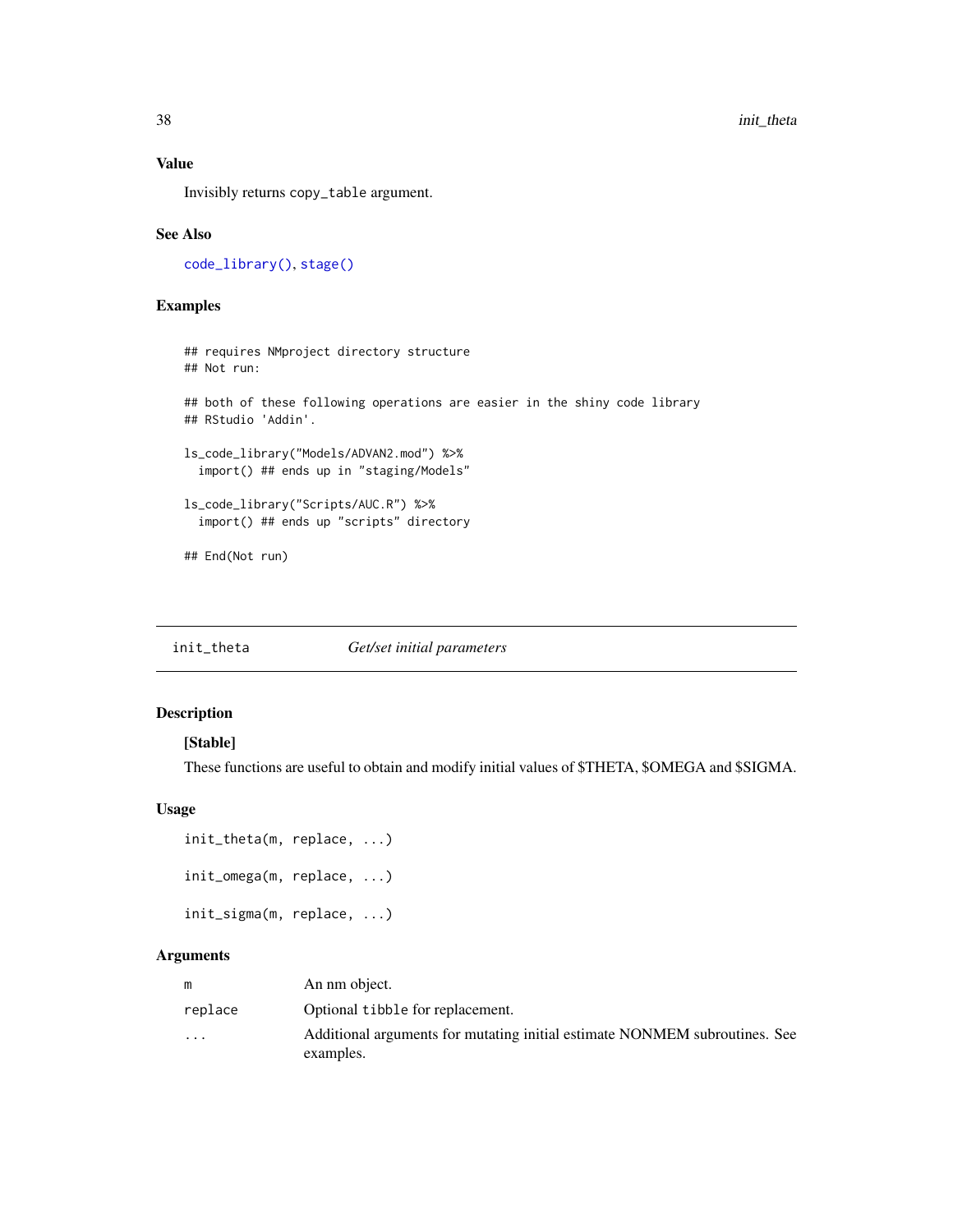### Value

Invisibly returns `copy_table` argument.

### See Also

`code_library()`, `stage()`

### Examples

```
## requires NMproject directory structure
## Not run:

## both of these following operations are easier in the shiny code library
## RStudio 'Addin'.

ls_code_library("Models/ADVAN2.mod") %>%
  import() ## ends up in "staging/Models"

ls_code_library("Scripts/AUC.R") %>%
  import() ## ends up "scripts" directory

## End(Not run)
```

---

## init_theta &nbsp;&nbsp;&nbsp;&nbsp;&nbsp; *Get/set initial parameters*

---

### Description

**[Stable]**

These functions are useful to obtain and modify initial values of $THETA, $OMEGA and $SIGMA.

### Usage

```
init_theta(m, replace, ...)

init_omega(m, replace, ...)

init_sigma(m, replace, ...)
```

### Arguments

| | |
|---|---|
| `m` | An nm object. |
| `replace` | Optional `tibble` for replacement. |
| `...` | Additional arguments for mutating initial estimate NONMEM subroutines. See examples. |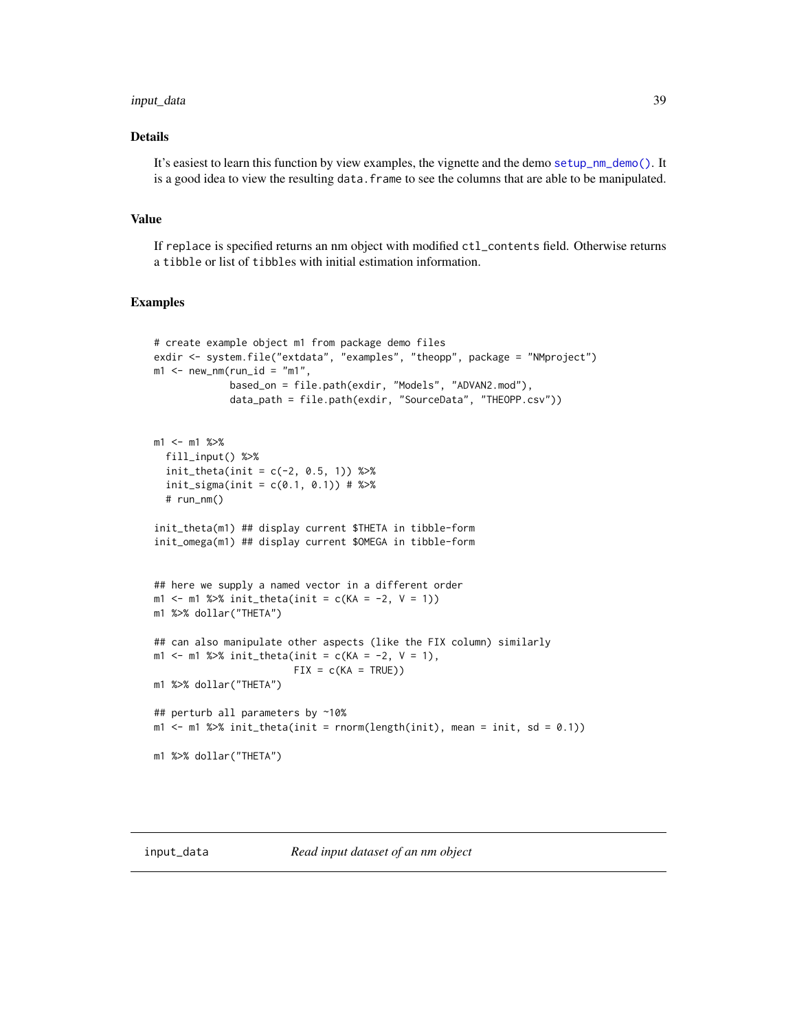### Details

It's easiest to learn this function by view examples, the vignette and the demo `setup_nm_demo()`. It is a good idea to view the resulting `data.frame` to see the columns that are able to be manipulated.

### Value

If `replace` is specified returns an nm object with modified `ctl_contents` field. Otherwise returns a `tibble` or list of `tibbles` with initial estimation information.

### Examples

```
# create example object m1 from package demo files
exdir <- system.file("extdata", "examples", "theopp", package = "NMproject")
m1 <- new_nm(run_id = "m1",
             based_on = file.path(exdir, "Models", "ADVAN2.mod"),
             data_path = file.path(exdir, "SourceData", "THEOPP.csv"))


m1 <- m1 %>%
  fill_input() %>%
  init_theta(init = c(-2, 0.5, 1)) %>%
  init_sigma(init = c(0.1, 0.1)) # %>%
  # run_nm()

init_theta(m1) ## display current $THETA in tibble-form
init_omega(m1) ## display current $OMEGA in tibble-form


## here we supply a named vector in a different order
m1 <- m1 %>% init_theta(init = c(KA = -2, V = 1))
m1 %>% dollar("THETA")

## can also manipulate other aspects (like the FIX column) similarly
m1 <- m1 %>% init_theta(init = c(KA = -2, V = 1),
                        FIX = c(KA = TRUE))
m1 %>% dollar("THETA")

## perturb all parameters by ~10%
m1 <- m1 %>% init_theta(init = rnorm(length(init), mean = init, sd = 0.1))

m1 %>% dollar("THETA")
```

---

## input_data — *Read input dataset of an nm object*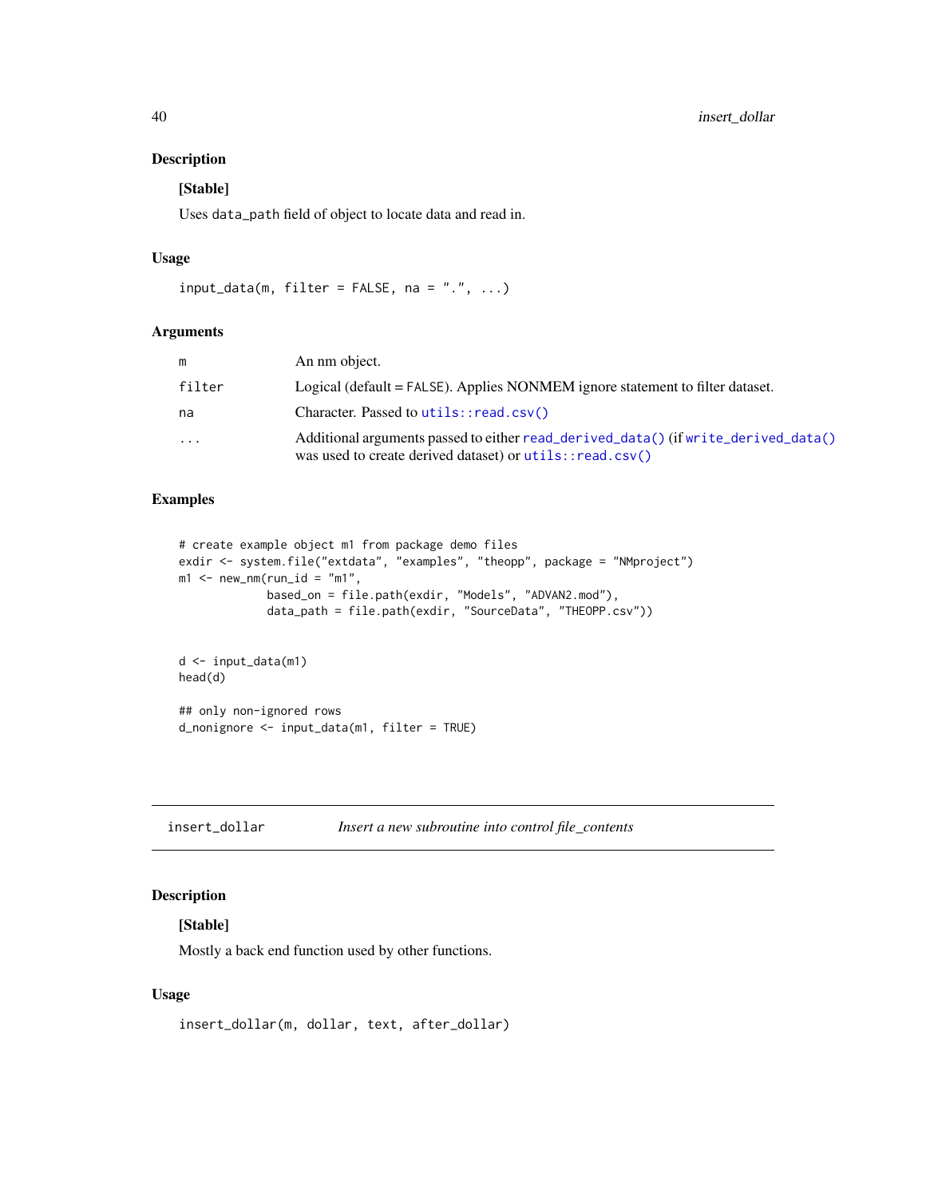## Description

**[Stable]**

Uses `data_path` field of object to locate data and read in.

## Usage

```
input_data(m, filter = FALSE, na = ".", ...)
```

## Arguments

| | |
|---|---|
| `m` | An nm object. |
| `filter` | Logical (default = `FALSE`). Applies NONMEM ignore statement to filter dataset. |
| `na` | Character. Passed to `utils::read.csv()` |
| `...` | Additional arguments passed to either `read_derived_data()` (if `write_derived_data()` was used to create derived dataset) or `utils::read.csv()` |

## Examples

```
# create example object m1 from package demo files
exdir <- system.file("extdata", "examples", "theopp", package = "NMproject")
m1 <- new_nm(run_id = "m1",
             based_on = file.path(exdir, "Models", "ADVAN2.mod"),
             data_path = file.path(exdir, "SourceData", "THEOPP.csv"))


d <- input_data(m1)
head(d)

## only non-ignored rows
d_nonignore <- input_data(m1, filter = TRUE)
```

---

# insert_dollar — *Insert a new subroutine into control file_contents*

## Description

**[Stable]**

Mostly a back end function used by other functions.

## Usage

```
insert_dollar(m, dollar, text, after_dollar)
```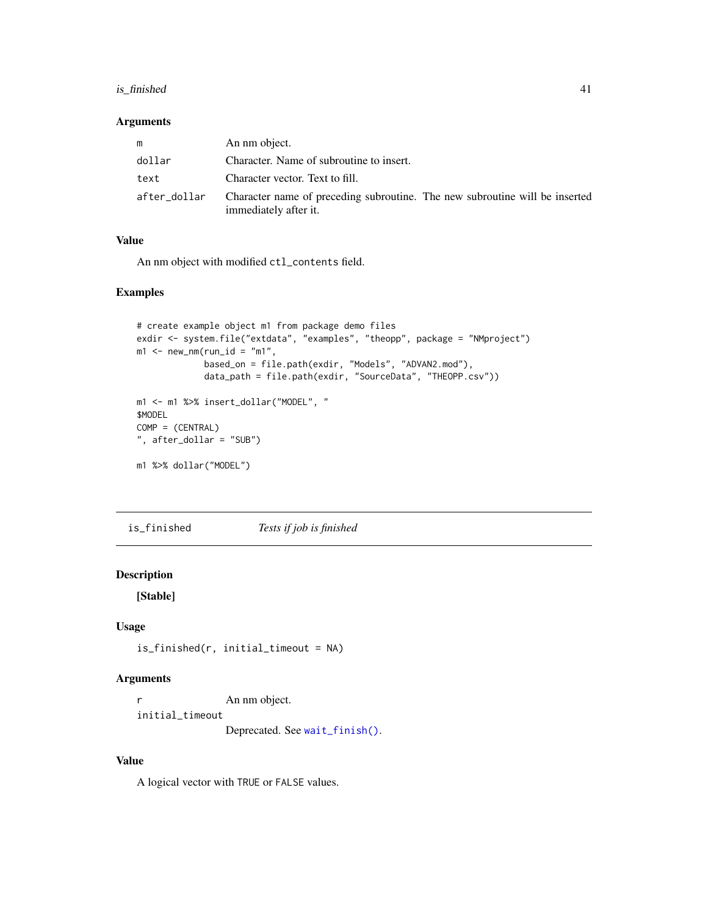### Arguments

| | |
|---|---|
| m | An nm object. |
| dollar | Character. Name of subroutine to insert. |
| text | Character vector. Text to fill. |
| after_dollar | Character name of preceding subroutine. The new subroutine will be inserted immediately after it. |

### Value

An nm object with modified `ctl_contents` field.

### Examples

```
# create example object m1 from package demo files
exdir <- system.file("extdata", "examples", "theopp", package = "NMproject")
m1 <- new_nm(run_id = "m1",
             based_on = file.path(exdir, "Models", "ADVAN2.mod"),
             data_path = file.path(exdir, "SourceData", "THEOPP.csv"))

m1 <- m1 %>% insert_dollar("MODEL", "
$MODEL
COMP = (CENTRAL)
", after_dollar = "SUB")

m1 %>% dollar("MODEL")
```

---

## is_finished &nbsp;&nbsp;&nbsp; *Tests if job is finished*

### Description

**[Stable]**

### Usage

```
is_finished(r, initial_timeout = NA)
```

### Arguments

| | |
|---|---|
| r | An nm object. |
| initial_timeout | Deprecated. See `wait_finish()`. |

### Value

A logical vector with `TRUE` or `FALSE` values.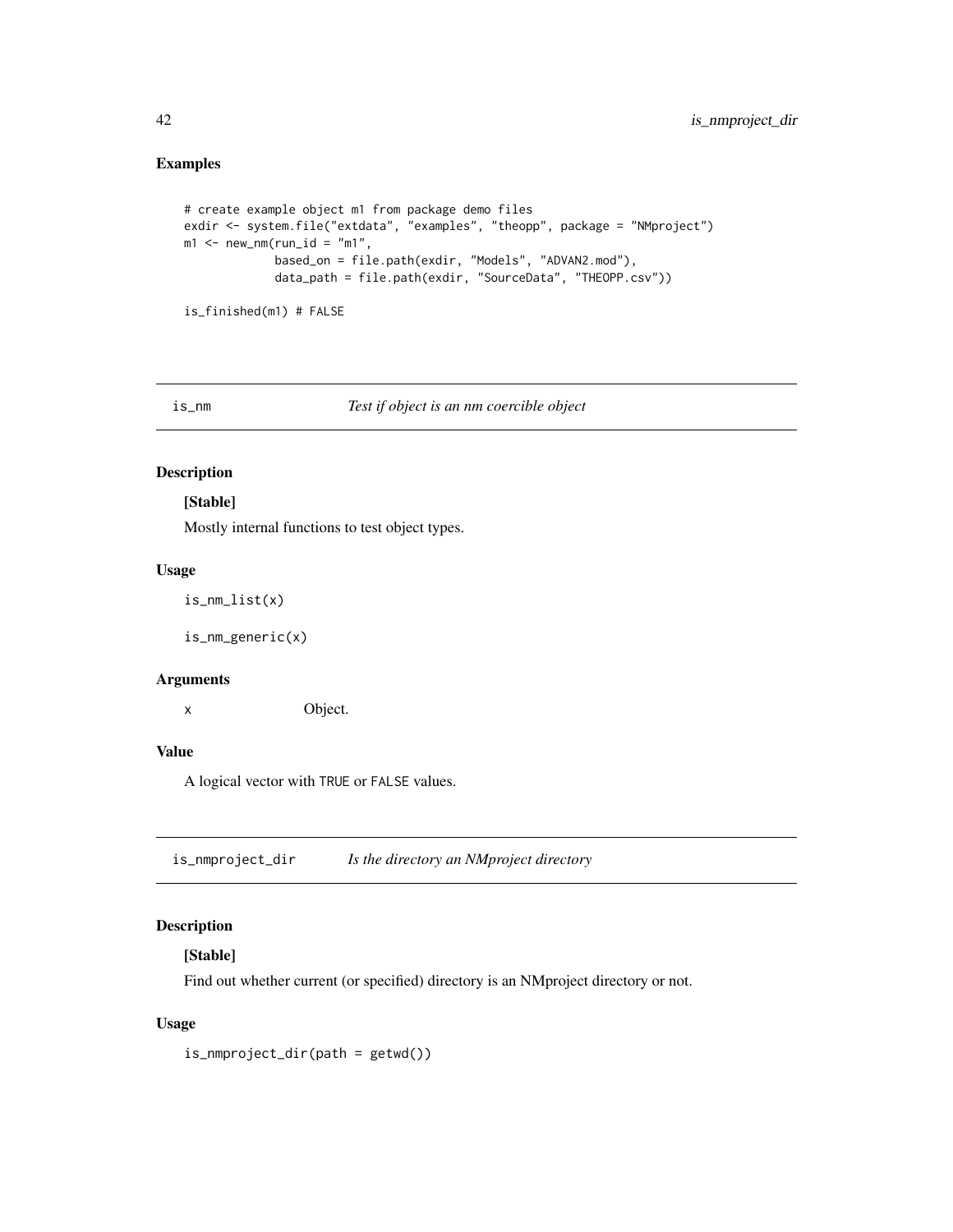### Examples

```
# create example object m1 from package demo files
exdir <- system.file("extdata", "examples", "theopp", package = "NMproject")
m1 <- new_nm(run_id = "m1",
             based_on = file.path(exdir, "Models", "ADVAN2.mod"),
             data_path = file.path(exdir, "SourceData", "THEOPP.csv"))

is_finished(m1) # FALSE
```

## is_nm — *Test if object is an nm coercible object*

### Description

**[Stable]**

Mostly internal functions to test object types.

### Usage

```
is_nm_list(x)

is_nm_generic(x)
```

### Arguments

| | |
|---|---|
| x | Object. |

### Value

A logical vector with TRUE or FALSE values.

## is_nmproject_dir — *Is the directory an NMproject directory*

### Description

**[Stable]**

Find out whether current (or specified) directory is an NMproject directory or not.

### Usage

```
is_nmproject_dir(path = getwd())
```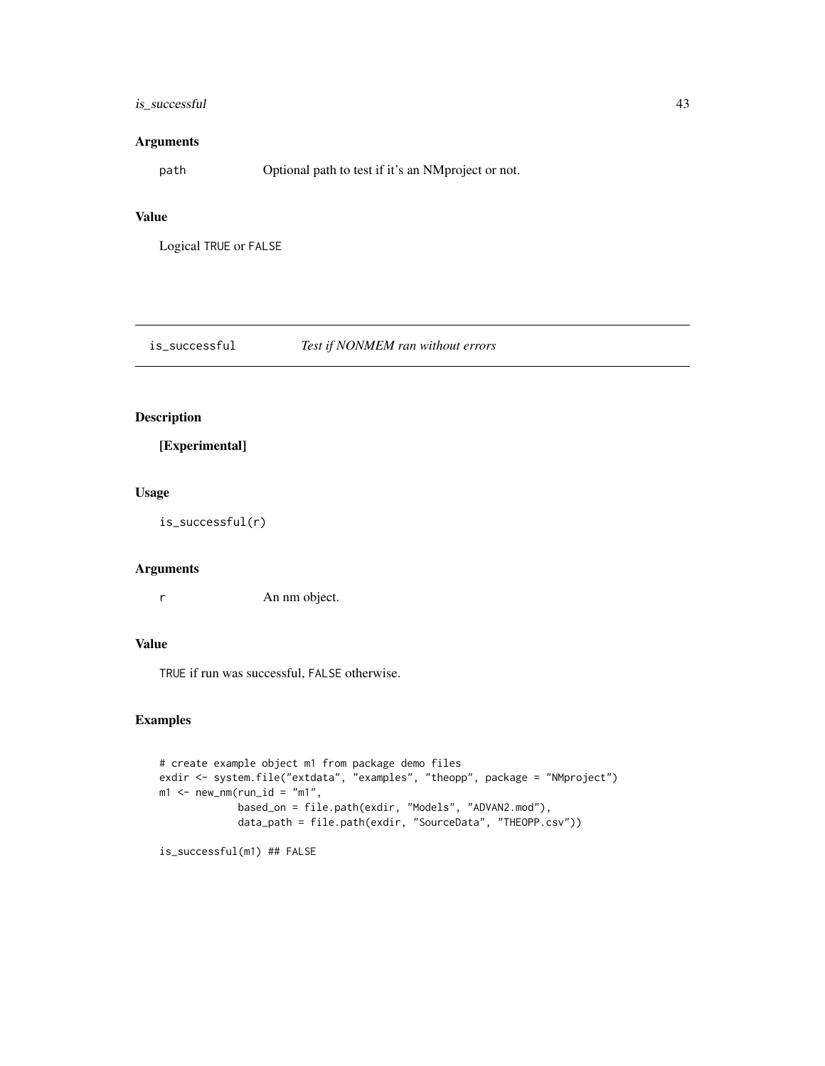### Arguments

| | |
|---|---|
| path | Optional path to test if it's an NMproject or not. |

### Value

Logical TRUE or FALSE

---

## is_successful *Test if NONMEM ran without errors*

---

### Description

**[Experimental]**

### Usage

```
is_successful(r)
```

### Arguments

| | |
|---|---|
| r | An nm object. |

### Value

TRUE if run was successful, FALSE otherwise.

### Examples

```
# create example object m1 from package demo files
exdir <- system.file("extdata", "examples", "theopp", package = "NMproject")
m1 <- new_nm(run_id = "m1",
             based_on = file.path(exdir, "Models", "ADVAN2.mod"),
             data_path = file.path(exdir, "SourceData", "THEOPP.csv"))

is_successful(m1) ## FALSE
```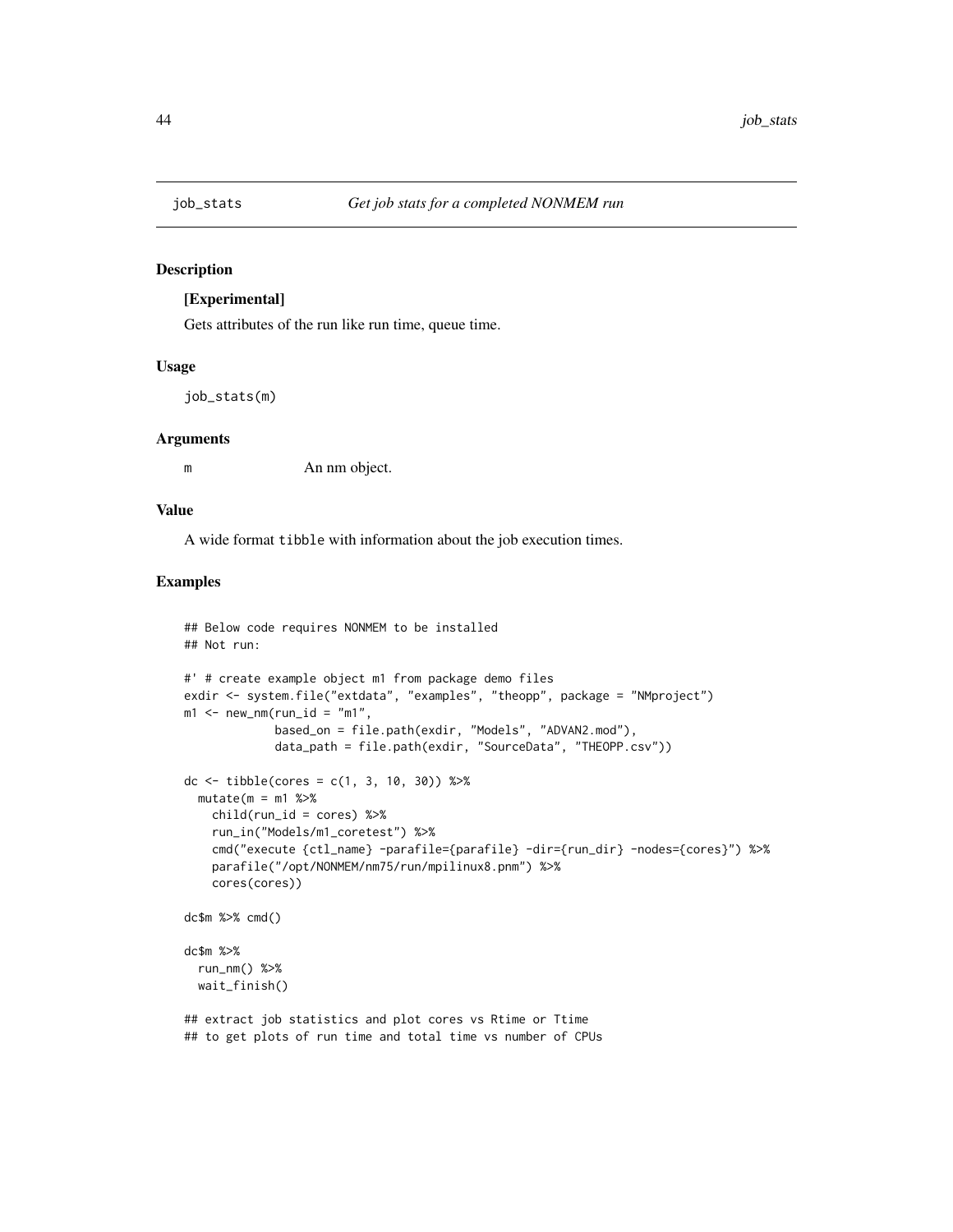# job_stats — *Get job stats for a completed NONMEM run*

## Description

**[Experimental]**

Gets attributes of the run like run time, queue time.

## Usage

```
job_stats(m)
```

## Arguments

`m` — An nm object.

## Value

A wide format `tibble` with information about the job execution times.

## Examples

```
## Below code requires NONMEM to be installed
## Not run:

#' # create example object m1 from package demo files
exdir <- system.file("extdata", "examples", "theopp", package = "NMproject")
m1 <- new_nm(run_id = "m1",
             based_on = file.path(exdir, "Models", "ADVAN2.mod"),
             data_path = file.path(exdir, "SourceData", "THEOPP.csv"))

dc <- tibble(cores = c(1, 3, 10, 30)) %>%
  mutate(m = m1 %>%
    child(run_id = cores) %>%
    run_in("Models/m1_coretest") %>%
    cmd("execute {ctl_name} -parafile={parafile} -dir={run_dir} -nodes={cores}") %>%
    parafile("/opt/NONMEM/nm75/run/mpilinux8.pnm") %>%
    cores(cores))

dc$m %>% cmd()

dc$m %>%
  run_nm() %>%
  wait_finish()

## extract job statistics and plot cores vs Rtime or Ttime
## to get plots of run time and total time vs number of CPUs
```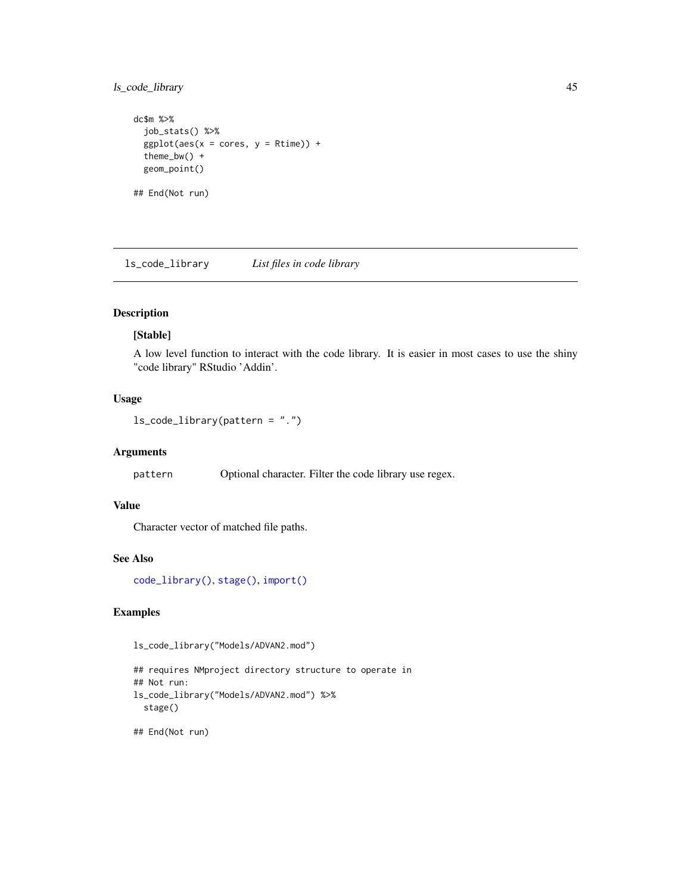```
dc$m %>%
  job_stats() %>%
  ggplot(aes(x = cores, y = Rtime)) +
  theme_bw() +
  geom_point()

## End(Not run)
```

---

## ls_code_library — *List files in code library*

### Description

**[Stable]**

A low level function to interact with the code library. It is easier in most cases to use the shiny "code library" RStudio 'Addin'.

### Usage

```
ls_code_library(pattern = ".")
```

### Arguments

| | |
|---|---|
| `pattern` | Optional character. Filter the code library use regex. |

### Value

Character vector of matched file paths.

### See Also

`code_library()`, `stage()`, `import()`

### Examples

```
ls_code_library("Models/ADVAN2.mod")

## requires NMproject directory structure to operate in
## Not run:
ls_code_library("Models/ADVAN2.mod") %>%
  stage()

## End(Not run)
```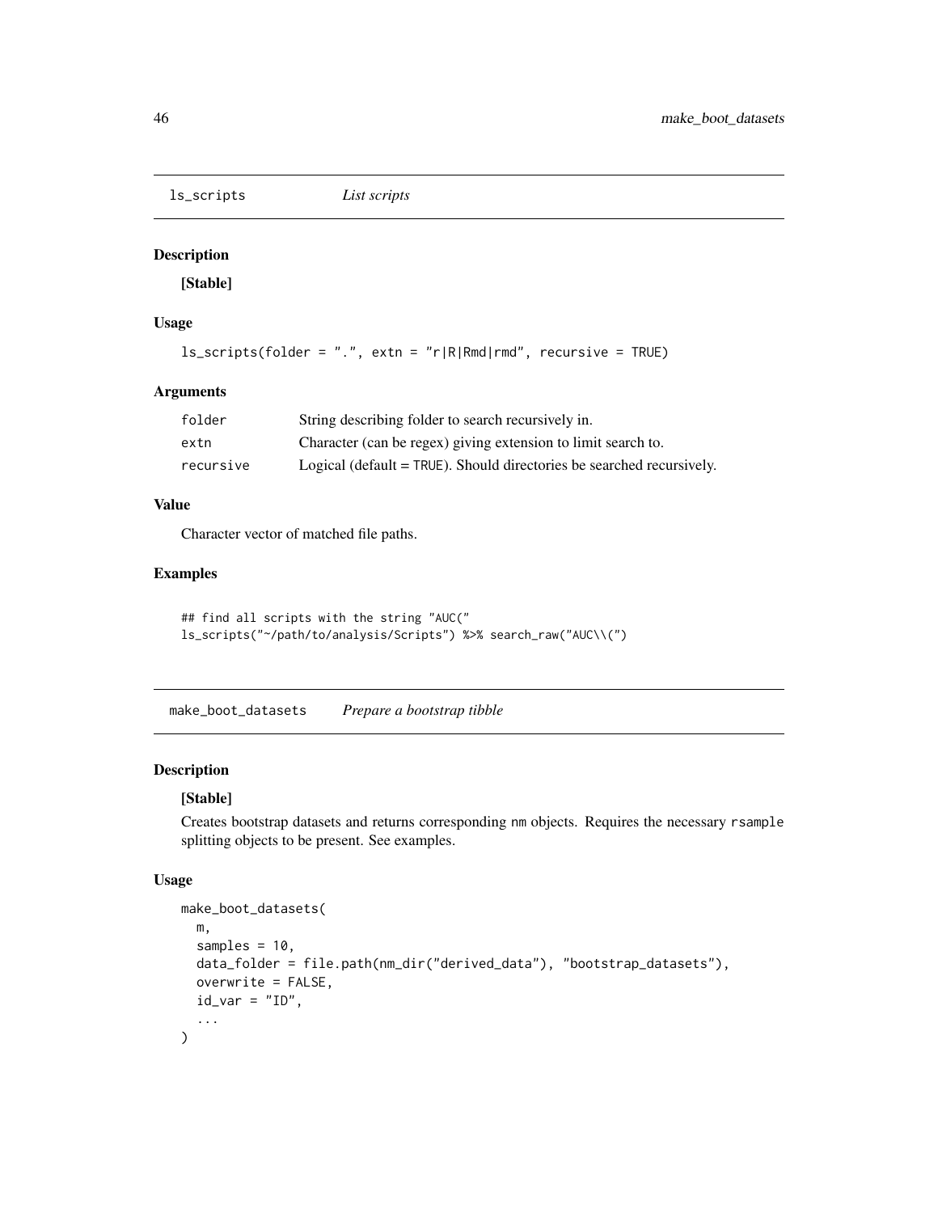## ls_scripts *List scripts*

### Description

**[Stable]**

### Usage

```
ls_scripts(folder = ".", extn = "r|R|Rmd|rmd", recursive = TRUE)
```

### Arguments

| | |
|---|---|
| folder | String describing folder to search recursively in. |
| extn | Character (can be regex) giving extension to limit search to. |
| recursive | Logical (default = TRUE). Should directories be searched recursively. |

### Value

Character vector of matched file paths.

### Examples

```
## find all scripts with the string "AUC("
ls_scripts("~/path/to/analysis/Scripts") %>% search_raw("AUC\\(")
```

## make_boot_datasets *Prepare a bootstrap tibble*

### Description

**[Stable]**

Creates bootstrap datasets and returns corresponding nm objects. Requires the necessary rsample splitting objects to be present. See examples.

### Usage

```
make_boot_datasets(
  m,
  samples = 10,
  data_folder = file.path(nm_dir("derived_data"), "bootstrap_datasets"),
  overwrite = FALSE,
  id_var = "ID",
  ...
)
```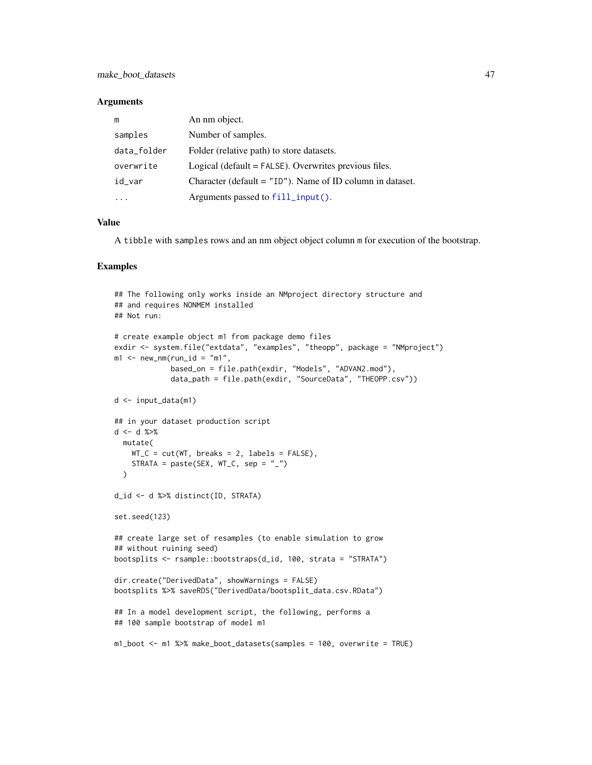### Arguments

| | |
|---|---|
| `m` | An nm object. |
| `samples` | Number of samples. |
| `data_folder` | Folder (relative path) to store datasets. |
| `overwrite` | Logical (default = `FALSE`). Overwrites previous files. |
| `id_var` | Character (default = `"ID"`). Name of ID column in dataset. |
| `...` | Arguments passed to `fill_input()`. |

### Value

A `tibble` with `samples` rows and an nm object object column `m` for execution of the bootstrap.

### Examples

```
## The following only works inside an NMproject directory structure and
## and requires NONMEM installed
## Not run:

# create example object m1 from package demo files
exdir <- system.file("extdata", "examples", "theopp", package = "NMproject")
m1 <- new_nm(run_id = "m1",
             based_on = file.path(exdir, "Models", "ADVAN2.mod"),
             data_path = file.path(exdir, "SourceData", "THEOPP.csv"))

d <- input_data(m1)

## in your dataset production script
d <- d %>%
  mutate(
    WT_C = cut(WT, breaks = 2, labels = FALSE),
    STRATA = paste(SEX, WT_C, sep = "_")
  )

d_id <- d %>% distinct(ID, STRATA)

set.seed(123)

## create large set of resamples (to enable simulation to grow
## without ruining seed)
bootsplits <- rsample::bootstraps(d_id, 100, strata = "STRATA")

dir.create("DerivedData", showWarnings = FALSE)
bootsplits %>% saveRDS("DerivedData/bootsplit_data.csv.RData")

## In a model development script, the following, performs a
## 100 sample bootstrap of model m1

m1_boot <- m1 %>% make_boot_datasets(samples = 100, overwrite = TRUE)
```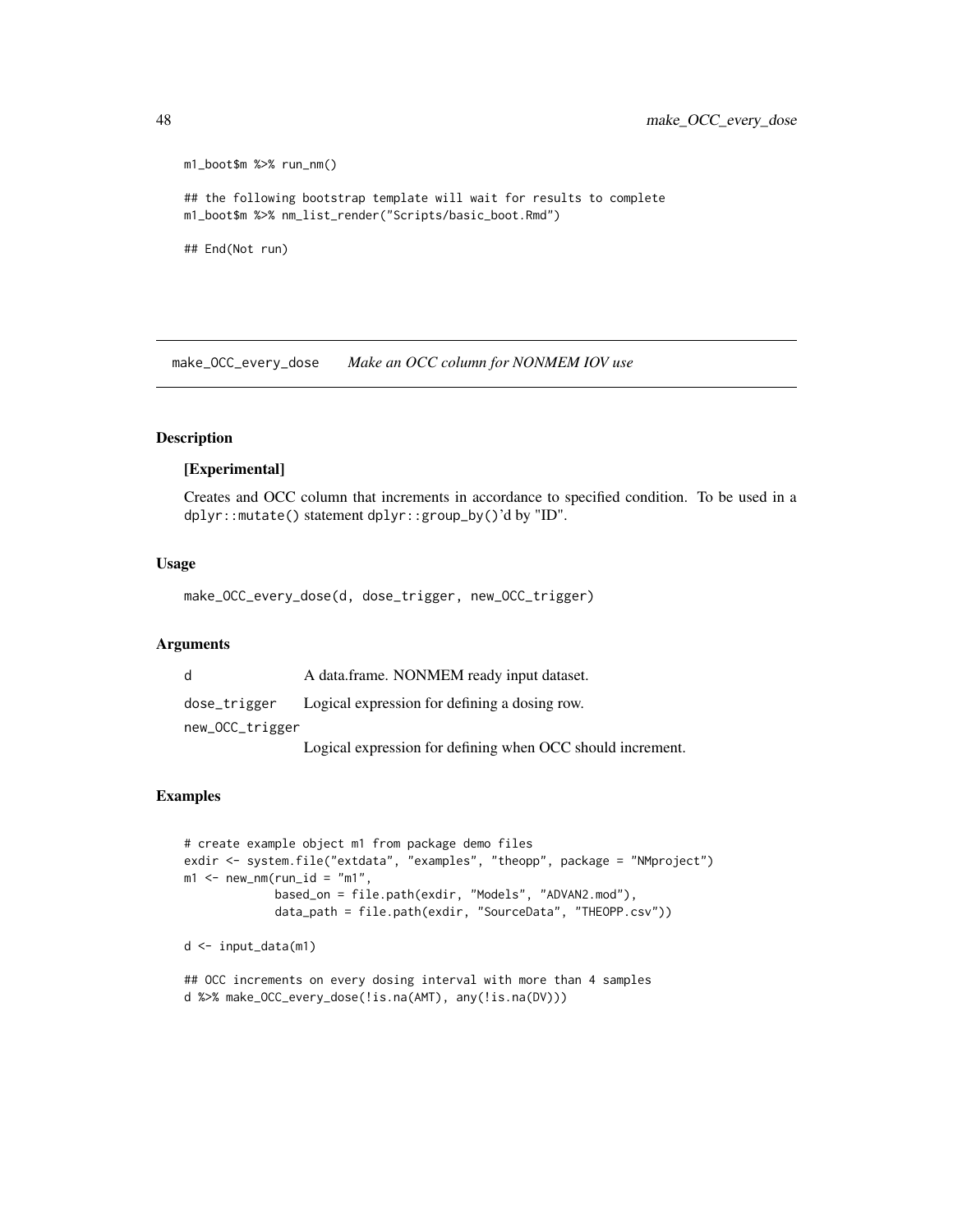```
m1_boot$m %>% run_nm()

## the following bootstrap template will wait for results to complete
m1_boot$m %>% nm_list_render("Scripts/basic_boot.Rmd")

## End(Not run)
```

## make_OCC_every_dose    *Make an OCC column for NONMEM IOV use*

### Description

**[Experimental]**

Creates and OCC column that increments in accordance to specified condition. To be used in a `dplyr::mutate()` statement `dplyr::group_by()`'d by "ID".

### Usage

```
make_OCC_every_dose(d, dose_trigger, new_OCC_trigger)
```

### Arguments

| | |
|---|---|
| d | A data.frame. NONMEM ready input dataset. |
| dose_trigger | Logical expression for defining a dosing row. |
| new_OCC_trigger | Logical expression for defining when OCC should increment. |

### Examples

```
# create example object m1 from package demo files
exdir <- system.file("extdata", "examples", "theopp", package = "NMproject")
m1 <- new_nm(run_id = "m1",
             based_on = file.path(exdir, "Models", "ADVAN2.mod"),
             data_path = file.path(exdir, "SourceData", "THEOPP.csv"))

d <- input_data(m1)

## OCC increments on every dosing interval with more than 4 samples
d %>% make_OCC_every_dose(!is.na(AMT), any(!is.na(DV)))
```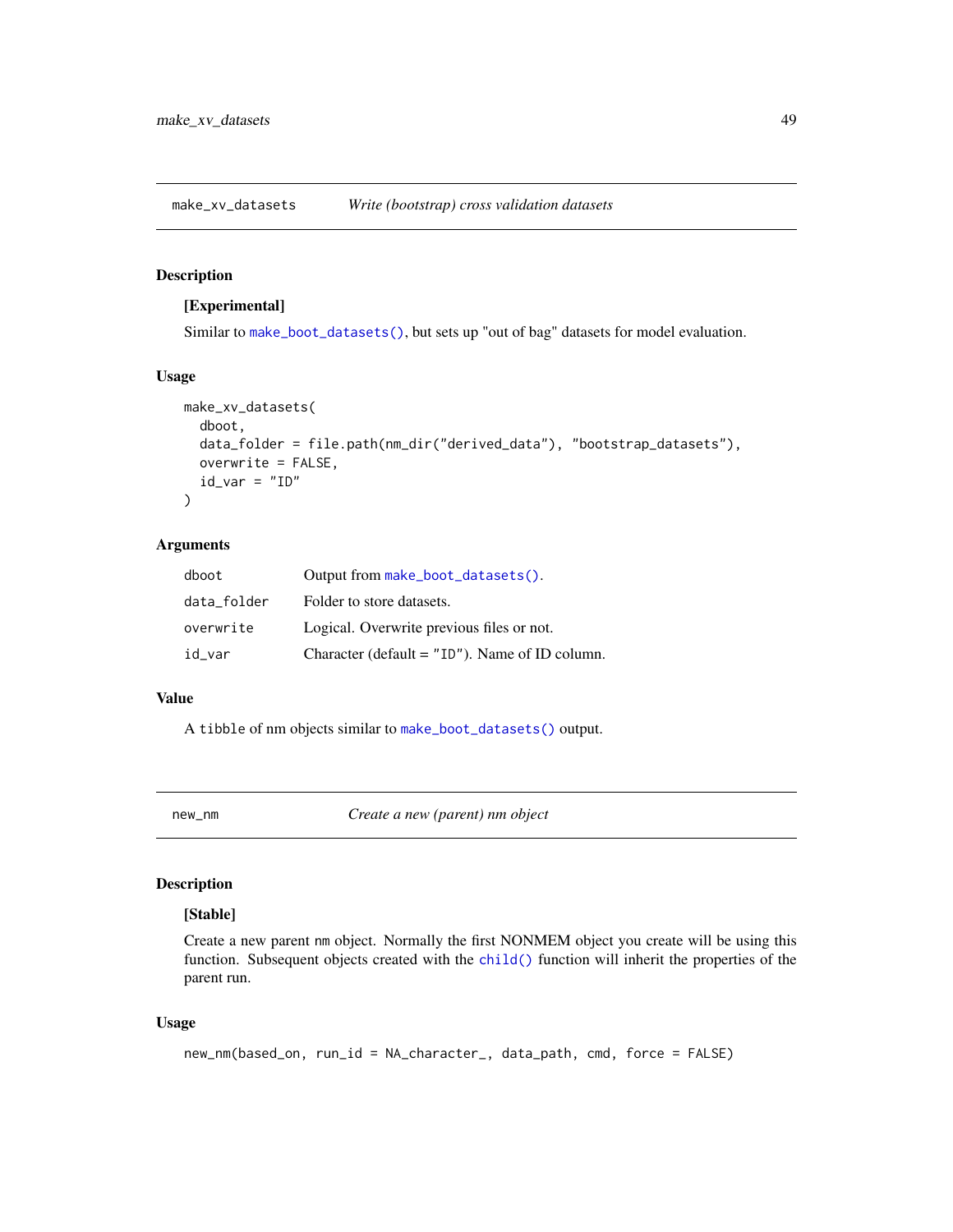## make_xv_datasets — *Write (bootstrap) cross validation datasets*

### Description

**[Experimental]**

Similar to make_boot_datasets(), but sets up "out of bag" datasets for model evaluation.

### Usage

```
make_xv_datasets(
  dboot,
  data_folder = file.path(nm_dir("derived_data"), "bootstrap_datasets"),
  overwrite = FALSE,
  id_var = "ID"
)
```

### Arguments

| | |
|---|---|
| dboot | Output from make_boot_datasets(). |
| data_folder | Folder to store datasets. |
| overwrite | Logical. Overwrite previous files or not. |
| id_var | Character (default = "ID"). Name of ID column. |

### Value

A tibble of nm objects similar to make_boot_datasets() output.

## new_nm — *Create a new (parent) nm object*

### Description

**[Stable]**

Create a new parent nm object. Normally the first NONMEM object you create will be using this function. Subsequent objects created with the child() function will inherit the properties of the parent run.

### Usage

```
new_nm(based_on, run_id = NA_character_, data_path, cmd, force = FALSE)
```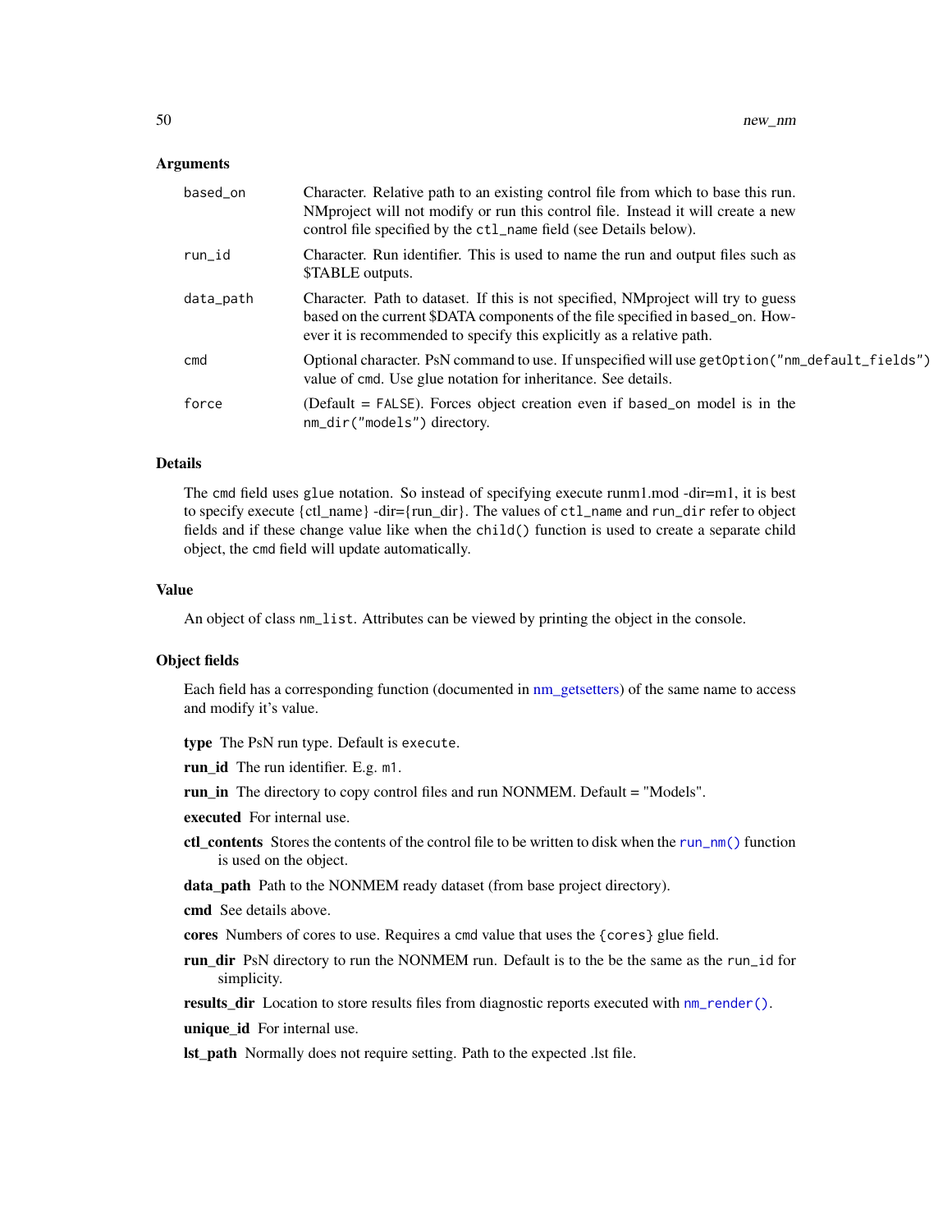### Arguments

| | |
|---|---|
| `based_on` | Character. Relative path to an existing control file from which to base this run. NMproject will not modify or run this control file. Instead it will create a new control file specified by the `ctl_name` field (see Details below). |
| `run_id` | Character. Run identifier. This is used to name the run and output files such as $TABLE outputs. |
| `data_path` | Character. Path to dataset. If this is not specified, NMproject will try to guess based on the current $DATA components of the file specified in `based_on`. However it is recommended to specify this explicitly as a relative path. |
| `cmd` | Optional character. PsN command to use. If unspecified will use `getOption("nm_default_fields")` value of `cmd`. Use glue notation for inheritance. See details. |
| `force` | (Default = `FALSE`). Forces object creation even if `based_on` model is in the `nm_dir("models")` directory. |

### Details

The `cmd` field uses `glue` notation. So instead of specifying execute runm1.mod -dir=m1, it is best to specify execute {ctl_name} -dir={run_dir}. The values of `ctl_name` and `run_dir` refer to object fields and if these change value like when the `child()` function is used to create a separate child object, the `cmd` field will update automatically.

### Value

An object of class `nm_list`. Attributes can be viewed by printing the object in the console.

### Object fields

Each field has a corresponding function (documented in nm_getsetters) of the same name to access and modify it's value.

**type** The PsN run type. Default is `execute`.

**run_id** The run identifier. E.g. `m1`.

**run_in** The directory to copy control files and run NONMEM. Default = "Models".

**executed** For internal use.

**ctl_contents** Stores the contents of the control file to be written to disk when the `run_nm()` function is used on the object.

**data_path** Path to the NONMEM ready dataset (from base project directory).

**cmd** See details above.

**cores** Numbers of cores to use. Requires a `cmd` value that uses the `{cores}` glue field.

**run_dir** PsN directory to run the NONMEM run. Default is to the be the same as the `run_id` for simplicity.

**results_dir** Location to store results files from diagnostic reports executed with `nm_render()`.

**unique_id** For internal use.

**lst_path** Normally does not require setting. Path to the expected .lst file.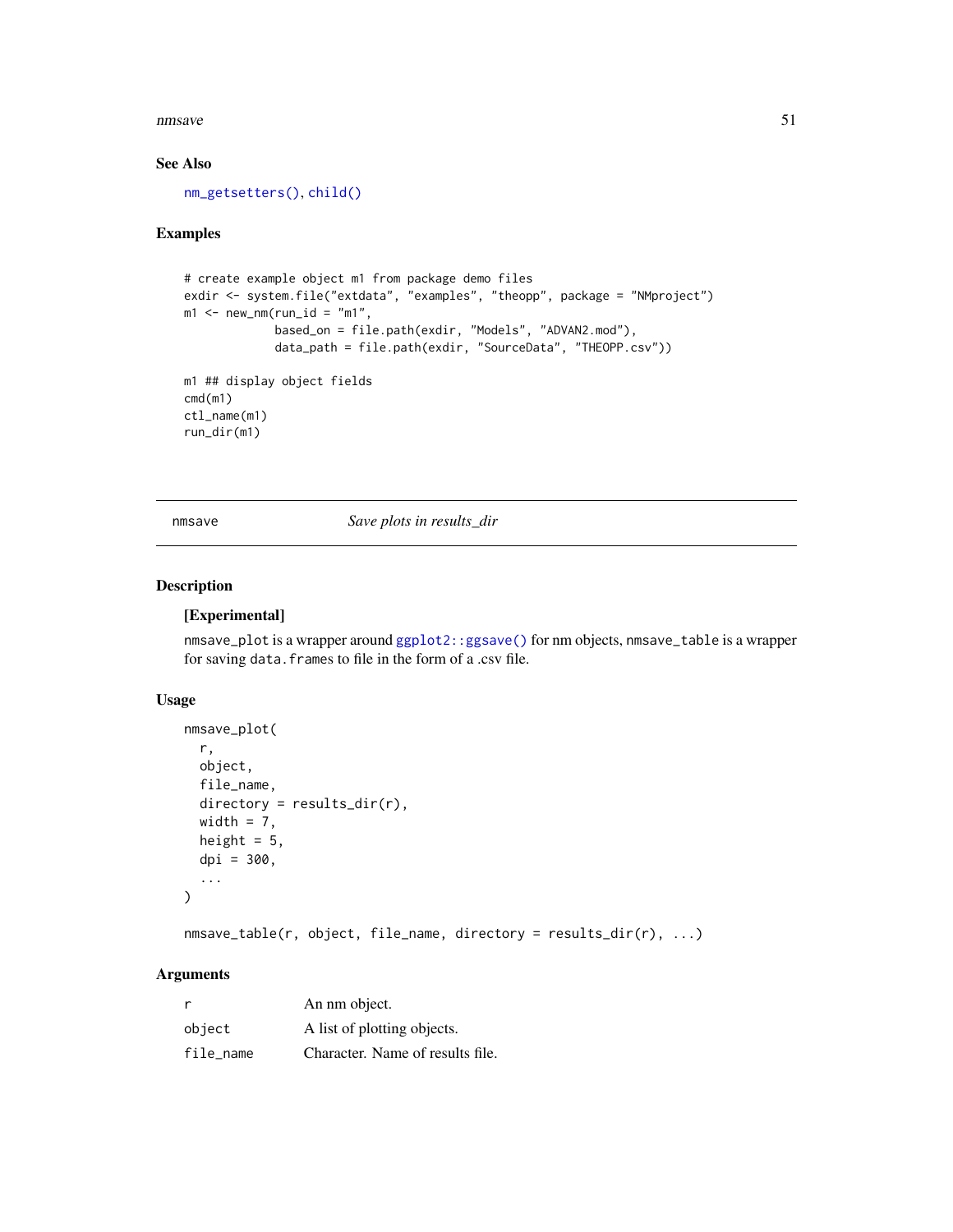## See Also

nm_getsetters(), child()

## Examples

```
# create example object m1 from package demo files
exdir <- system.file("extdata", "examples", "theopp", package = "NMproject")
m1 <- new_nm(run_id = "m1",
             based_on = file.path(exdir, "Models", "ADVAN2.mod"),
             data_path = file.path(exdir, "SourceData", "THEOPP.csv"))

m1 ## display object fields
cmd(m1)
ctl_name(m1)
run_dir(m1)
```

---

# nmsave — *Save plots in results_dir*

## Description

**[Experimental]**

nmsave_plot is a wrapper around ggplot2::ggsave() for nm objects, nmsave_table is a wrapper for saving data.frames to file in the form of a .csv file.

## Usage

```
nmsave_plot(
  r,
  object,
  file_name,
  directory = results_dir(r),
  width = 7,
  height = 5,
  dpi = 300,
  ...
)

nmsave_table(r, object, file_name, directory = results_dir(r), ...)
```

## Arguments

| | |
|---|---|
| r | An nm object. |
| object | A list of plotting objects. |
| file_name | Character. Name of results file. |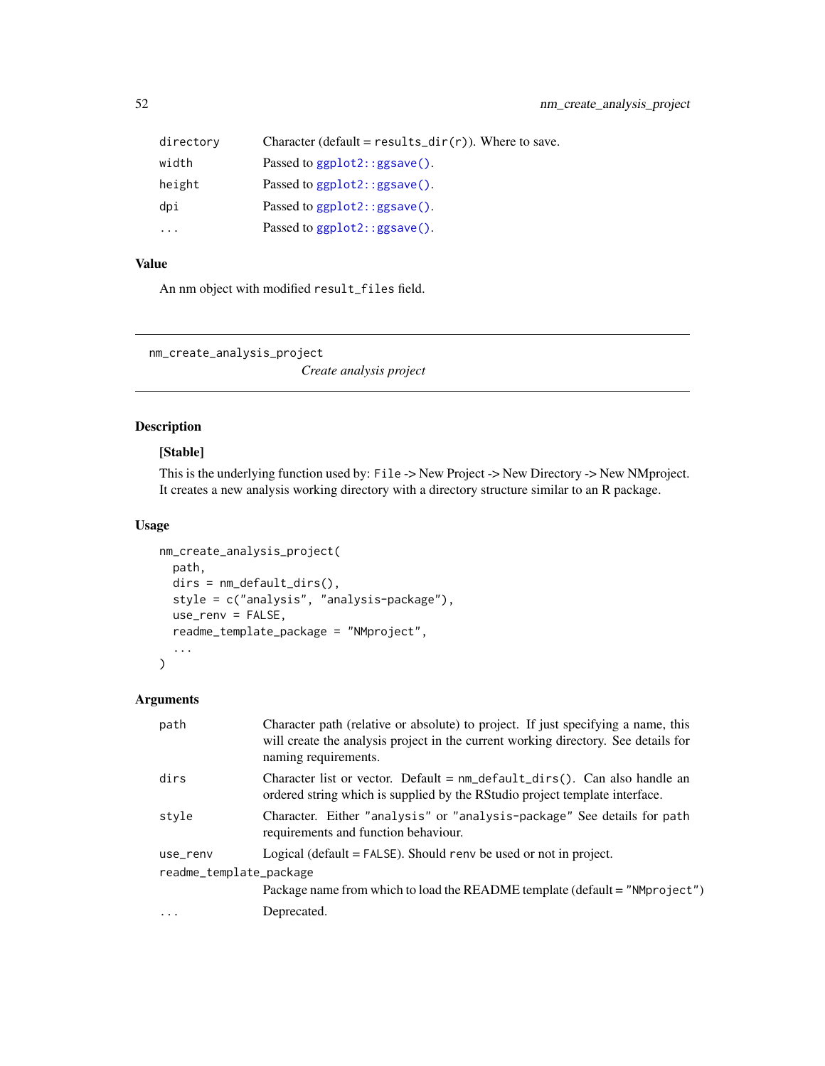| | |
|---|---|
| directory | Character (default = `results_dir(r)`). Where to save. |
| width | Passed to `ggplot2::ggsave()`. |
| height | Passed to `ggplot2::ggsave()`. |
| dpi | Passed to `ggplot2::ggsave()`. |
| ... | Passed to `ggplot2::ggsave()`. |

## Value

An nm object with modified `result_files` field.

---

# nm_create_analysis_project

*Create analysis project*

---

## Description

**[Stable]**

This is the underlying function used by: `File` -> New Project -> New Directory -> New NMproject. It creates a new analysis working directory with a directory structure similar to an R package.

## Usage

```
nm_create_analysis_project(
  path,
  dirs = nm_default_dirs(),
  style = c("analysis", "analysis-package"),
  use_renv = FALSE,
  readme_template_package = "NMproject",
  ...
)
```

## Arguments

| | |
|---|---|
| path | Character path (relative or absolute) to project. If just specifying a name, this will create the analysis project in the current working directory. See details for naming requirements. |
| dirs | Character list or vector. Default = `nm_default_dirs()`. Can also handle an ordered string which is supplied by the RStudio project template interface. |
| style | Character. Either `"analysis"` or `"analysis-package"` See details for `path` requirements and function behaviour. |
| use_renv | Logical (default = `FALSE`). Should `renv` be used or not in project. |
| readme_template_package | Package name from which to load the README template (default = `"NMproject"`) |
| ... | Deprecated. |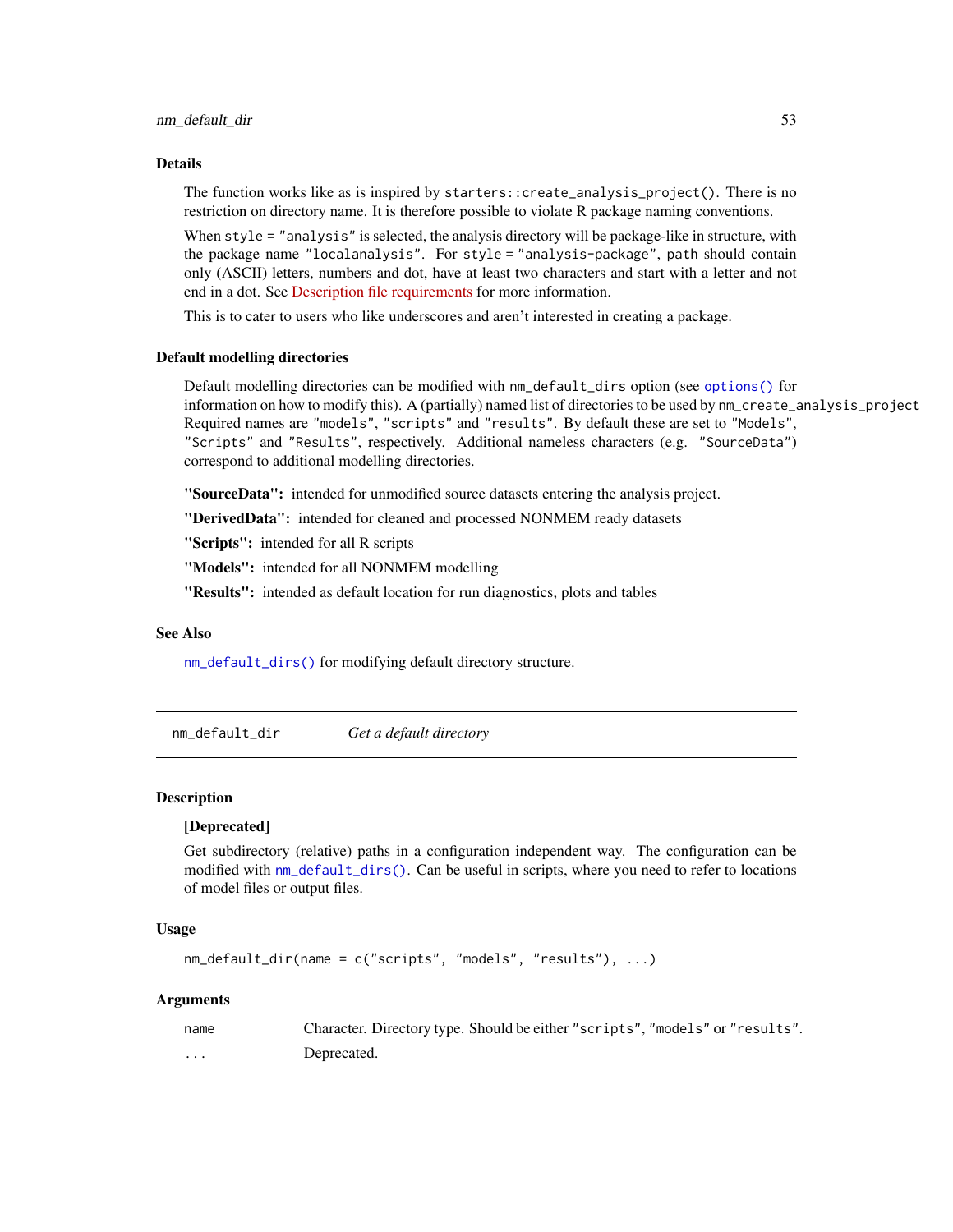### Details

The function works like as is inspired by `starters::create_analysis_project()`. There is no restriction on directory name. It is therefore possible to violate R package naming conventions.

When `style = "analysis"` is selected, the analysis directory will be package-like in structure, with the package name `"localanalysis"`. For `style = "analysis-package"`, `path` should contain only (ASCII) letters, numbers and dot, have at least two characters and start with a letter and not end in a dot. See Description file requirements for more information.

This is to cater to users who like underscores and aren't interested in creating a package.

### Default modelling directories

Default modelling directories can be modified with `nm_default_dirs` option (see `options()` for information on how to modify this). A (partially) named list of directories to be used by `nm_create_analysis_project` Required names are `"models"`, `"scripts"` and `"results"`. By default these are set to `"Models"`, `"Scripts"` and `"Results"`, respectively. Additional nameless characters (e.g. `"SourceData"`) correspond to additional modelling directories.

**"SourceData":** intended for unmodified source datasets entering the analysis project.

**"DerivedData":** intended for cleaned and processed NONMEM ready datasets

**"Scripts":** intended for all R scripts

**"Models":** intended for all NONMEM modelling

**"Results":** intended as default location for run diagnostics, plots and tables

### See Also

`nm_default_dirs()` for modifying default directory structure.

---

## nm_default_dir — *Get a default directory*

### Description

**[Deprecated]**

Get subdirectory (relative) paths in a configuration independent way. The configuration can be modified with `nm_default_dirs()`. Can be useful in scripts, where you need to refer to locations of model files or output files.

### Usage

```
nm_default_dir(name = c("scripts", "models", "results"), ...)
```

### Arguments

| | |
|---|---|
| `name` | Character. Directory type. Should be either `"scripts"`, `"models"` or `"results"`. |
| `...` | Deprecated. |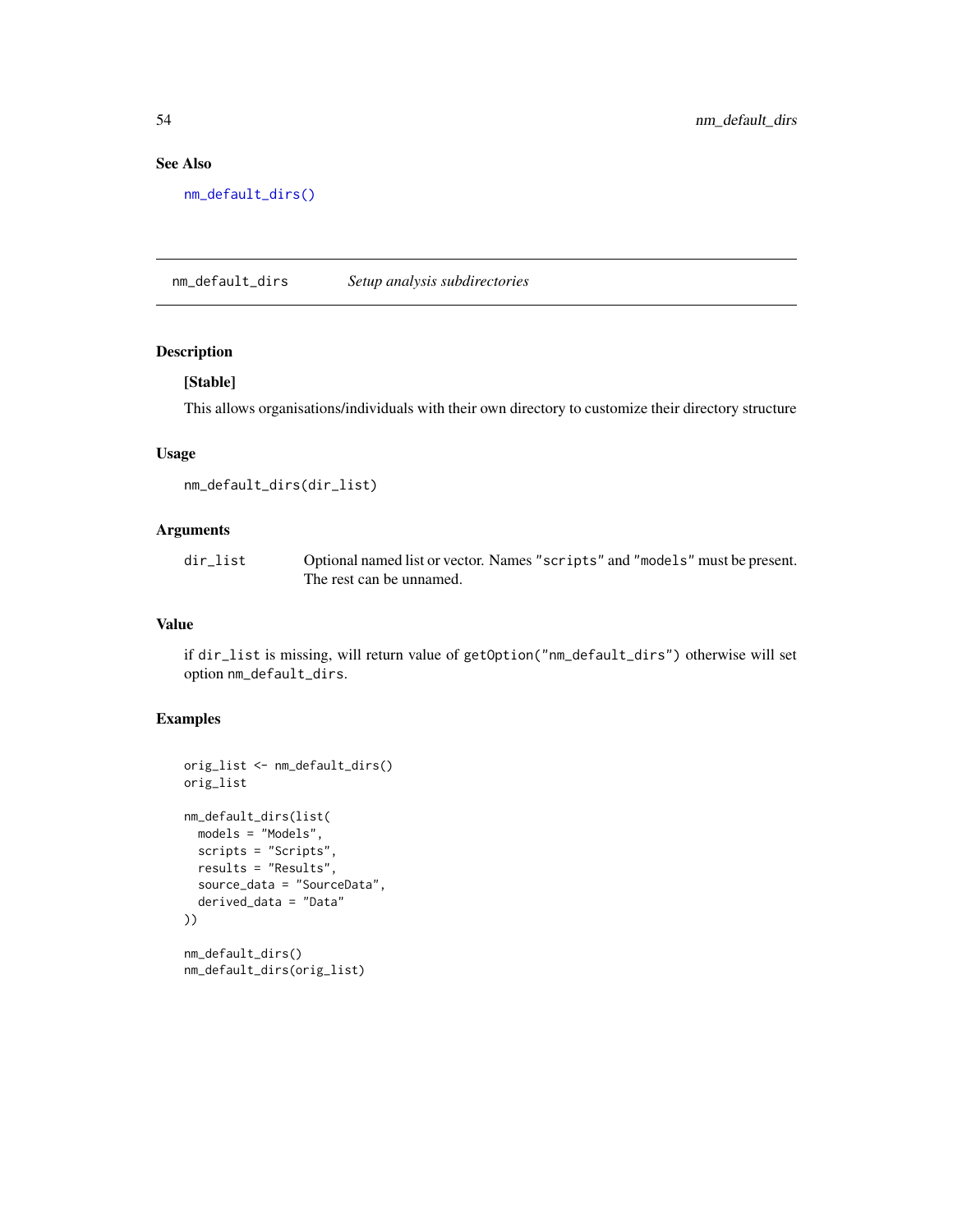## See Also

nm_default_dirs()

---

## nm_default_dirs — *Setup analysis subdirectories*

### Description

**[Stable]**

This allows organisations/individuals with their own directory to customize their directory structure

### Usage

```
nm_default_dirs(dir_list)
```

### Arguments

| | |
|---|---|
| dir_list | Optional named list or vector. Names "scripts" and "models" must be present. The rest can be unnamed. |

### Value

if dir_list is missing, will return value of getOption("nm_default_dirs") otherwise will set option nm_default_dirs.

### Examples

```
orig_list <- nm_default_dirs()
orig_list

nm_default_dirs(list(
  models = "Models",
  scripts = "Scripts",
  results = "Results",
  source_data = "SourceData",
  derived_data = "Data"
))

nm_default_dirs()
nm_default_dirs(orig_list)
```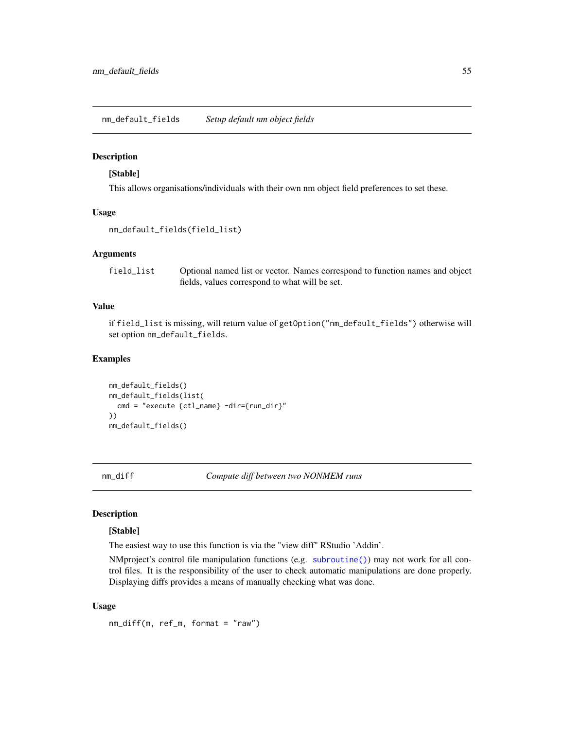## nm_default_fields *Setup default nm object fields*

### Description

**[Stable]**

This allows organisations/individuals with their own nm object field preferences to set these.

### Usage

```
nm_default_fields(field_list)
```

### Arguments

| | |
|---|---|
| field_list | Optional named list or vector. Names correspond to function names and object fields, values correspond to what will be set. |

### Value

if `field_list` is missing, will return value of `getOption("nm_default_fields")` otherwise will set option `nm_default_fields`.

### Examples

```
nm_default_fields()
nm_default_fields(list(
  cmd = "execute {ctl_name} -dir={run_dir}"
))
nm_default_fields()
```

## nm_diff *Compute diff between two NONMEM runs*

### Description

**[Stable]**

The easiest way to use this function is via the "view diff" RStudio 'Addin'.

NMproject's control file manipulation functions (e.g. `subroutine()`) may not work for all control files. It is the responsibility of the user to check automatic manipulations are done properly. Displaying diffs provides a means of manually checking what was done.

### Usage

```
nm_diff(m, ref_m, format = "raw")
```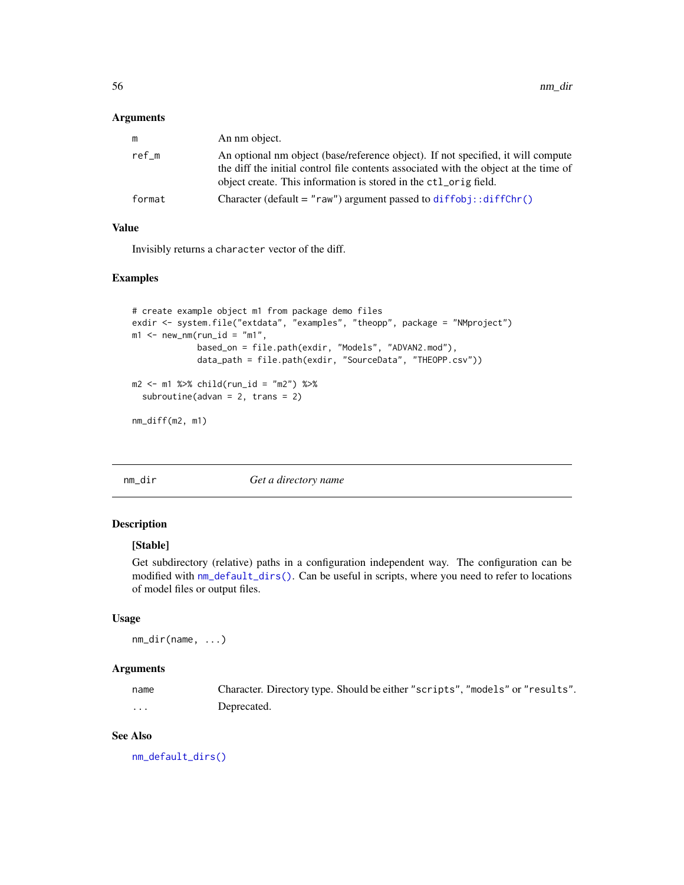### Arguments

| | |
|---|---|
| m | An nm object. |
| ref_m | An optional nm object (base/reference object). If not specified, it will compute the diff the initial control file contents associated with the object at the time of object create. This information is stored in the ctl_orig field. |
| format | Character (default = "raw") argument passed to diffobj::diffChr() |

### Value

Invisibly returns a character vector of the diff.

### Examples

```
# create example object m1 from package demo files
exdir <- system.file("extdata", "examples", "theopp", package = "NMproject")
m1 <- new_nm(run_id = "m1",
             based_on = file.path(exdir, "Models", "ADVAN2.mod"),
             data_path = file.path(exdir, "SourceData", "THEOPP.csv"))

m2 <- m1 %>% child(run_id = "m2") %>%
  subroutine(advan = 2, trans = 2)

nm_diff(m2, m1)
```

---

## nm_dir *Get a directory name*

### Description

**[Stable]**

Get subdirectory (relative) paths in a configuration independent way. The configuration can be modified with nm_default_dirs(). Can be useful in scripts, where you need to refer to locations of model files or output files.

### Usage

```
nm_dir(name, ...)
```

### Arguments

| | |
|---|---|
| name | Character. Directory type. Should be either "scripts", "models" or "results". |
| ... | Deprecated. |

### See Also

nm_default_dirs()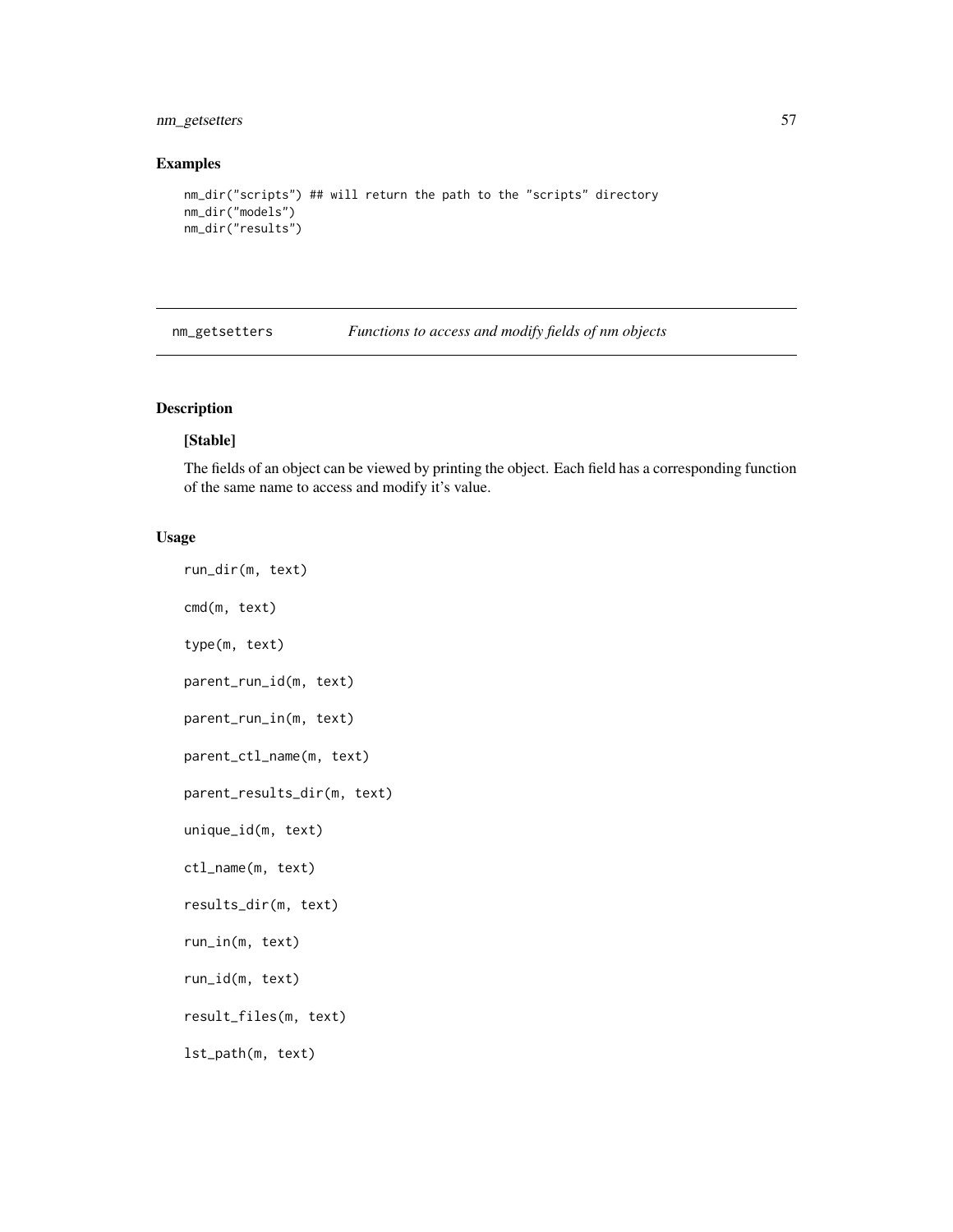## Examples

```
nm_dir("scripts") ## will return the path to the "scripts" directory
nm_dir("models")
nm_dir("results")
```

---

# nm_getsetters *Functions to access and modify fields of nm objects*

## Description

**[Stable]**

The fields of an object can be viewed by printing the object. Each field has a corresponding function of the same name to access and modify it's value.

## Usage

```
run_dir(m, text)

cmd(m, text)

type(m, text)

parent_run_id(m, text)

parent_run_in(m, text)

parent_ctl_name(m, text)

parent_results_dir(m, text)

unique_id(m, text)

ctl_name(m, text)

results_dir(m, text)

run_in(m, text)

run_id(m, text)

result_files(m, text)

lst_path(m, text)
```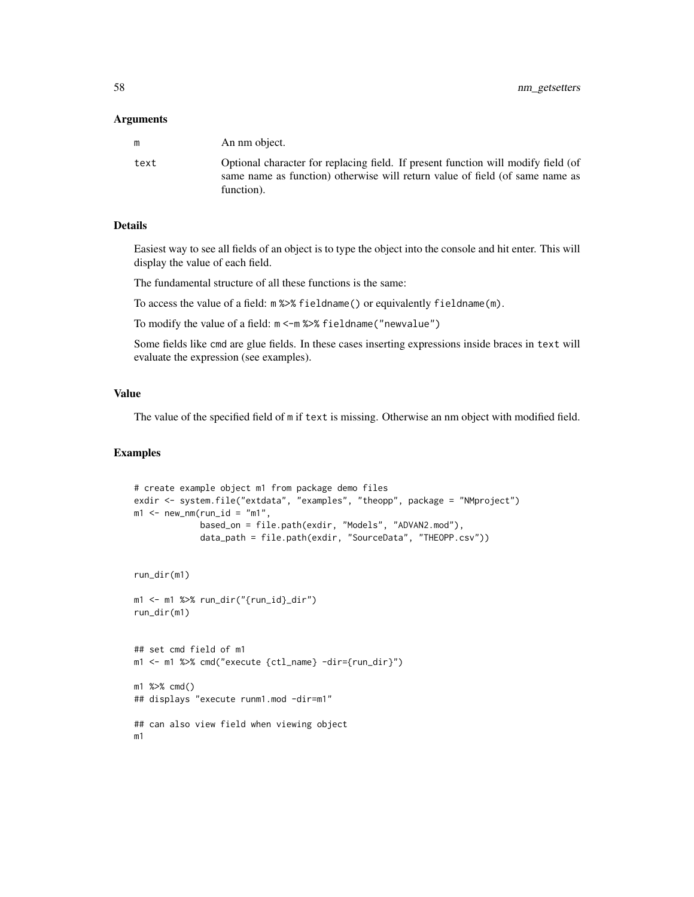### Arguments

| | |
|---|---|
| m | An nm object. |
| text | Optional character for replacing field. If present function will modify field (of same name as function) otherwise will return value of field (of same name as function). |

### Details

Easiest way to see all fields of an object is to type the object into the console and hit enter. This will display the value of each field.

The fundamental structure of all these functions is the same:

To access the value of a field: `m %>% fieldname()` or equivalently `fieldname(m)`.

To modify the value of a field: `m <-m %>% fieldname("newvalue")`

Some fields like cmd are glue fields. In these cases inserting expressions inside braces in `text` will evaluate the expression (see examples).

### Value

The value of the specified field of `m` if `text` is missing. Otherwise an nm object with modified field.

### Examples

```
# create example object m1 from package demo files
exdir <- system.file("extdata", "examples", "theopp", package = "NMproject")
m1 <- new_nm(run_id = "m1",
             based_on = file.path(exdir, "Models", "ADVAN2.mod"),
             data_path = file.path(exdir, "SourceData", "THEOPP.csv"))


run_dir(m1)

m1 <- m1 %>% run_dir("{run_id}_dir")
run_dir(m1)


## set cmd field of m1
m1 <- m1 %>% cmd("execute {ctl_name} -dir={run_dir}")

m1 %>% cmd()
## displays "execute runm1.mod -dir=m1"

## can also view field when viewing object
m1
```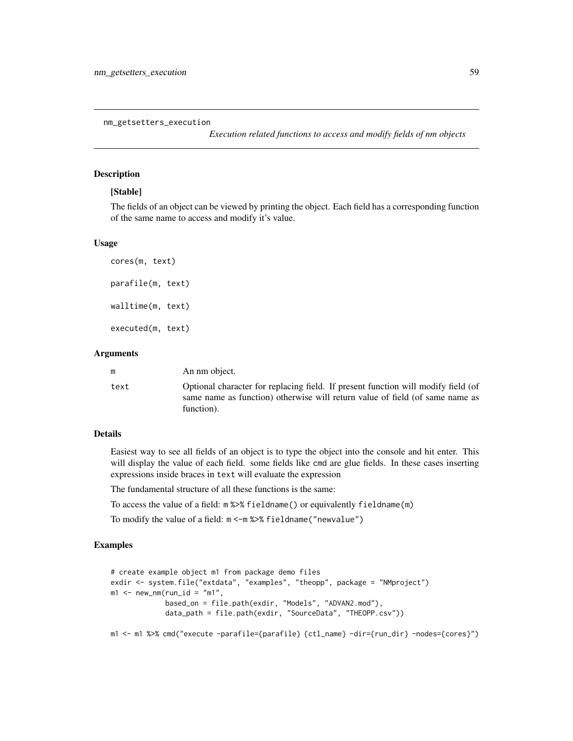nm_getsetters_execution

*Execution related functions to access and modify fields of nm objects*

## Description

**[Stable]**

The fields of an object can be viewed by printing the object. Each field has a corresponding function of the same name to access and modify it's value.

## Usage

```
cores(m, text)

parafile(m, text)

walltime(m, text)

executed(m, text)
```

## Arguments

| | |
|---|---|
| m | An nm object. |
| text | Optional character for replacing field. If present function will modify field (of same name as function) otherwise will return value of field (of same name as function). |

## Details

Easiest way to see all fields of an object is to type the object into the console and hit enter. This will display the value of each field. some fields like `cmd` are glue fields. In these cases inserting expressions inside braces in `text` will evaluate the expression

The fundamental structure of all these functions is the same:

To access the value of a field: `m %>% fieldname()` or equivalently `fieldname(m)`

To modify the value of a field: `m <-m %>% fieldname("newvalue")`

## Examples

```
# create example object m1 from package demo files
exdir <- system.file("extdata", "examples", "theopp", package = "NMproject")
m1 <- new_nm(run_id = "m1",
             based_on = file.path(exdir, "Models", "ADVAN2.mod"),
             data_path = file.path(exdir, "SourceData", "THEOPP.csv"))

m1 <- m1 %>% cmd("execute -parafile={parafile} {ctl_name} -dir={run_dir} -nodes={cores}")
```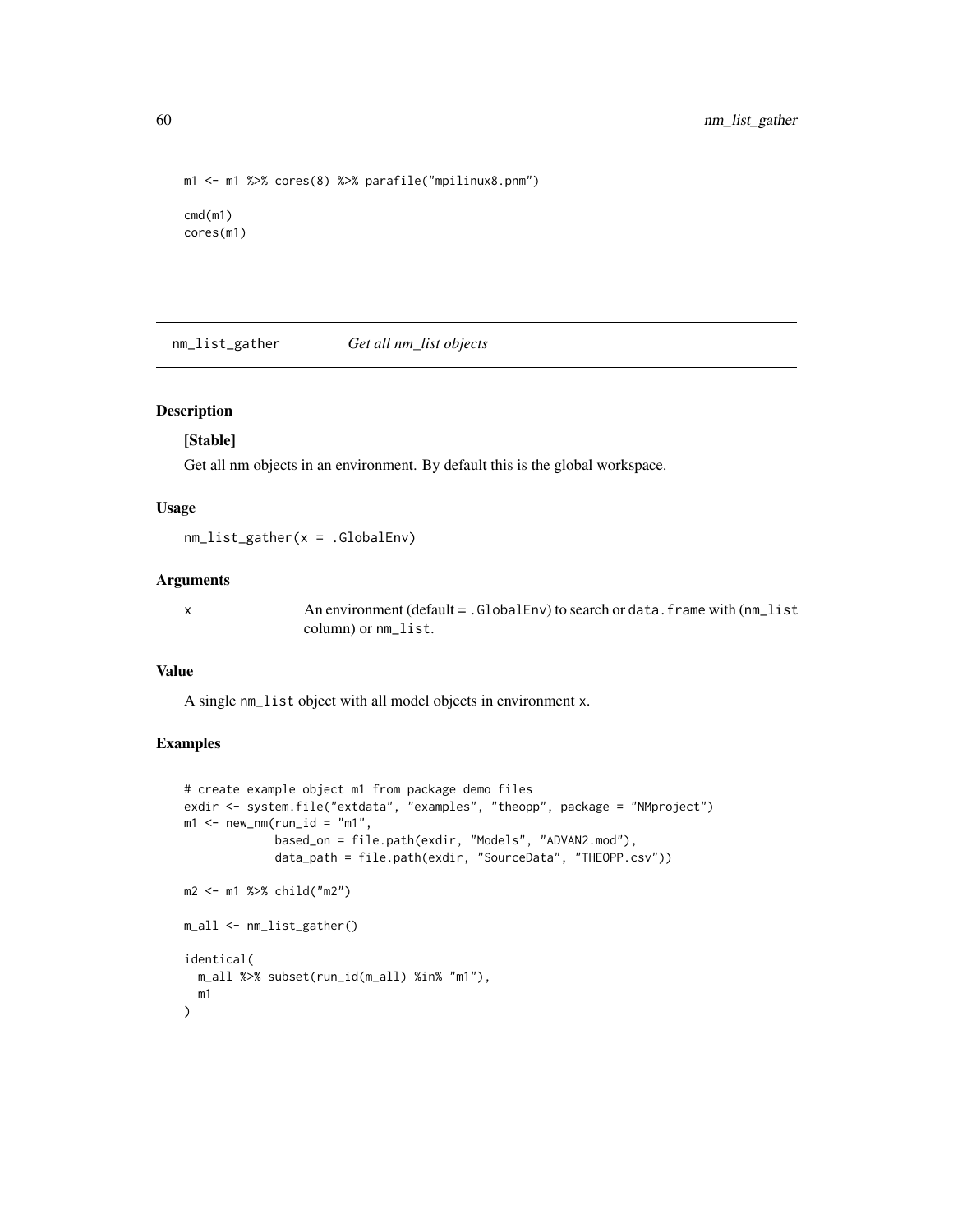```
m1 <- m1 %>% cores(8) %>% parafile("mpilinux8.pnm")

cmd(m1)
cores(m1)
```

## nm_list_gather *Get all nm_list objects*

### Description

**[Stable]**

Get all nm objects in an environment. By default this is the global workspace.

### Usage

```
nm_list_gather(x = .GlobalEnv)
```

### Arguments

| | |
|---|---|
| x | An environment (default = .GlobalEnv) to search or data.frame with (nm_list column) or nm_list. |

### Value

A single nm_list object with all model objects in environment x.

### Examples

```
# create example object m1 from package demo files
exdir <- system.file("extdata", "examples", "theopp", package = "NMproject")
m1 <- new_nm(run_id = "m1",
             based_on = file.path(exdir, "Models", "ADVAN2.mod"),
             data_path = file.path(exdir, "SourceData", "THEOPP.csv"))

m2 <- m1 %>% child("m2")

m_all <- nm_list_gather()

identical(
  m_all %>% subset(run_id(m_all) %in% "m1"),
  m1
)
```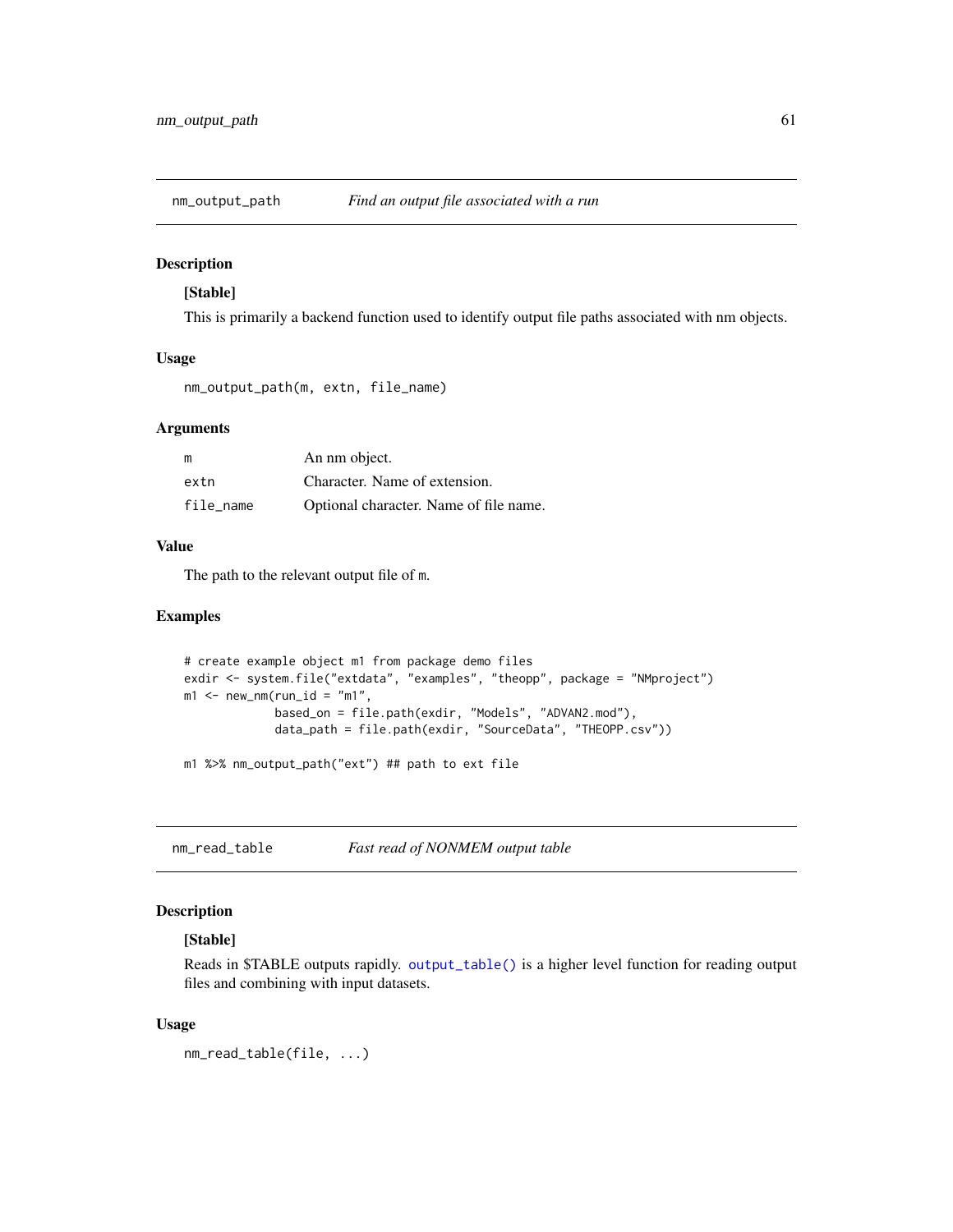## nm_output_path — *Find an output file associated with a run*

### Description

**[Stable]**

This is primarily a backend function used to identify output file paths associated with nm objects.

### Usage

```
nm_output_path(m, extn, file_name)
```

### Arguments

| | |
|---|---|
| m | An nm object. |
| extn | Character. Name of extension. |
| file_name | Optional character. Name of file name. |

### Value

The path to the relevant output file of m.

### Examples

```
# create example object m1 from package demo files
exdir <- system.file("extdata", "examples", "theopp", package = "NMproject")
m1 <- new_nm(run_id = "m1",
             based_on = file.path(exdir, "Models", "ADVAN2.mod"),
             data_path = file.path(exdir, "SourceData", "THEOPP.csv"))

m1 %>% nm_output_path("ext") ## path to ext file
```

## nm_read_table — *Fast read of NONMEM output table*

### Description

**[Stable]**

Reads in $TABLE outputs rapidly. output_table() is a higher level function for reading output files and combining with input datasets.

### Usage

```
nm_read_table(file, ...)
```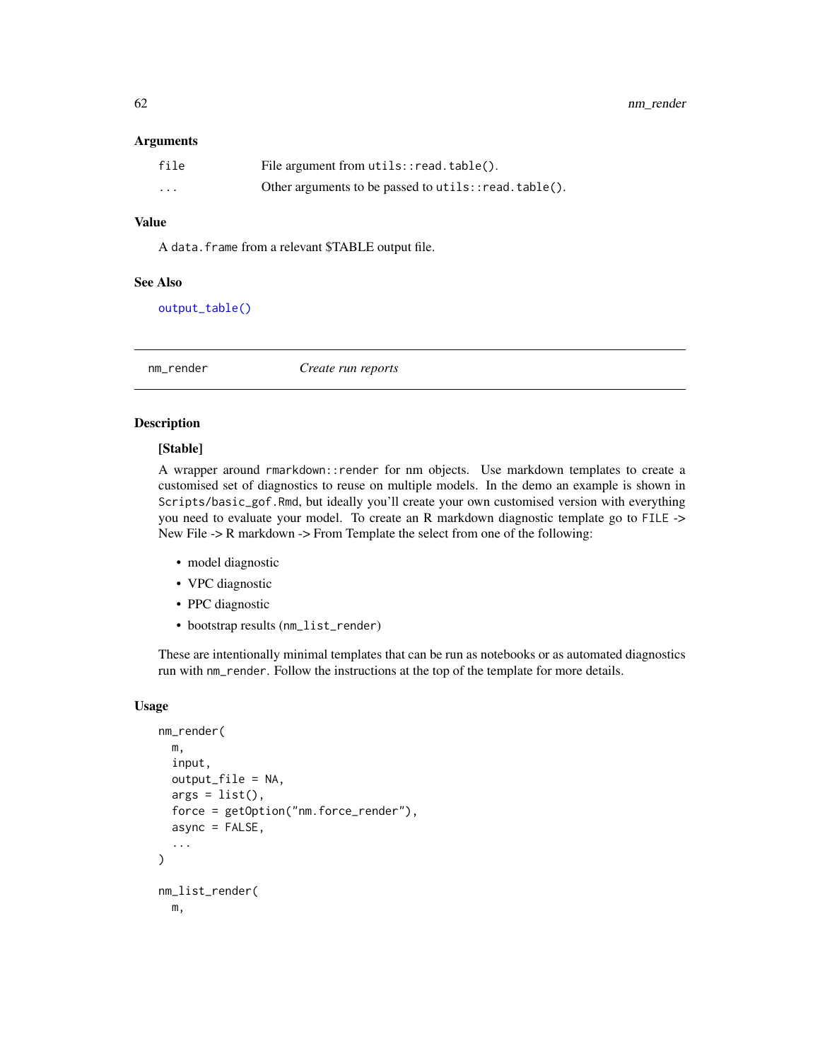### Arguments

| | |
|---|---|
| `file` | File argument from `utils::read.table()`. |
| `...` | Other arguments to be passed to `utils::read.table()`. |

### Value

A `data.frame` from a relevant $TABLE output file.

### See Also

`output_table()`

---

## nm_render — *Create run reports*

---

### Description

**[Stable]**

A wrapper around `rmarkdown::render` for nm objects. Use markdown templates to create a customised set of diagnostics to reuse on multiple models. In the demo an example is shown in `Scripts/basic_gof.Rmd`, but ideally you'll create your own customised version with everything you need to evaluate your model. To create an R markdown diagnostic template go to `FILE` -> New File -> R markdown -> From Template the select from one of the following:

- model diagnostic
- VPC diagnostic
- PPC diagnostic
- bootstrap results (`nm_list_render`)

These are intentionally minimal templates that can be run as notebooks or as automated diagnostics run with `nm_render`. Follow the instructions at the top of the template for more details.

### Usage

```
nm_render(
  m,
  input,
  output_file = NA,
  args = list(),
  force = getOption("nm.force_render"),
  async = FALSE,
  ...
)

nm_list_render(
  m,
```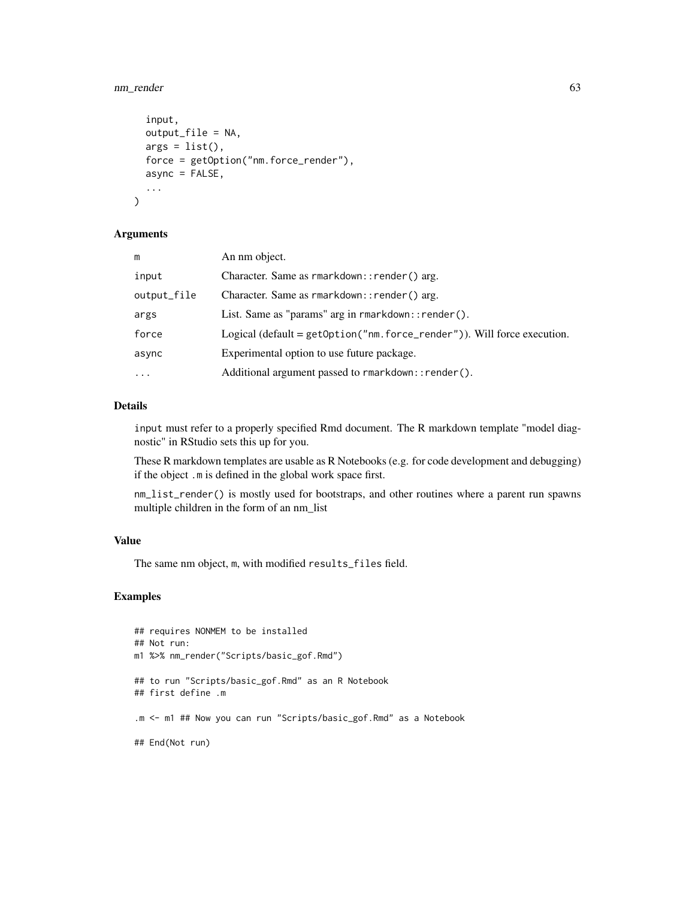```
  input,
  output_file = NA,
  args = list(),
  force = getOption("nm.force_render"),
  async = FALSE,
  ...
)
```

### Arguments

| | |
|---|---|
| m | An nm object. |
| input | Character. Same as rmarkdown::render() arg. |
| output_file | Character. Same as rmarkdown::render() arg. |
| args | List. Same as "params" arg in rmarkdown::render(). |
| force | Logical (default = getOption("nm.force_render")). Will force execution. |
| async | Experimental option to use future package. |
| ... | Additional argument passed to rmarkdown::render(). |

### Details

input must refer to a properly specified Rmd document. The R markdown template "model diagnostic" in RStudio sets this up for you.

These R markdown templates are usable as R Notebooks (e.g. for code development and debugging) if the object .m is defined in the global work space first.

nm_list_render() is mostly used for bootstraps, and other routines where a parent run spawns multiple children in the form of an nm_list

### Value

The same nm object, m, with modified results_files field.

### Examples

```
## requires NONMEM to be installed
## Not run:
m1 %>% nm_render("Scripts/basic_gof.Rmd")

## to run "Scripts/basic_gof.Rmd" as an R Notebook
## first define .m

.m <- m1 ## Now you can run "Scripts/basic_gof.Rmd" as a Notebook

## End(Not run)
```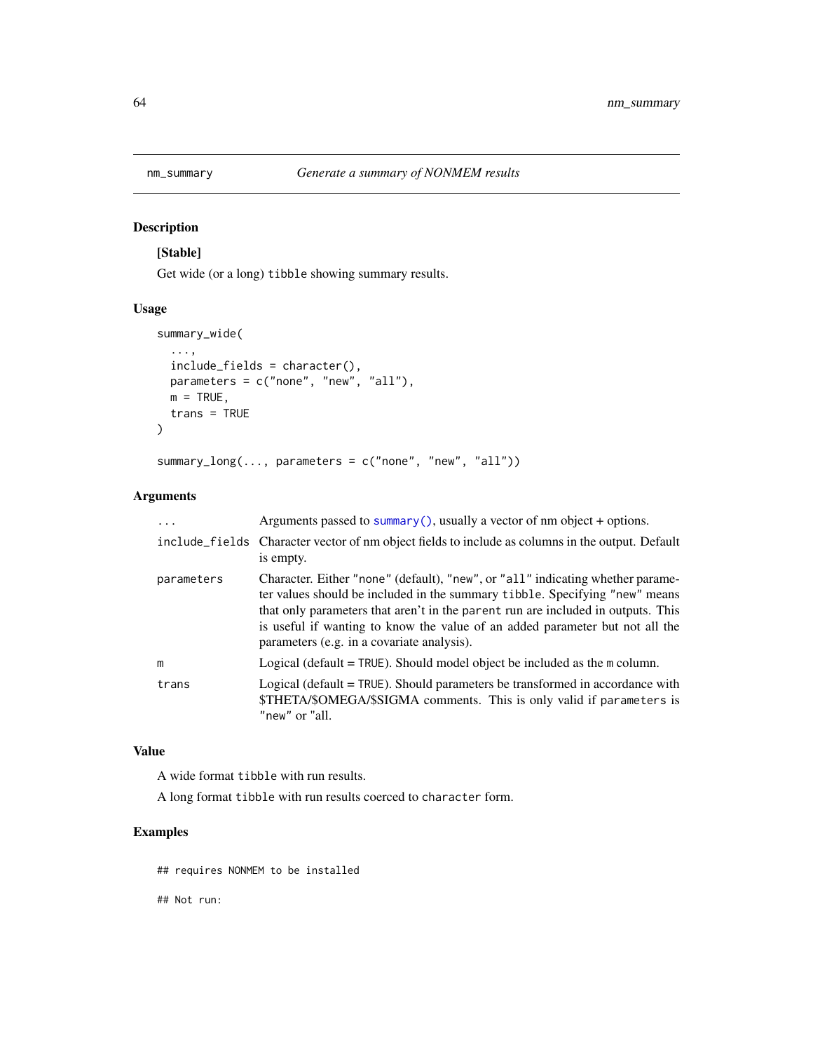nm_summary *Generate a summary of NONMEM results*

## Description

**[Stable]**

Get wide (or a long) `tibble` showing summary results.

## Usage

```
summary_wide(
  ...,
  include_fields = character(),
  parameters = c("none", "new", "all"),
  m = TRUE,
  trans = TRUE
)

summary_long(..., parameters = c("none", "new", "all"))
```

## Arguments

| | |
|---|---|
| `...` | Arguments passed to `summary()`, usually a vector of nm object + options. |
| `include_fields` | Character vector of nm object fields to include as columns in the output. Default is empty. |
| `parameters` | Character. Either `"none"` (default), `"new"`, or `"all"` indicating whether parameter values should be included in the summary `tibble`. Specifying `"new"` means that only parameters that aren't in the `parent` run are included in outputs. This is useful if wanting to know the value of an added parameter but not all the parameters (e.g. in a covariate analysis). |
| `m` | Logical (default = `TRUE`). Should model object be included as the `m` column. |
| `trans` | Logical (default = `TRUE`). Should parameters be transformed in accordance with $THETA/$OMEGA/$SIGMA comments. This is only valid if `parameters` is `"new"` or "all. |

## Value

A wide format `tibble` with run results.

A long format `tibble` with run results coerced to `character` form.

## Examples

```
## requires NONMEM to be installed

## Not run:
```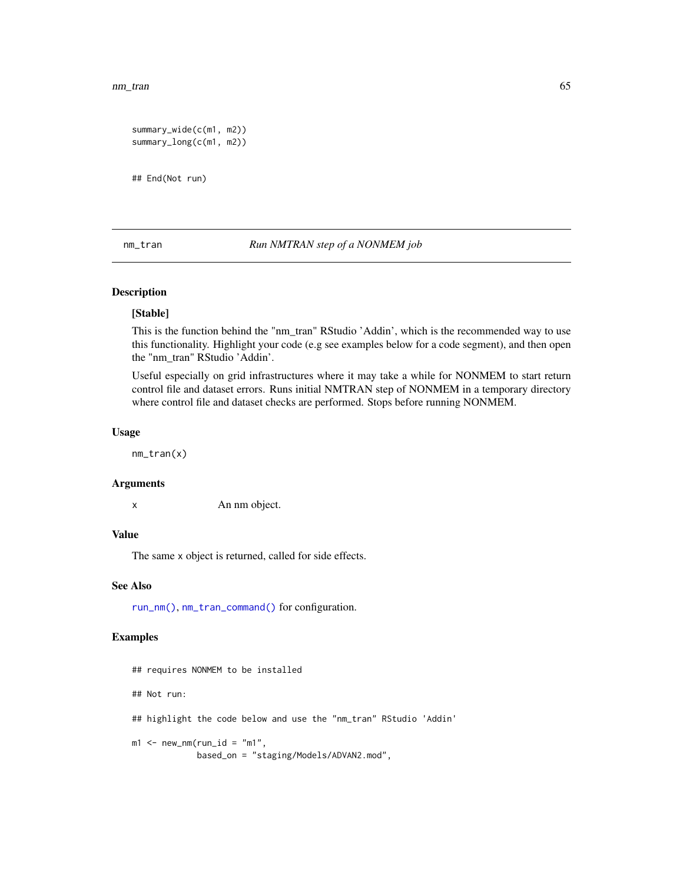```
summary_wide(c(m1, m2))
summary_long(c(m1, m2))

## End(Not run)
```

## nm_tran *Run NMTRAN step of a NONMEM job*

### Description

**[Stable]**

This is the function behind the "nm_tran" RStudio 'Addin', which is the recommended way to use this functionality. Highlight your code (e.g see examples below for a code segment), and then open the "nm_tran" RStudio 'Addin'.

Useful especially on grid infrastructures where it may take a while for NONMEM to start return control file and dataset errors. Runs initial NMTRAN step of NONMEM in a temporary directory where control file and dataset checks are performed. Stops before running NONMEM.

### Usage

```
nm_tran(x)
```

### Arguments

| | |
|---|---|
| x | An nm object. |

### Value

The same x object is returned, called for side effects.

### See Also

run_nm(), nm_tran_command() for configuration.

### Examples

```
## requires NONMEM to be installed

## Not run:

## highlight the code below and use the "nm_tran" RStudio 'Addin'

m1 <- new_nm(run_id = "m1",
             based_on = "staging/Models/ADVAN2.mod",
```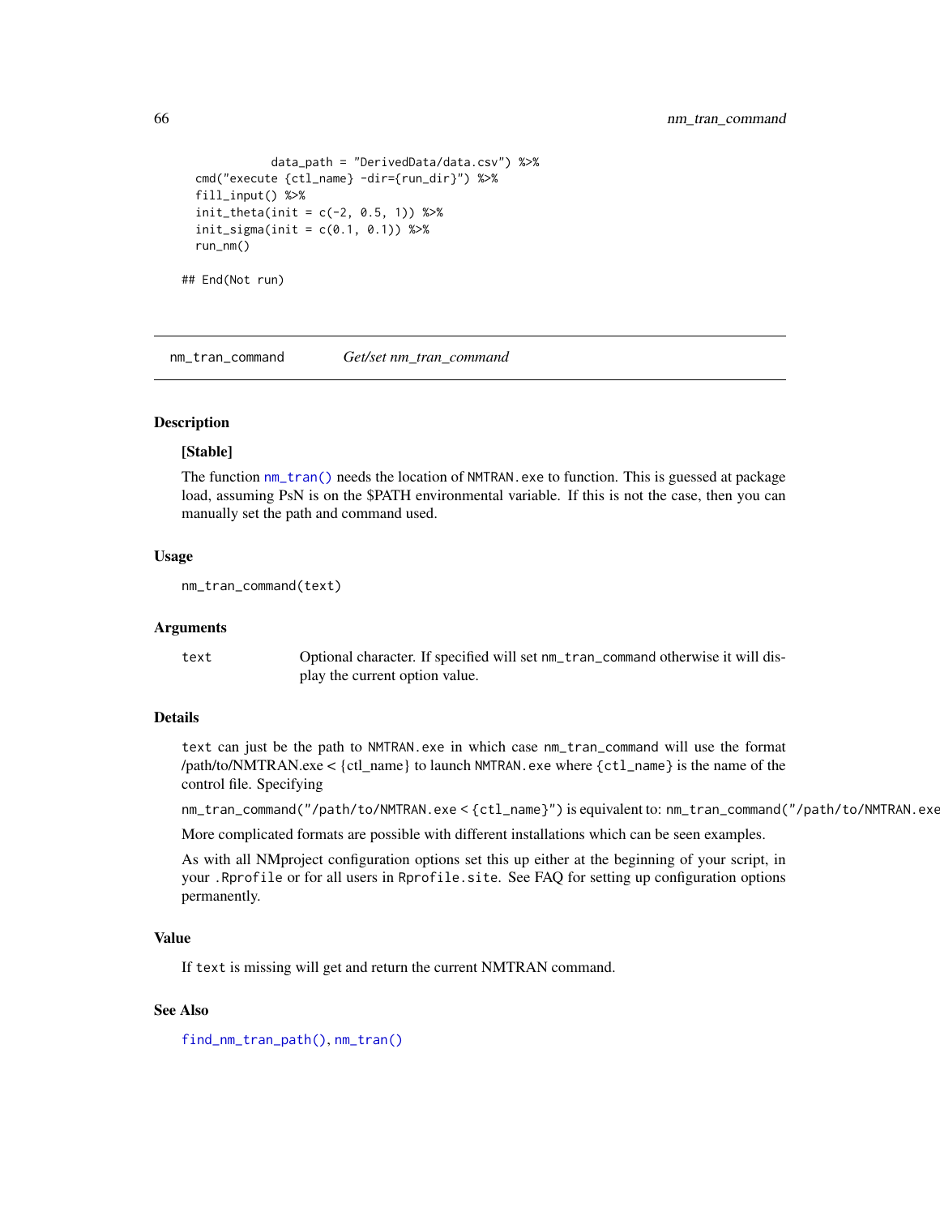```
             data_path = "DerivedData/data.csv") %>%
  cmd("execute {ctl_name} -dir={run_dir}") %>%
  fill_input() %>%
  init_theta(init = c(-2, 0.5, 1)) %>%
  init_sigma(init = c(0.1, 0.1)) %>%
  run_nm()

## End(Not run)
```

## nm_tran_command — *Get/set nm_tran_command*

### Description

**[Stable]**

The function `nm_tran()` needs the location of `NMTRAN.exe` to function. This is guessed at package load, assuming PsN is on the $PATH environmental variable. If this is not the case, then you can manually set the path and command used.

### Usage

```
nm_tran_command(text)
```

### Arguments

| | |
|---|---|
| `text` | Optional character. If specified will set `nm_tran_command` otherwise it will display the current option value. |

### Details

`text` can just be the path to `NMTRAN.exe` in which case `nm_tran_command` will use the format /path/to/NMTRAN.exe < {ctl_name} to launch `NMTRAN.exe` where `{ctl_name}` is the name of the control file. Specifying

`nm_tran_command("/path/to/NMTRAN.exe < {ctl_name}")` is equivalent to: `nm_tran_command("/path/to/NMTRAN.exe`

More complicated formats are possible with different installations which can be seen examples.

As with all NMproject configuration options set this up either at the beginning of your script, in your `.Rprofile` or for all users in `Rprofile.site`. See FAQ for setting up configuration options permanently.

### Value

If `text` is missing will get and return the current NMTRAN command.

### See Also

`find_nm_tran_path()`, `nm_tran()`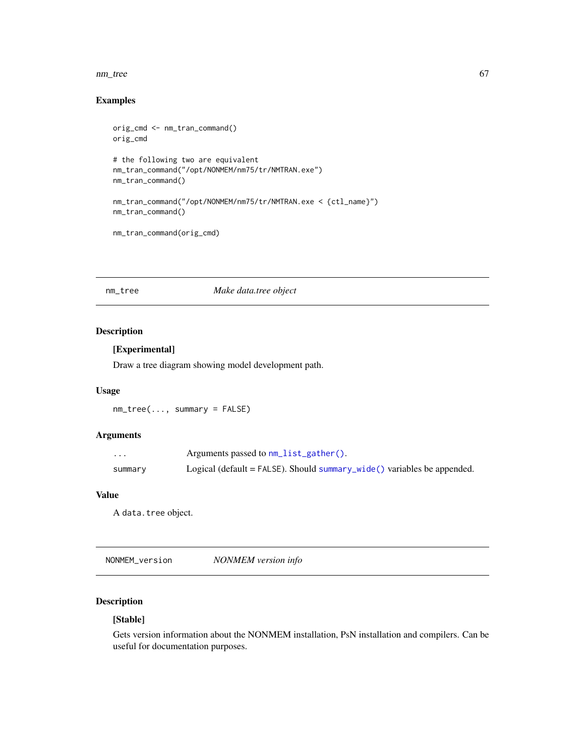## Examples

```
orig_cmd <- nm_tran_command()
orig_cmd

# the following two are equivalent
nm_tran_command("/opt/NONMEM/nm75/tr/NMTRAN.exe")
nm_tran_command()

nm_tran_command("/opt/NONMEM/nm75/tr/NMTRAN.exe < {ctl_name}")
nm_tran_command()

nm_tran_command(orig_cmd)
```

---

# nm_tree — *Make data.tree object*

## Description

**[Experimental]**

Draw a tree diagram showing model development path.

## Usage

```
nm_tree(..., summary = FALSE)
```

## Arguments

| | |
|---|---|
| `...` | Arguments passed to `nm_list_gather()`. |
| `summary` | Logical (default = `FALSE`). Should `summary_wide()` variables be appended. |

## Value

A `data.tree` object.

---

# NONMEM_version — *NONMEM version info*

## Description

**[Stable]**

Gets version information about the NONMEM installation, PsN installation and compilers. Can be useful for documentation purposes.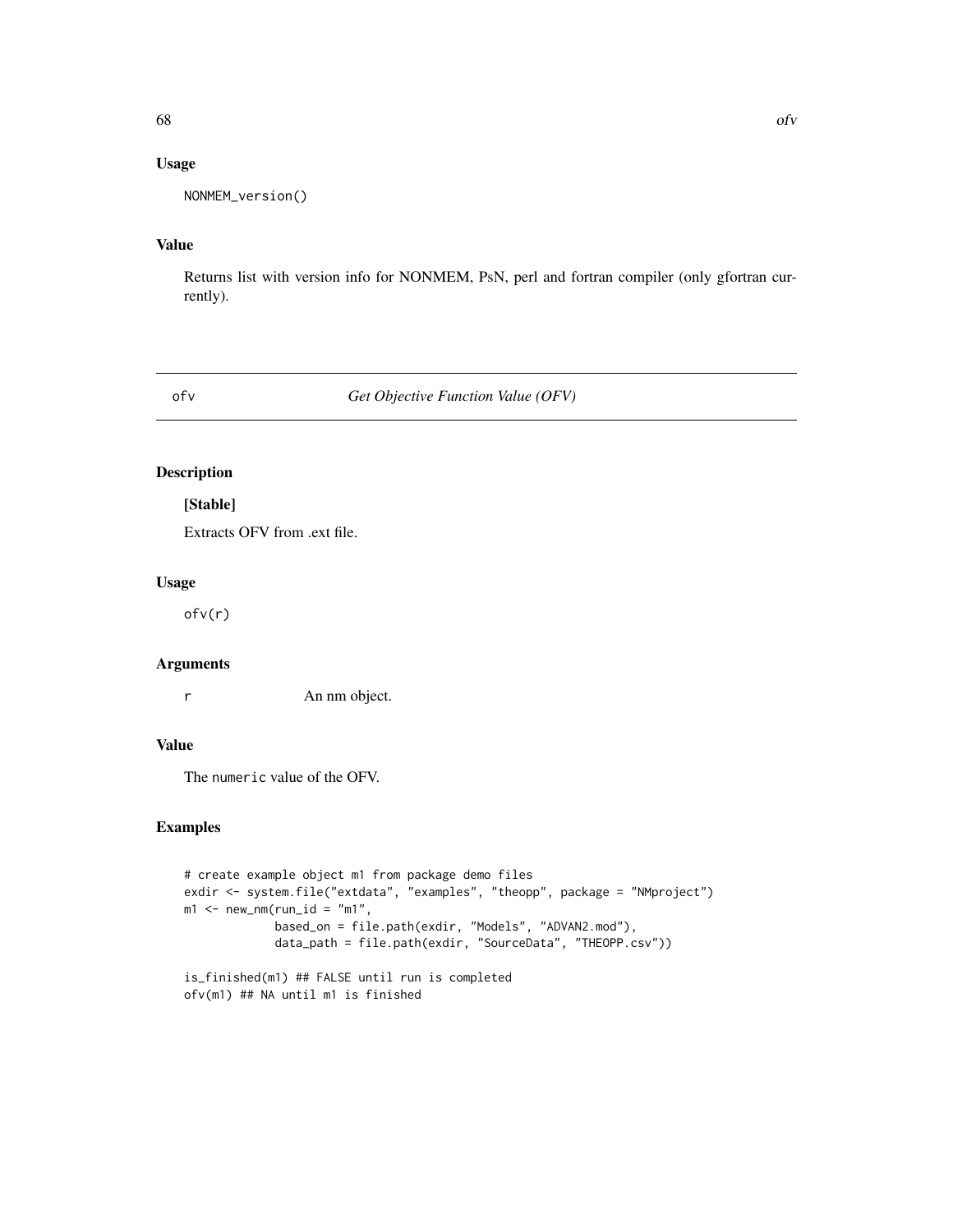### Usage

```
NONMEM_version()
```

### Value

Returns list with version info for NONMEM, PsN, perl and fortran compiler (only gfortran currently).

---

## ofv — *Get Objective Function Value (OFV)*

---

### Description

**[Stable]**

Extracts OFV from .ext file.

### Usage

```
ofv(r)
```

### Arguments

| | |
|---|---|
| r | An nm object. |

### Value

The `numeric` value of the OFV.

### Examples

```
# create example object m1 from package demo files
exdir <- system.file("extdata", "examples", "theopp", package = "NMproject")
m1 <- new_nm(run_id = "m1",
             based_on = file.path(exdir, "Models", "ADVAN2.mod"),
             data_path = file.path(exdir, "SourceData", "THEOPP.csv"))

is_finished(m1) ## FALSE until run is completed
ofv(m1) ## NA until m1 is finished
```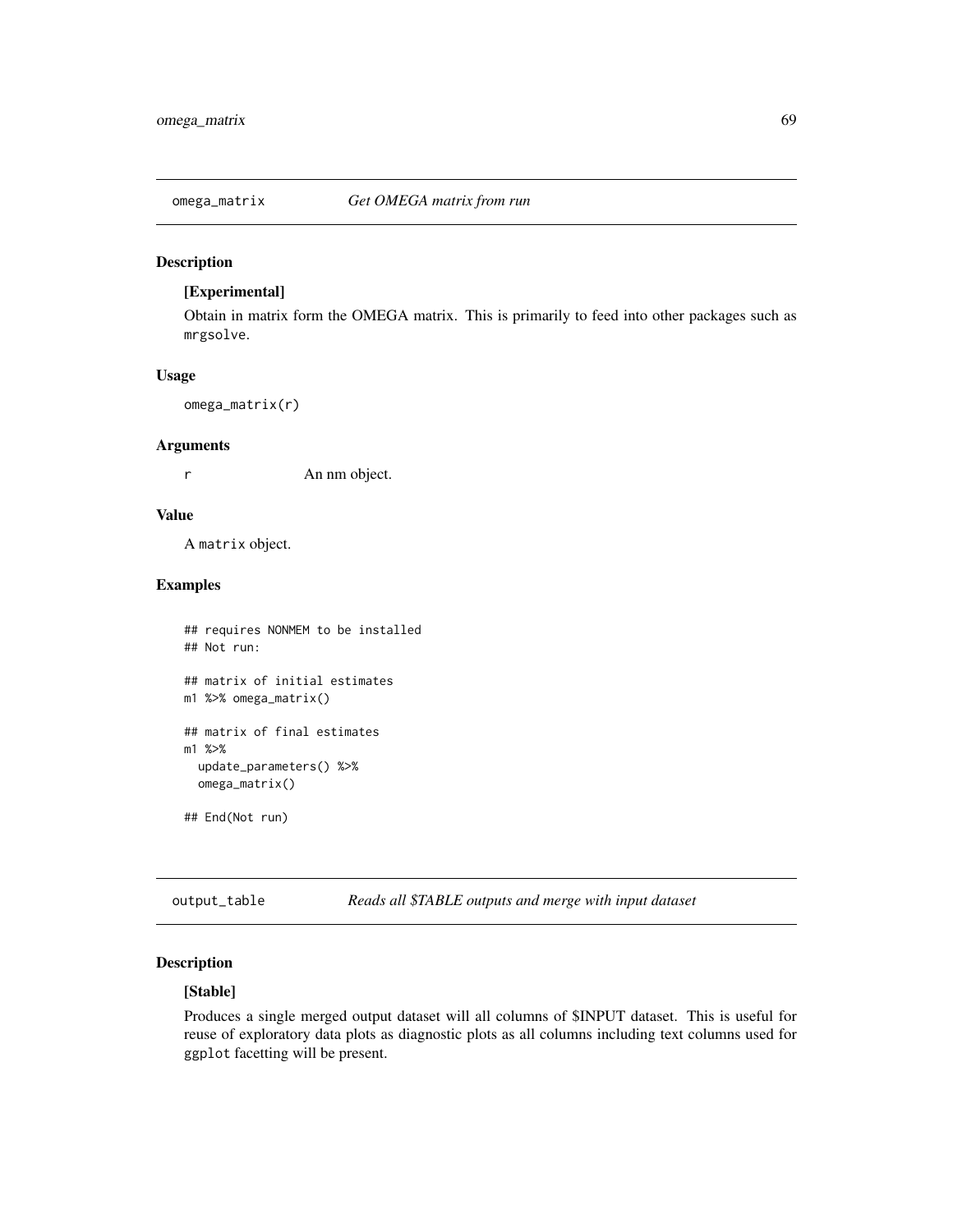## omega_matrix — *Get OMEGA matrix from run*

### Description

**[Experimental]**

Obtain in matrix form the OMEGA matrix. This is primarily to feed into other packages such as `mrgsolve`.

### Usage

```
omega_matrix(r)
```

### Arguments

| | |
|---|---|
| `r` | An nm object. |

### Value

A `matrix` object.

### Examples

```
## requires NONMEM to be installed
## Not run:

## matrix of initial estimates
m1 %>% omega_matrix()

## matrix of final estimates
m1 %>%
  update_parameters() %>%
  omega_matrix()

## End(Not run)
```

## output_table — *Reads all $TABLE outputs and merge with input dataset*

### Description

**[Stable]**

Produces a single merged output dataset will all columns of $INPUT dataset. This is useful for reuse of exploratory data plots as diagnostic plots as all columns including text columns used for `ggplot` facetting will be present.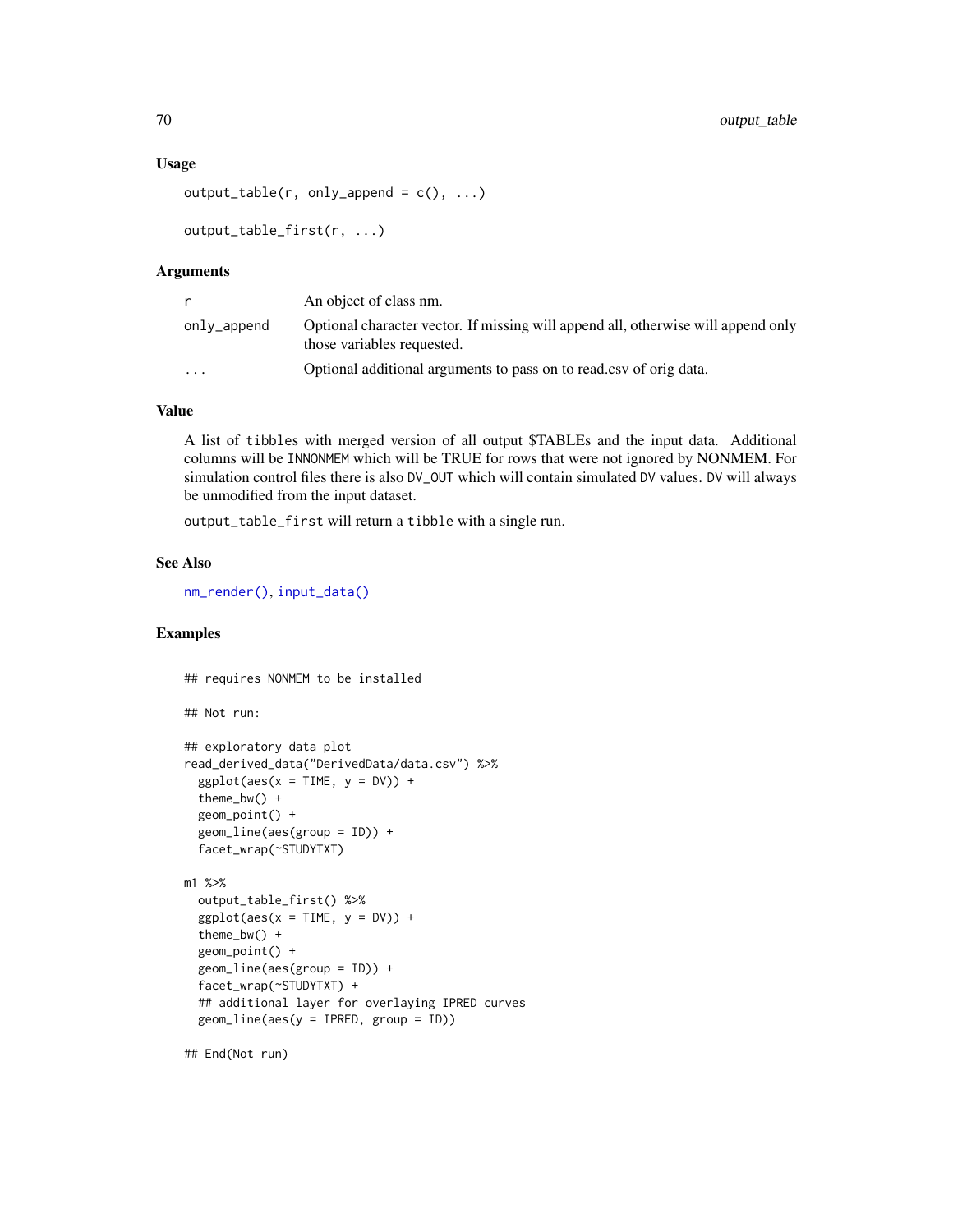### Usage

```
output_table(r, only_append = c(), ...)

output_table_first(r, ...)
```

### Arguments

| | |
|---|---|
| r | An object of class nm. |
| only_append | Optional character vector. If missing will append all, otherwise will append only those variables requested. |
| ... | Optional additional arguments to pass on to read.csv of orig data. |

### Value

A list of tibbles with merged version of all output $TABLEs and the input data. Additional columns will be INNONMEM which will be TRUE for rows that were not ignored by NONMEM. For simulation control files there is also DV_OUT which will contain simulated DV values. DV will always be unmodified from the input dataset.

output_table_first will return a tibble with a single run.

### See Also

nm_render(), input_data()

### Examples

```
## requires NONMEM to be installed

## Not run:

## exploratory data plot
read_derived_data("DerivedData/data.csv") %>%
  ggplot(aes(x = TIME, y = DV)) +
  theme_bw() +
  geom_point() +
  geom_line(aes(group = ID)) +
  facet_wrap(~STUDYTXT)

m1 %>%
  output_table_first() %>%
  ggplot(aes(x = TIME, y = DV)) +
  theme_bw() +
  geom_point() +
  geom_line(aes(group = ID)) +
  facet_wrap(~STUDYTXT) +
  ## additional layer for overlaying IPRED curves
  geom_line(aes(y = IPRED, group = ID))

## End(Not run)
```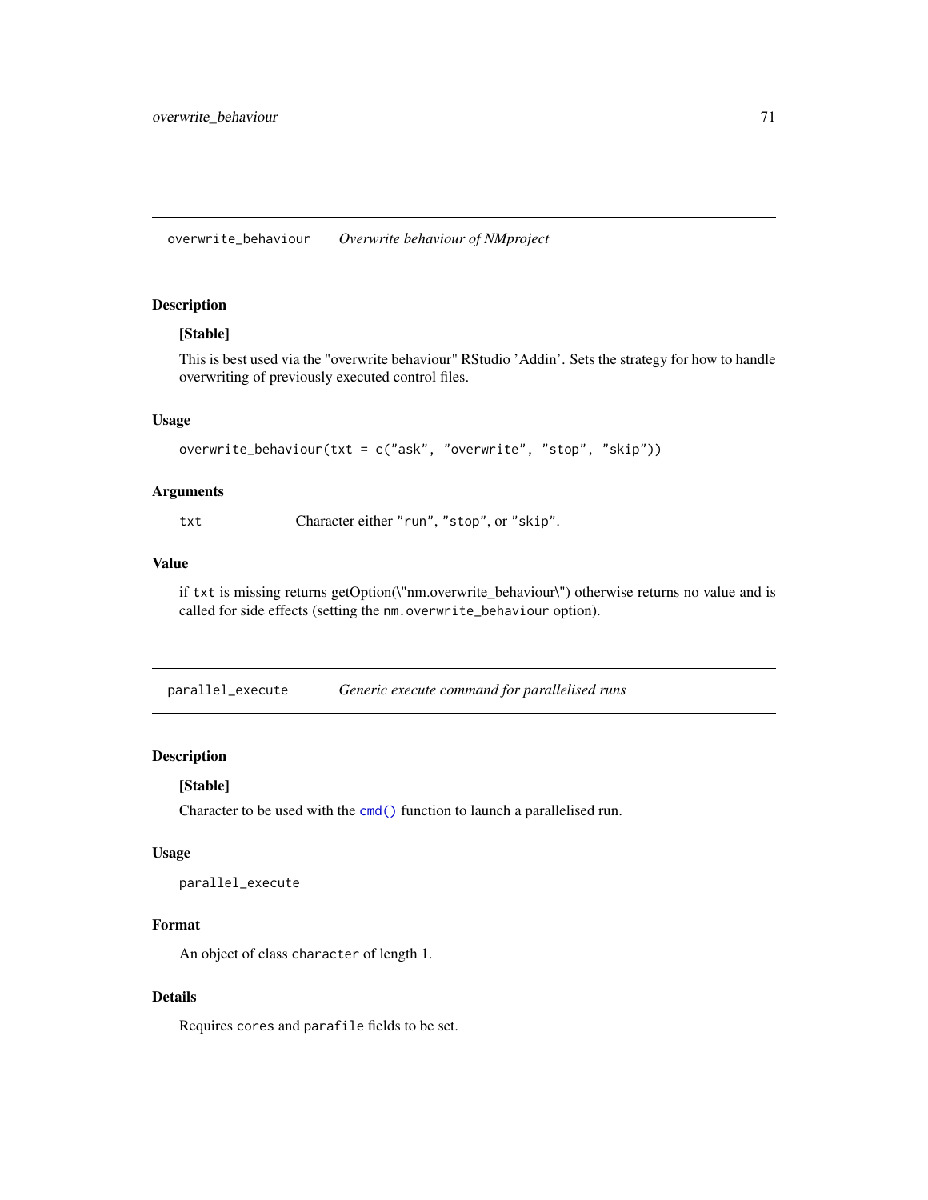## overwrite_behaviour — *Overwrite behaviour of NMproject*

### Description

**[Stable]**

This is best used via the "overwrite behaviour" RStudio 'Addin'. Sets the strategy for how to handle overwriting of previously executed control files.

### Usage

```
overwrite_behaviour(txt = c("ask", "overwrite", "stop", "skip"))
```

### Arguments

| | |
|---|---|
| txt | Character either "run", "stop", or "skip". |

### Value

if `txt` is missing returns getOption(\"nm.overwrite_behaviour\") otherwise returns no value and is called for side effects (setting the `nm.overwrite_behaviour` option).

## parallel_execute — *Generic execute command for parallelised runs*

### Description

**[Stable]**

Character to be used with the `cmd()` function to launch a parallelised run.

### Usage

```
parallel_execute
```

### Format

An object of class `character` of length 1.

### Details

Requires `cores` and `parafile` fields to be set.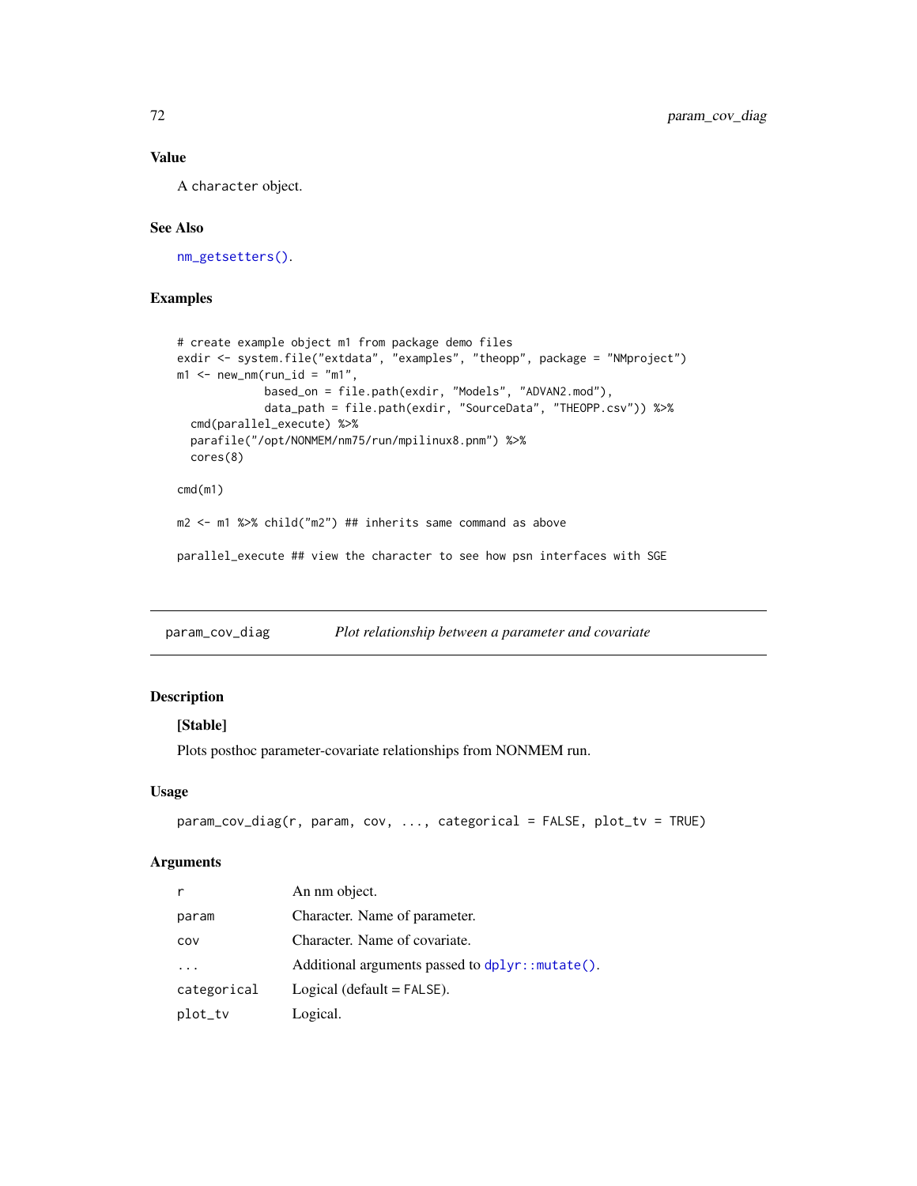### Value

A `character` object.

### See Also

`nm_getsetters()`.

### Examples

```
# create example object m1 from package demo files
exdir <- system.file("extdata", "examples", "theopp", package = "NMproject")
m1 <- new_nm(run_id = "m1",
             based_on = file.path(exdir, "Models", "ADVAN2.mod"),
             data_path = file.path(exdir, "SourceData", "THEOPP.csv")) %>%
  cmd(parallel_execute) %>%
  parafile("/opt/NONMEM/nm75/run/mpilinux8.pnm") %>%
  cores(8)

cmd(m1)

m2 <- m1 %>% child("m2") ## inherits same command as above

parallel_execute ## view the character to see how psn interfaces with SGE
```

---

## `param_cov_diag` *Plot relationship between a parameter and covariate*

### Description

**[Stable]**

Plots posthoc parameter-covariate relationships from NONMEM run.

### Usage

```
param_cov_diag(r, param, cov, ..., categorical = FALSE, plot_tv = TRUE)
```

### Arguments

| | |
|---|---|
| `r` | An nm object. |
| `param` | Character. Name of parameter. |
| `cov` | Character. Name of covariate. |
| `...` | Additional arguments passed to `dplyr::mutate()`. |
| `categorical` | Logical (default = `FALSE`). |
| `plot_tv` | Logical. |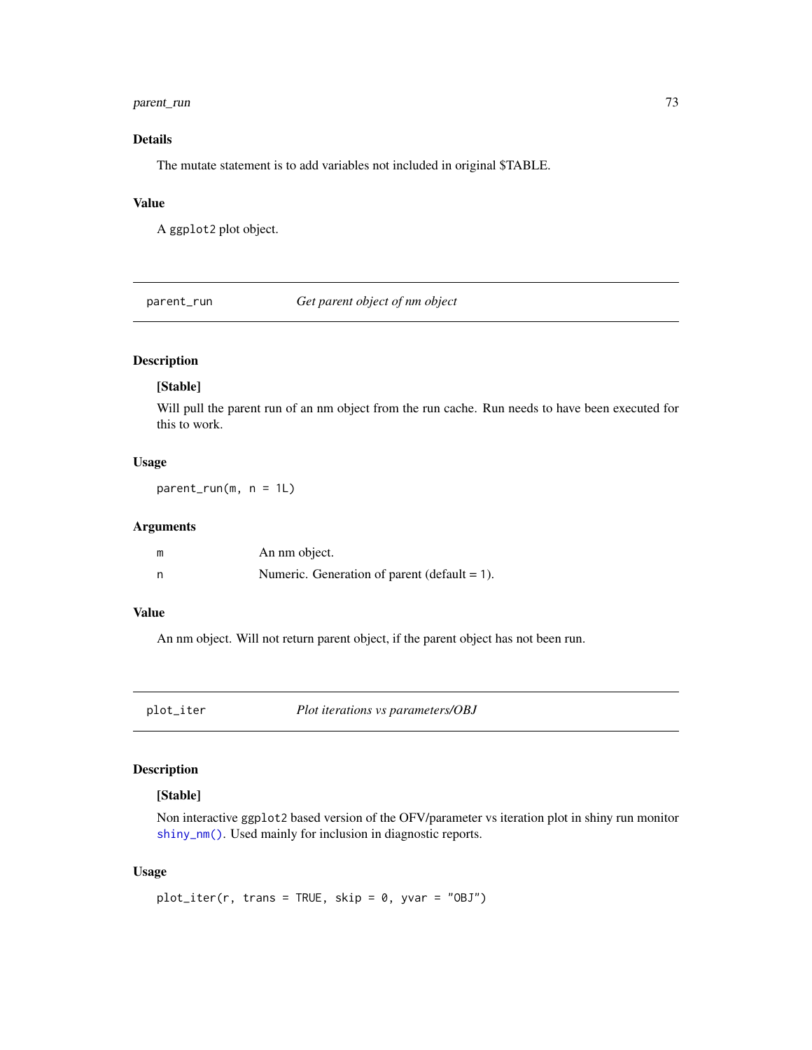## Details

The mutate statement is to add variables not included in original $TABLE.

## Value

A `ggplot2` plot object.

---

## parent_run — *Get parent object of nm object*

### Description

**[Stable]**

Will pull the parent run of an nm object from the run cache. Run needs to have been executed for this to work.

### Usage

```
parent_run(m, n = 1L)
```

### Arguments

| | |
|---|---|
| `m` | An nm object. |
| `n` | Numeric. Generation of parent (default = 1). |

### Value

An nm object. Will not return parent object, if the parent object has not been run.

---

## plot_iter — *Plot iterations vs parameters/OBJ*

### Description

**[Stable]**

Non interactive `ggplot2` based version of the OFV/parameter vs iteration plot in shiny run monitor `shiny_nm()`. Used mainly for inclusion in diagnostic reports.

### Usage

```
plot_iter(r, trans = TRUE, skip = 0, yvar = "OBJ")
```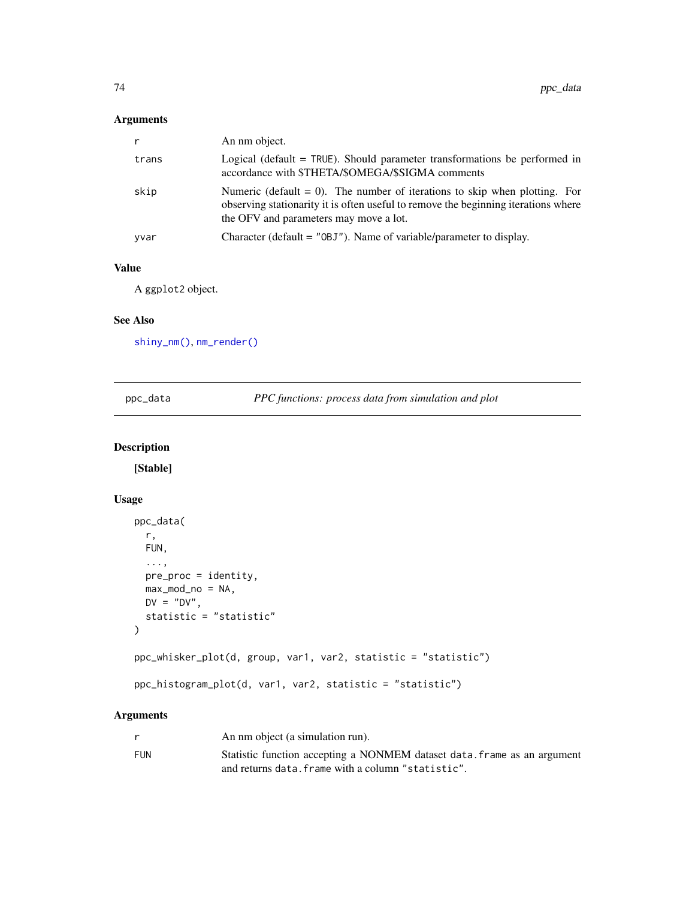### Arguments

| | |
|---|---|
| r | An nm object. |
| trans | Logical (default = TRUE). Should parameter transformations be performed in accordance with $THETA/$OMEGA/$SIGMA comments |
| skip | Numeric (default = 0). The number of iterations to skip when plotting. For observing stationarity it is often useful to remove the beginning iterations where the OFV and parameters may move a lot. |
| yvar | Character (default = "OBJ"). Name of variable/parameter to display. |

### Value

A ggplot2 object.

### See Also

shiny_nm(), nm_render()

---

## ppc_data — *PPC functions: process data from simulation and plot*

### Description

**[Stable]**

### Usage

```
ppc_data(
  r,
  FUN,
  ...,
  pre_proc = identity,
  max_mod_no = NA,
  DV = "DV",
  statistic = "statistic"
)

ppc_whisker_plot(d, group, var1, var2, statistic = "statistic")

ppc_histogram_plot(d, var1, var2, statistic = "statistic")
```

### Arguments

| | |
|---|---|
| r | An nm object (a simulation run). |
| FUN | Statistic function accepting a NONMEM dataset data.frame as an argument and returns data.frame with a column "statistic". |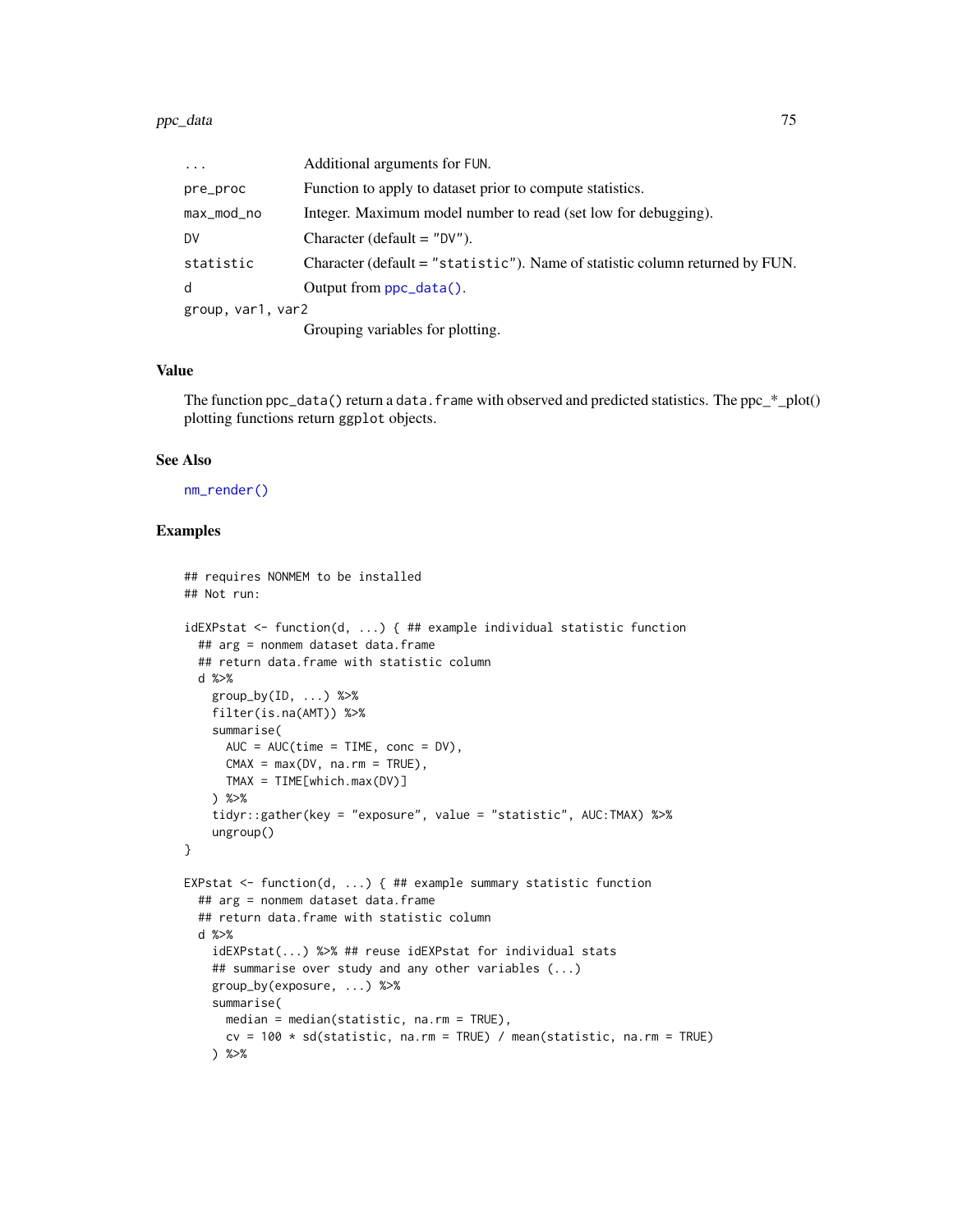| | |
|---|---|
| `...` | Additional arguments for FUN. |
| `pre_proc` | Function to apply to dataset prior to compute statistics. |
| `max_mod_no` | Integer. Maximum model number to read (set low for debugging). |
| `DV` | Character (default = "DV"). |
| `statistic` | Character (default = "statistic"). Name of statistic column returned by FUN. |
| `d` | Output from `ppc_data()`. |
| `group, var1, var2` | Grouping variables for plotting. |

## Value

The function `ppc_data()` return a `data.frame` with observed and predicted statistics. The ppc_*_plot() plotting functions return `ggplot` objects.

## See Also

`nm_render()`

## Examples

```
## requires NONMEM to be installed
## Not run:

idEXPstat <- function(d, ...) { ## example individual statistic function
  ## arg = nonmem dataset data.frame
  ## return data.frame with statistic column
  d %>%
    group_by(ID, ...) %>%
    filter(is.na(AMT)) %>%
    summarise(
      AUC = AUC(time = TIME, conc = DV),
      CMAX = max(DV, na.rm = TRUE),
      TMAX = TIME[which.max(DV)]
    ) %>%
    tidyr::gather(key = "exposure", value = "statistic", AUC:TMAX) %>%
    ungroup()
}

EXPstat <- function(d, ...) { ## example summary statistic function
  ## arg = nonmem dataset data.frame
  ## return data.frame with statistic column
  d %>%
    idEXPstat(...) %>% ## reuse idEXPstat for individual stats
    ## summarise over study and any other variables (...)
    group_by(exposure, ...) %>%
    summarise(
      median = median(statistic, na.rm = TRUE),
      cv = 100 * sd(statistic, na.rm = TRUE) / mean(statistic, na.rm = TRUE)
    ) %>%
```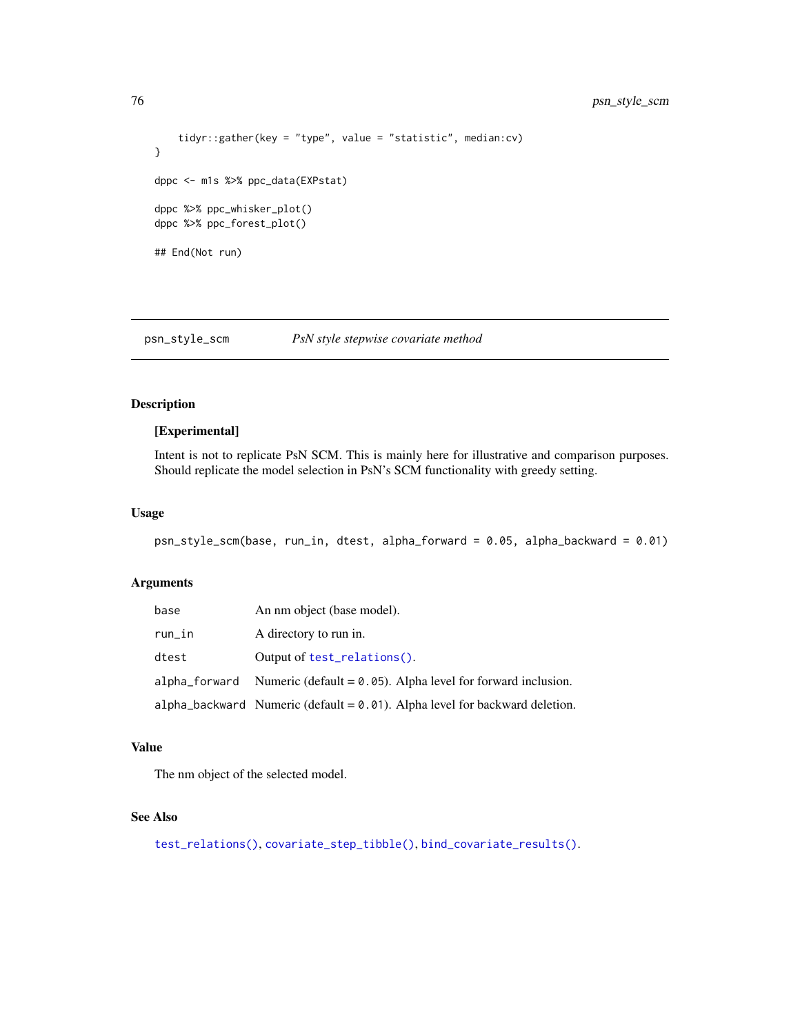```
    tidyr::gather(key = "type", value = "statistic", median:cv)
}

dppc <- m1s %>% ppc_data(EXPstat)

dppc %>% ppc_whisker_plot()
dppc %>% ppc_forest_plot()

## End(Not run)
```

## psn_style_scm — *PsN style stepwise covariate method*

### Description

**[Experimental]**

Intent is not to replicate PsN SCM. This is mainly here for illustrative and comparison purposes. Should replicate the model selection in PsN's SCM functionality with greedy setting.

### Usage

```
psn_style_scm(base, run_in, dtest, alpha_forward = 0.05, alpha_backward = 0.01)
```

### Arguments

| | |
|---|---|
| `base` | An nm object (base model). |
| `run_in` | A directory to run in. |
| `dtest` | Output of `test_relations()`. |
| `alpha_forward` | Numeric (default = `0.05`). Alpha level for forward inclusion. |
| `alpha_backward` | Numeric (default = `0.01`). Alpha level for backward deletion. |

### Value

The nm object of the selected model.

### See Also

`test_relations()`, `covariate_step_tibble()`, `bind_covariate_results()`.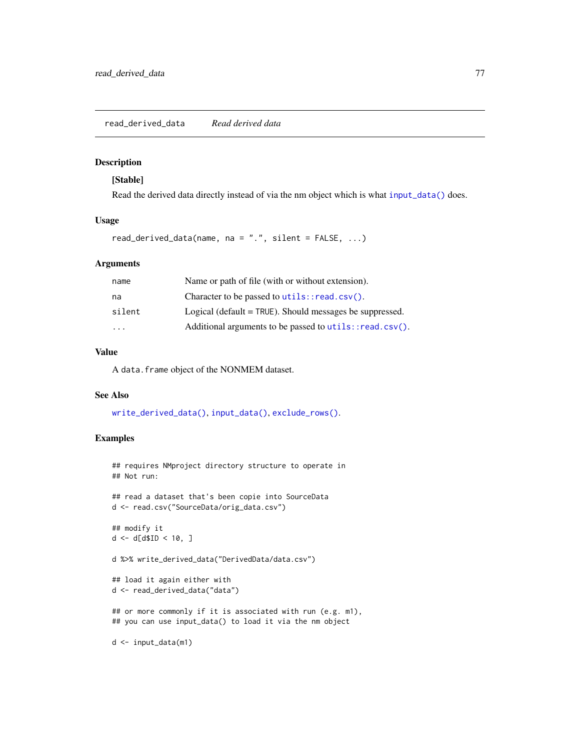## read_derived_data *Read derived data*

### Description

**[Stable]**

Read the derived data directly instead of via the nm object which is what `input_data()` does.

### Usage

```
read_derived_data(name, na = ".", silent = FALSE, ...)
```

### Arguments

| | |
|---|---|
| `name` | Name or path of file (with or without extension). |
| `na` | Character to be passed to `utils::read.csv()`. |
| `silent` | Logical (default = TRUE). Should messages be suppressed. |
| `...` | Additional arguments to be passed to `utils::read.csv()`. |

### Value

A `data.frame` object of the NONMEM dataset.

### See Also

`write_derived_data()`, `input_data()`, `exclude_rows()`.

### Examples

```
## requires NMproject directory structure to operate in
## Not run:

## read a dataset that's been copie into SourceData
d <- read.csv("SourceData/orig_data.csv")

## modify it
d <- d[d$ID < 10, ]

d %>% write_derived_data("DerivedData/data.csv")

## load it again either with
d <- read_derived_data("data")

## or more commonly if it is associated with run (e.g. m1),
## you can use input_data() to load it via the nm object

d <- input_data(m1)
```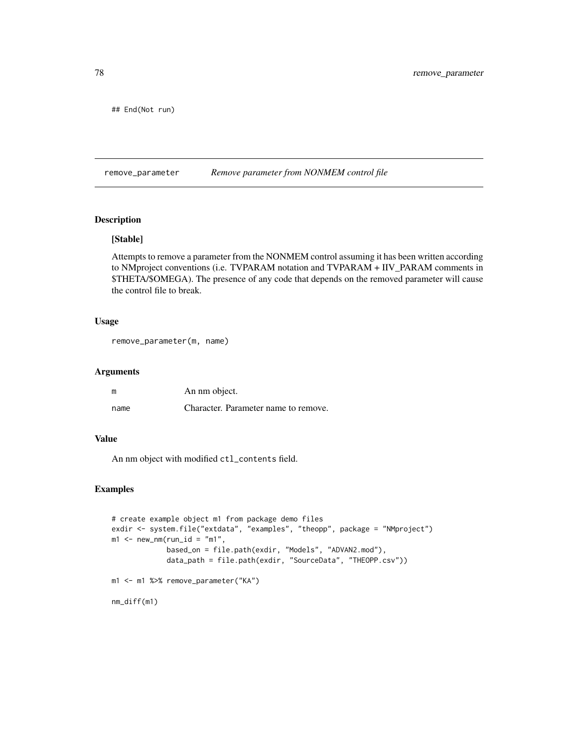```
## End(Not run)
```

## remove_parameter — *Remove parameter from NONMEM control file*

### Description

**[Stable]**

Attempts to remove a parameter from the NONMEM control assuming it has been written according to NMproject conventions (i.e. TVPARAM notation and TVPARAM + IIV_PARAM comments in $THETA/$OMEGA). The presence of any code that depends on the removed parameter will cause the control file to break.

### Usage

```
remove_parameter(m, name)
```

### Arguments

| | |
|---|---|
| m | An nm object. |
| name | Character. Parameter name to remove. |

### Value

An nm object with modified `ctl_contents` field.

### Examples

```
# create example object m1 from package demo files
exdir <- system.file("extdata", "examples", "theopp", package = "NMproject")
m1 <- new_nm(run_id = "m1",
             based_on = file.path(exdir, "Models", "ADVAN2.mod"),
             data_path = file.path(exdir, "SourceData", "THEOPP.csv"))

m1 <- m1 %>% remove_parameter("KA")

nm_diff(m1)
```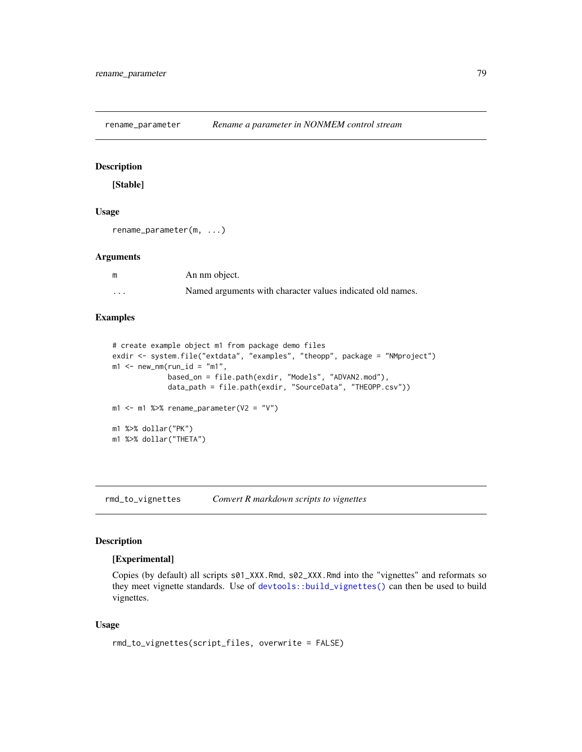## rename_parameter *Rename a parameter in NONMEM control stream*

### Description

**[Stable]**

### Usage

```
rename_parameter(m, ...)
```

### Arguments

| | |
|---|---|
| m | An nm object. |
| ... | Named arguments with character values indicated old names. |

### Examples

```
# create example object m1 from package demo files
exdir <- system.file("extdata", "examples", "theopp", package = "NMproject")
m1 <- new_nm(run_id = "m1",
             based_on = file.path(exdir, "Models", "ADVAN2.mod"),
             data_path = file.path(exdir, "SourceData", "THEOPP.csv"))

m1 <- m1 %>% rename_parameter(V2 = "V")

m1 %>% dollar("PK")
m1 %>% dollar("THETA")
```

## rmd_to_vignettes *Convert R markdown scripts to vignettes*

### Description

**[Experimental]**

Copies (by default) all scripts `s01_XXX.Rmd`, `s02_XXX.Rmd` into the "vignettes" and reformats so they meet vignette standards. Use of `devtools::build_vignettes()` can then be used to build vignettes.

### Usage

```
rmd_to_vignettes(script_files, overwrite = FALSE)
```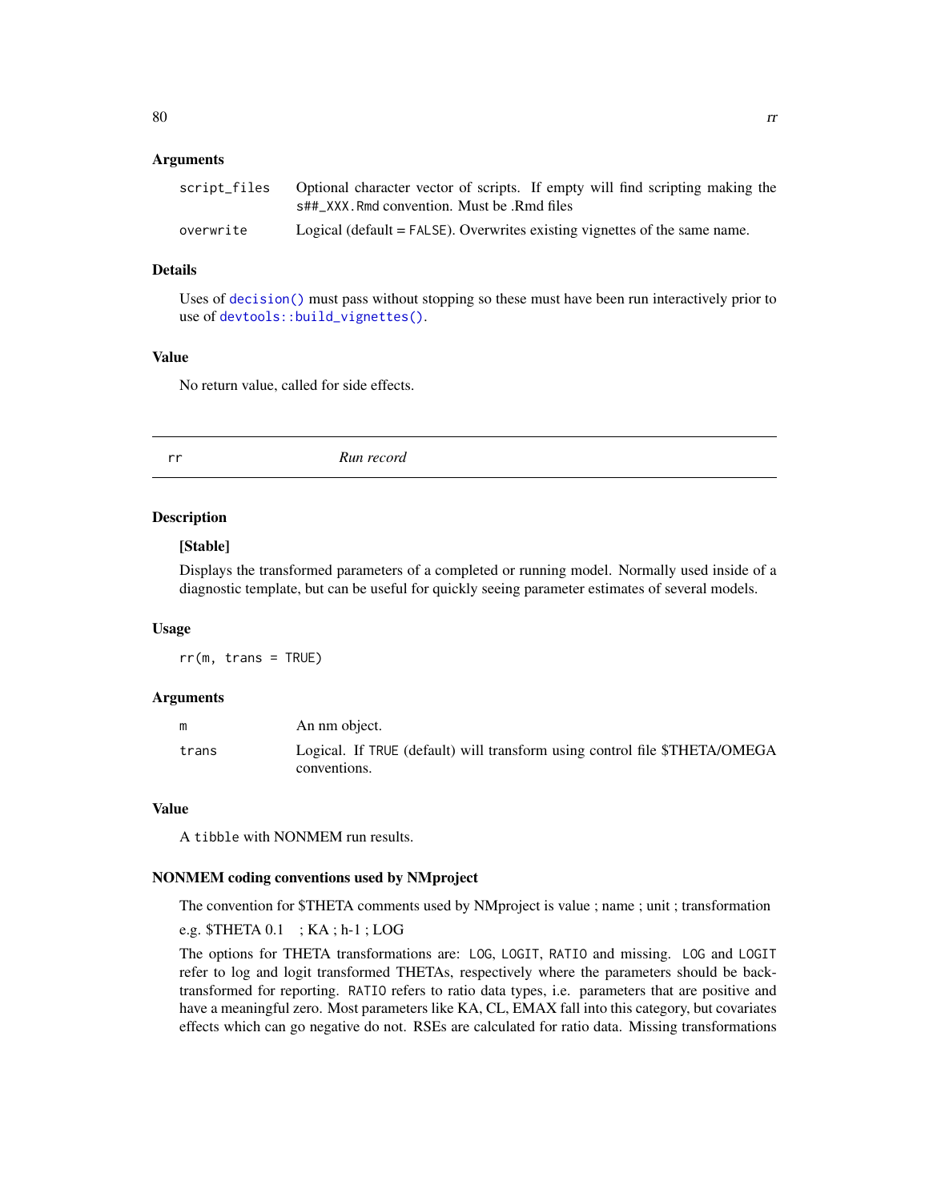### Arguments

| | |
|---|---|
| `script_files` | Optional character vector of scripts. If empty will find scripting making the `s##_XXX.Rmd` convention. Must be .Rmd files |
| `overwrite` | Logical (default = `FALSE`). Overwrites existing vignettes of the same name. |

### Details

Uses of `decision()` must pass without stopping so these must have been run interactively prior to use of `devtools::build_vignettes()`.

### Value

No return value, called for side effects.

---

## `rr` *Run record*

### Description

**[Stable]**

Displays the transformed parameters of a completed or running model. Normally used inside of a diagnostic template, but can be useful for quickly seeing parameter estimates of several models.

### Usage

```
rr(m, trans = TRUE)
```

### Arguments

| | |
|---|---|
| `m` | An nm object. |
| `trans` | Logical. If `TRUE` (default) will transform using control file $THETA/OMEGA conventions. |

### Value

A `tibble` with NONMEM run results.

### NONMEM coding conventions used by NMproject

The convention for $THETA comments used by NMproject is value ; name ; unit ; transformation

e.g. $THETA 0.1 ; KA ; h-1 ; LOG

The options for THETA transformations are: `LOG`, `LOGIT`, `RATIO` and missing. `LOG` and `LOGIT` refer to log and logit transformed THETAs, respectively where the parameters should be back-transformed for reporting. `RATIO` refers to ratio data types, i.e. parameters that are positive and have a meaningful zero. Most parameters like KA, CL, EMAX fall into this category, but covariates effects which can go negative do not. RSEs are calculated for ratio data. Missing transformations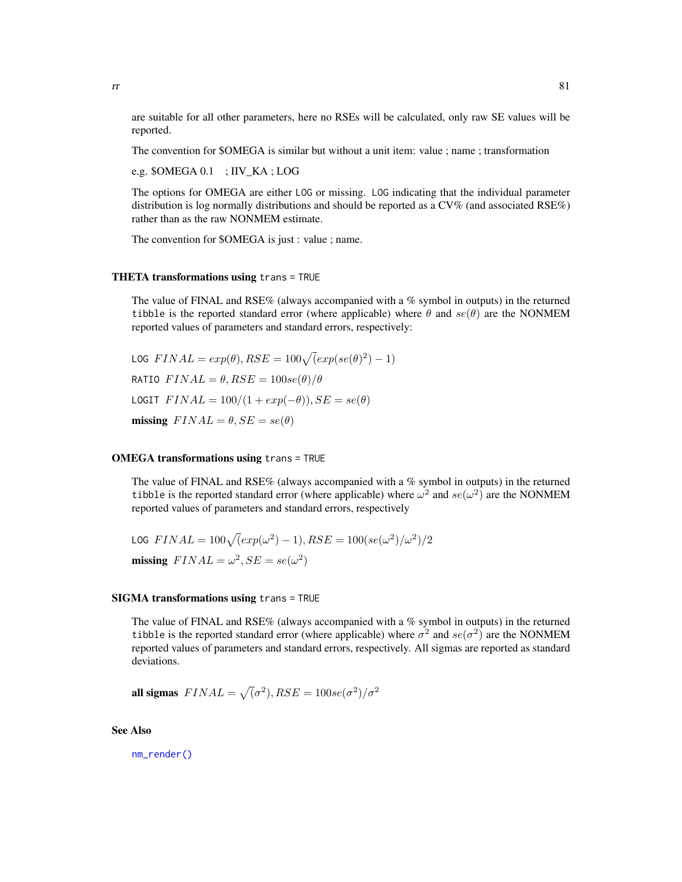are suitable for all other parameters, here no RSEs will be calculated, only raw SE values will be reported.

The convention for $OMEGA is similar but without a unit item: value ; name ; transformation

e.g. $OMEGA 0.1    ; IIV_KA ; LOG

The options for OMEGA are either `LOG` or missing. `LOG` indicating that the individual parameter distribution is log normally distributions and should be reported as a CV% (and associated RSE%) rather than as the raw NONMEM estimate.

The convention for $OMEGA is just : value ; name.

### THETA transformations using `trans = TRUE`

The value of FINAL and RSE% (always accompanied with a % symbol in outputs) in the returned `tibble` is the reported standard error (where applicable) where $\theta$ and $se(\theta)$ are the NONMEM reported values of parameters and standard errors, respectively:

`LOG` $FINAL = exp(\theta), RSE = 100\sqrt(exp(se(\theta)^2) - 1)$

`RATIO` $FINAL = \theta, RSE = 100se(\theta)/\theta$

`LOGIT` $FINAL = 100/(1 + exp(-\theta)), SE = se(\theta)$

**missing** $FINAL = \theta, SE = se(\theta)$

### OMEGA transformations using `trans = TRUE`

The value of FINAL and RSE% (always accompanied with a % symbol in outputs) in the returned `tibble` is the reported standard error (where applicable) where $\omega^2$ and $se(\omega^2)$ are the NONMEM reported values of parameters and standard errors, respectively

`LOG` $FINAL = 100\sqrt(exp(\omega^2) - 1), RSE = 100(se(\omega^2)/\omega^2)/2$

**missing** $FINAL = \omega^2, SE = se(\omega^2)$

### SIGMA transformations using `trans = TRUE`

The value of FINAL and RSE% (always accompanied with a % symbol in outputs) in the returned `tibble` is the reported standard error (where applicable) where $\sigma^2$ and $se(\sigma^2)$ are the NONMEM reported values of parameters and standard errors, respectively. All sigmas are reported as standard deviations.

**all sigmas** $FINAL = \sqrt(\sigma^2), RSE = 100se(\sigma^2)/\sigma^2$

## See Also

`nm_render()`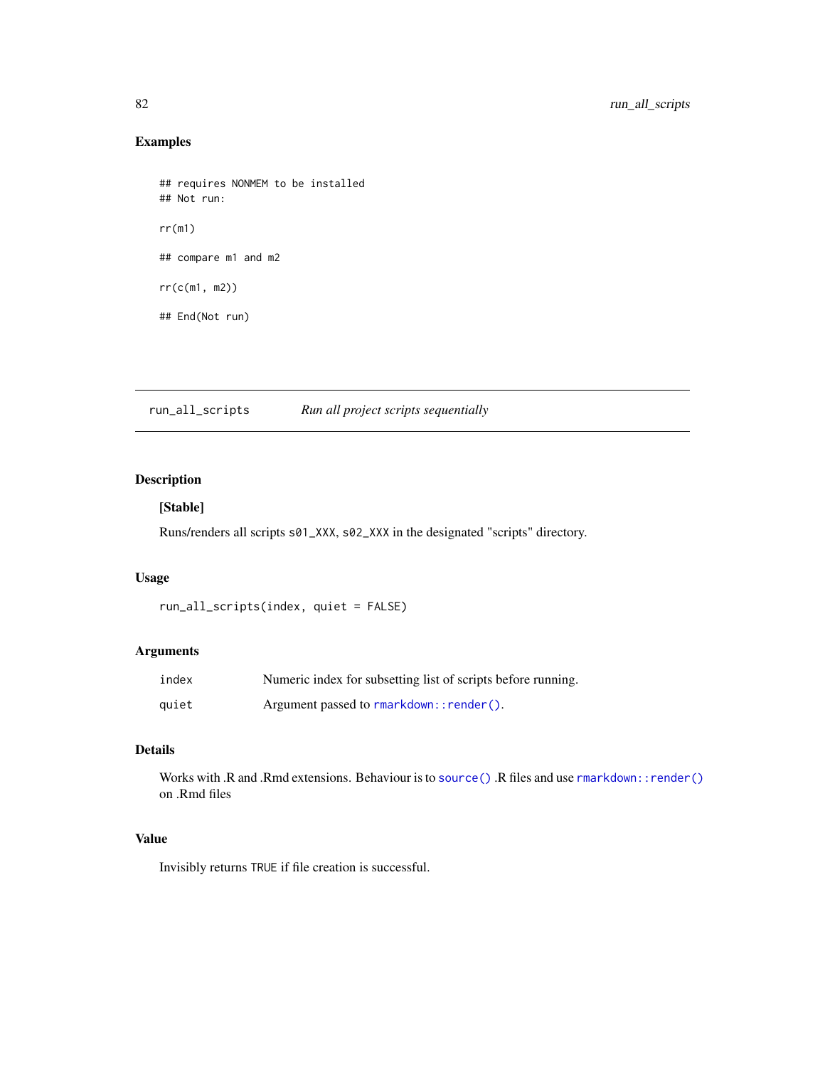## Examples

```
## requires NONMEM to be installed
## Not run:

rr(m1)

## compare m1 and m2

rr(c(m1, m2))

## End(Not run)
```

---

# run_all_scripts *Run all project scripts sequentially*

---

## Description

**[Stable]**

Runs/renders all scripts `s01_XXX`, `s02_XXX` in the designated "scripts" directory.

## Usage

```
run_all_scripts(index, quiet = FALSE)
```

## Arguments

| | |
|---|---|
| `index` | Numeric index for subsetting list of scripts before running. |
| `quiet` | Argument passed to `rmarkdown::render()`. |

## Details

Works with .R and .Rmd extensions. Behaviour is to `source()` .R files and use `rmarkdown::render()` on .Rmd files

## Value

Invisibly returns `TRUE` if file creation is successful.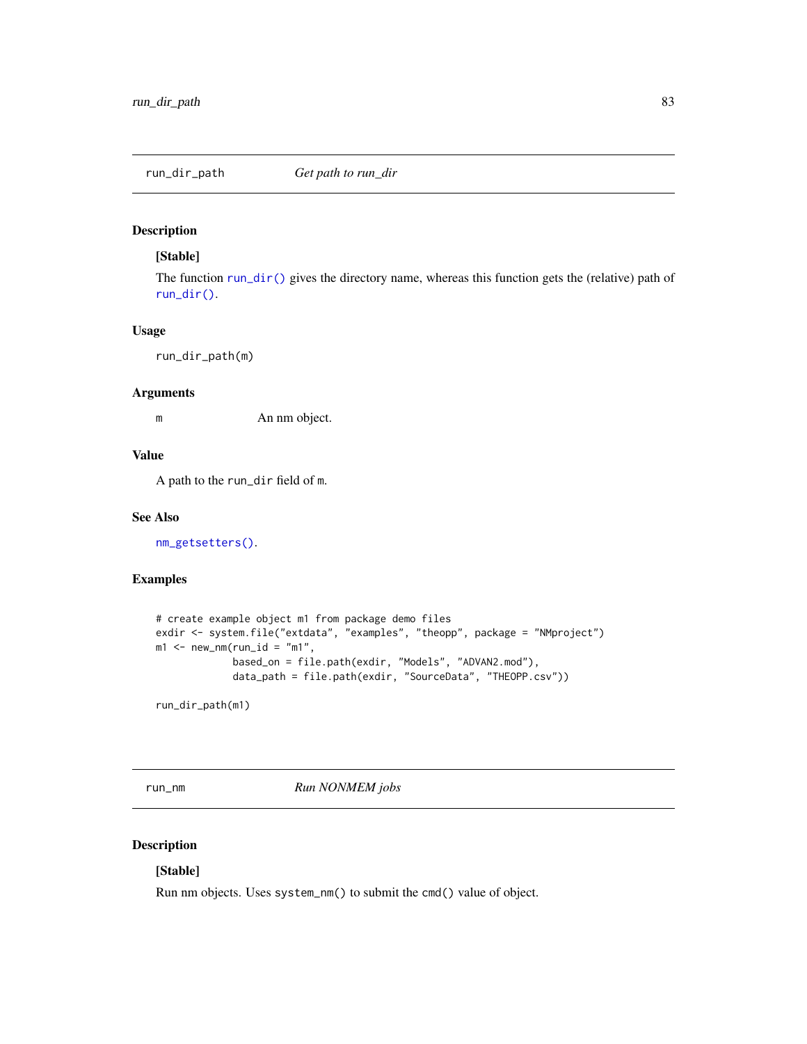## run_dir_path — *Get path to run_dir*

### Description

**[Stable]**

The function `run_dir()` gives the directory name, whereas this function gets the (relative) path of `run_dir()`.

### Usage

```
run_dir_path(m)
```

### Arguments

| | |
|---|---|
| m | An nm object. |

### Value

A path to the `run_dir` field of `m`.

### See Also

`nm_getsetters()`.

### Examples

```
# create example object m1 from package demo files
exdir <- system.file("extdata", "examples", "theopp", package = "NMproject")
m1 <- new_nm(run_id = "m1",
             based_on = file.path(exdir, "Models", "ADVAN2.mod"),
             data_path = file.path(exdir, "SourceData", "THEOPP.csv"))

run_dir_path(m1)
```

## run_nm — *Run NONMEM jobs*

### Description

**[Stable]**

Run nm objects. Uses `system_nm()` to submit the `cmd()` value of object.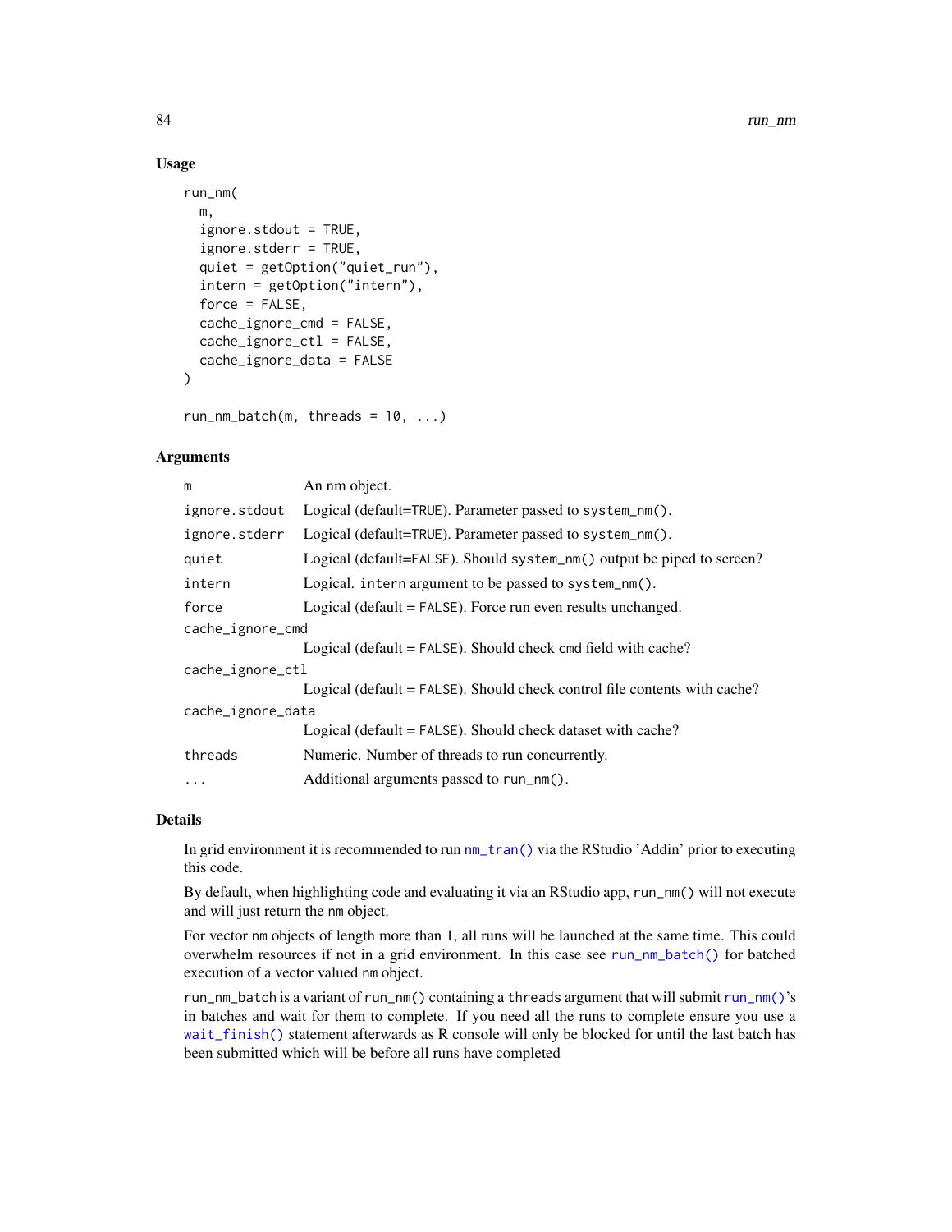### Usage

```
run_nm(
  m,
  ignore.stdout = TRUE,
  ignore.stderr = TRUE,
  quiet = getOption("quiet_run"),
  intern = getOption("intern"),
  force = FALSE,
  cache_ignore_cmd = FALSE,
  cache_ignore_ctl = FALSE,
  cache_ignore_data = FALSE
)

run_nm_batch(m, threads = 10, ...)
```

### Arguments

| Argument | Description |
|---|---|
| `m` | An nm object. |
| `ignore.stdout` | Logical (default=TRUE). Parameter passed to `system_nm()`. |
| `ignore.stderr` | Logical (default=TRUE). Parameter passed to `system_nm()`. |
| `quiet` | Logical (default=FALSE). Should `system_nm()` output be piped to screen? |
| `intern` | Logical. `intern` argument to be passed to `system_nm()`. |
| `force` | Logical (default = FALSE). Force run even results unchanged. |
| `cache_ignore_cmd` | Logical (default = FALSE). Should check cmd field with cache? |
| `cache_ignore_ctl` | Logical (default = FALSE). Should check control file contents with cache? |
| `cache_ignore_data` | Logical (default = FALSE). Should check dataset with cache? |
| `threads` | Numeric. Number of threads to run concurrently. |
| `...` | Additional arguments passed to `run_nm()`. |

### Details

In grid environment it is recommended to run `nm_tran()` via the RStudio 'Addin' prior to executing this code.

By default, when highlighting code and evaluating it via an RStudio app, `run_nm()` will not execute and will just return the `nm` object.

For vector `nm` objects of length more than 1, all runs will be launched at the same time. This could overwhelm resources if not in a grid environment. In this case see `run_nm_batch()` for batched execution of a vector valued `nm` object.

`run_nm_batch` is a variant of `run_nm()` containing a `threads` argument that will submit `run_nm()`'s in batches and wait for them to complete. If you need all the runs to complete ensure you use a `wait_finish()` statement afterwards as R console will only be blocked for until the last batch has been submitted which will be before all runs have completed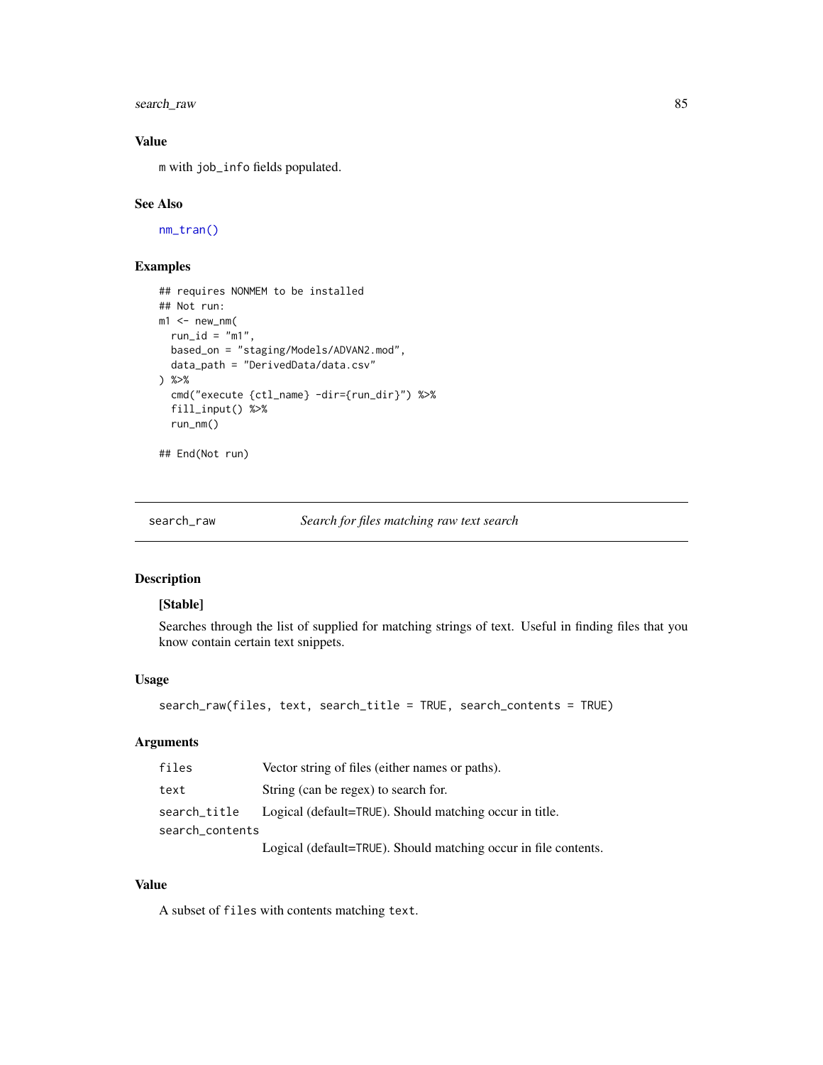### Value

m with job_info fields populated.

### See Also

nm_tran()

### Examples

```
## requires NONMEM to be installed
## Not run:
m1 <- new_nm(
  run_id = "m1",
  based_on = "staging/Models/ADVAN2.mod",
  data_path = "DerivedData/data.csv"
) %>%
  cmd("execute {ctl_name} -dir={run_dir}") %>%
  fill_input() %>%
  run_nm()

## End(Not run)
```

---

## search_raw — *Search for files matching raw text search*

### Description

**[Stable]**

Searches through the list of supplied for matching strings of text. Useful in finding files that you know contain certain text snippets.

### Usage

```
search_raw(files, text, search_title = TRUE, search_contents = TRUE)
```

### Arguments

| | |
|---|---|
| files | Vector string of files (either names or paths). |
| text | String (can be regex) to search for. |
| search_title | Logical (default=TRUE). Should matching occur in title. |
| search_contents | Logical (default=TRUE). Should matching occur in file contents. |

### Value

A subset of files with contents matching text.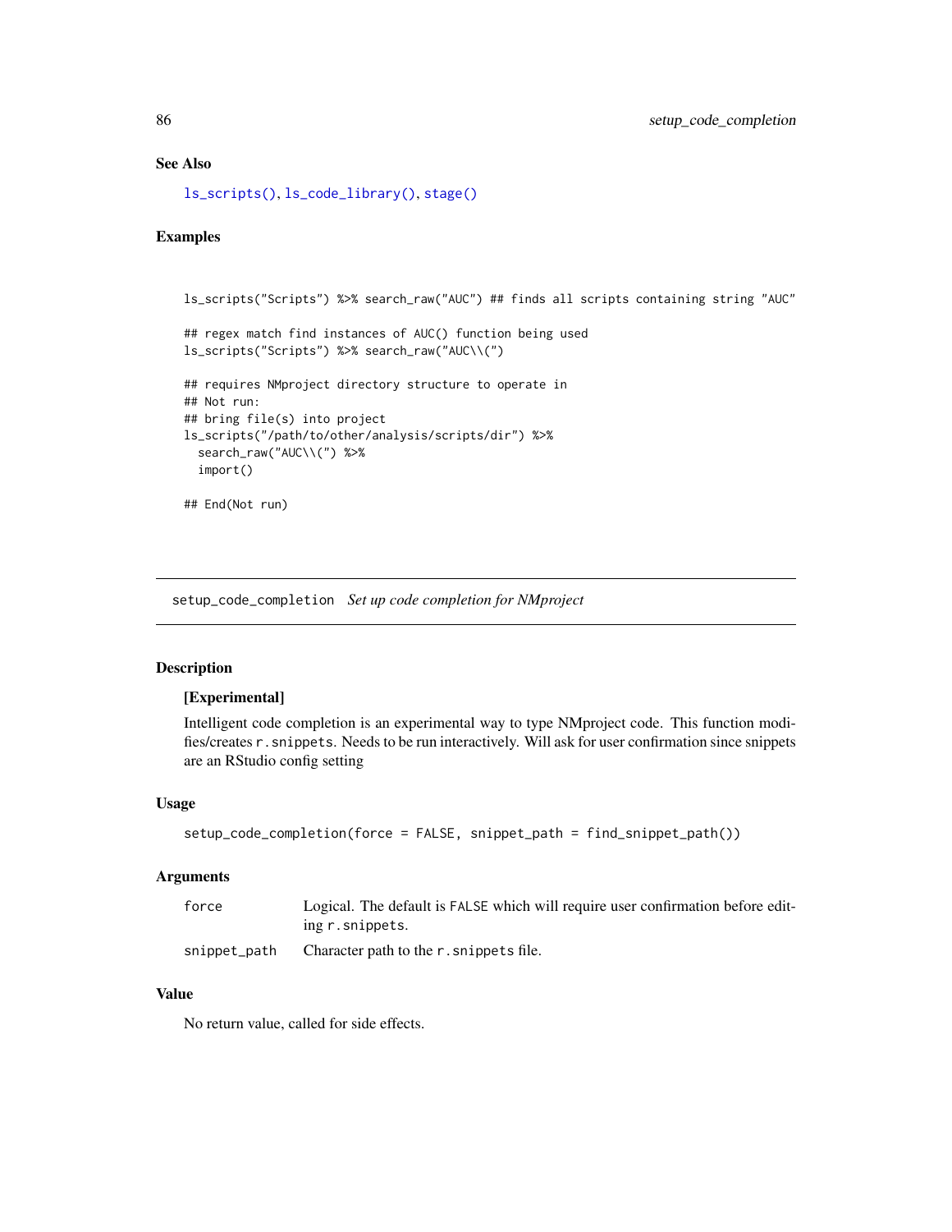### See Also

ls_scripts(), ls_code_library(), stage()

### Examples

```
ls_scripts("Scripts") %>% search_raw("AUC") ## finds all scripts containing string "AUC"

## regex match find instances of AUC() function being used
ls_scripts("Scripts") %>% search_raw("AUC\\(")

## requires NMproject directory structure to operate in
## Not run:
## bring file(s) into project
ls_scripts("/path/to/other/analysis/scripts/dir") %>%
  search_raw("AUC\\(") %>%
  import()

## End(Not run)
```

---

## setup_code_completion    *Set up code completion for NMproject*

---

### Description

**[Experimental]**

Intelligent code completion is an experimental way to type NMproject code. This function modifies/creates `r.snippets`. Needs to be run interactively. Will ask for user confirmation since snippets are an RStudio config setting

### Usage

```
setup_code_completion(force = FALSE, snippet_path = find_snippet_path())
```

### Arguments

| | |
|---|---|
| force | Logical. The default is `FALSE` which will require user confirmation before editing `r.snippets`. |
| snippet_path | Character path to the `r.snippets` file. |

### Value

No return value, called for side effects.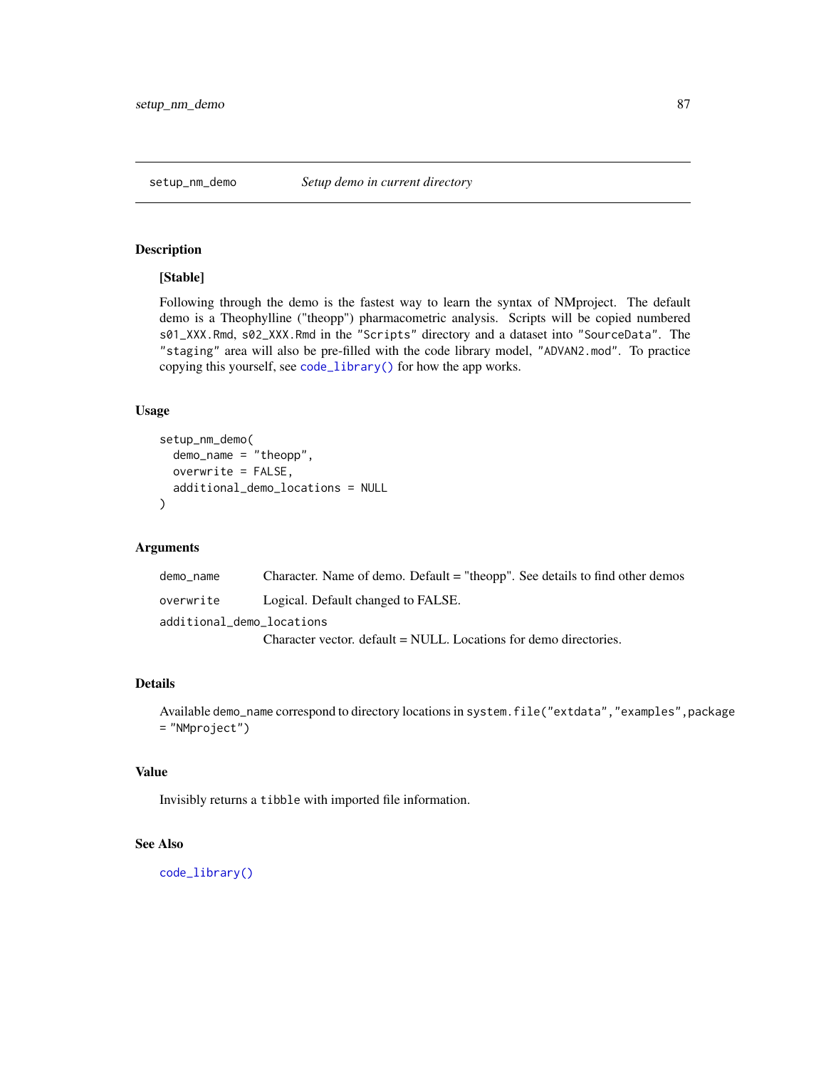## setup_nm_demo — *Setup demo in current directory*

### Description

**[Stable]**

Following through the demo is the fastest way to learn the syntax of NMproject. The default demo is a Theophylline ("theopp") pharmacometric analysis. Scripts will be copied numbered `s01_XXX.Rmd`, `s02_XXX.Rmd` in the `"Scripts"` directory and a dataset into `"SourceData"`. The `"staging"` area will also be pre-filled with the code library model, `"ADVAN2.mod"`. To practice copying this yourself, see `code_library()` for how the app works.

### Usage

```
setup_nm_demo(
  demo_name = "theopp",
  overwrite = FALSE,
  additional_demo_locations = NULL
)
```

### Arguments

| | |
|---|---|
| `demo_name` | Character. Name of demo. Default = "theopp". See details to find other demos |
| `overwrite` | Logical. Default changed to FALSE. |
| `additional_demo_locations` | Character vector. default = NULL. Locations for demo directories. |

### Details

Available `demo_name` correspond to directory locations in `system.file("extdata","examples",package = "NMproject")`

### Value

Invisibly returns a `tibble` with imported file information.

### See Also

`code_library()`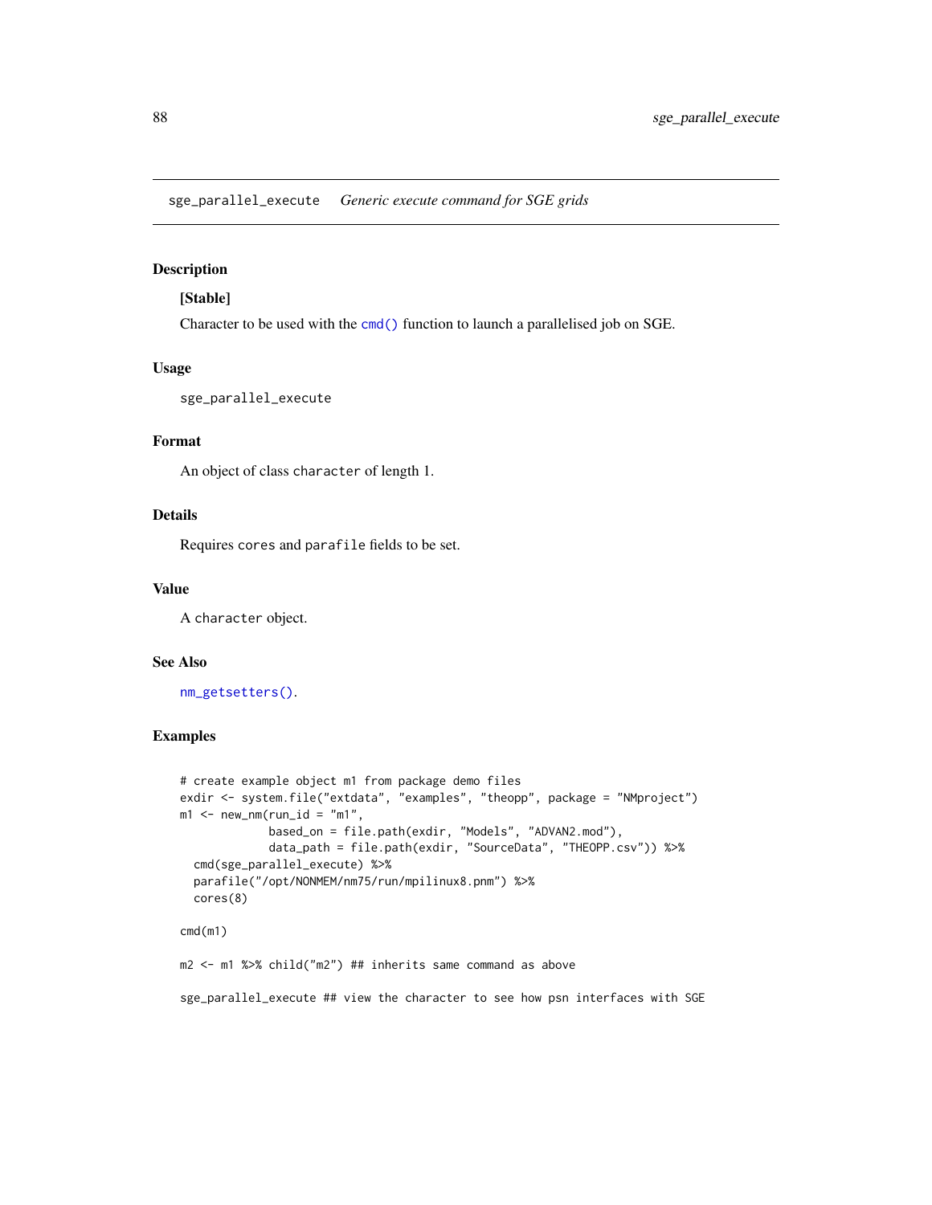sge_parallel_execute &emsp; *Generic execute command for SGE grids*

## Description

**[Stable]**

Character to be used with the `cmd()` function to launch a parallelised job on SGE.

## Usage

```
sge_parallel_execute
```

## Format

An object of class `character` of length 1.

## Details

Requires `cores` and `parafile` fields to be set.

## Value

A `character` object.

## See Also

`nm_getsetters()`.

## Examples

```
# create example object m1 from package demo files
exdir <- system.file("extdata", "examples", "theopp", package = "NMproject")
m1 <- new_nm(run_id = "m1",
             based_on = file.path(exdir, "Models", "ADVAN2.mod"),
             data_path = file.path(exdir, "SourceData", "THEOPP.csv")) %>%
  cmd(sge_parallel_execute) %>%
  parafile("/opt/NONMEM/nm75/run/mpilinux8.pnm") %>%
  cores(8)

cmd(m1)

m2 <- m1 %>% child("m2") ## inherits same command as above

sge_parallel_execute ## view the character to see how psn interfaces with SGE
```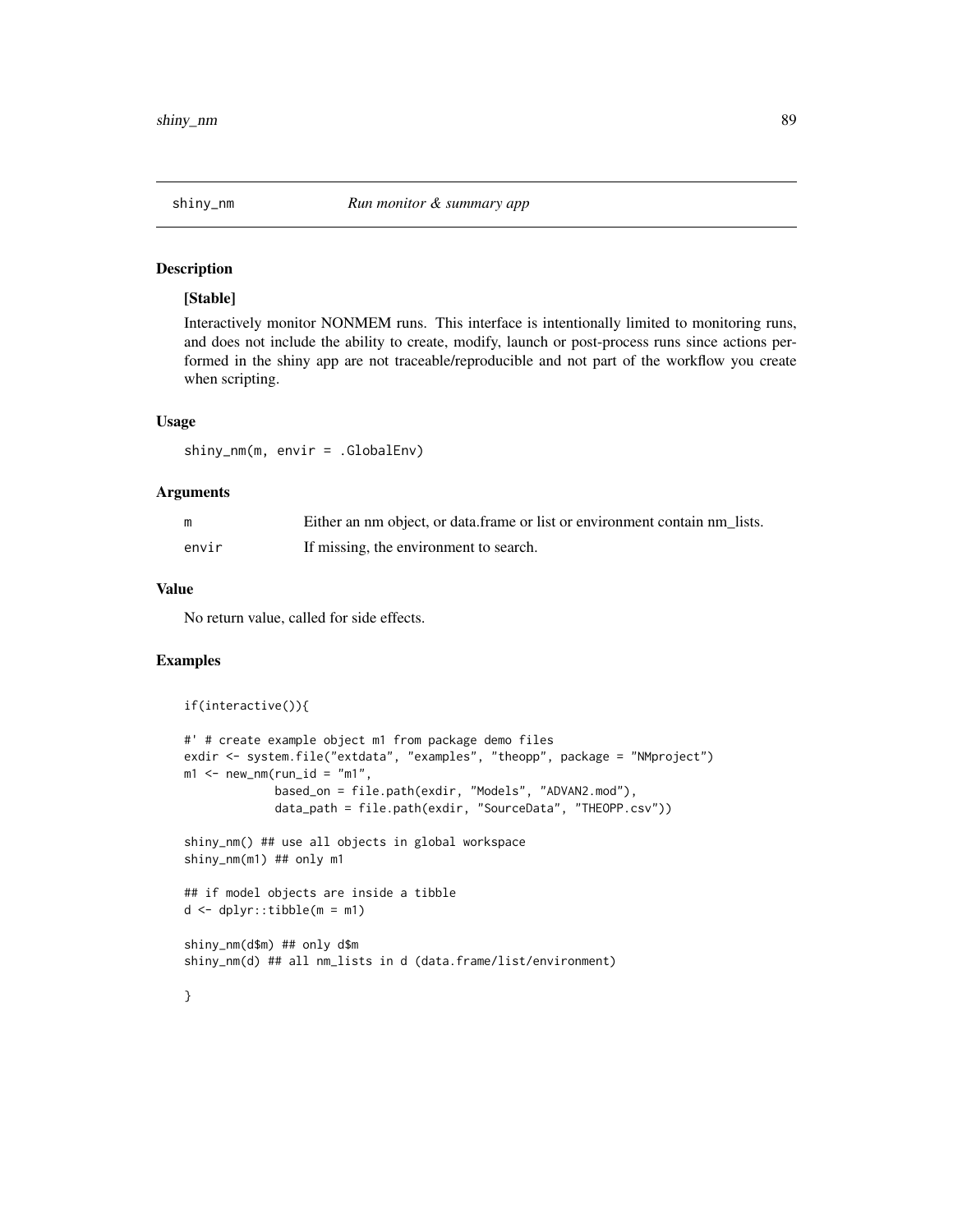## shiny_nm — *Run monitor & summary app*

### Description

**[Stable]**

Interactively monitor NONMEM runs. This interface is intentionally limited to monitoring runs, and does not include the ability to create, modify, launch or post-process runs since actions performed in the shiny app are not traceable/reproducible and not part of the workflow you create when scripting.

### Usage

```
shiny_nm(m, envir = .GlobalEnv)
```

### Arguments

| | |
|---|---|
| m | Either an nm object, or data.frame or list or environment contain nm_lists. |
| envir | If missing, the environment to search. |

### Value

No return value, called for side effects.

### Examples

```
if(interactive()){

#' # create example object m1 from package demo files
exdir <- system.file("extdata", "examples", "theopp", package = "NMproject")
m1 <- new_nm(run_id = "m1",
             based_on = file.path(exdir, "Models", "ADVAN2.mod"),
             data_path = file.path(exdir, "SourceData", "THEOPP.csv"))

shiny_nm() ## use all objects in global workspace
shiny_nm(m1) ## only m1

## if model objects are inside a tibble
d <- dplyr::tibble(m = m1)

shiny_nm(d$m) ## only d$m
shiny_nm(d) ## all nm_lists in d (data.frame/list/environment)

}
```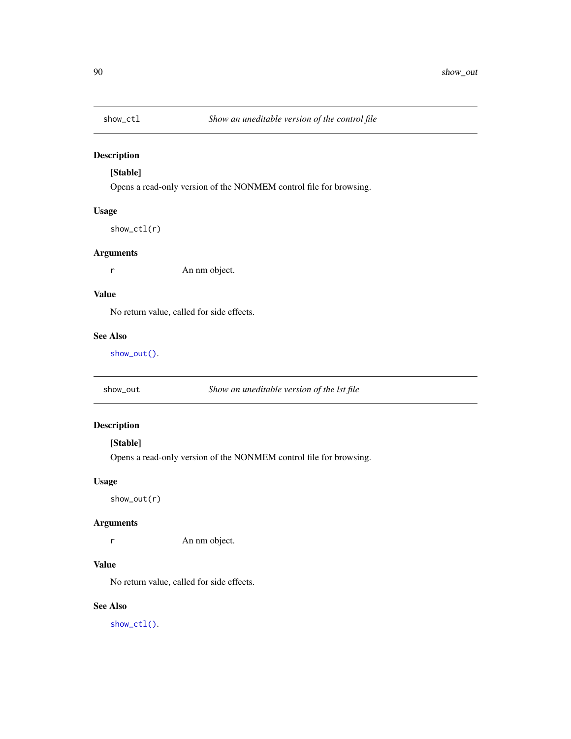## show_ctl — *Show an uneditable version of the control file*

### Description

**[Stable]**

Opens a read-only version of the NONMEM control file for browsing.

### Usage

```
show_ctl(r)
```

### Arguments

| | |
|---|---|
| r | An nm object. |

### Value

No return value, called for side effects.

### See Also

`show_out()`.

## show_out — *Show an uneditable version of the lst file*

### Description

**[Stable]**

Opens a read-only version of the NONMEM control file for browsing.

### Usage

```
show_out(r)
```

### Arguments

| | |
|---|---|
| r | An nm object. |

### Value

No return value, called for side effects.

### See Also

`show_ctl()`.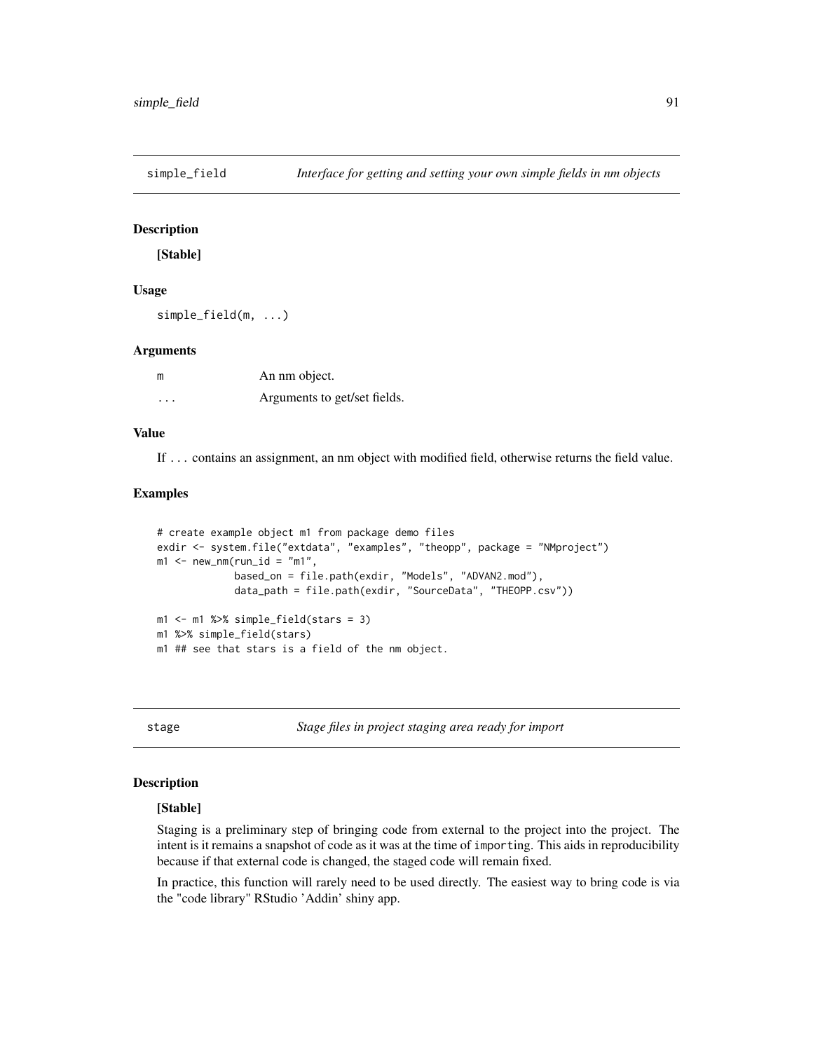## simple_field — *Interface for getting and setting your own simple fields in nm objects*

### Description

**[Stable]**

### Usage

```
simple_field(m, ...)
```

### Arguments

| | |
|---|---|
| `m` | An nm object. |
| `...` | Arguments to get/set fields. |

### Value

If `...` contains an assignment, an nm object with modified field, otherwise returns the field value.

### Examples

```
# create example object m1 from package demo files
exdir <- system.file("extdata", "examples", "theopp", package = "NMproject")
m1 <- new_nm(run_id = "m1",
             based_on = file.path(exdir, "Models", "ADVAN2.mod"),
             data_path = file.path(exdir, "SourceData", "THEOPP.csv"))

m1 <- m1 %>% simple_field(stars = 3)
m1 %>% simple_field(stars)
m1 ## see that stars is a field of the nm object.
```

## stage — *Stage files in project staging area ready for import*

### Description

**[Stable]**

Staging is a preliminary step of bringing code from external to the project into the project. The intent is it remains a snapshot of code as it was at the time of `importing`. This aids in reproducibility because if that external code is changed, the staged code will remain fixed.

In practice, this function will rarely need to be used directly. The easiest way to bring code is via the "code library" RStudio 'Addin' shiny app.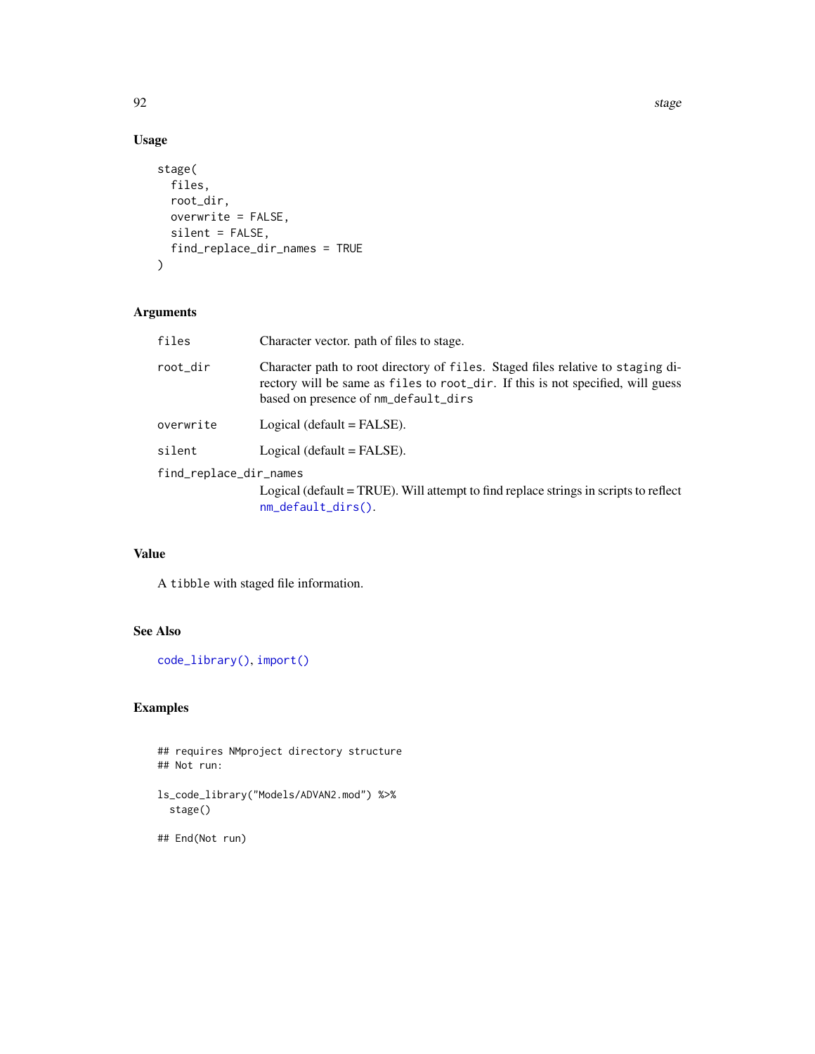## Usage

```
stage(
  files,
  root_dir,
  overwrite = FALSE,
  silent = FALSE,
  find_replace_dir_names = TRUE
)
```

## Arguments

| | |
|---|---|
| `files` | Character vector. path of files to stage. |
| `root_dir` | Character path to root directory of `files`. Staged files relative to `staging` directory will be same as `files` to `root_dir`. If this is not specified, will guess based on presence of `nm_default_dirs` |
| `overwrite` | Logical (default = FALSE). |
| `silent` | Logical (default = FALSE). |
| `find_replace_dir_names` | Logical (default = TRUE). Will attempt to find replace strings in scripts to reflect `nm_default_dirs()`. |

## Value

A `tibble` with staged file information.

## See Also

`code_library()`, `import()`

## Examples

```
## requires NMproject directory structure
## Not run:

ls_code_library("Models/ADVAN2.mod") %>%
  stage()

## End(Not run)
```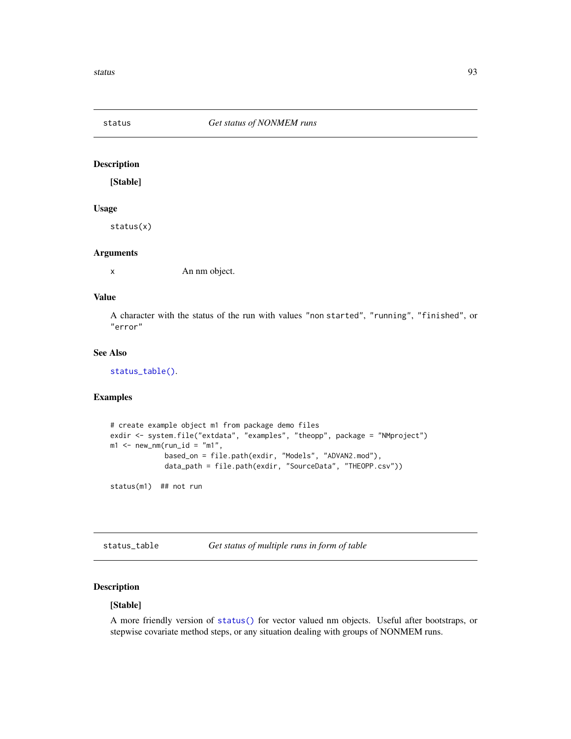## status    *Get status of NONMEM runs*

### Description

**[Stable]**

### Usage

```
status(x)
```

### Arguments

| | |
|---|---|
| x | An nm object. |

### Value

A character with the status of the run with values "non started", "running", "finished", or "error"

### See Also

status_table().

### Examples

```
# create example object m1 from package demo files
exdir <- system.file("extdata", "examples", "theopp", package = "NMproject")
m1 <- new_nm(run_id = "m1",
             based_on = file.path(exdir, "Models", "ADVAN2.mod"),
             data_path = file.path(exdir, "SourceData", "THEOPP.csv"))

status(m1)  ## not run
```

## status_table    *Get status of multiple runs in form of table*

### Description

**[Stable]**

A more friendly version of status() for vector valued nm objects. Useful after bootstraps, or stepwise covariate method steps, or any situation dealing with groups of NONMEM runs.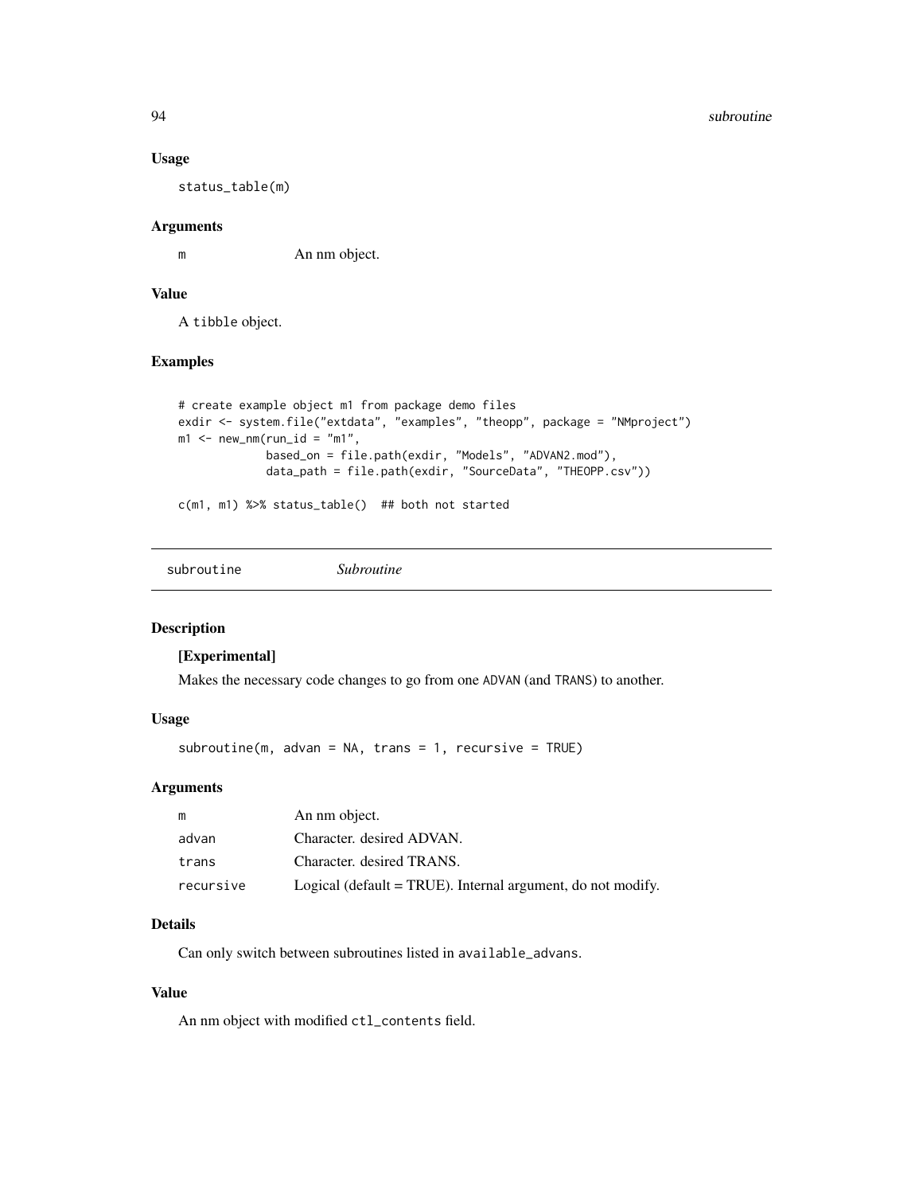### Usage

```
status_table(m)
```

### Arguments

| | |
|---|---|
| m | An nm object. |

### Value

A tibble object.

### Examples

```
# create example object m1 from package demo files
exdir <- system.file("extdata", "examples", "theopp", package = "NMproject")
m1 <- new_nm(run_id = "m1",
             based_on = file.path(exdir, "Models", "ADVAN2.mod"),
             data_path = file.path(exdir, "SourceData", "THEOPP.csv"))

c(m1, m1) %>% status_table()  ## both not started
```

---

## subroutine *Subroutine*

### Description

**[Experimental]**

Makes the necessary code changes to go from one ADVAN (and TRANS) to another.

### Usage

```
subroutine(m, advan = NA, trans = 1, recursive = TRUE)
```

### Arguments

| | |
|---|---|
| m | An nm object. |
| advan | Character. desired ADVAN. |
| trans | Character. desired TRANS. |
| recursive | Logical (default = TRUE). Internal argument, do not modify. |

### Details

Can only switch between subroutines listed in available_advans.

### Value

An nm object with modified ctl_contents field.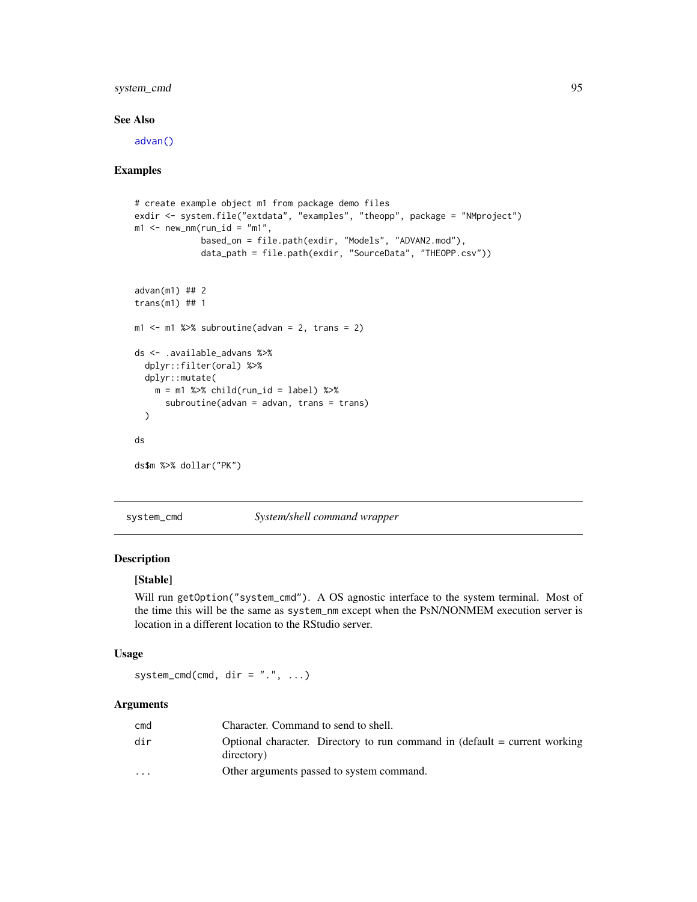## See Also

advan()

## Examples

```
# create example object m1 from package demo files
exdir <- system.file("extdata", "examples", "theopp", package = "NMproject")
m1 <- new_nm(run_id = "m1",
             based_on = file.path(exdir, "Models", "ADVAN2.mod"),
             data_path = file.path(exdir, "SourceData", "THEOPP.csv"))


advan(m1) ## 2
trans(m1) ## 1

m1 <- m1 %>% subroutine(advan = 2, trans = 2)

ds <- .available_advans %>%
  dplyr::filter(oral) %>%
  dplyr::mutate(
    m = m1 %>% child(run_id = label) %>%
      subroutine(advan = advan, trans = trans)
  )

ds

ds$m %>% dollar("PK")
```

---

# system_cmd *System/shell command wrapper*

## Description

**[Stable]**

Will run getOption("system_cmd"). A OS agnostic interface to the system terminal. Most of the time this will be the same as system_nm except when the PsN/NONMEM execution server is location in a different location to the RStudio server.

## Usage

```
system_cmd(cmd, dir = ".", ...)
```

## Arguments

| | |
|---|---|
| cmd | Character. Command to send to shell. |
| dir | Optional character. Directory to run command in (default = current working directory) |
| ... | Other arguments passed to system command. |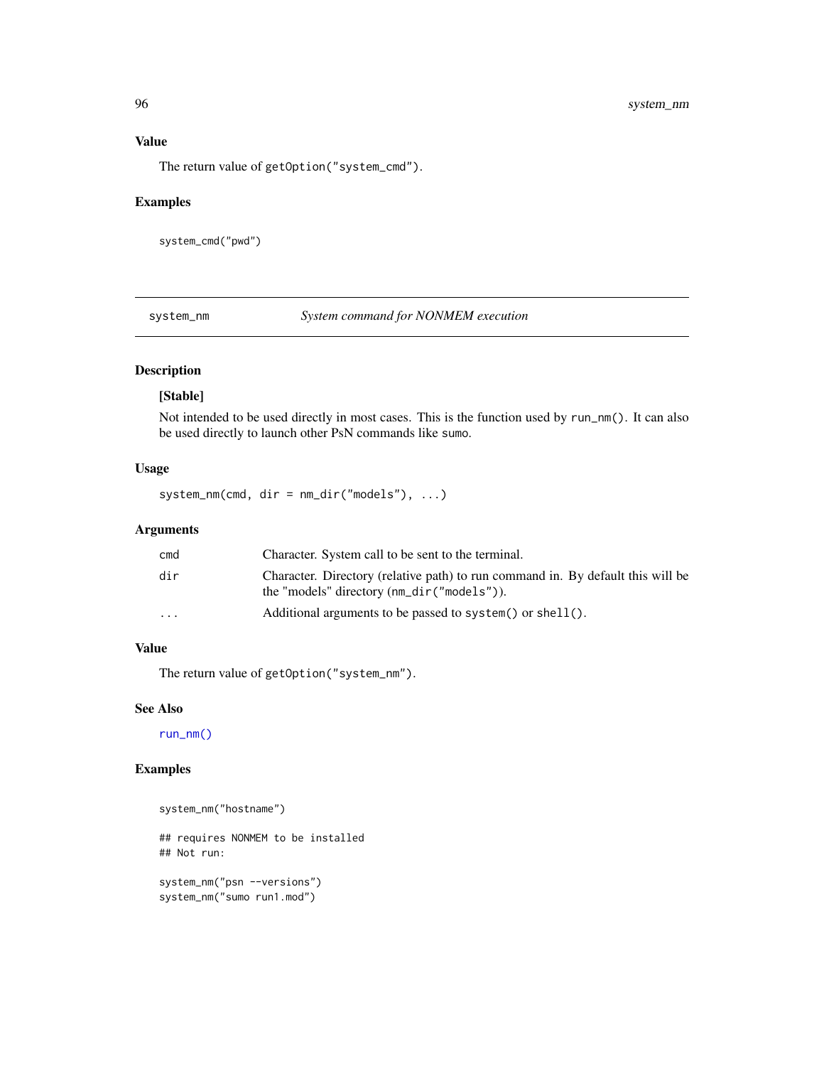### Value

The return value of `getOption("system_cmd")`.

### Examples

```
system_cmd("pwd")
```

---

## system_nm *System command for NONMEM execution*

### Description

**[Stable]**

Not intended to be used directly in most cases. This is the function used by `run_nm()`. It can also be used directly to launch other PsN commands like `sumo`.

### Usage

```
system_nm(cmd, dir = nm_dir("models"), ...)
```

### Arguments

| | |
|---|---|
| `cmd` | Character. System call to be sent to the terminal. |
| `dir` | Character. Directory (relative path) to run command in. By default this will be the "models" directory (`nm_dir("models")`). |
| `...` | Additional arguments to be passed to `system()` or `shell()`. |

### Value

The return value of `getOption("system_nm")`.

### See Also

`run_nm()`

### Examples

```
system_nm("hostname")

## requires NONMEM to be installed
## Not run:

system_nm("psn --versions")
system_nm("sumo run1.mod")
```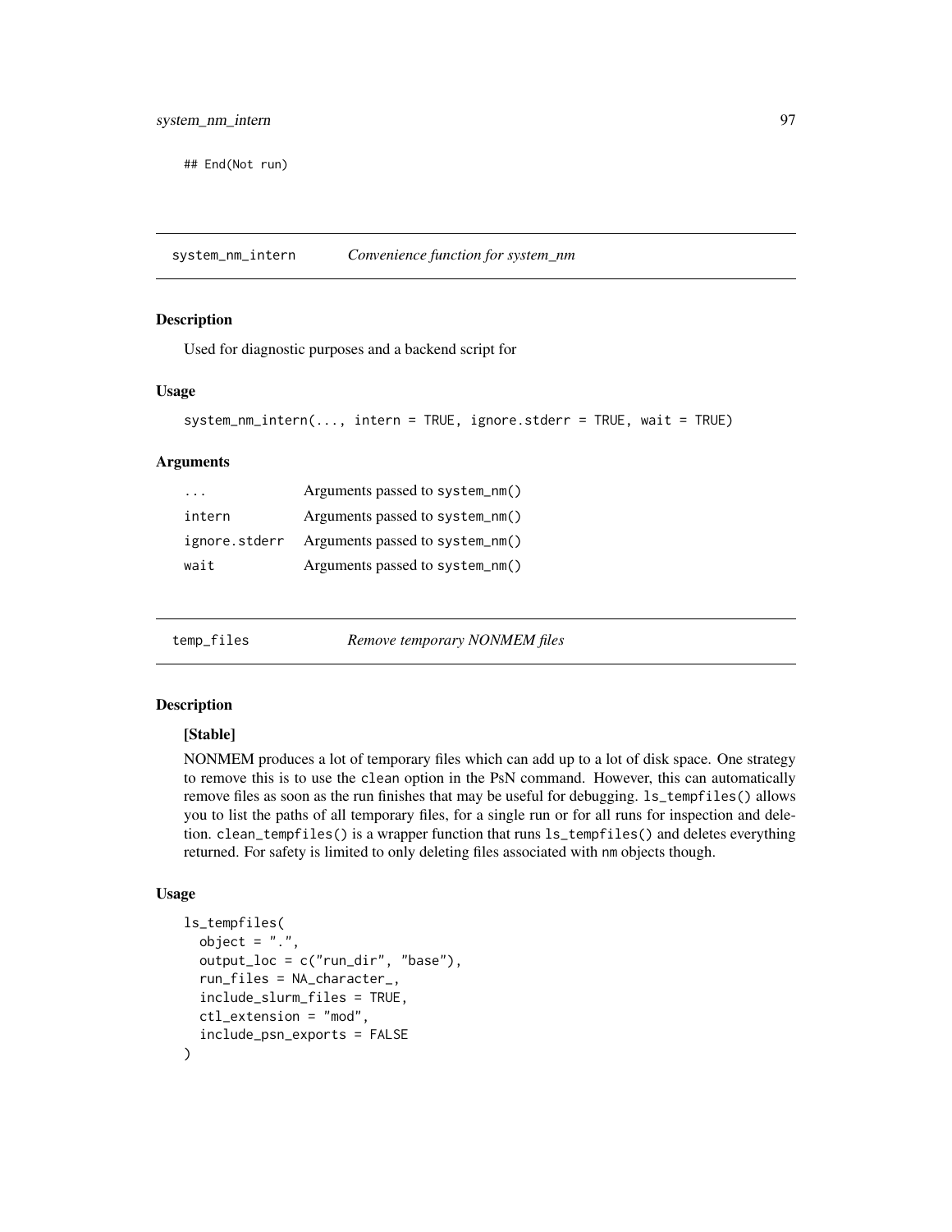```
## End(Not run)
```

## system_nm_intern — *Convenience function for system_nm*

### Description

Used for diagnostic purposes and a backend script for

### Usage

```
system_nm_intern(..., intern = TRUE, ignore.stderr = TRUE, wait = TRUE)
```

### Arguments

| | |
|---|---|
| ... | Arguments passed to `system_nm()` |
| intern | Arguments passed to `system_nm()` |
| ignore.stderr | Arguments passed to `system_nm()` |
| wait | Arguments passed to `system_nm()` |

## temp_files — *Remove temporary NONMEM files*

### Description

**[Stable]**

NONMEM produces a lot of temporary files which can add up to a lot of disk space. One strategy to remove this is to use the `clean` option in the PsN command. However, this can automatically remove files as soon as the run finishes that may be useful for debugging. `ls_tempfiles()` allows you to list the paths of all temporary files, for a single run or for all runs for inspection and deletion. `clean_tempfiles()` is a wrapper function that runs `ls_tempfiles()` and deletes everything returned. For safety is limited to only deleting files associated with `nm` objects though.

### Usage

```
ls_tempfiles(
  object = ".",
  output_loc = c("run_dir", "base"),
  run_files = NA_character_,
  include_slurm_files = TRUE,
  ctl_extension = "mod",
  include_psn_exports = FALSE
)
```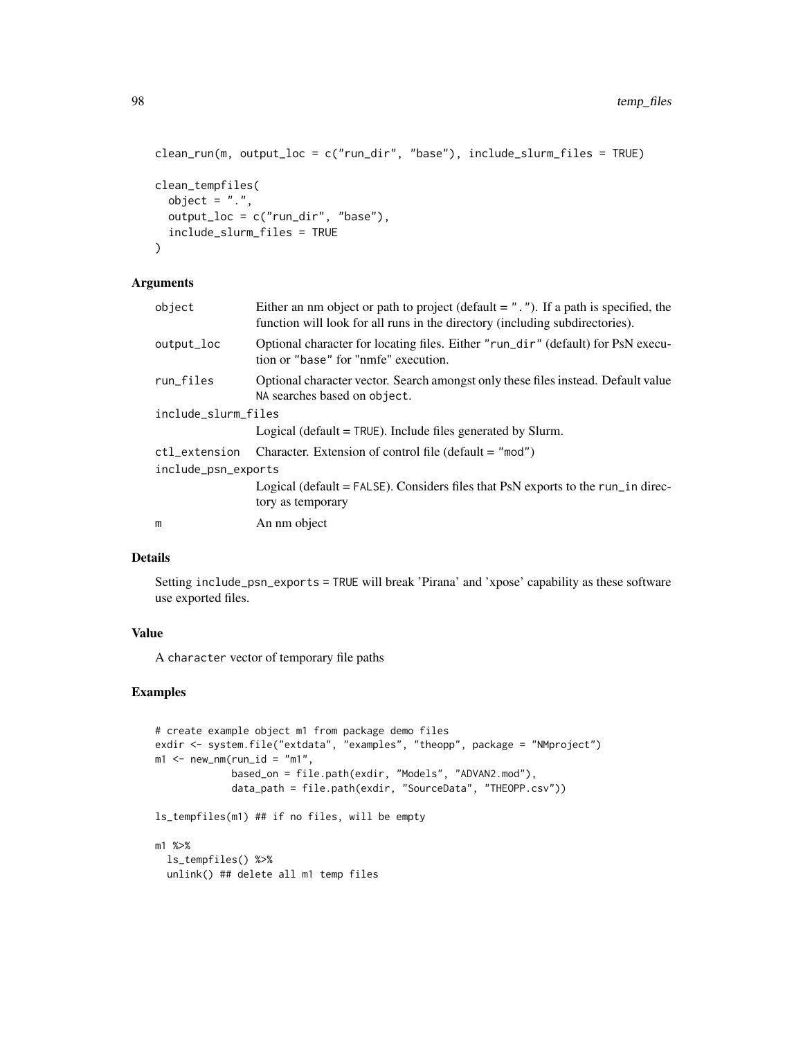```
clean_run(m, output_loc = c("run_dir", "base"), include_slurm_files = TRUE)

clean_tempfiles(
  object = ".",
  output_loc = c("run_dir", "base"),
  include_slurm_files = TRUE
)
```

## Arguments

| | |
|---|---|
| object | Either an nm object or path to project (default = "."). If a path is specified, the function will look for all runs in the directory (including subdirectories). |
| output_loc | Optional character for locating files. Either "run_dir" (default) for PsN execution or "base" for "nmfe" execution. |
| run_files | Optional character vector. Search amongst only these files instead. Default value NA searches based on object. |
| include_slurm_files | Logical (default = TRUE). Include files generated by Slurm. |
| ctl_extension | Character. Extension of control file (default = "mod") |
| include_psn_exports | Logical (default = FALSE). Considers files that PsN exports to the run_in directory as temporary |
| m | An nm object |

## Details

Setting include_psn_exports = TRUE will break 'Pirana' and 'xpose' capability as these software use exported files.

## Value

A character vector of temporary file paths

## Examples

```
# create example object m1 from package demo files
exdir <- system.file("extdata", "examples", "theopp", package = "NMproject")
m1 <- new_nm(run_id = "m1",
             based_on = file.path(exdir, "Models", "ADVAN2.mod"),
             data_path = file.path(exdir, "SourceData", "THEOPP.csv"))

ls_tempfiles(m1) ## if no files, will be empty

m1 %>%
  ls_tempfiles() %>%
  unlink() ## delete all m1 temp files
```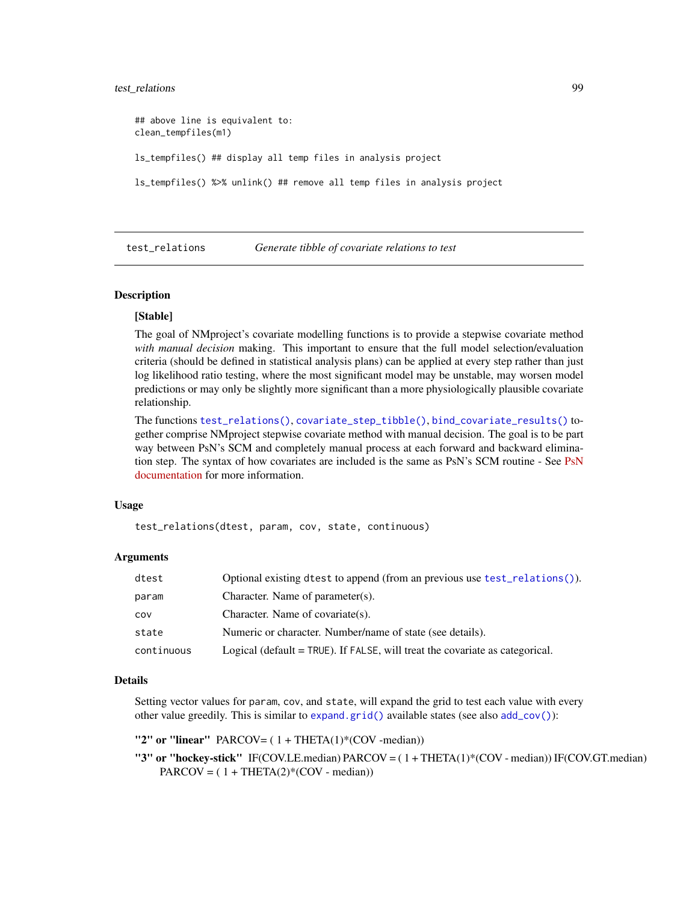```
## above line is equivalent to:
clean_tempfiles(m1)

ls_tempfiles() ## display all temp files in analysis project

ls_tempfiles() %>% unlink() ## remove all temp files in analysis project
```

## test_relations *Generate tibble of covariate relations to test*

### Description

**[Stable]**

The goal of NMproject's covariate modelling functions is to provide a stepwise covariate method *with manual decision* making. This important to ensure that the full model selection/evaluation criteria (should be defined in statistical analysis plans) can be applied at every step rather than just log likelihood ratio testing, where the most significant model may be unstable, may worsen model predictions or may only be slightly more significant than a more physiologically plausible covariate relationship.

The functions `test_relations()`, `covariate_step_tibble()`, `bind_covariate_results()` together comprise NMproject stepwise covariate method with manual decision. The goal is to be part way between PsN's SCM and completely manual process at each forward and backward elimination step. The syntax of how covariates are included is the same as PsN's SCM routine - See PsN documentation for more information.

### Usage

```
test_relations(dtest, param, cov, state, continuous)
```

### Arguments

| | |
|---|---|
| `dtest` | Optional existing `dtest` to append (from an previous use `test_relations()`). |
| `param` | Character. Name of parameter(s). |
| `cov` | Character. Name of covariate(s). |
| `state` | Numeric or character. Number/name of state (see details). |
| `continuous` | Logical (default = `TRUE`). If `FALSE`, will treat the covariate as categorical. |

### Details

Setting vector values for `param`, `cov`, and `state`, will expand the grid to test each value with every other value greedily. This is similar to `expand.grid()` available states (see also `add_cov()`):

**"2" or "linear"** PARCOV= ( 1 + THETA(1)*(COV -median))

**"3" or "hockey-stick"** IF(COV.LE.median) PARCOV = ( 1 + THETA(1)*(COV - median)) IF(COV.GT.median) PARCOV = ( 1 + THETA(2)*(COV - median))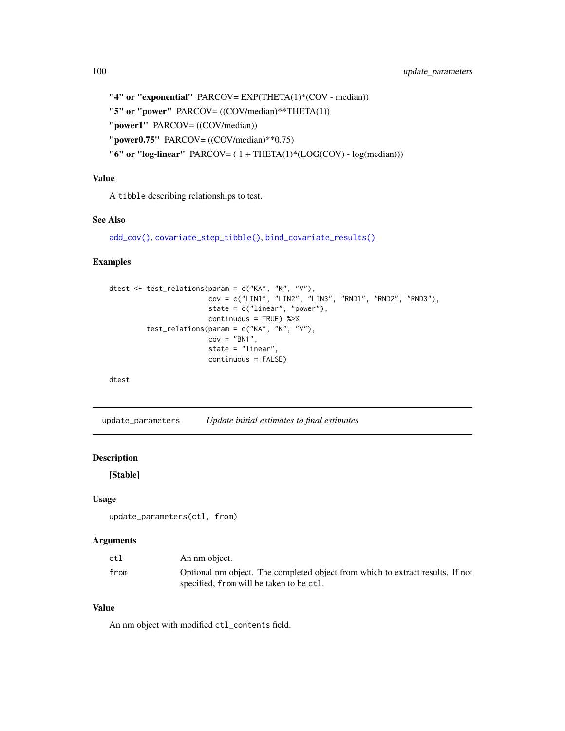**"4" or "exponential"** PARCOV= EXP(THETA(1)*(COV - median))

**"5" or "power"** PARCOV= ((COV/median)**THETA(1))

**"power1"** PARCOV= ((COV/median))

**"power0.75"** PARCOV= ((COV/median)**0.75)

**"6" or "log-linear"** PARCOV= ( 1 + THETA(1)*(LOG(COV) - log(median)))

### Value

A tibble describing relationships to test.

### See Also

add_cov(), covariate_step_tibble(), bind_covariate_results()

### Examples

```
dtest <- test_relations(param = c("KA", "K", "V"),
                        cov = c("LIN1", "LIN2", "LIN3", "RND1", "RND2", "RND3"),
                        state = c("linear", "power"),
                        continuous = TRUE) %>%
         test_relations(param = c("KA", "K", "V"),
                        cov = "BN1",
                        state = "linear",
                        continuous = FALSE)

dtest
```

---

## update_parameters *Update initial estimates to final estimates*

### Description

**[Stable]**

### Usage

```
update_parameters(ctl, from)
```

### Arguments

| | |
|---|---|
| ctl | An nm object. |
| from | Optional nm object. The completed object from which to extract results. If not specified, from will be taken to be ctl. |

### Value

An nm object with modified ctl_contents field.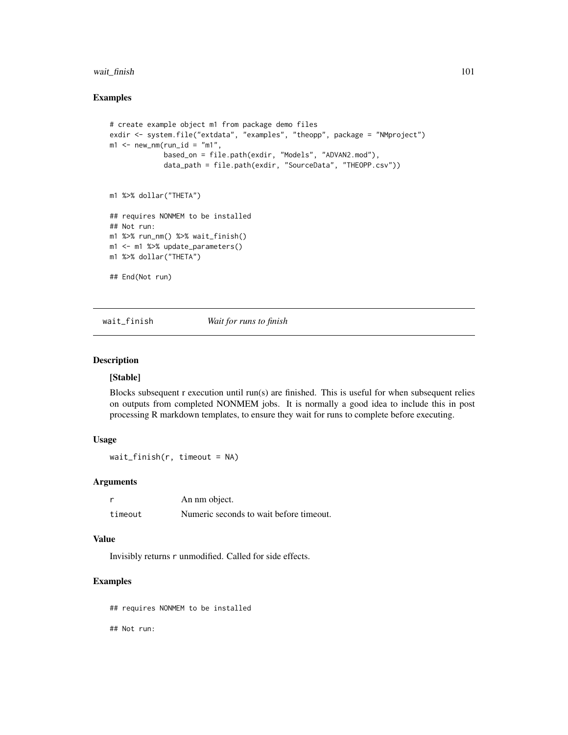## Examples

```
# create example object m1 from package demo files
exdir <- system.file("extdata", "examples", "theopp", package = "NMproject")
m1 <- new_nm(run_id = "m1",
             based_on = file.path(exdir, "Models", "ADVAN2.mod"),
             data_path = file.path(exdir, "SourceData", "THEOPP.csv"))


m1 %>% dollar("THETA")

## requires NONMEM to be installed
## Not run:
m1 %>% run_nm() %>% wait_finish()
m1 <- m1 %>% update_parameters()
m1 %>% dollar("THETA")

## End(Not run)
```

---

# wait_finish    *Wait for runs to finish*

## Description

**[Stable]**

Blocks subsequent r execution until run(s) are finished. This is useful for when subsequent relies on outputs from completed NONMEM jobs. It is normally a good idea to include this in post processing R markdown templates, to ensure they wait for runs to complete before executing.

## Usage

```
wait_finish(r, timeout = NA)
```

## Arguments

| | |
|---|---|
| r | An nm object. |
| timeout | Numeric seconds to wait before timeout. |

## Value

Invisibly returns r unmodified. Called for side effects.

## Examples

```
## requires NONMEM to be installed

## Not run:
```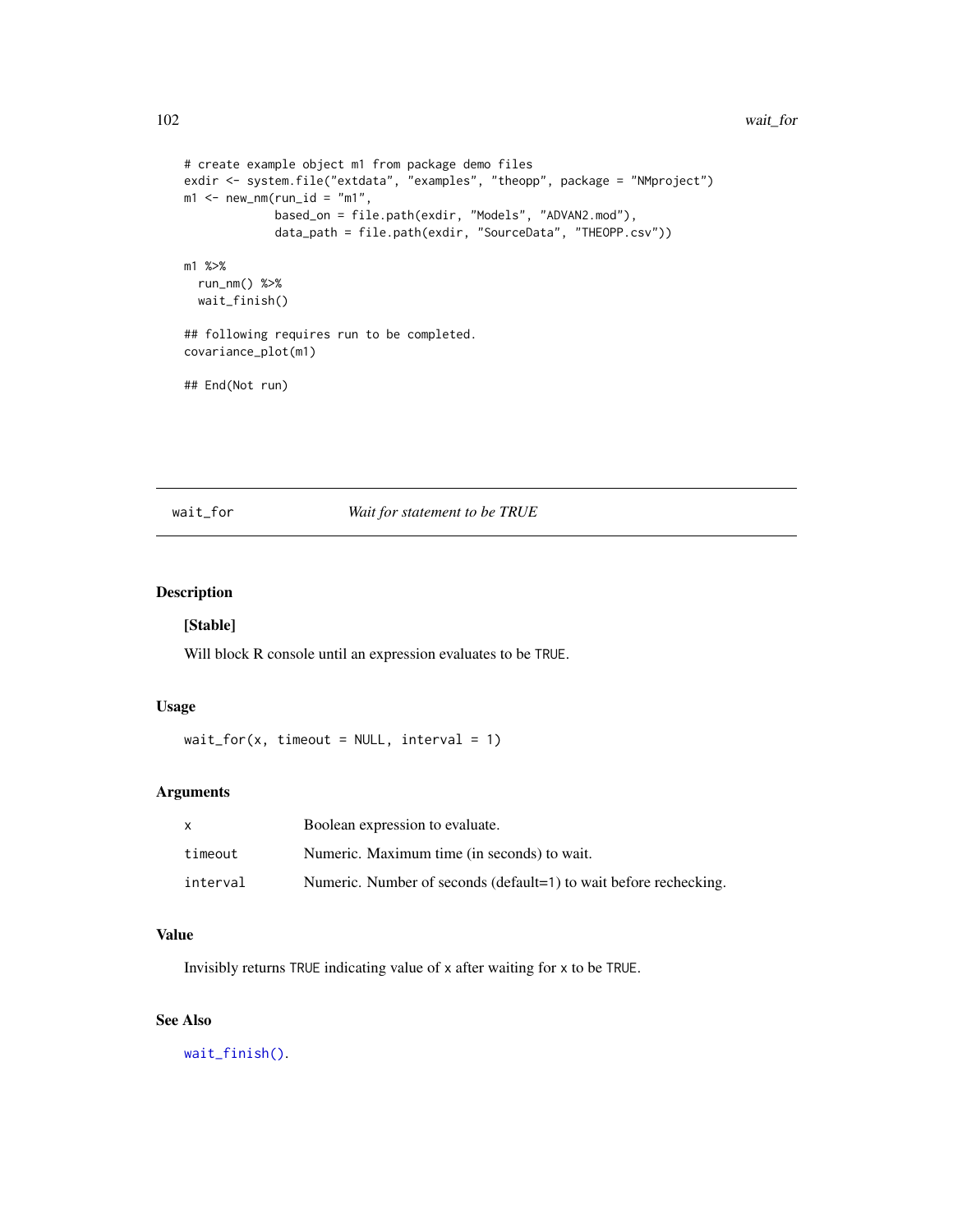```
# create example object m1 from package demo files
exdir <- system.file("extdata", "examples", "theopp", package = "NMproject")
m1 <- new_nm(run_id = "m1",
             based_on = file.path(exdir, "Models", "ADVAN2.mod"),
             data_path = file.path(exdir, "SourceData", "THEOPP.csv"))

m1 %>%
  run_nm() %>%
  wait_finish()

## following requires run to be completed.
covariance_plot(m1)

## End(Not run)
```

## wait_for — *Wait for statement to be TRUE*

### Description

**[Stable]**

Will block R console until an expression evaluates to be `TRUE`.

### Usage

```
wait_for(x, timeout = NULL, interval = 1)
```

### Arguments

| | |
|---|---|
| `x` | Boolean expression to evaluate. |
| `timeout` | Numeric. Maximum time (in seconds) to wait. |
| `interval` | Numeric. Number of seconds (default=1) to wait before rechecking. |

### Value

Invisibly returns `TRUE` indicating value of `x` after waiting for `x` to be `TRUE`.

### See Also

`wait_finish()`.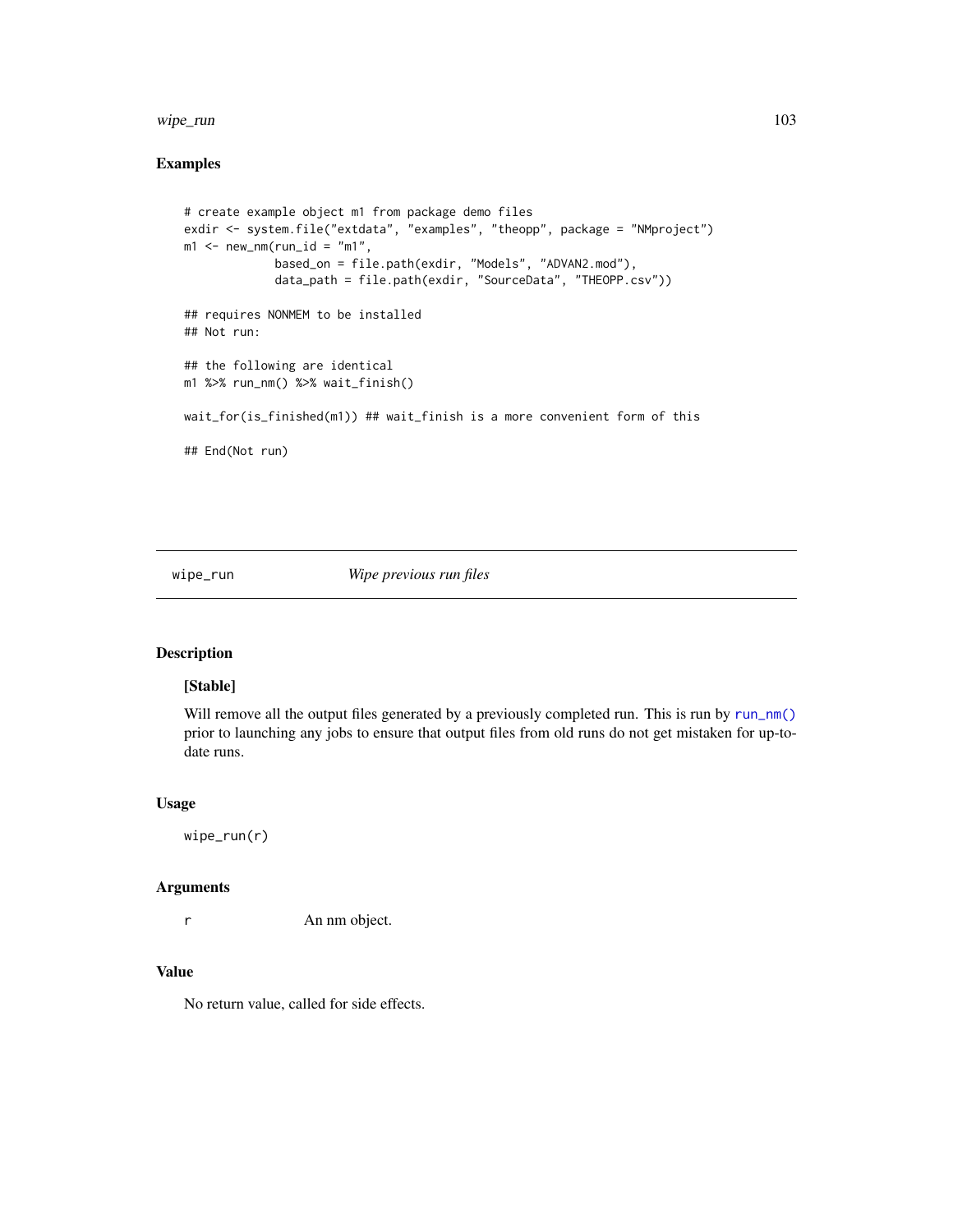## Examples

```
# create example object m1 from package demo files
exdir <- system.file("extdata", "examples", "theopp", package = "NMproject")
m1 <- new_nm(run_id = "m1",
             based_on = file.path(exdir, "Models", "ADVAN2.mod"),
             data_path = file.path(exdir, "SourceData", "THEOPP.csv"))

## requires NONMEM to be installed
## Not run:

## the following are identical
m1 %>% run_nm() %>% wait_finish()

wait_for(is_finished(m1)) ## wait_finish is a more convenient form of this

## End(Not run)
```

---

# wipe_run — *Wipe previous run files*

## Description

**[Stable]**

Will remove all the output files generated by a previously completed run. This is run by `run_nm()` prior to launching any jobs to ensure that output files from old runs do not get mistaken for up-to-date runs.

## Usage

```
wipe_run(r)
```

## Arguments

| | |
|---|---|
| r | An nm object. |

## Value

No return value, called for side effects.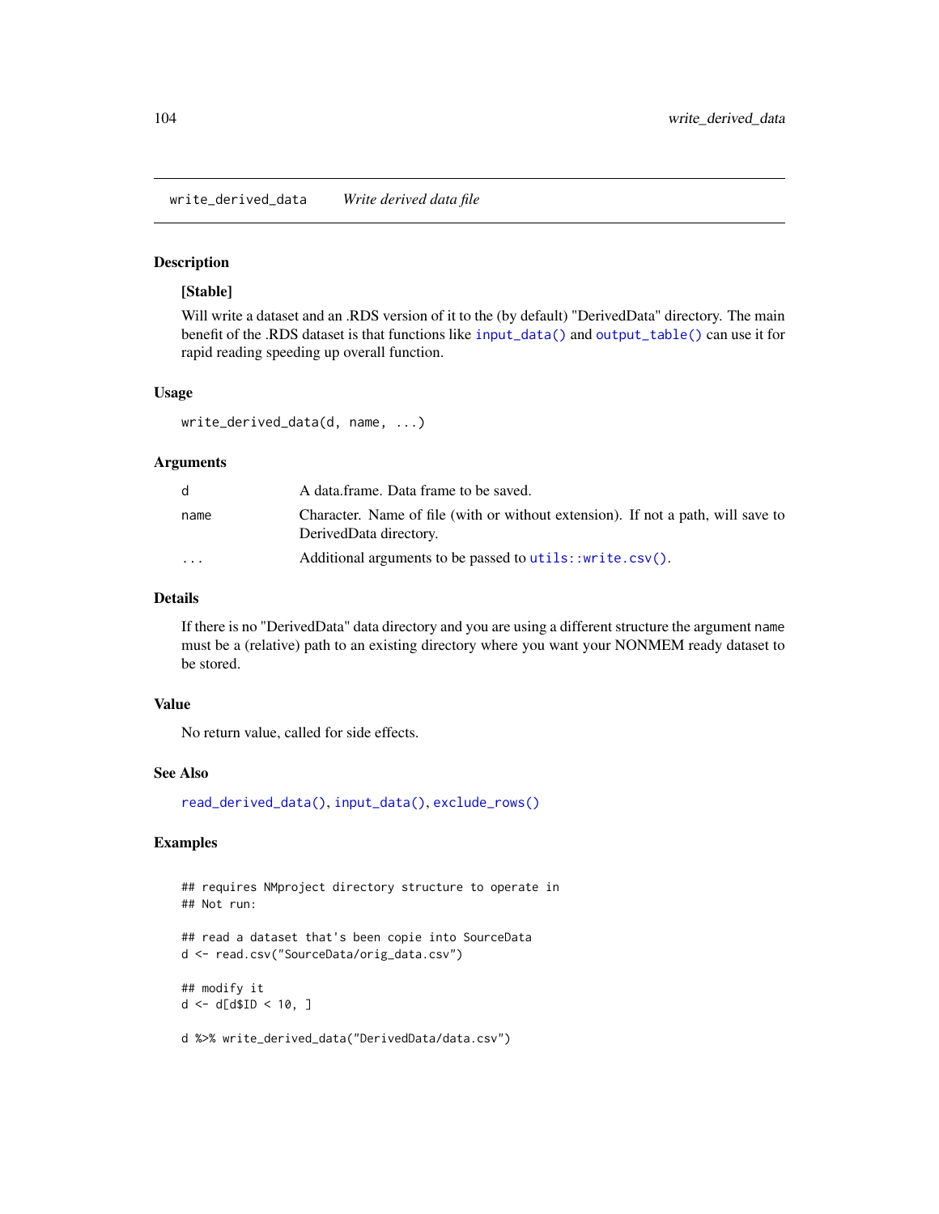# write_derived_data    *Write derived data file*

## Description

**[Stable]**

Will write a dataset and an .RDS version of it to the (by default) "DerivedData" directory. The main benefit of the .RDS dataset is that functions like `input_data()` and `output_table()` can use it for rapid reading speeding up overall function.

## Usage

```
write_derived_data(d, name, ...)
```

## Arguments

| | |
|---|---|
| d | A data.frame. Data frame to be saved. |
| name | Character. Name of file (with or without extension). If not a path, will save to DerivedData directory. |
| ... | Additional arguments to be passed to `utils::write.csv()`. |

## Details

If there is no "DerivedData" data directory and you are using a different structure the argument `name` must be a (relative) path to an existing directory where you want your NONMEM ready dataset to be stored.

## Value

No return value, called for side effects.

## See Also

`read_derived_data()`, `input_data()`, `exclude_rows()`

## Examples

```
## requires NMproject directory structure to operate in
## Not run:

## read a dataset that's been copie into SourceData
d <- read.csv("SourceData/orig_data.csv")

## modify it
d <- d[d$ID < 10, ]

d %>% write_derived_data("DerivedData/data.csv")
```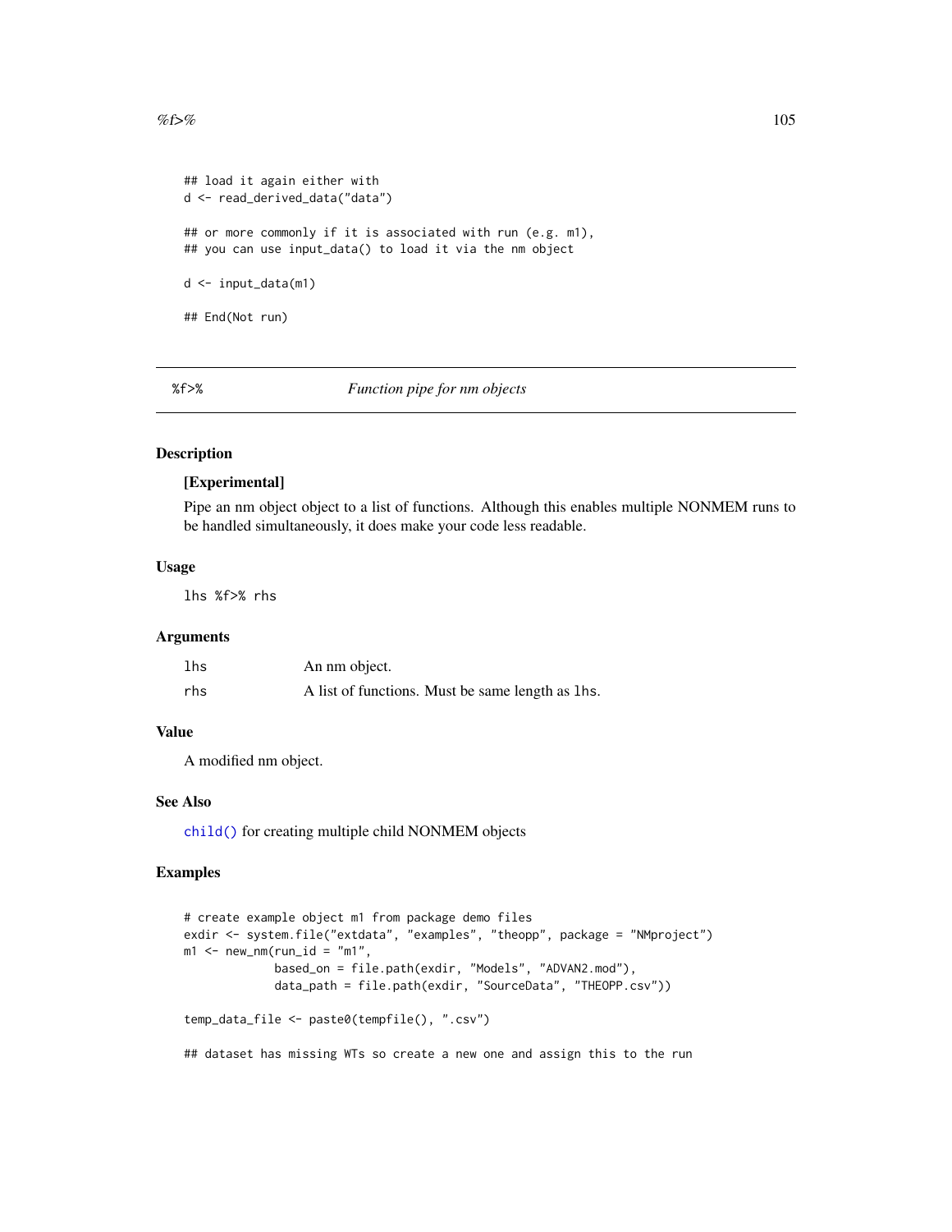```
## load it again either with
d <- read_derived_data("data")

## or more commonly if it is associated with run (e.g. m1),
## you can use input_data() to load it via the nm object

d <- input_data(m1)

## End(Not run)
```

## %f>% *Function pipe for nm objects*

### Description

**[Experimental]**

Pipe an nm object object to a list of functions. Although this enables multiple NONMEM runs to be handled simultaneously, it does make your code less readable.

### Usage

```
lhs %f>% rhs
```

### Arguments

| | |
|---|---|
| lhs | An nm object. |
| rhs | A list of functions. Must be same length as lhs. |

### Value

A modified nm object.

### See Also

`child()` for creating multiple child NONMEM objects

### Examples

```
# create example object m1 from package demo files
exdir <- system.file("extdata", "examples", "theopp", package = "NMproject")
m1 <- new_nm(run_id = "m1",
             based_on = file.path(exdir, "Models", "ADVAN2.mod"),
             data_path = file.path(exdir, "SourceData", "THEOPP.csv"))

temp_data_file <- paste0(tempfile(), ".csv")

## dataset has missing WTs so create a new one and assign this to the run
```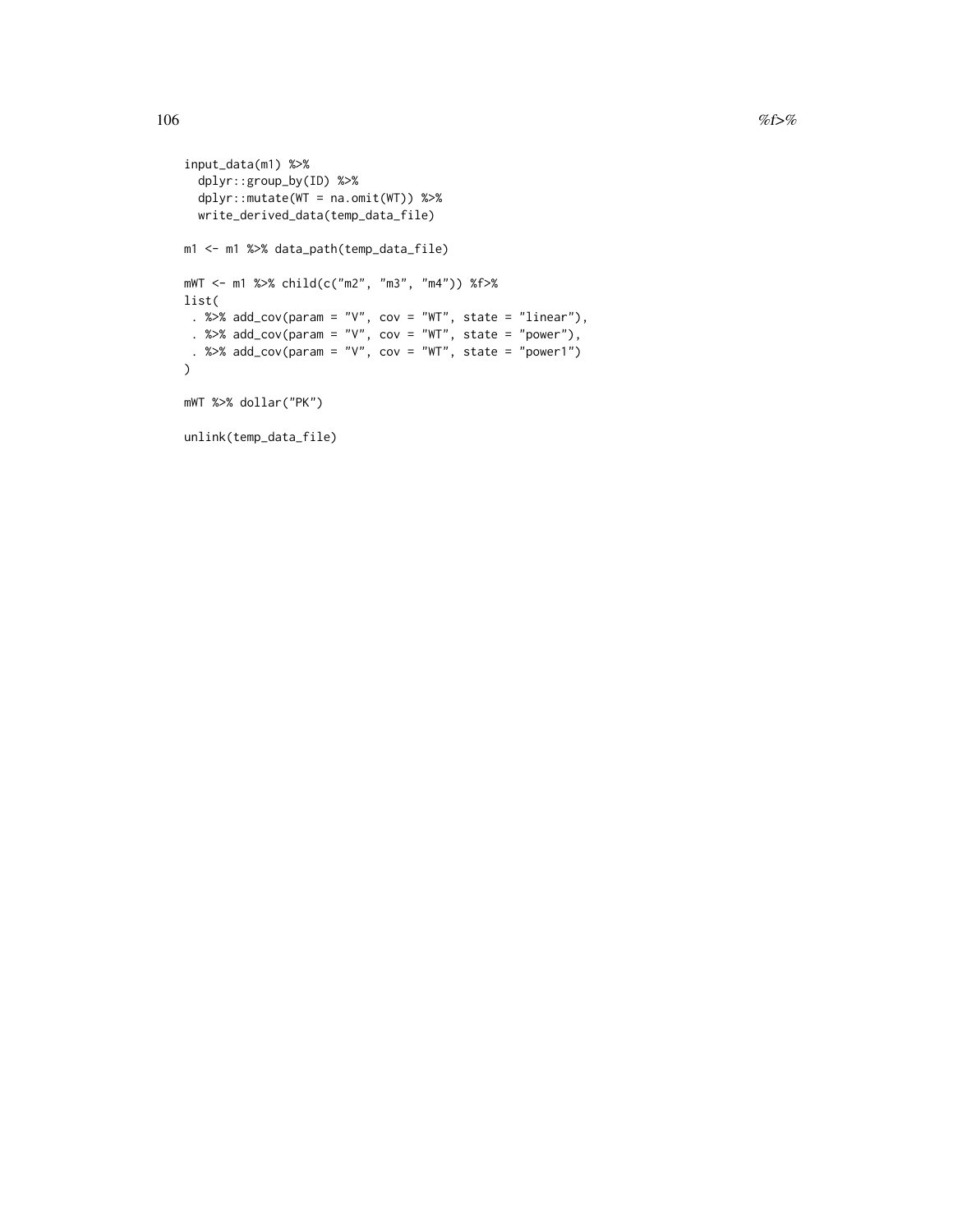```
input_data(m1) %>%
  dplyr::group_by(ID) %>%
  dplyr::mutate(WT = na.omit(WT)) %>%
  write_derived_data(temp_data_file)

m1 <- m1 %>% data_path(temp_data_file)

mWT <- m1 %>% child(c("m2", "m3", "m4")) %f>%
list(
 . %>% add_cov(param = "V", cov = "WT", state = "linear"),
 . %>% add_cov(param = "V", cov = "WT", state = "power"),
 . %>% add_cov(param = "V", cov = "WT", state = "power1")
)

mWT %>% dollar("PK")

unlink(temp_data_file)
```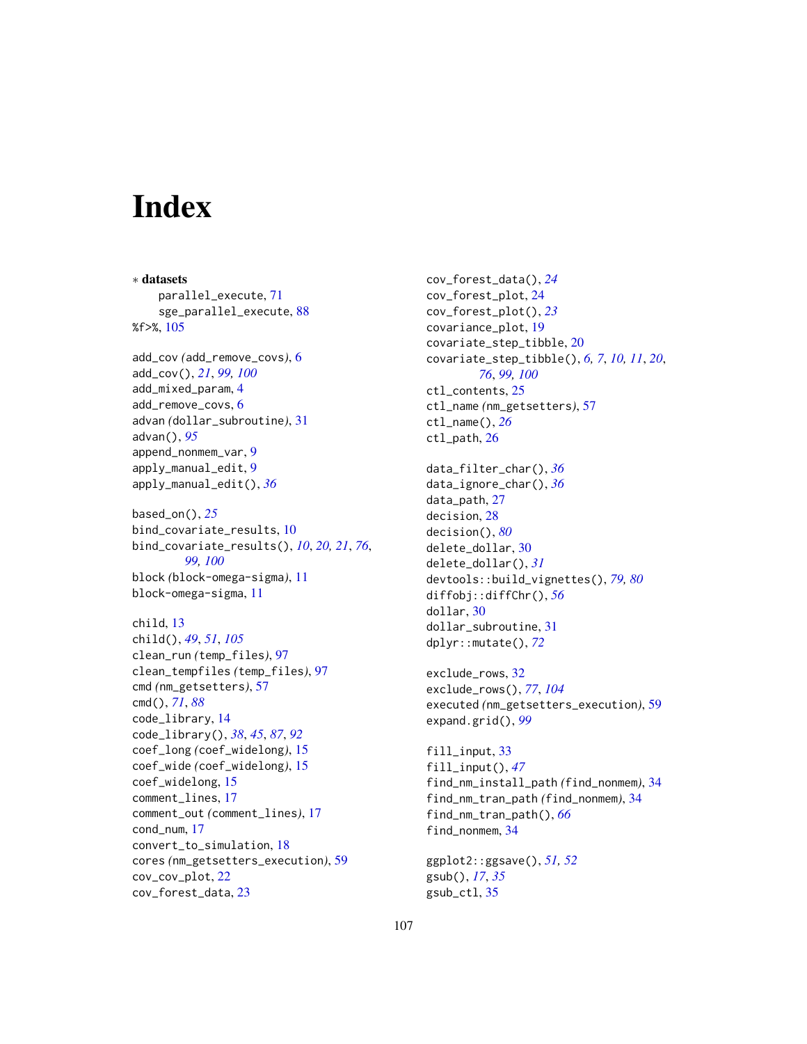# Index

∗ **datasets**

parallel_execute, 71
sge_parallel_execute, 88

%f>%, 105

add_cov *(*add_remove_covs*)*, 6
add_cov(), *21*, *99, 100*
add_mixed_param, 4
add_remove_covs, 6
advan *(*dollar_subroutine*)*, 31
advan(), *95*
append_nonmem_var, 9
apply_manual_edit, 9
apply_manual_edit(), *36*

based_on(), *25*
bind_covariate_results, 10
bind_covariate_results(), *10*, *20*, *21*, *76*, *99, 100*
block *(*block-omega-sigma*)*, 11
block-omega-sigma, 11

child, 13
child(), *49*, *51*, *105*
clean_run *(*temp_files*)*, 97
clean_tempfiles *(*temp_files*)*, 97
cmd *(*nm_getsetters*)*, 57
cmd(), *71*, *88*
code_library, 14
code_library(), *38*, *45*, *87*, *92*
coef_long *(*coef_widelong*)*, 15
coef_wide *(*coef_widelong*)*, 15
coef_widelong, 15
comment_lines, 17
comment_out *(*comment_lines*)*, 17
cond_num, 17
convert_to_simulation, 18
cores *(*nm_getsetters_execution*)*, 59
cov_cov_plot, 22
cov_forest_data, 23
cov_forest_data(), *24*
cov_forest_plot, 24
cov_forest_plot(), *23*
covariance_plot, 19
covariate_step_tibble, 20
covariate_step_tibble(), *6*, *7*, *10, 11*, *20*, *76*, *99, 100*
ctl_contents, 25
ctl_name *(*nm_getsetters*)*, 57
ctl_name(), *26*
ctl_path, 26

data_filter_char(), *36*
data_ignore_char(), *36*
data_path, 27
decision, 28
decision(), *80*
delete_dollar, 30
delete_dollar(), *31*
devtools::build_vignettes(), *79, 80*
diffobj::diffChr(), *56*
dollar, 30
dollar_subroutine, 31
dplyr::mutate(), *72*

exclude_rows, 32
exclude_rows(), *77*, *104*
executed *(*nm_getsetters_execution*)*, 59
expand.grid(), *99*

fill_input, 33
fill_input(), *47*
find_nm_install_path *(*find_nonmem*)*, 34
find_nm_tran_path *(*find_nonmem*)*, 34
find_nm_tran_path(), *66*
find_nonmem, 34

ggplot2::ggsave(), *51, 52*
gsub(), *17*, *35*
gsub_ctl, 35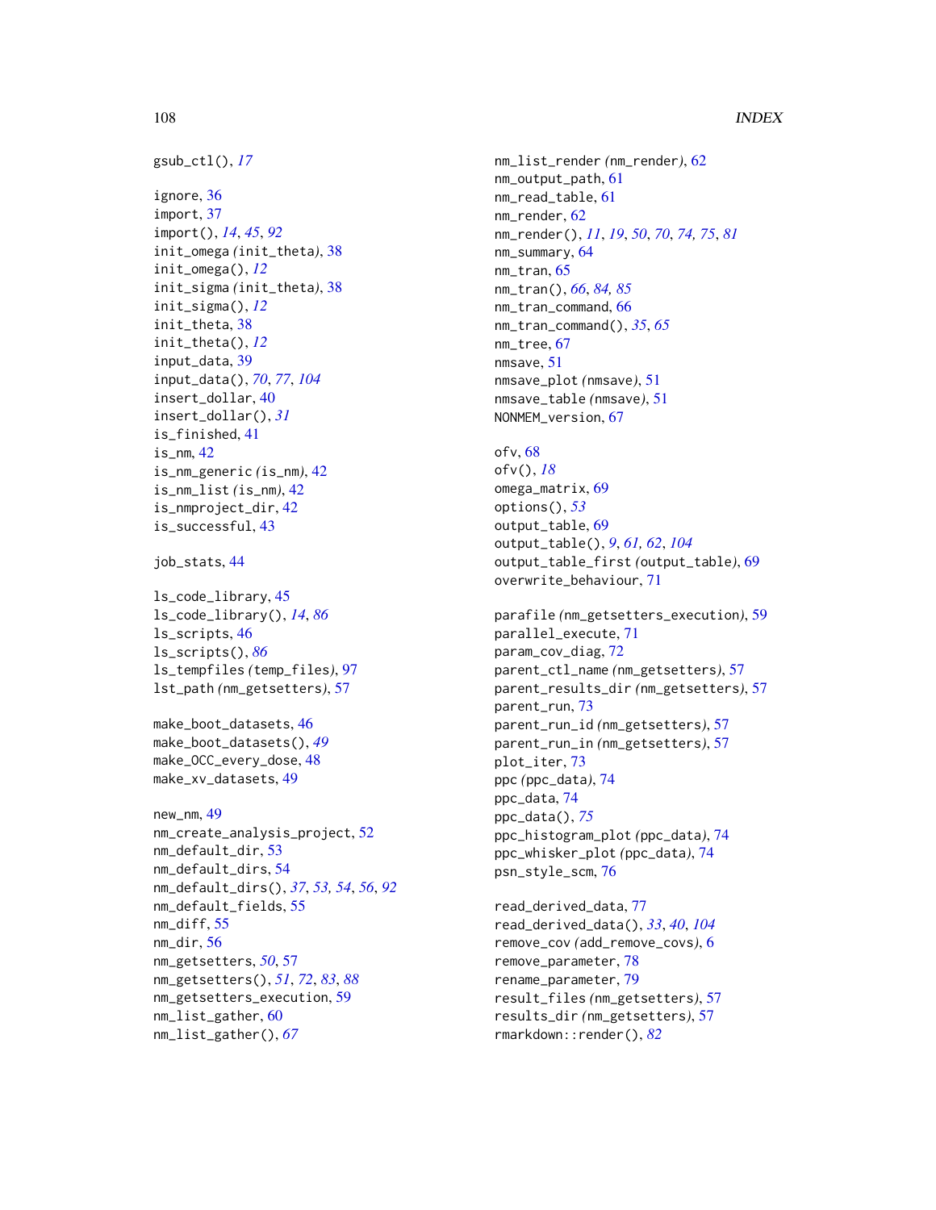gsub_ctl(), *17*

ignore, 36
import, 37
import(), *14*, *45*, *92*
init_omega *(*init_theta*)*, 38
init_omega(), *12*
init_sigma *(*init_theta*)*, 38
init_sigma(), *12*
init_theta, 38
init_theta(), *12*
input_data, 39
input_data(), *70*, *77*, *104*
insert_dollar, 40
insert_dollar(), *31*
is_finished, 41
is_nm, 42
is_nm_generic *(*is_nm*)*, 42
is_nm_list *(*is_nm*)*, 42
is_nmproject_dir, 42
is_successful, 43

job_stats, 44

ls_code_library, 45
ls_code_library(), *14*, *86*
ls_scripts, 46
ls_scripts(), *86*
ls_tempfiles *(*temp_files*)*, 97
lst_path *(*nm_getsetters*)*, 57

make_boot_datasets, 46
make_boot_datasets(), *49*
make_OCC_every_dose, 48
make_xv_datasets, 49

new_nm, 49
nm_create_analysis_project, 52
nm_default_dir, 53
nm_default_dirs, 54
nm_default_dirs(), *37*, *53*, *54*, *56*, *92*
nm_default_fields, 55
nm_diff, 55
nm_dir, 56
nm_getsetters, *50*, 57
nm_getsetters(), *51*, *72*, *83*, *88*
nm_getsetters_execution, 59
nm_list_gather, 60
nm_list_gather(), *67*
nm_list_render *(*nm_render*)*, 62
nm_output_path, 61
nm_read_table, 61
nm_render, 62
nm_render(), *11*, *19*, *50*, *70*, *74, 75*, *81*
nm_summary, 64
nm_tran, 65
nm_tran(), *66*, *84, 85*
nm_tran_command, 66
nm_tran_command(), *35*, *65*
nm_tree, 67
nmsave, 51
nmsave_plot *(*nmsave*)*, 51
nmsave_table *(*nmsave*)*, 51
NONMEM_version, 67

ofv, 68
ofv(), *18*
omega_matrix, 69
options(), *53*
output_table, 69
output_table(), *9*, *61, 62*, *104*
output_table_first *(*output_table*)*, 69
overwrite_behaviour, 71

parafile *(*nm_getsetters_execution*)*, 59
parallel_execute, 71
param_cov_diag, 72
parent_ctl_name *(*nm_getsetters*)*, 57
parent_results_dir *(*nm_getsetters*)*, 57
parent_run, 73
parent_run_id *(*nm_getsetters*)*, 57
parent_run_in *(*nm_getsetters*)*, 57
plot_iter, 73
ppc *(*ppc_data*)*, 74
ppc_data, 74
ppc_data(), *75*
ppc_histogram_plot *(*ppc_data*)*, 74
ppc_whisker_plot *(*ppc_data*)*, 74
psn_style_scm, 76

read_derived_data, 77
read_derived_data(), *33*, *40*, *104*
remove_cov *(*add_remove_covs*)*, 6
remove_parameter, 78
rename_parameter, 79
result_files *(*nm_getsetters*)*, 57
results_dir *(*nm_getsetters*)*, 57
rmarkdown::render(), *82*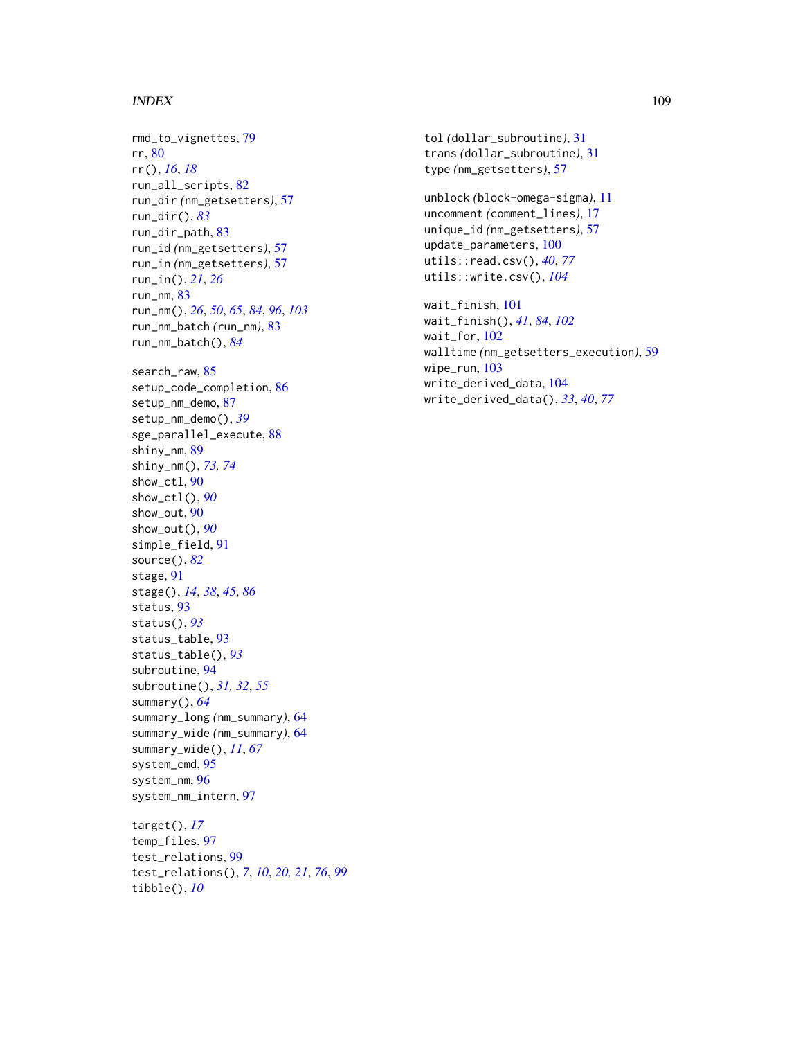rmd_to_vignettes, 79
rr, 80
rr(), *16*, *18*
run_all_scripts, 82
run_dir *(*nm_getsetters*)*, 57
run_dir(), *83*
run_dir_path, 83
run_id *(*nm_getsetters*)*, 57
run_in *(*nm_getsetters*)*, 57
run_in(), *21*, *26*
run_nm, 83
run_nm(), *26*, *50*, *65*, *84*, *96*, *103*
run_nm_batch *(*run_nm*)*, 83
run_nm_batch(), *84*

search_raw, 85
setup_code_completion, 86
setup_nm_demo, 87
setup_nm_demo(), *39*
sge_parallel_execute, 88
shiny_nm, 89
shiny_nm(), *73, 74*
show_ctl, 90
show_ctl(), *90*
show_out, 90
show_out(), *90*
simple_field, 91
source(), *82*
stage, 91
stage(), *14*, *38*, *45*, *86*
status, 93
status(), *93*
status_table, 93
status_table(), *93*
subroutine, 94
subroutine(), *31, 32*, *55*
summary(), *64*
summary_long *(*nm_summary*)*, 64
summary_wide *(*nm_summary*)*, 64
summary_wide(), *11*, *67*
system_cmd, 95
system_nm, 96
system_nm_intern, 97

target(), *17*
temp_files, 97
test_relations, 99
test_relations(), *7*, *10*, *20, 21*, *76*, *99*
tibble(), *10*
tol *(*dollar_subroutine*)*, 31
trans *(*dollar_subroutine*)*, 31
type *(*nm_getsetters*)*, 57

unblock *(*block-omega-sigma*)*, 11
uncomment *(*comment_lines*)*, 17
unique_id *(*nm_getsetters*)*, 57
update_parameters, 100
utils::read.csv(), *40*, *77*
utils::write.csv(), *104*

wait_finish, 101
wait_finish(), *41*, *84*, *102*
wait_for, 102
walltime *(*nm_getsetters_execution*)*, 59
wipe_run, 103
write_derived_data, 104
write_derived_data(), *33*, *40*, *77*